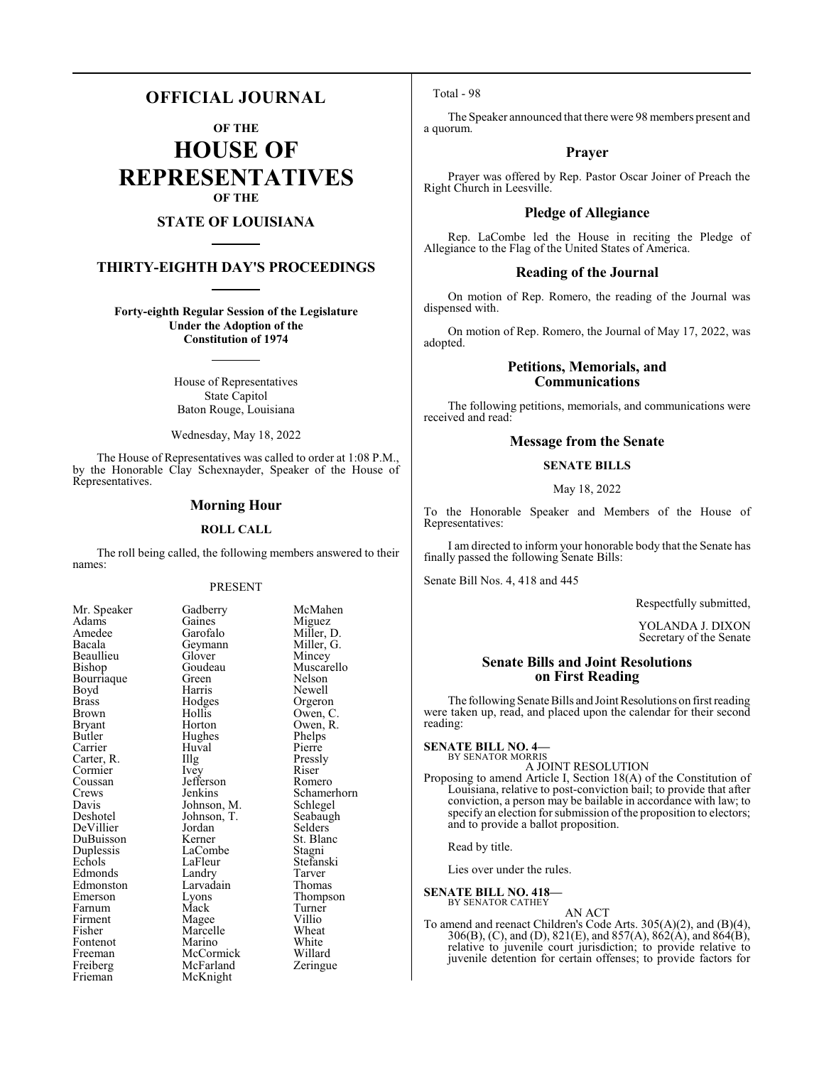# OFFICIAL JOURNAL

## OF THE

# HOUSE OF REPRESENTATIVES

## OF THE

## STATE OF LOUISIANA

## THIRTY-EIGHTH DAY'S PROCEEDINGS

**Forty-eighth Regular Session of the Legislature**
**Under the Adoption of the**
**Constitution of 1974**

House of Representatives
State Capitol
Baton Rouge, Louisiana

Wednesday, May 18, 2022

The House of Representatives was called to order at 1:08 P.M., by the Honorable Clay Schexnayder, Speaker of the House of Representatives.

## Morning Hour

### ROLL CALL

The roll being called, the following members answered to their names:

PRESENT

| | | |
|---|---|---|
| Mr. Speaker | Gadberry | McMahen |
| Adams | Gaines | Miguez |
| Amedee | Garofalo | Miller, D. |
| Bacala | Geymann | Miller, G. |
| Beaullieu | Glover | Mincey |
| Bishop | Goudeau | Muscarello |
| Bourriaque | Green | Nelson |
| Boyd | Harris | Newell |
| Brass | Hodges | Orgeron |
| Brown | Hollis | Owen, C. |
| Bryant | Horton | Owen, R. |
| Butler | Hughes | Phelps |
| Carrier | Huval | Pierre |
| Carter, R. | Illg | Pressly |
| Cormier | Ivey | Riser |
| Coussan | Jefferson | Romero |
| Crews | Jenkins | Schamerhorn |
| Davis | Johnson, M. | Schlegel |
| Deshotel | Johnson, T. | Seabaugh |
| DeVillier | Jordan | Selders |
| DuBuisson | Kerner | St. Blanc |
| Duplessis | LaCombe | Stagni |
| Echols | LaFleur | Stefanski |
| Edmonds | Landry | Tarver |
| Edmonston | Larvadain | Thomas |
| Emerson | Lyons | Thompson |
| Farnum | Mack | Turner |
| Firment | Magee | Villio |
| Fisher | Marcelle | Wheat |
| Fontenot | Marino | White |
| Freeman | McCormick | Willard |
| Freiberg | McFarland | Zeringue |
| Frieman | McKnight | |

Total - 98

The Speaker announced that there were 98 members present and a quorum.

## Prayer

Prayer was offered by Rep. Pastor Oscar Joiner of Preach the Right Church in Leesville.

## Pledge of Allegiance

Rep. LaCombe led the House in reciting the Pledge of Allegiance to the Flag of the United States of America.

## Reading of the Journal

On motion of Rep. Romero, the reading of the Journal was dispensed with.

On motion of Rep. Romero, the Journal of May 17, 2022, was adopted.

## Petitions, Memorials, and Communications

The following petitions, memorials, and communications were received and read:

## Message from the Senate

### SENATE BILLS

May 18, 2022

To the Honorable Speaker and Members of the House of Representatives:

I am directed to inform your honorable body that the Senate has finally passed the following Senate Bills:

Senate Bill Nos. 4, 418 and 445

Respectfully submitted,

YOLANDA J. DIXON
Secretary of the Senate

## Senate Bills and Joint Resolutions on First Reading

The following Senate Bills and Joint Resolutions on first reading were taken up, read, and placed upon the calendar for their second reading:

**SENATE BILL NO. 4—**
BY SENATOR MORRIS

A JOINT RESOLUTION

Proposing to amend Article I, Section 18(A) of the Constitution of Louisiana, relative to post-conviction bail; to provide that after conviction, a person may be bailable in accordance with law; to specify an election for submission of the proposition to electors; and to provide a ballot proposition.

Read by title.

Lies over under the rules.

**SENATE BILL NO. 418—**
BY SENATOR CATHEY

AN ACT

To amend and reenact Children's Code Arts. 305(A)(2), and (B)(4), 306(B), (C), and (D), 821(E), and 857(A), 862(A), and 864(B), relative to juvenile court jurisdiction; to provide relative to juvenile detention for certain offenses; to provide factors for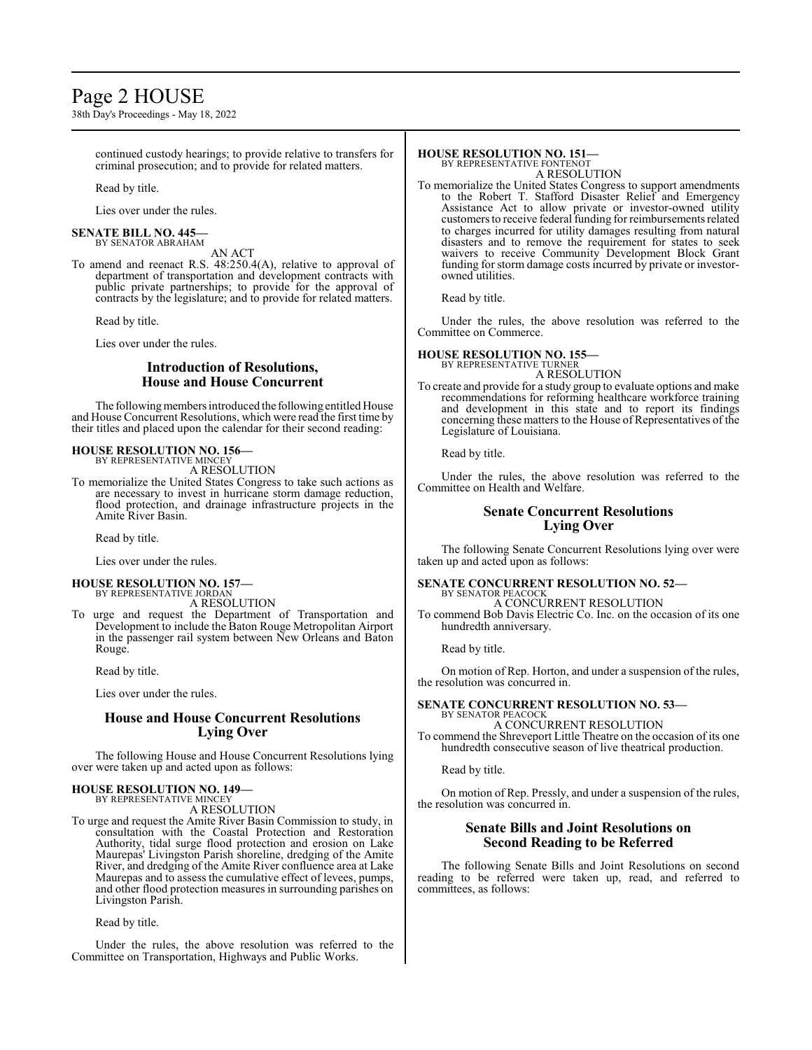continued custody hearings; to provide relative to transfers for criminal prosecution; and to provide for related matters.

Read by title.

Lies over under the rules.

**SENATE BILL NO. 445—**
BY SENATOR ABRAHAM

AN ACT

To amend and reenact R.S. 48:250.4(A), relative to approval of department of transportation and development contracts with public private partnerships; to provide for the approval of contracts by the legislature; and to provide for related matters.

Read by title.

Lies over under the rules.

## Introduction of Resolutions, House and House Concurrent

The following members introduced the following entitled House and House Concurrent Resolutions, which were read the first time by their titles and placed upon the calendar for their second reading:

**HOUSE RESOLUTION NO. 156—**
BY REPRESENTATIVE MINCEY

A RESOLUTION

To memorialize the United States Congress to take such actions as are necessary to invest in hurricane storm damage reduction, flood protection, and drainage infrastructure projects in the Amite River Basin.

Read by title.

Lies over under the rules.

**HOUSE RESOLUTION NO. 157—**
BY REPRESENTATIVE JORDAN

A RESOLUTION

To urge and request the Department of Transportation and Development to include the Baton Rouge Metropolitan Airport in the passenger rail system between New Orleans and Baton Rouge.

Read by title.

Lies over under the rules.

## House and House Concurrent Resolutions Lying Over

The following House and House Concurrent Resolutions lying over were taken up and acted upon as follows:

**HOUSE RESOLUTION NO. 149—**
BY REPRESENTATIVE MINCEY

A RESOLUTION

To urge and request the Amite River Basin Commission to study, in consultation with the Coastal Protection and Restoration Authority, tidal surge flood protection and erosion on Lake Maurepas' Livingston Parish shoreline, dredging of the Amite River, and dredging of the Amite River confluence area at Lake Maurepas and to assess the cumulative effect of levees, pumps, and other flood protection measures in surrounding parishes on Livingston Parish.

Read by title.

Under the rules, the above resolution was referred to the Committee on Transportation, Highways and Public Works.

**HOUSE RESOLUTION NO. 151—**
BY REPRESENTATIVE FONTENOT

A RESOLUTION

To memorialize the United States Congress to support amendments to the Robert T. Stafford Disaster Relief and Emergency Assistance Act to allow private or investor-owned utility customers to receive federal funding for reimbursements related to charges incurred for utility damages resulting from natural disasters and to remove the requirement for states to seek waivers to receive Community Development Block Grant funding for storm damage costs incurred by private or investor-owned utilities.

Read by title.

Under the rules, the above resolution was referred to the Committee on Commerce.

**HOUSE RESOLUTION NO. 155—**
BY REPRESENTATIVE TURNER

A RESOLUTION

To create and provide for a study group to evaluate options and make recommendations for reforming healthcare workforce training and development in this state and to report its findings concerning these matters to the House of Representatives of the Legislature of Louisiana.

Read by title.

Under the rules, the above resolution was referred to the Committee on Health and Welfare.

## Senate Concurrent Resolutions Lying Over

The following Senate Concurrent Resolutions lying over were taken up and acted upon as follows:

**SENATE CONCURRENT RESOLUTION NO. 52—**
BY SENATOR PEACOCK

A CONCURRENT RESOLUTION

To commend Bob Davis Electric Co. Inc. on the occasion of its one hundredth anniversary.

Read by title.

On motion of Rep. Horton, and under a suspension of the rules, the resolution was concurred in.

**SENATE CONCURRENT RESOLUTION NO. 53—**
BY SENATOR PEACOCK

A CONCURRENT RESOLUTION

To commend the Shreveport Little Theatre on the occasion of its one hundredth consecutive season of live theatrical production.

Read by title.

On motion of Rep. Pressly, and under a suspension of the rules, the resolution was concurred in.

## Senate Bills and Joint Resolutions on Second Reading to be Referred

The following Senate Bills and Joint Resolutions on second reading to be referred were taken up, read, and referred to committees, as follows: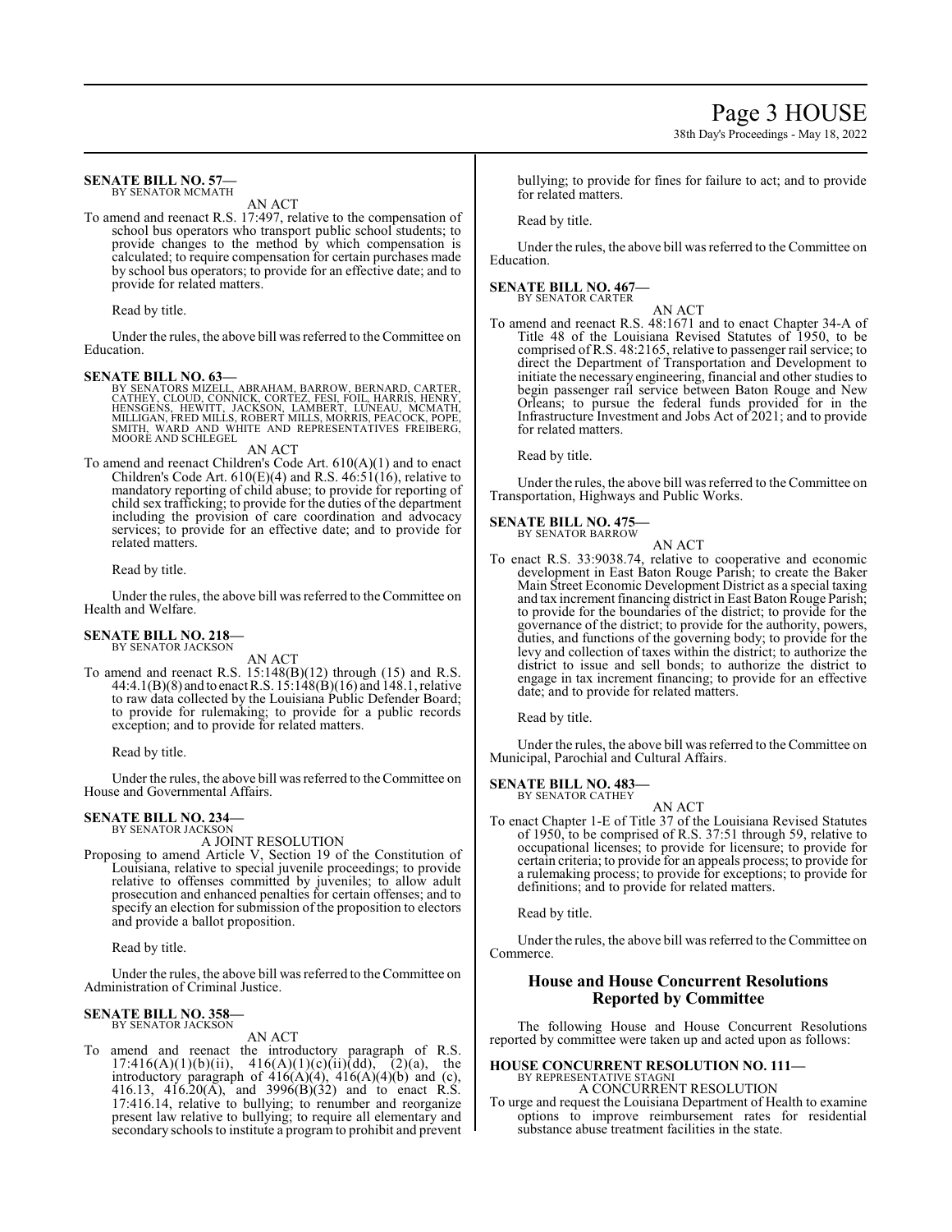**SENATE BILL NO. 57—**
BY SENATOR MCMATH

AN ACT

To amend and reenact R.S. 17:497, relative to the compensation of school bus operators who transport public school students; to provide changes to the method by which compensation is calculated; to require compensation for certain purchases made by school bus operators; to provide for an effective date; and to provide for related matters.

Read by title.

Under the rules, the above bill was referred to the Committee on Education.

**SENATE BILL NO. 63—**
BY SENATORS MIZELL, ABRAHAM, BARROW, BERNARD, CARTER, CATHEY, CLOUD, CONNICK, CORTEZ, FESI, FOIL, HARRIS, HENRY, HENSGENS, HEWITT, JACKSON, LAMBERT, LUNEAU, MCMATH, MILLIGAN, FRED MILLS, ROBERT MILLS, MORRIS, PEACOCK, POPE, SMITH, WARD AND WHITE AND REPRESENTATIVES FREIBERG, MOORE AND SCHLEGEL

AN ACT

To amend and reenact Children's Code Art. 610(A)(1) and to enact Children's Code Art. 610(E)(4) and R.S. 46:51(16), relative to mandatory reporting of child abuse; to provide for reporting of child sex trafficking; to provide for the duties of the department including the provision of care coordination and advocacy services; to provide for an effective date; and to provide for related matters.

Read by title.

Under the rules, the above bill was referred to the Committee on Health and Welfare.

**SENATE BILL NO. 218—**
BY SENATOR JACKSON

AN ACT

To amend and reenact R.S. 15:148(B)(12) through (15) and R.S. 44:4.1(B)(8) and to enact R.S. 15:148(B)(16) and 148.1, relative to raw data collected by the Louisiana Public Defender Board; to provide for rulemaking; to provide for a public records exception; and to provide for related matters.

Read by title.

Under the rules, the above bill was referred to the Committee on House and Governmental Affairs.

**SENATE BILL NO. 234—**
BY SENATOR JACKSON

A JOINT RESOLUTION

Proposing to amend Article V, Section 19 of the Constitution of Louisiana, relative to special juvenile proceedings; to provide relative to offenses committed by juveniles; to allow adult prosecution and enhanced penalties for certain offenses; and to specify an election for submission of the proposition to electors and provide a ballot proposition.

Read by title.

Under the rules, the above bill was referred to the Committee on Administration of Criminal Justice.

**SENATE BILL NO. 358—**
BY SENATOR JACKSON

AN ACT

To amend and reenact the introductory paragraph of R.S. 17:416(A)(1)(b)(ii), 416(A)(1)(c)(ii)(dd), (2)(a), the introductory paragraph of 416(A)(4), 416(A)(4)(b) and (c), 416.13, 416.20(A), and 3996(B)(32) and to enact R.S. 17:416.14, relative to bullying; to renumber and reorganize present law relative to bullying; to require all elementary and secondary schools to institute a program to prohibit and prevent bullying; to provide for fines for failure to act; and to provide for related matters.

Read by title.

Under the rules, the above bill was referred to the Committee on Education.

**SENATE BILL NO. 467—**
BY SENATOR CARTER

AN ACT

To amend and reenact R.S. 48:1671 and to enact Chapter 34-A of Title 48 of the Louisiana Revised Statutes of 1950, to be comprised of R.S. 48:2165, relative to passenger rail service; to direct the Department of Transportation and Development to initiate the necessary engineering, financial and other studies to begin passenger rail service between Baton Rouge and New Orleans; to pursue the federal funds provided for in the Infrastructure Investment and Jobs Act of 2021; and to provide for related matters.

Read by title.

Under the rules, the above bill was referred to the Committee on Transportation, Highways and Public Works.

**SENATE BILL NO. 475—**
BY SENATOR BARROW

AN ACT

To enact R.S. 33:9038.74, relative to cooperative and economic development in East Baton Rouge Parish; to create the Baker Main Street Economic Development District as a special taxing and tax increment financing district in East Baton Rouge Parish; to provide for the boundaries of the district; to provide for the governance of the district; to provide for the authority, powers, duties, and functions of the governing body; to provide for the levy and collection of taxes within the district; to authorize the district to issue and sell bonds; to authorize the district to engage in tax increment financing; to provide for an effective date; and to provide for related matters.

Read by title.

Under the rules, the above bill was referred to the Committee on Municipal, Parochial and Cultural Affairs.

**SENATE BILL NO. 483—**
BY SENATOR CATHEY

AN ACT

To enact Chapter 1-E of Title 37 of the Louisiana Revised Statutes of 1950, to be comprised of R.S. 37:51 through 59, relative to occupational licenses; to provide for licensure; to provide for certain criteria; to provide for an appeals process; to provide for a rulemaking process; to provide for exceptions; to provide for definitions; and to provide for related matters.

Read by title.

Under the rules, the above bill was referred to the Committee on Commerce.

## House and House Concurrent Resolutions Reported by Committee

The following House and House Concurrent Resolutions reported by committee were taken up and acted upon as follows:

**HOUSE CONCURRENT RESOLUTION NO. 111—**
BY REPRESENTATIVE STAGNI

A CONCURRENT RESOLUTION

To urge and request the Louisiana Department of Health to examine options to improve reimbursement rates for residential substance abuse treatment facilities in the state.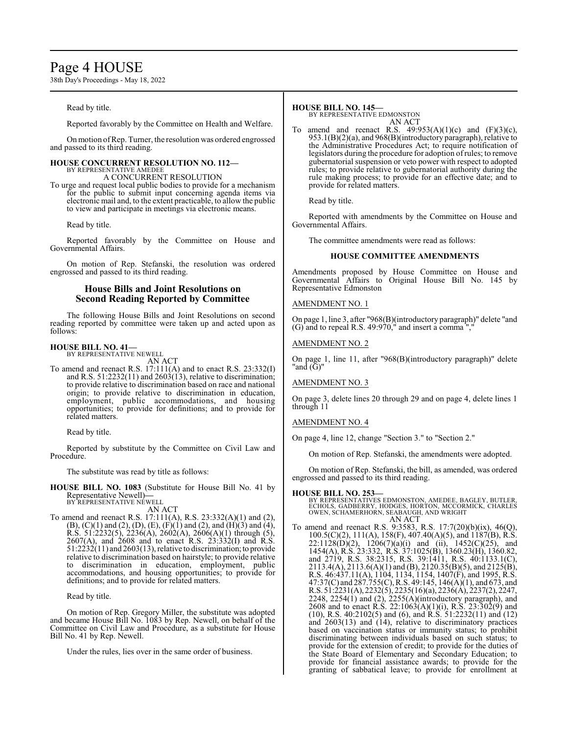Read by title.

Reported favorably by the Committee on Health and Welfare.

On motion of Rep. Turner, the resolution was ordered engrossed and passed to its third reading.

**HOUSE CONCURRENT RESOLUTION NO. 112—**
BY REPRESENTATIVE AMEDEE
A CONCURRENT RESOLUTION

To urge and request local public bodies to provide for a mechanism for the public to submit input concerning agenda items via electronic mail and, to the extent practicable, to allow the public to view and participate in meetings via electronic means.

Read by title.

Reported favorably by the Committee on House and Governmental Affairs.

On motion of Rep. Stefanski, the resolution was ordered engrossed and passed to its third reading.

## House Bills and Joint Resolutions on Second Reading Reported by Committee

The following House Bills and Joint Resolutions on second reading reported by committee were taken up and acted upon as follows:

**HOUSE BILL NO. 41—**
BY REPRESENTATIVE NEWELL
AN ACT

To amend and reenact R.S. 17:111(A) and to enact R.S. 23:332(I) and R.S. 51:2232(11) and 2603(13), relative to discrimination; to provide relative to discrimination based on race and national origin; to provide relative to discrimination in education, employment, public accommodations, and housing opportunities; to provide for definitions; and to provide for related matters.

Read by title.

Reported by substitute by the Committee on Civil Law and Procedure.

The substitute was read by title as follows:

**HOUSE BILL NO. 1083** (Substitute for House Bill No. 41 by Representative Newell)**—**
BY REPRESENTATIVE NEWELL
AN ACT

To amend and reenact R.S. 17:111(A), R.S. 23:332(A)(1) and (2), (B), (C)(1) and (2), (D), (E), (F)(1) and (2), and (H)(3) and (4), R.S. 51:2232(5), 2236(A), 2602(A), 2606(A)(1) through (5), 2607(A), and 2608 and to enact R.S. 23:332(I) and R.S. 51:2232(11) and 2603(13), relative to discrimination; to provide relative to discrimination based on hairstyle; to provide relative to discrimination in education, employment, public accommodations, and housing opportunities; to provide for definitions; and to provide for related matters.

Read by title.

On motion of Rep. Gregory Miller, the substitute was adopted and became House Bill No. 1083 by Rep. Newell, on behalf of the Committee on Civil Law and Procedure, as a substitute for House Bill No. 41 by Rep. Newell.

Under the rules, lies over in the same order of business.

**HOUSE BILL NO. 145—**
BY REPRESENTATIVE EDMONSTON
AN ACT

To amend and reenact R.S. 49:953(A)(1)(c) and (F)(3)(c), 953.1(B)(2)(a), and 968(B)(introductory paragraph), relative to the Administrative Procedures Act; to require notification of legislators during the procedure for adoption of rules; to remove gubernatorial suspension or veto power with respect to adopted rules; to provide relative to gubernatorial authority during the rule making process; to provide for an effective date; and to provide for related matters.

Read by title.

Reported with amendments by the Committee on House and Governmental Affairs.

The committee amendments were read as follows:

### HOUSE COMMITTEE AMENDMENTS

Amendments proposed by House Committee on House and Governmental Affairs to Original House Bill No. 145 by Representative Edmonston

AMENDMENT NO. 1

On page 1, line 3, after "968(B)(introductory paragraph)" delete "and (G) and to repeal R.S. 49:970," and insert a comma ","

AMENDMENT NO. 2

On page 1, line 11, after "968(B)(introductory paragraph)" delete "and (G)"

AMENDMENT NO. 3

On page 3, delete lines 20 through 29 and on page 4, delete lines 1 through 11

AMENDMENT NO. 4

On page 4, line 12, change "Section 3." to "Section 2."

On motion of Rep. Stefanski, the amendments were adopted.

On motion of Rep. Stefanski, the bill, as amended, was ordered engrossed and passed to its third reading.

**HOUSE BILL NO. 253—**
BY REPRESENTATIVES EDMONSTON, AMEDEE, BAGLEY, BUTLER, ECHOLS, GADBERRY, HODGES, HORTON, MCCORMICK, CHARLES OWEN, SCHAMERHORN, SEABAUGH, AND WRIGHT
AN ACT

To amend and reenact R.S. 9:3583, R.S. 17:7(20)(b)(ix), 46(Q), 100.5(C)(2), 111(A), 158(F), 407.40(A)(5), and 1187(B), R.S. 22:1128(D)(2), 1206(7)(a)(i) and (ii), 1452(C)(25), and 1454(A), R.S. 23:332, R.S. 37:1025(B), 1360.23(H), 1360.82, and 2719, R.S. 38:2315, R.S. 39:1411, R.S. 40:1133.1(C), 2113.4(A), 2113.6(A)(1) and (B), 2120.35(B)(5), and 2125(B), R.S. 46:437.11(A), 1104, 1134, 1154, 1407(F), and 1995, R.S. 47:37(C) and 287.755(C), R.S. 49:145, 146(A)(1), and 673, and R.S. 51:2231(A), 2232(5), 2235(16)(a), 2236(A), 2237(2), 2247, 2248, 2254(1) and (2), 2255(A)(introductory paragraph), and 2608 and to enact R.S. 22:1063(A)(1)(i), R.S. 23:302(9) and (10), R.S. 40:2102(5) and (6), and R.S. 51:2232(11) and (12) and 2603(13) and (14), relative to discriminatory practices based on vaccination status or immunity status; to prohibit discriminating between individuals based on such status; to provide for the extension of credit; to provide for the duties of the State Board of Elementary and Secondary Education; to provide for financial assistance awards; to provide for the granting of sabbatical leave; to provide for enrollment at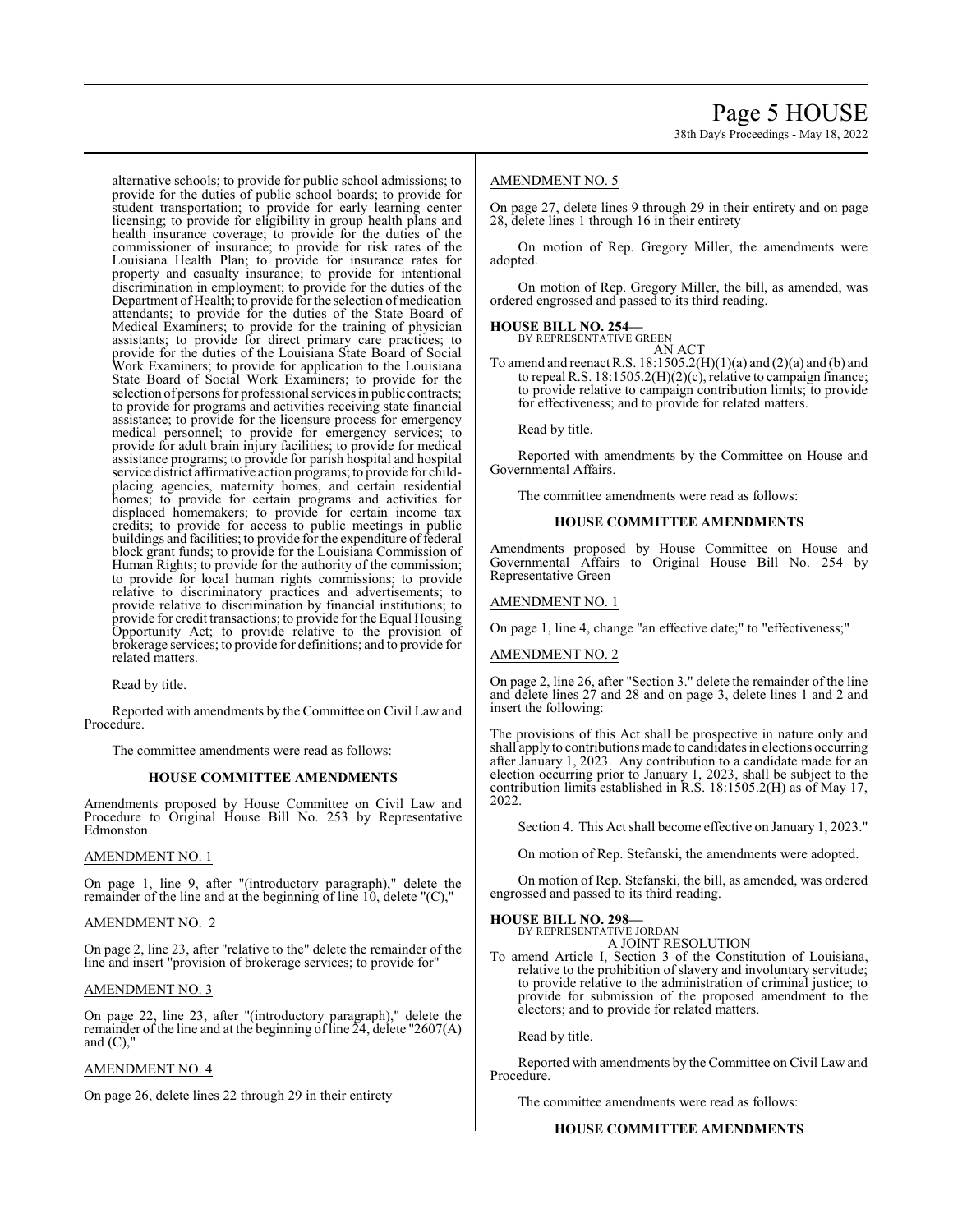alternative schools; to provide for public school admissions; to provide for the duties of public school boards; to provide for student transportation; to provide for early learning center licensing; to provide for eligibility in group health plans and health insurance coverage; to provide for the duties of the commissioner of insurance; to provide for risk rates of the Louisiana Health Plan; to provide for insurance rates for property and casualty insurance; to provide for intentional discrimination in employment; to provide for the duties of the Department of Health; to provide for the selection of medication attendants; to provide for the duties of the State Board of Medical Examiners; to provide for the training of physician assistants; to provide for direct primary care practices; to provide for the duties of the Louisiana State Board of Social Work Examiners; to provide for application to the Louisiana State Board of Social Work Examiners; to provide for the selection of persons for professional services in public contracts; to provide for programs and activities receiving state financial assistance; to provide for the licensure process for emergency medical personnel; to provide for emergency services; to provide for adult brain injury facilities; to provide for medical assistance programs; to provide for parish hospital and hospital service district affirmative action programs; to provide for child-placing agencies, maternity homes, and certain residential homes; to provide for certain programs and activities for displaced homemakers; to provide for certain income tax credits; to provide for access to public meetings in public buildings and facilities; to provide for the expenditure of federal block grant funds; to provide for the Louisiana Commission of Human Rights; to provide for the authority of the commission; to provide for local human rights commissions; to provide relative to discriminatory practices and advertisements; to provide relative to discrimination by financial institutions; to provide for credit transactions; to provide for the Equal Housing Opportunity Act; to provide relative to the provision of brokerage services; to provide for definitions; and to provide for related matters.

Read by title.

Reported with amendments by the Committee on Civil Law and Procedure.

The committee amendments were read as follows:

**HOUSE COMMITTEE AMENDMENTS**

Amendments proposed by House Committee on Civil Law and Procedure to Original House Bill No. 253 by Representative Edmonston

AMENDMENT NO. 1

On page 1, line 9, after "(introductory paragraph)," delete the remainder of the line and at the beginning of line 10, delete "(C),"

AMENDMENT NO. 2

On page 2, line 23, after "relative to the" delete the remainder of the line and insert "provision of brokerage services; to provide for"

AMENDMENT NO. 3

On page 22, line 23, after "(introductory paragraph)," delete the remainder of the line and at the beginning of line 24, delete "2607(A) and (C),"

AMENDMENT NO. 4

On page 26, delete lines 22 through 29 in their entirety

AMENDMENT NO. 5

On page 27, delete lines 9 through 29 in their entirety and on page 28, delete lines 1 through 16 in their entirety

On motion of Rep. Gregory Miller, the amendments were adopted.

On motion of Rep. Gregory Miller, the bill, as amended, was ordered engrossed and passed to its third reading.

**HOUSE BILL NO. 254—**
BY REPRESENTATIVE GREEN
AN ACT

To amend and reenact R.S. 18:1505.2(H)(1)(a) and (2)(a) and (b) and to repeal R.S. 18:1505.2(H)(2)(c), relative to campaign finance; to provide relative to campaign contribution limits; to provide for effectiveness; and to provide for related matters.

Read by title.

Reported with amendments by the Committee on House and Governmental Affairs.

The committee amendments were read as follows:

**HOUSE COMMITTEE AMENDMENTS**

Amendments proposed by House Committee on House and Governmental Affairs to Original House Bill No. 254 by Representative Green

AMENDMENT NO. 1

On page 1, line 4, change "an effective date;" to "effectiveness;"

AMENDMENT NO. 2

On page 2, line 26, after "Section 3." delete the remainder of the line and delete lines 27 and 28 and on page 3, delete lines 1 and 2 and insert the following:

The provisions of this Act shall be prospective in nature only and shall apply to contributions made to candidates in elections occurring after January 1, 2023. Any contribution to a candidate made for an election occurring prior to January 1, 2023, shall be subject to the contribution limits established in R.S. 18:1505.2(H) as of May 17, 2022.

Section 4. This Act shall become effective on January 1, 2023."

On motion of Rep. Stefanski, the amendments were adopted.

On motion of Rep. Stefanski, the bill, as amended, was ordered engrossed and passed to its third reading.

**HOUSE BILL NO. 298—**
BY REPRESENTATIVE JORDAN
A JOINT RESOLUTION

To amend Article I, Section 3 of the Constitution of Louisiana, relative to the prohibition of slavery and involuntary servitude; to provide relative to the administration of criminal justice; to provide for submission of the proposed amendment to the electors; and to provide for related matters.

Read by title.

Reported with amendments by the Committee on Civil Law and Procedure.

The committee amendments were read as follows:

**HOUSE COMMITTEE AMENDMENTS**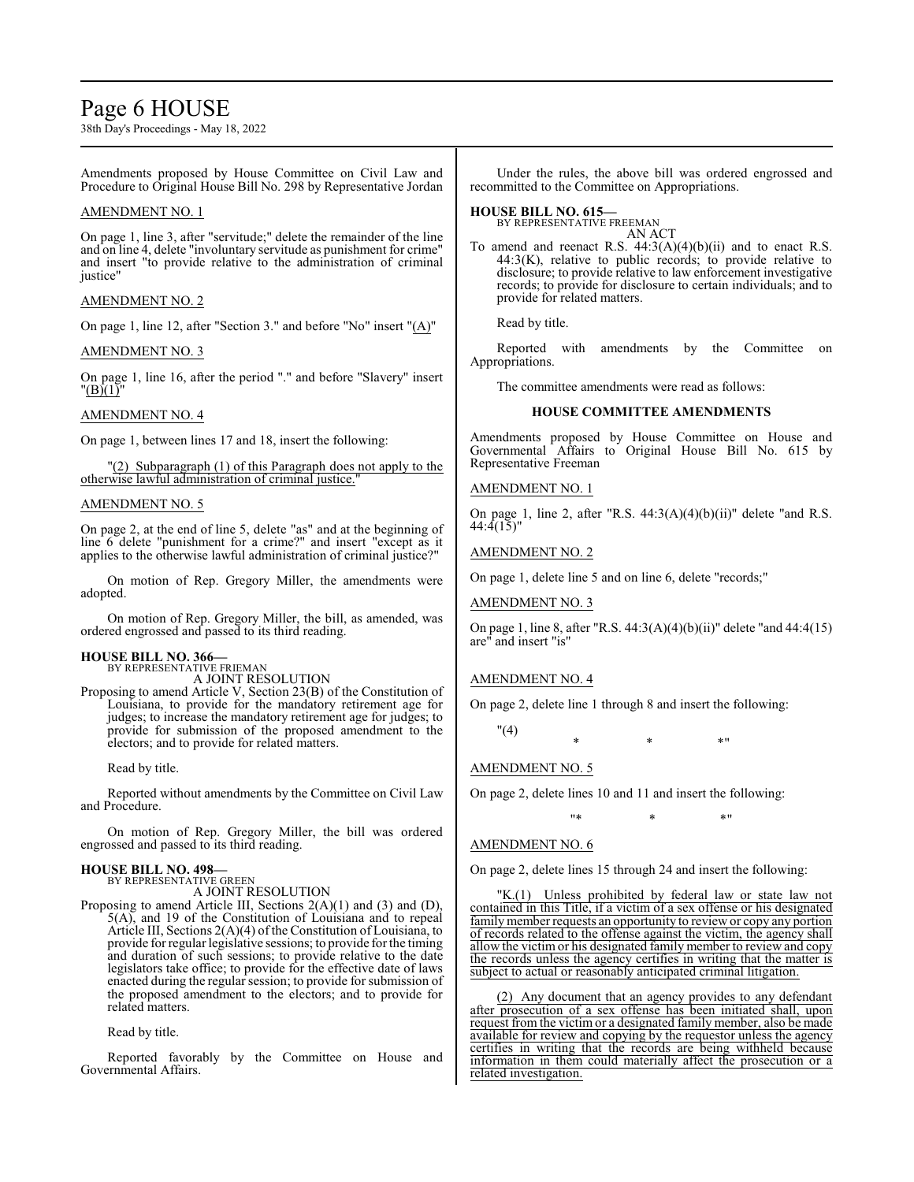Amendments proposed by House Committee on Civil Law and Procedure to Original House Bill No. 298 by Representative Jordan

AMENDMENT NO. 1

On page 1, line 3, after "servitude;" delete the remainder of the line and on line 4, delete "involuntary servitude as punishment for crime" and insert "to provide relative to the administration of criminal justice"

AMENDMENT NO. 2

On page 1, line 12, after "Section 3." and before "No" insert "(A)"

AMENDMENT NO. 3

On page 1, line 16, after the period "." and before "Slavery" insert "(B)(1)"

AMENDMENT NO. 4

On page 1, between lines 17 and 18, insert the following:

"(2) Subparagraph (1) of this Paragraph does not apply to the otherwise lawful administration of criminal justice."

AMENDMENT NO. 5

On page 2, at the end of line 5, delete "as" and at the beginning of line 6 delete "punishment for a crime?" and insert "except as it applies to the otherwise lawful administration of criminal justice?"

On motion of Rep. Gregory Miller, the amendments were adopted.

On motion of Rep. Gregory Miller, the bill, as amended, was ordered engrossed and passed to its third reading.

**HOUSE BILL NO. 366—**
BY REPRESENTATIVE FRIEMAN
A JOINT RESOLUTION

Proposing to amend Article V, Section 23(B) of the Constitution of Louisiana, to provide for the mandatory retirement age for judges; to increase the mandatory retirement age for judges; to provide for submission of the proposed amendment to the electors; and to provide for related matters.

Read by title.

Reported without amendments by the Committee on Civil Law and Procedure.

On motion of Rep. Gregory Miller, the bill was ordered engrossed and passed to its third reading.

**HOUSE BILL NO. 498—**
BY REPRESENTATIVE GREEN
A JOINT RESOLUTION

Proposing to amend Article III, Sections 2(A)(1) and (3) and (D), 5(A), and 19 of the Constitution of Louisiana and to repeal Article III, Sections 2(A)(4) of the Constitution of Louisiana, to provide for regular legislative sessions; to provide for the timing and duration of such sessions; to provide relative to the date legislators take office; to provide for the effective date of laws enacted during the regular session; to provide for submission of the proposed amendment to the electors; and to provide for related matters.

Read by title.

Reported favorably by the Committee on House and Governmental Affairs.

Under the rules, the above bill was ordered engrossed and recommitted to the Committee on Appropriations.

**HOUSE BILL NO. 615—**
BY REPRESENTATIVE FREEMAN
AN ACT

To amend and reenact R.S. 44:3(A)(4)(b)(ii) and to enact R.S. 44:3(K), relative to public records; to provide relative to disclosure; to provide relative to law enforcement investigative records; to provide for disclosure to certain individuals; and to provide for related matters.

Read by title.

Reported with amendments by the Committee on Appropriations.

The committee amendments were read as follows:

**HOUSE COMMITTEE AMENDMENTS**

Amendments proposed by House Committee on House and Governmental Affairs to Original House Bill No. 615 by Representative Freeman

AMENDMENT NO. 1

On page 1, line 2, after "R.S. 44:3(A)(4)(b)(ii)" delete "and R.S. 44:4(15)"

AMENDMENT NO. 2

On page 1, delete line 5 and on line 6, delete "records;"

AMENDMENT NO. 3

On page 1, line 8, after "R.S. 44:3(A)(4)(b)(ii)" delete "and 44:4(15) are" and insert "is"

AMENDMENT NO. 4

On page 2, delete line 1 through 8 and insert the following:

"(4) * * *"

AMENDMENT NO. 5

On page 2, delete lines 10 and 11 and insert the following:

"* * *"

AMENDMENT NO. 6

On page 2, delete lines 15 through 24 and insert the following:

"K.(1) Unless prohibited by federal law or state law not contained in this Title, if a victim of a sex offense or his designated family member requests an opportunity to review or copy any portion of records related to the offense against the victim, the agency shall allow the victim or his designated family member to review and copy the records unless the agency certifies in writing that the matter is subject to actual or reasonably anticipated criminal litigation.

(2) Any document that an agency provides to any defendant after prosecution of a sex offense has been initiated shall, upon request from the victim or a designated family member, also be made available for review and copying by the requestor unless the agency certifies in writing that the records are being withheld because information in them could materially affect the prosecution or a related investigation.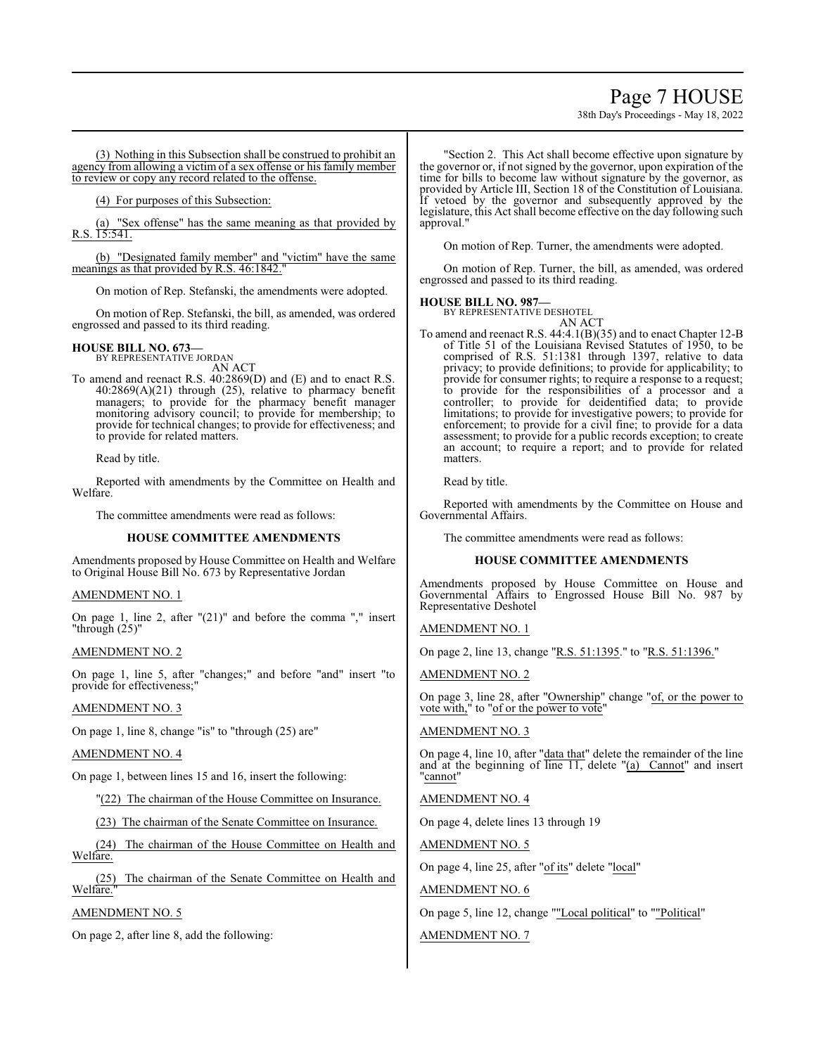(3) Nothing in this Subsection shall be construed to prohibit an agency from allowing a victim of a sex offense or his family member to review or copy any record related to the offense.

(4) For purposes of this Subsection:

(a) "Sex offense" has the same meaning as that provided by R.S. 15:541.

(b) "Designated family member" and "victim" have the same meanings as that provided by R.S. 46:1842."

On motion of Rep. Stefanski, the amendments were adopted.

On motion of Rep. Stefanski, the bill, as amended, was ordered engrossed and passed to its third reading.

**HOUSE BILL NO. 673—**
BY REPRESENTATIVE JORDAN
AN ACT

To amend and reenact R.S. 40:2869(D) and (E) and to enact R.S. 40:2869(A)(21) through (25), relative to pharmacy benefit managers; to provide for the pharmacy benefit manager monitoring advisory council; to provide for membership; to provide for technical changes; to provide for effectiveness; and to provide for related matters.

Read by title.

Reported with amendments by the Committee on Health and Welfare.

The committee amendments were read as follows:

**HOUSE COMMITTEE AMENDMENTS**

Amendments proposed by House Committee on Health and Welfare to Original House Bill No. 673 by Representative Jordan

AMENDMENT NO. 1

On page 1, line 2, after "(21)" and before the comma "," insert "through (25)"

AMENDMENT NO. 2

On page 1, line 5, after "changes;" and before "and" insert "to provide for effectiveness;"

AMENDMENT NO. 3

On page 1, line 8, change "is" to "through (25) are"

AMENDMENT NO. 4

On page 1, between lines 15 and 16, insert the following:

"(22) The chairman of the House Committee on Insurance.

(23) The chairman of the Senate Committee on Insurance.

(24) The chairman of the House Committee on Health and Welfare.

(25) The chairman of the Senate Committee on Health and Welfare."

AMENDMENT NO. 5

On page 2, after line 8, add the following:

"Section 2. This Act shall become effective upon signature by the governor or, if not signed by the governor, upon expiration of the time for bills to become law without signature by the governor, as provided by Article III, Section 18 of the Constitution of Louisiana. If vetoed by the governor and subsequently approved by the legislature, this Act shall become effective on the day following such approval."

On motion of Rep. Turner, the amendments were adopted.

On motion of Rep. Turner, the bill, as amended, was ordered engrossed and passed to its third reading.

**HOUSE BILL NO. 987—**
BY REPRESENTATIVE DESHOTEL
AN ACT

To amend and reenact R.S. 44:4.1(B)(35) and to enact Chapter 12-B of Title 51 of the Louisiana Revised Statutes of 1950, to be comprised of R.S. 51:1381 through 1397, relative to data privacy; to provide definitions; to provide for applicability; to provide for consumer rights; to require a response to a request; to provide for the responsibilities of a processor and a controller; to provide for deidentified data; to provide limitations; to provide for investigative powers; to provide for enforcement; to provide for a civil fine; to provide for a data assessment; to provide for a public records exception; to create an account; to require a report; and to provide for related matters.

Read by title.

Reported with amendments by the Committee on House and Governmental Affairs.

The committee amendments were read as follows:

**HOUSE COMMITTEE AMENDMENTS**

Amendments proposed by House Committee on House and Governmental Affairs to Engrossed House Bill No. 987 by Representative Deshotel

AMENDMENT NO. 1

On page 2, line 13, change "R.S. 51:1395." to "R.S. 51:1396."

AMENDMENT NO. 2

On page 3, line 28, after "Ownership" change "of, or the power to vote with," to "of or the power to vote"

AMENDMENT NO. 3

On page 4, line 10, after "data that" delete the remainder of the line and at the beginning of line 11, delete "(a) Cannot" and insert "cannot"

AMENDMENT NO. 4

On page 4, delete lines 13 through 19

AMENDMENT NO. 5

On page 4, line 25, after "of its" delete "local"

AMENDMENT NO. 6

On page 5, line 12, change ""Local political" to ""Political"

AMENDMENT NO. 7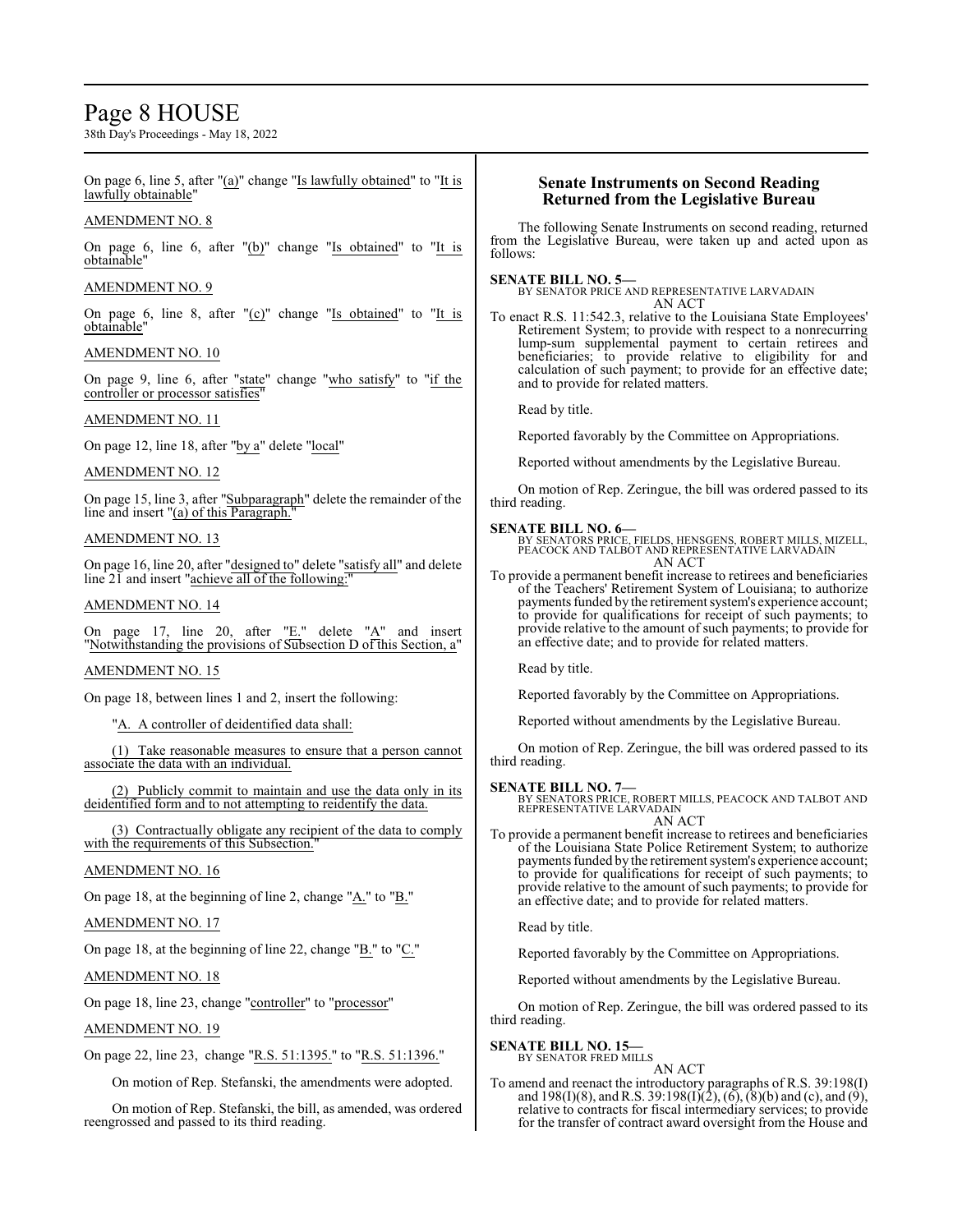On page 6, line 5, after "(a)" change "Is lawfully obtained" to "It is lawfully obtainable"

AMENDMENT NO. 8

On page 6, line 6, after "(b)" change "Is obtained" to "It is obtainable"

AMENDMENT NO. 9

On page 6, line 8, after "(c)" change "Is obtained" to "It is obtainable"

AMENDMENT NO. 10

On page 9, line 6, after "state" change "who satisfy" to "if the controller or processor satisfies"

AMENDMENT NO. 11

On page 12, line 18, after "by a" delete "local"

AMENDMENT NO. 12

On page 15, line 3, after "Subparagraph" delete the remainder of the line and insert "(a) of this Paragraph."

AMENDMENT NO. 13

On page 16, line 20, after "designed to" delete "satisfy all" and delete line 21 and insert "achieve all of the following:"

AMENDMENT NO. 14

On page 17, line 20, after "E." delete "A" and insert "Notwithstanding the provisions of Subsection D of this Section, a"

AMENDMENT NO. 15

On page 18, between lines 1 and 2, insert the following:

"A. A controller of deidentified data shall:

(1) Take reasonable measures to ensure that a person cannot associate the data with an individual.

(2) Publicly commit to maintain and use the data only in its deidentified form and to not attempting to reidentify the data.

(3) Contractually obligate any recipient of the data to comply with the requirements of this Subsection."

AMENDMENT NO. 16

On page 18, at the beginning of line 2, change "A." to "B."

AMENDMENT NO. 17

On page 18, at the beginning of line 22, change "B." to "C."

AMENDMENT NO. 18

On page 18, line 23, change "controller" to "processor"

AMENDMENT NO. 19

On page 22, line 23, change "R.S. 51:1395." to "R.S. 51:1396."

On motion of Rep. Stefanski, the amendments were adopted.

On motion of Rep. Stefanski, the bill, as amended, was ordered reengrossed and passed to its third reading.

## Senate Instruments on Second Reading Returned from the Legislative Bureau

The following Senate Instruments on second reading, returned from the Legislative Bureau, were taken up and acted upon as follows:

**SENATE BILL NO. 5—**
BY SENATOR PRICE AND REPRESENTATIVE LARVADAIN
AN ACT

To enact R.S. 11:542.3, relative to the Louisiana State Employees' Retirement System; to provide with respect to a nonrecurring lump-sum supplemental payment to certain retirees and beneficiaries; to provide relative to eligibility for and calculation of such payment; to provide for an effective date; and to provide for related matters.

Read by title.

Reported favorably by the Committee on Appropriations.

Reported without amendments by the Legislative Bureau.

On motion of Rep. Zeringue, the bill was ordered passed to its third reading.

**SENATE BILL NO. 6—**
BY SENATORS PRICE, FIELDS, HENSGENS, ROBERT MILLS, MIZELL, PEACOCK AND TALBOT AND REPRESENTATIVE LARVADAIN
AN ACT

To provide a permanent benefit increase to retirees and beneficiaries of the Teachers' Retirement System of Louisiana; to authorize payments funded by the retirement system's experience account; to provide for qualifications for receipt of such payments; to provide relative to the amount of such payments; to provide for an effective date; and to provide for related matters.

Read by title.

Reported favorably by the Committee on Appropriations.

Reported without amendments by the Legislative Bureau.

On motion of Rep. Zeringue, the bill was ordered passed to its third reading.

**SENATE BILL NO. 7—**
BY SENATORS PRICE, ROBERT MILLS, PEACOCK AND TALBOT AND REPRESENTATIVE LARVADAIN
AN ACT

To provide a permanent benefit increase to retirees and beneficiaries of the Louisiana State Police Retirement System; to authorize payments funded by the retirement system's experience account; to provide for qualifications for receipt of such payments; to provide relative to the amount of such payments; to provide for an effective date; and to provide for related matters.

Read by title.

Reported favorably by the Committee on Appropriations.

Reported without amendments by the Legislative Bureau.

On motion of Rep. Zeringue, the bill was ordered passed to its third reading.

**SENATE BILL NO. 15—**
BY SENATOR FRED MILLS
AN ACT

To amend and reenact the introductory paragraphs of R.S. 39:198(I) and 198(I)(8), and R.S. 39:198(I)(2), (6), (8)(b) and (c), and (9), relative to contracts for fiscal intermediary services; to provide for the transfer of contract award oversight from the House and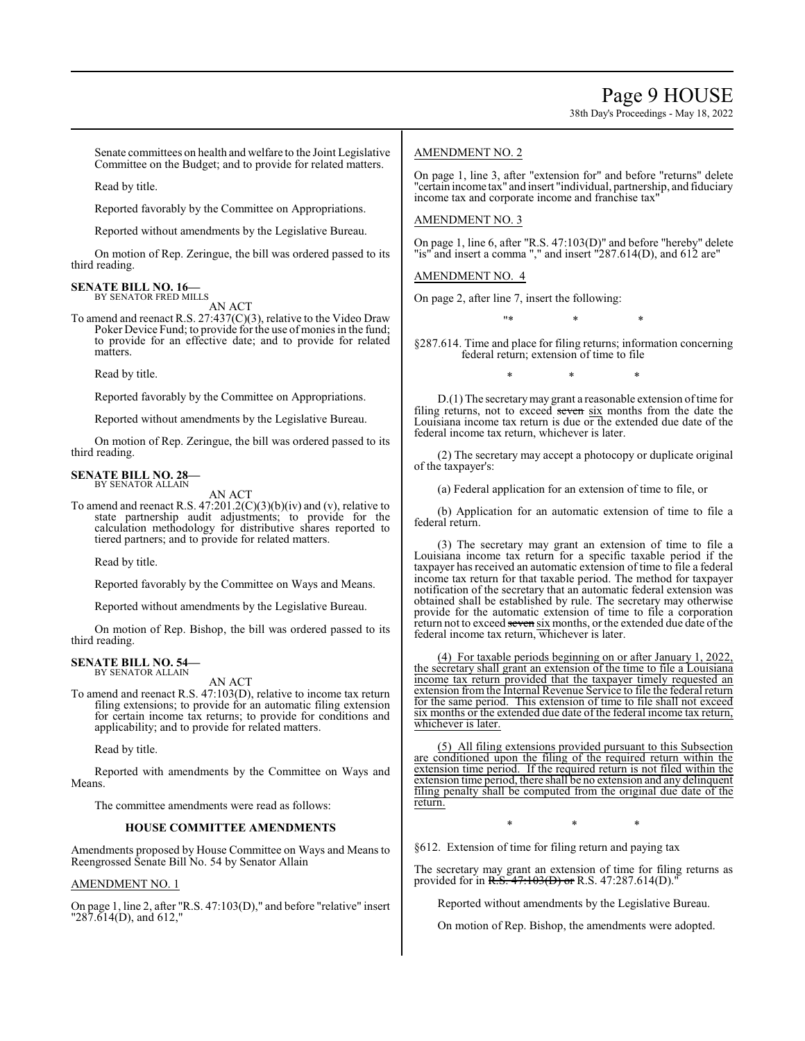Senate committees on health and welfare to the Joint Legislative Committee on the Budget; and to provide for related matters.

Read by title.

Reported favorably by the Committee on Appropriations.

Reported without amendments by the Legislative Bureau.

On motion of Rep. Zeringue, the bill was ordered passed to its third reading.

**SENATE BILL NO. 16—**
BY SENATOR FRED MILLS

AN ACT

To amend and reenact R.S. 27:437(C)(3), relative to the Video Draw Poker Device Fund; to provide for the use of monies in the fund; to provide for an effective date; and to provide for related matters.

Read by title.

Reported favorably by the Committee on Appropriations.

Reported without amendments by the Legislative Bureau.

On motion of Rep. Zeringue, the bill was ordered passed to its third reading.

**SENATE BILL NO. 28—**
BY SENATOR ALLAIN

AN ACT

To amend and reenact R.S. 47:201.2(C)(3)(b)(iv) and (v), relative to state partnership audit adjustments; to provide for the calculation methodology for distributive shares reported to tiered partners; and to provide for related matters.

Read by title.

Reported favorably by the Committee on Ways and Means.

Reported without amendments by the Legislative Bureau.

On motion of Rep. Bishop, the bill was ordered passed to its third reading.

**SENATE BILL NO. 54—**
BY SENATOR ALLAIN

AN ACT

To amend and reenact R.S. 47:103(D), relative to income tax return filing extensions; to provide for an automatic filing extension for certain income tax returns; to provide for conditions and applicability; and to provide for related matters.

Read by title.

Reported with amendments by the Committee on Ways and Means.

The committee amendments were read as follows:

**HOUSE COMMITTEE AMENDMENTS**

Amendments proposed by House Committee on Ways and Means to Reengrossed Senate Bill No. 54 by Senator Allain

AMENDMENT NO. 1

On page 1, line 2, after "R.S. 47:103(D)," and before "relative" insert "287.614(D), and 612,"

AMENDMENT NO. 2

On page 1, line 3, after "extension for" and before "returns" delete "certain income tax" and insert "individual, partnership, and fiduciary income tax and corporate income and franchise tax"

AMENDMENT NO. 3

On page 1, line 6, after "R.S. 47:103(D)" and before "hereby" delete "is" and insert a comma "," and insert "287.614(D), and 612 are"

AMENDMENT NO. 4

On page 2, after line 7, insert the following:

"* * *

§287.614. Time and place for filing returns; information concerning federal return; extension of time to file

\* \* \*

D.(1) The secretary may grant a reasonable extension of time for filing returns, not to exceed ~~seven~~ six months from the date the Louisiana income tax return is due or the extended due date of the federal income tax return, whichever is later.

(2) The secretary may accept a photocopy or duplicate original of the taxpayer's:

(a) Federal application for an extension of time to file, or

(b) Application for an automatic extension of time to file a federal return.

(3) The secretary may grant an extension of time to file a Louisiana income tax return for a specific taxable period if the taxpayer has received an automatic extension of time to file a federal income tax return for that taxable period. The method for taxpayer notification of the secretary that an automatic federal extension was obtained shall be established by rule. The secretary may otherwise provide for the automatic extension of time to file a corporation return not to exceed ~~seven~~ six months, or the extended due date of the federal income tax return, whichever is later.

<u>(4) For taxable periods beginning on or after January 1, 2022, the secretary shall grant an extension of the time to file a Louisiana income tax return provided that the taxpayer timely requested an extension from the Internal Revenue Service to file the federal return for the same period. This extension of time to file shall not exceed six months or the extended due date of the federal income tax return, whichever is later.</u>

<u>(5) All filing extensions provided pursuant to this Subsection are conditioned upon the filing of the required return within the extension time period. If the required return is not filed within the extension time period, there shall be no extension and any delinquent filing penalty shall be computed from the original due date of the return.</u>

\* \* \*

§612. Extension of time for filing return and paying tax

The secretary may grant an extension of time for filing returns as provided for in ~~R.S. 47:103(D) or~~ R.S. 47:287.614(D)."

Reported without amendments by the Legislative Bureau.

On motion of Rep. Bishop, the amendments were adopted.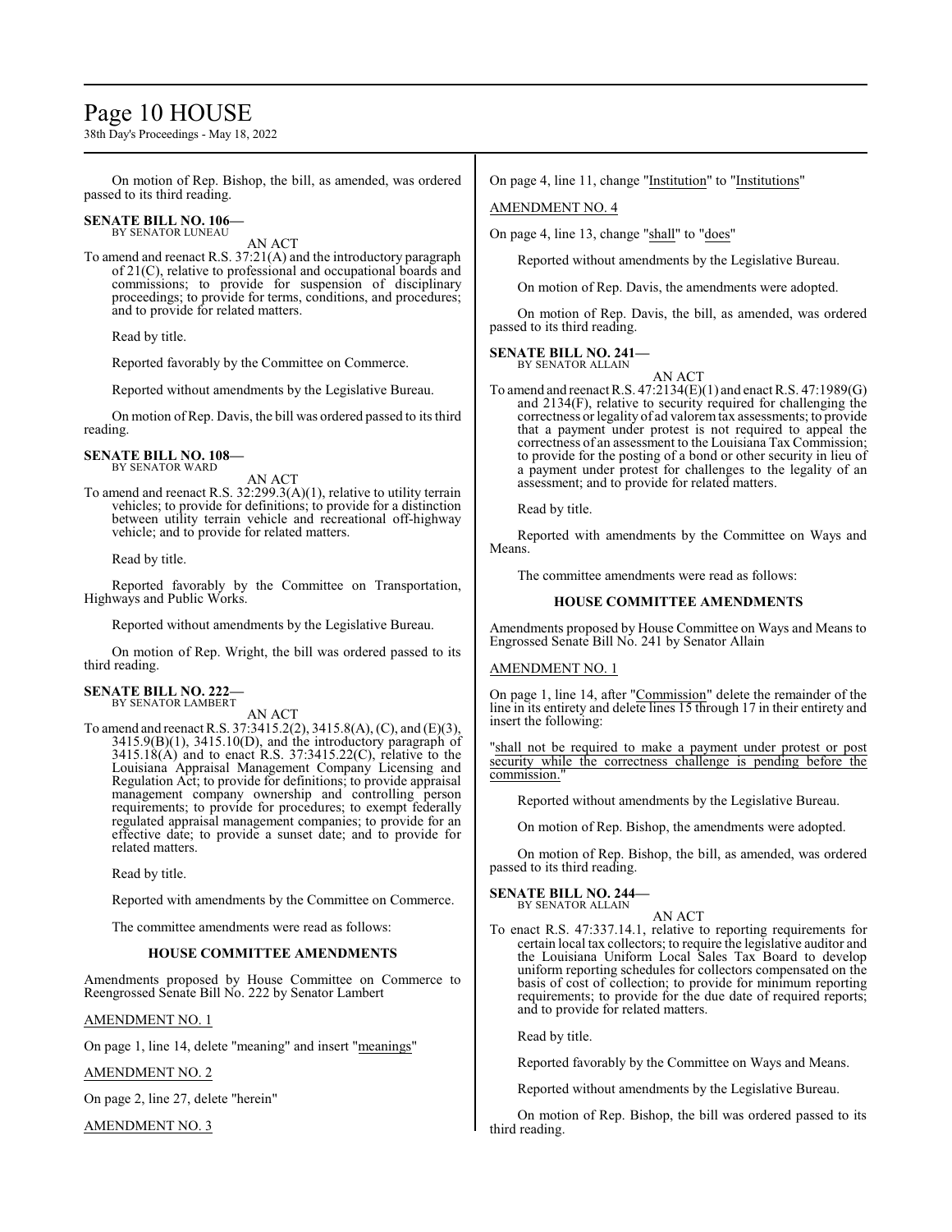On motion of Rep. Bishop, the bill, as amended, was ordered passed to its third reading.

**SENATE BILL NO. 106—**
BY SENATOR LUNEAU

AN ACT

To amend and reenact R.S. 37:21(A) and the introductory paragraph of 21(C), relative to professional and occupational boards and commissions; to provide for suspension of disciplinary proceedings; to provide for terms, conditions, and procedures; and to provide for related matters.

Read by title.

Reported favorably by the Committee on Commerce.

Reported without amendments by the Legislative Bureau.

On motion of Rep. Davis, the bill was ordered passed to its third reading.

**SENATE BILL NO. 108—**
BY SENATOR WARD

AN ACT

To amend and reenact R.S. 32:299.3(A)(1), relative to utility terrain vehicles; to provide for definitions; to provide for a distinction between utility terrain vehicle and recreational off-highway vehicle; and to provide for related matters.

Read by title.

Reported favorably by the Committee on Transportation, Highways and Public Works.

Reported without amendments by the Legislative Bureau.

On motion of Rep. Wright, the bill was ordered passed to its third reading.

**SENATE BILL NO. 222—**
BY SENATOR LAMBERT

AN ACT

To amend and reenact R.S. 37:3415.2(2), 3415.8(A), (C), and (E)(3), 3415.9(B)(1), 3415.10(D), and the introductory paragraph of 3415.18(A) and to enact R.S. 37:3415.22(C), relative to the Louisiana Appraisal Management Company Licensing and Regulation Act; to provide for definitions; to provide appraisal management company ownership and controlling person requirements; to provide for procedures; to exempt federally regulated appraisal management companies; to provide for an effective date; to provide a sunset date; and to provide for related matters.

Read by title.

Reported with amendments by the Committee on Commerce.

The committee amendments were read as follows:

**HOUSE COMMITTEE AMENDMENTS**

Amendments proposed by House Committee on Commerce to Reengrossed Senate Bill No. 222 by Senator Lambert

AMENDMENT NO. 1

On page 1, line 14, delete "meaning" and insert "meanings"

AMENDMENT NO. 2

On page 2, line 27, delete "herein"

AMENDMENT NO. 3

On page 4, line 11, change "Institution" to "Institutions"

AMENDMENT NO. 4

On page 4, line 13, change "shall" to "does"

Reported without amendments by the Legislative Bureau.

On motion of Rep. Davis, the amendments were adopted.

On motion of Rep. Davis, the bill, as amended, was ordered passed to its third reading.

**SENATE BILL NO. 241—**
BY SENATOR ALLAIN

AN ACT

To amend and reenact R.S. 47:2134(E)(1) and enact R.S. 47:1989(G) and 2134(F), relative to security required for challenging the correctness or legality of ad valorem tax assessments; to provide that a payment under protest is not required to appeal the correctness of an assessment to the Louisiana Tax Commission; to provide for the posting of a bond or other security in lieu of a payment under protest for challenges to the legality of an assessment; and to provide for related matters.

Read by title.

Reported with amendments by the Committee on Ways and Means.

The committee amendments were read as follows:

**HOUSE COMMITTEE AMENDMENTS**

Amendments proposed by House Committee on Ways and Means to Engrossed Senate Bill No. 241 by Senator Allain

AMENDMENT NO. 1

On page 1, line 14, after "Commission" delete the remainder of the line in its entirety and delete lines 15 through 17 in their entirety and insert the following:

"shall not be required to make a payment under protest or post security while the correctness challenge is pending before the commission."

Reported without amendments by the Legislative Bureau.

On motion of Rep. Bishop, the amendments were adopted.

On motion of Rep. Bishop, the bill, as amended, was ordered passed to its third reading.

**SENATE BILL NO. 244—**
BY SENATOR ALLAIN

AN ACT

To enact R.S. 47:337.14.1, relative to reporting requirements for certain local tax collectors; to require the legislative auditor and the Louisiana Uniform Local Sales Tax Board to develop uniform reporting schedules for collectors compensated on the basis of cost of collection; to provide for minimum reporting requirements; to provide for the due date of required reports; and to provide for related matters.

Read by title.

Reported favorably by the Committee on Ways and Means.

Reported without amendments by the Legislative Bureau.

On motion of Rep. Bishop, the bill was ordered passed to its third reading.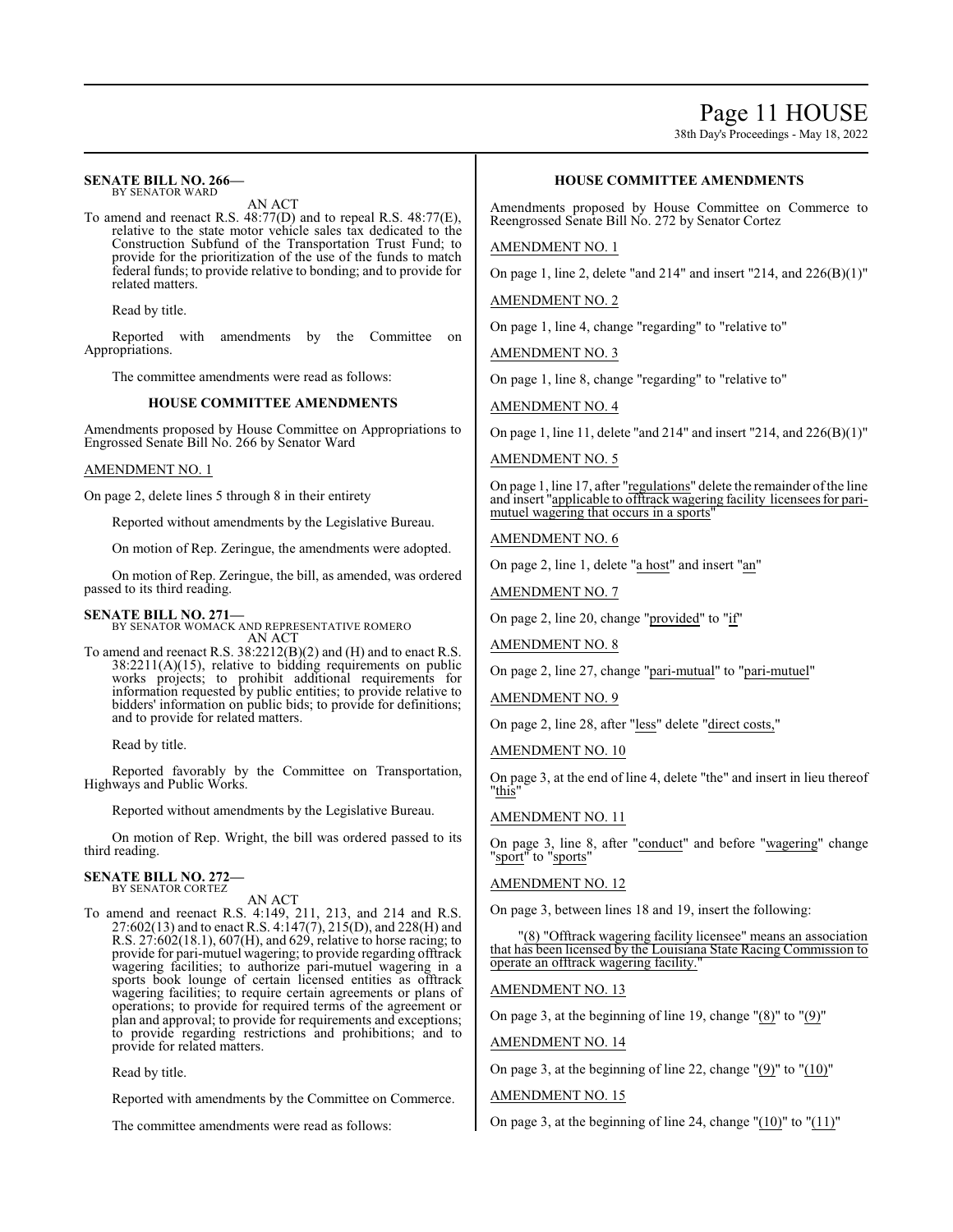**SENATE BILL NO. 266—**
BY SENATOR WARD

AN ACT

To amend and reenact R.S. 48:77(D) and to repeal R.S. 48:77(E), relative to the state motor vehicle sales tax dedicated to the Construction Subfund of the Transportation Trust Fund; to provide for the prioritization of the use of the funds to match federal funds; to provide relative to bonding; and to provide for related matters.

Read by title.

Reported with amendments by the Committee on Appropriations.

The committee amendments were read as follows:

**HOUSE COMMITTEE AMENDMENTS**

Amendments proposed by House Committee on Appropriations to Engrossed Senate Bill No. 266 by Senator Ward

AMENDMENT NO. 1

On page 2, delete lines 5 through 8 in their entirety

Reported without amendments by the Legislative Bureau.

On motion of Rep. Zeringue, the amendments were adopted.

On motion of Rep. Zeringue, the bill, as amended, was ordered passed to its third reading.

**SENATE BILL NO. 271—**
BY SENATOR WOMACK AND REPRESENTATIVE ROMERO

AN ACT

To amend and reenact R.S. 38:2212(B)(2) and (H) and to enact R.S. 38:2211(A)(15), relative to bidding requirements on public works projects; to prohibit additional requirements for information requested by public entities; to provide relative to bidders' information on public bids; to provide for definitions; and to provide for related matters.

Read by title.

Reported favorably by the Committee on Transportation, Highways and Public Works.

Reported without amendments by the Legislative Bureau.

On motion of Rep. Wright, the bill was ordered passed to its third reading.

**SENATE BILL NO. 272—**
BY SENATOR CORTEZ

AN ACT

To amend and reenact R.S. 4:149, 211, 213, and 214 and R.S. 27:602(13) and to enact R.S. 4:147(7), 215(D), and 228(H) and R.S. 27:602(18.1), 607(H), and 629, relative to horse racing; to provide for pari-mutuel wagering; to provide regarding offtrack wagering facilities; to authorize pari-mutuel wagering in a sports book lounge of certain licensed entities as offtrack wagering facilities; to require certain agreements or plans of operations; to provide for required terms of the agreement or plan and approval; to provide for requirements and exceptions; to provide regarding restrictions and prohibitions; and to provide for related matters.

Read by title.

Reported with amendments by the Committee on Commerce.

The committee amendments were read as follows:

**HOUSE COMMITTEE AMENDMENTS**

Amendments proposed by House Committee on Commerce to Reengrossed Senate Bill No. 272 by Senator Cortez

AMENDMENT NO. 1

On page 1, line 2, delete "and 214" and insert "214, and 226(B)(1)"

AMENDMENT NO. 2

On page 1, line 4, change "regarding" to "relative to"

AMENDMENT NO. 3

On page 1, line 8, change "regarding" to "relative to"

AMENDMENT NO. 4

On page 1, line 11, delete "and 214" and insert "214, and 226(B)(1)"

AMENDMENT NO. 5

On page 1, line 17, after "regulations" delete the remainder of the line and insert "applicable to offtrack wagering facility licensees for pari-mutuel wagering that occurs in a sports"

AMENDMENT NO. 6

On page 2, line 1, delete "a host" and insert "an"

AMENDMENT NO. 7

On page 2, line 20, change "provided" to "if"

AMENDMENT NO. 8

On page 2, line 27, change "pari-mutual" to "pari-mutuel"

AMENDMENT NO. 9

On page 2, line 28, after "less" delete "direct costs,"

AMENDMENT NO. 10

On page 3, at the end of line 4, delete "the" and insert in lieu thereof "this"

AMENDMENT NO. 11

On page 3, line 8, after "conduct" and before "wagering" change "sport" to "sports"

AMENDMENT NO. 12

On page 3, between lines 18 and 19, insert the following:

"(8) "Offtrack wagering facility licensee" means an association that has been licensed by the Louisiana State Racing Commission to operate an offtrack wagering facility."

AMENDMENT NO. 13

On page 3, at the beginning of line 19, change "(8)" to "(9)"

AMENDMENT NO. 14

On page 3, at the beginning of line 22, change "(9)" to "(10)"

AMENDMENT NO. 15

On page 3, at the beginning of line 24, change "(10)" to "(11)"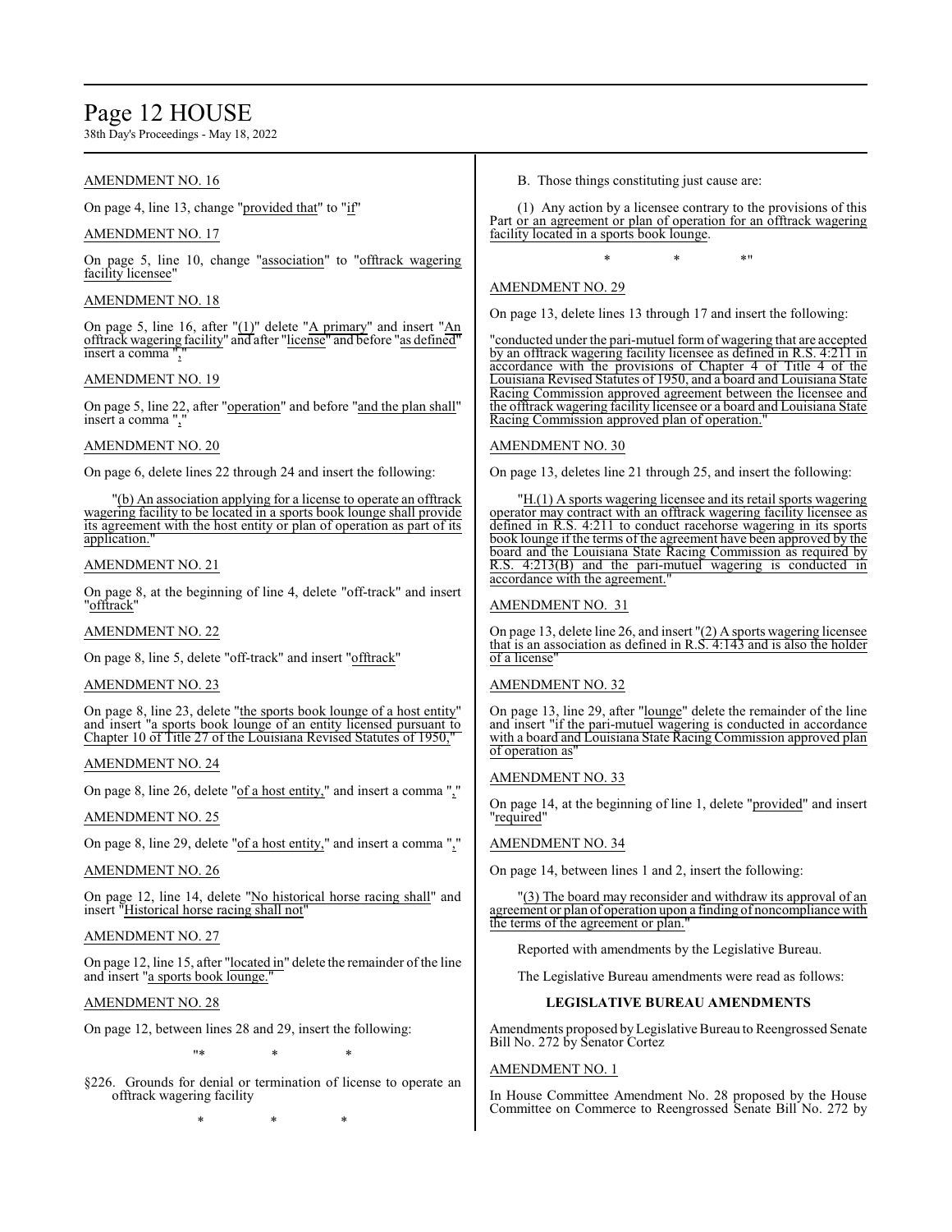AMENDMENT NO. 16

On page 4, line 13, change "provided that" to "if"

AMENDMENT NO. 17

On page 5, line 10, change "association" to "offtrack wagering facility licensee"

AMENDMENT NO. 18

On page 5, line 16, after "(1)" delete "A primary" and insert "An offtrack wagering facility" and after "license" and before "as defined" insert a comma ","

AMENDMENT NO. 19

On page 5, line 22, after "operation" and before "and the plan shall" insert a comma ","

AMENDMENT NO. 20

On page 6, delete lines 22 through 24 and insert the following:

"(b) An association applying for a license to operate an offtrack wagering facility to be located in a sports book lounge shall provide its agreement with the host entity or plan of operation as part of its application."

AMENDMENT NO. 21

On page 8, at the beginning of line 4, delete "off-track" and insert "offtrack"

AMENDMENT NO. 22

On page 8, line 5, delete "off-track" and insert "offtrack"

AMENDMENT NO. 23

On page 8, line 23, delete "the sports book lounge of a host entity" and insert "a sports book lounge of an entity licensed pursuant to Chapter 10 of Title 27 of the Louisiana Revised Statutes of 1950,"

AMENDMENT NO. 24

On page 8, line 26, delete "of a host entity," and insert a comma ","

AMENDMENT NO. 25

On page 8, line 29, delete "of a host entity," and insert a comma ","

AMENDMENT NO. 26

On page 12, line 14, delete "No historical horse racing shall" and insert "Historical horse racing shall not"

AMENDMENT NO. 27

On page 12, line 15, after "located in" delete the remainder of the line and insert "a sports book lounge."

AMENDMENT NO. 28

On page 12, between lines 28 and 29, insert the following:

"* * *

§226. Grounds for denial or termination of license to operate an offtrack wagering facility

\* \* \*

B. Those things constituting just cause are:

(1) Any action by a licensee contrary to the provisions of this Part or an agreement or plan of operation for an offtrack wagering facility located in a sports book lounge.

\* \* \*"

AMENDMENT NO. 29

On page 13, delete lines 13 through 17 and insert the following:

"conducted under the pari-mutuel form of wagering that are accepted by an offtrack wagering facility licensee as defined in R.S. 4:211 in accordance with the provisions of Chapter 4 of Title 4 of the Louisiana Revised Statutes of 1950, and a board and Louisiana State Racing Commission approved agreement between the licensee and the offtrack wagering facility licensee or a board and Louisiana State Racing Commission approved plan of operation."

AMENDMENT NO. 30

On page 13, deletes line 21 through 25, and insert the following:

"H.(1) A sports wagering licensee and its retail sports wagering operator may contract with an offtrack wagering facility licensee as defined in R.S. 4:211 to conduct racehorse wagering in its sports book lounge if the terms of the agreement have been approved by the board and the Louisiana State Racing Commission as required by R.S. 4:213(B) and the pari-mutuel wagering is conducted in accordance with the agreement."

AMENDMENT NO. 31

On page 13, delete line 26, and insert "(2) A sports wagering licensee that is an association as defined in R.S. 4:143 and is also the holder of a license"

AMENDMENT NO. 32

On page 13, line 29, after "lounge" delete the remainder of the line and insert "if the pari-mutuel wagering is conducted in accordance with a board and Louisiana State Racing Commission approved plan of operation as"

AMENDMENT NO. 33

On page 14, at the beginning of line 1, delete "provided" and insert "required"

AMENDMENT NO. 34

On page 14, between lines 1 and 2, insert the following:

"(3) The board may reconsider and withdraw its approval of an agreement or plan of operation upon a finding of noncompliance with the terms of the agreement or plan."

Reported with amendments by the Legislative Bureau.

The Legislative Bureau amendments were read as follows:

**LEGISLATIVE BUREAU AMENDMENTS**

Amendments proposed by Legislative Bureau to Reengrossed Senate Bill No. 272 by Senator Cortez

AMENDMENT NO. 1

In House Committee Amendment No. 28 proposed by the House Committee on Commerce to Reengrossed Senate Bill No. 272 by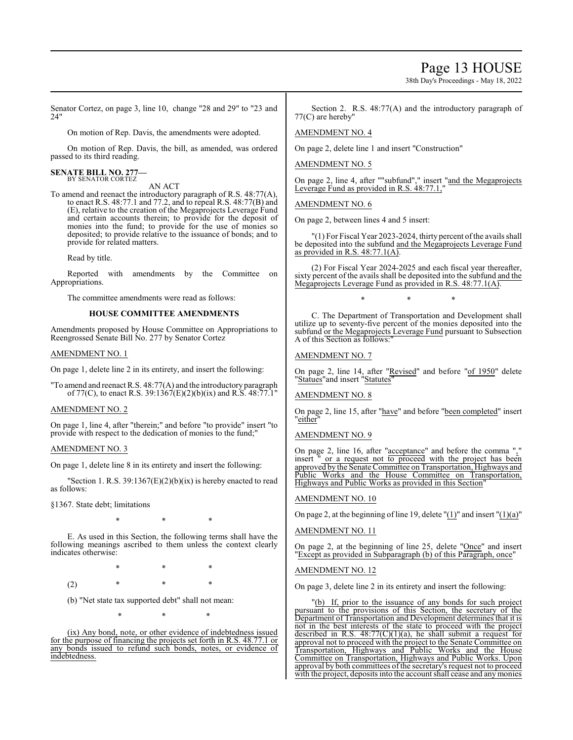Senator Cortez, on page 3, line 10, change "28 and 29" to "23 and 24"

On motion of Rep. Davis, the amendments were adopted.

On motion of Rep. Davis, the bill, as amended, was ordered passed to its third reading.

**SENATE BILL NO. 277—**
BY SENATOR CORTEZ

AN ACT

To amend and reenact the introductory paragraph of R.S. 48:77(A), to enact R.S. 48:77.1 and 77.2, and to repeal R.S. 48:77(B) and (E), relative to the creation of the Megaprojects Leverage Fund and certain accounts therein; to provide for the deposit of monies into the fund; to provide for the use of monies so deposited; to provide relative to the issuance of bonds; and to provide for related matters.

Read by title.

Reported with amendments by the Committee on Appropriations.

The committee amendments were read as follows:

**HOUSE COMMITTEE AMENDMENTS**

Amendments proposed by House Committee on Appropriations to Reengrossed Senate Bill No. 277 by Senator Cortez

AMENDMENT NO. 1

On page 1, delete line 2 in its entirety, and insert the following:

"To amend and reenact R.S. 48:77(A) and the introductory paragraph of 77(C), to enact R.S. 39:1367(E)(2)(b)(ix) and R.S. 48:77.1"

AMENDMENT NO. 2

On page 1, line 4, after "therein;" and before "to provide" insert "to provide with respect to the dedication of monies to the fund;"

AMENDMENT NO. 3

On page 1, delete line 8 in its entirety and insert the following:

"Section 1. R.S. 39:1367(E)(2)(b)(ix) is hereby enacted to read as follows:

§1367. State debt; limitations

\* \* \*

E. As used in this Section, the following terms shall have the following meanings ascribed to them unless the context clearly indicates otherwise:

\* \* \*

(2) \* \* \*

(b) "Net state tax supported debt" shall not mean:

\* \* \*

(ix) Any bond, note, or other evidence of indebtedness issued for the purpose of financing the projects set forth in R.S. 48.77.1 or any bonds issued to refund such bonds, notes, or evidence of indebtedness.

Section 2. R.S. 48:77(A) and the introductory paragraph of 77(C) are hereby"

AMENDMENT NO. 4

On page 2, delete line 1 and insert "Construction"

AMENDMENT NO. 5

On page 2, line 4, after ""subfund"," insert "and the Megaprojects Leverage Fund as provided in R.S. 48:77.1,"

AMENDMENT NO. 6

On page 2, between lines 4 and 5 insert:

"(1) For Fiscal Year 2023-2024, thirty percent of the avails shall be deposited into the subfund and the Megaprojects Leverage Fund as provided in R.S. 48:77.1(A).

(2) For Fiscal Year 2024-2025 and each fiscal year thereafter, sixty percent of the avails shall be deposited into the subfund and the Megaprojects Leverage Fund as provided in R.S. 48:77.1(A).

\* \* \*

C. The Department of Transportation and Development shall utilize up to seventy-five percent of the monies deposited into the subfund or the Megaprojects Leverage Fund pursuant to Subsection A of this Section as follows:"

AMENDMENT NO. 7

On page 2, line 14, after "Revised" and before "of 1950" delete "Statues"and insert "Statutes"

AMENDMENT NO. 8

On page 2, line 15, after "have" and before "been completed" insert "either"

AMENDMENT NO. 9

On page 2, line 16, after "acceptance" and before the comma "," insert " or a request not to proceed with the project has been approved by the Senate Committee on Transportation, Highways and Public Works and the House Committee on Transportation, Highways and Public Works as provided in this Section"

AMENDMENT NO. 10

On page 2, at the beginning of line 19, delete "(1)" and insert "(1)(a)"

AMENDMENT NO. 11

On page 2, at the beginning of line 25, delete "Once" and insert "Except as provided in Subparagraph (b) of this Paragraph, once"

AMENDMENT NO. 12

On page 3, delete line 2 in its entirety and insert the following:

"(b) If, prior to the issuance of any bonds for such project pursuant to the provisions of this Section, the secretary of the Department of Transportation and Development determines that it is not in the best interests of the state to proceed with the project described in R.S. 48:77(C)(1)(a), he shall submit a request for approval not to proceed with the project to the Senate Committee on Transportation, Highways and Public Works and the House Committee on Transportation, Highways and Public Works. Upon approval by both committees of the secretary's request not to proceed with the project, deposits into the account shall cease and any monies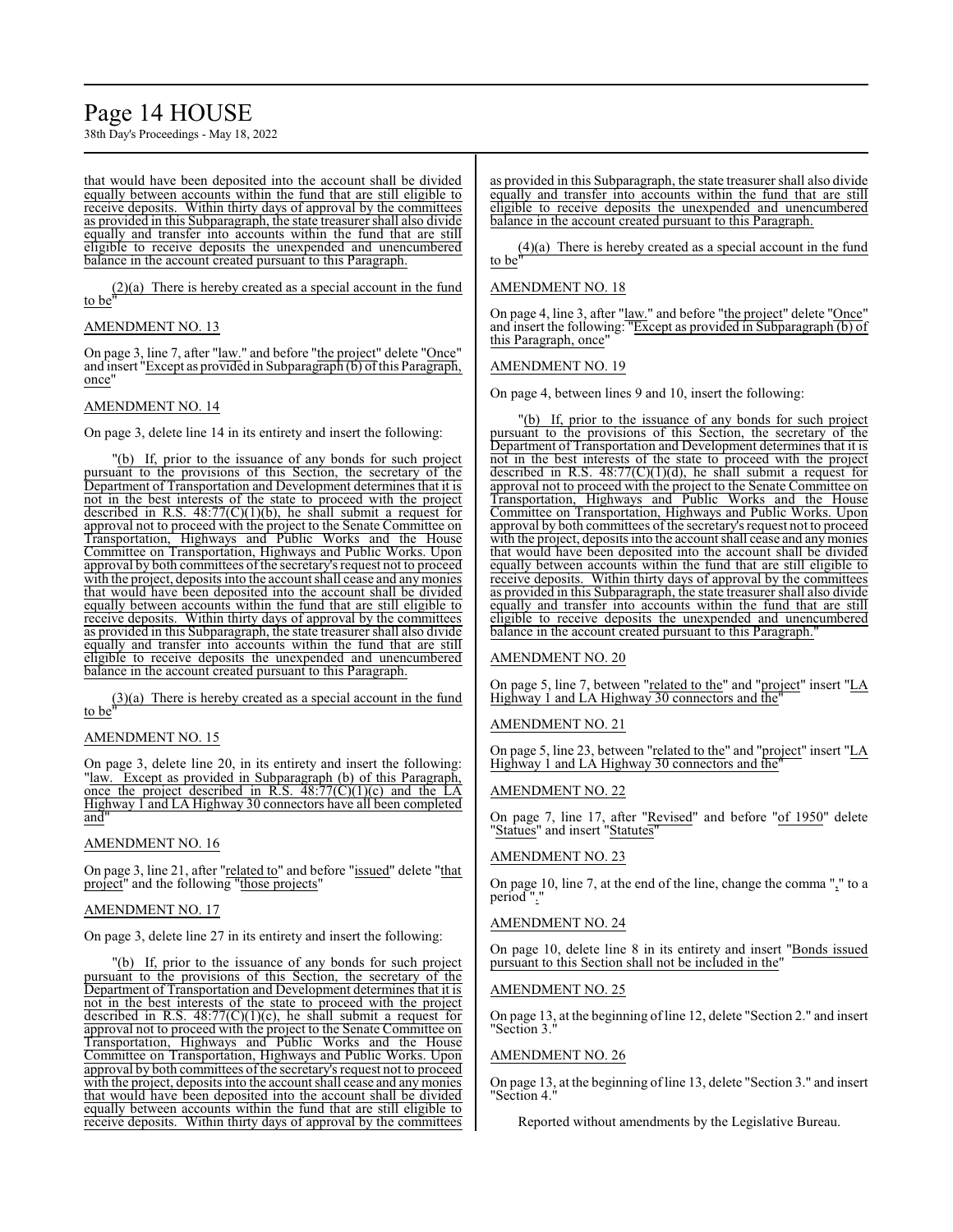that would have been deposited into the account shall be divided equally between accounts within the fund that are still eligible to receive deposits. Within thirty days of approval by the committees as provided in this Subparagraph, the state treasurer shall also divide equally and transfer into accounts within the fund that are still eligible to receive deposits the unexpended and unencumbered balance in the account created pursuant to this Paragraph.

(2)(a) There is hereby created as a special account in the fund to be"

AMENDMENT NO. 13

On page 3, line 7, after "law." and before "the project" delete "Once" and insert "Except as provided in Subparagraph (b) of this Paragraph, once"

AMENDMENT NO. 14

On page 3, delete line 14 in its entirety and insert the following:

"(b) If, prior to the issuance of any bonds for such project pursuant to the provisions of this Section, the secretary of the Department of Transportation and Development determines that it is not in the best interests of the state to proceed with the project described in R.S. 48:77(C)(1)(b), he shall submit a request for approval not to proceed with the project to the Senate Committee on Transportation, Highways and Public Works and the House Committee on Transportation, Highways and Public Works. Upon approval by both committees of the secretary's request not to proceed with the project, deposits into the account shall cease and any monies that would have been deposited into the account shall be divided equally between accounts within the fund that are still eligible to receive deposits. Within thirty days of approval by the committees as provided in this Subparagraph, the state treasurer shall also divide equally and transfer into accounts within the fund that are still eligible to receive deposits the unexpended and unencumbered balance in the account created pursuant to this Paragraph.

(3)(a) There is hereby created as a special account in the fund to be"

AMENDMENT NO. 15

On page 3, delete line 20, in its entirety and insert the following: "law. Except as provided in Subparagraph (b) of this Paragraph, once the project described in R.S. 48:77(C)(1)(c) and the LA Highway 1 and LA Highway 30 connectors have all been completed and"

AMENDMENT NO. 16

On page 3, line 21, after "related to" and before "issued" delete "that project" and the following "those projects"

AMENDMENT NO. 17

On page 3, delete line 27 in its entirety and insert the following:

"(b) If, prior to the issuance of any bonds for such project pursuant to the provisions of this Section, the secretary of the Department of Transportation and Development determines that it is not in the best interests of the state to proceed with the project described in R.S. 48:77(C)(1)(c), he shall submit a request for approval not to proceed with the project to the Senate Committee on Transportation, Highways and Public Works and the House Committee on Transportation, Highways and Public Works. Upon approval by both committees of the secretary's request not to proceed with the project, deposits into the account shall cease and any monies that would have been deposited into the account shall be divided equally between accounts within the fund that are still eligible to receive deposits. Within thirty days of approval by the committees as provided in this Subparagraph, the state treasurer shall also divide equally and transfer into accounts within the fund that are still eligible to receive deposits the unexpended and unencumbered balance in the account created pursuant to this Paragraph.

(4)(a) There is hereby created as a special account in the fund to be"

AMENDMENT NO. 18

On page 4, line 3, after "law." and before "the project" delete "Once" and insert the following: "Except as provided in Subparagraph (b) of this Paragraph, once"

AMENDMENT NO. 19

On page 4, between lines 9 and 10, insert the following:

"(b) If, prior to the issuance of any bonds for such project pursuant to the provisions of this Section, the secretary of the Department of Transportation and Development determines that it is not in the best interests of the state to proceed with the project described in R.S. 48:77(C)(1)(d), he shall submit a request for approval not to proceed with the project to the Senate Committee on Transportation, Highways and Public Works and the House Committee on Transportation, Highways and Public Works. Upon approval by both committees of the secretary's request not to proceed with the project, deposits into the account shall cease and any monies that would have been deposited into the account shall be divided equally between accounts within the fund that are still eligible to receive deposits. Within thirty days of approval by the committees as provided in this Subparagraph, the state treasurer shall also divide equally and transfer into accounts within the fund that are still eligible to receive deposits the unexpended and unencumbered balance in the account created pursuant to this Paragraph."

AMENDMENT NO. 20

On page 5, line 7, between "related to the" and "project" insert "LA Highway 1 and LA Highway 30 connectors and the"

AMENDMENT NO. 21

On page 5, line 23, between "related to the" and "project" insert "LA Highway 1 and LA Highway 30 connectors and the"

AMENDMENT NO. 22

On page 7, line 17, after "Revised" and before "of 1950" delete "Statues" and insert "Statutes"

AMENDMENT NO. 23

On page 10, line 7, at the end of the line, change the comma "," to a period "."

AMENDMENT NO. 24

On page 10, delete line 8 in its entirety and insert "Bonds issued pursuant to this Section shall not be included in the"

AMENDMENT NO. 25

On page 13, at the beginning of line 12, delete "Section 2." and insert "Section 3."

AMENDMENT NO. 26

On page 13, at the beginning of line 13, delete "Section 3." and insert "Section 4."

Reported without amendments by the Legislative Bureau.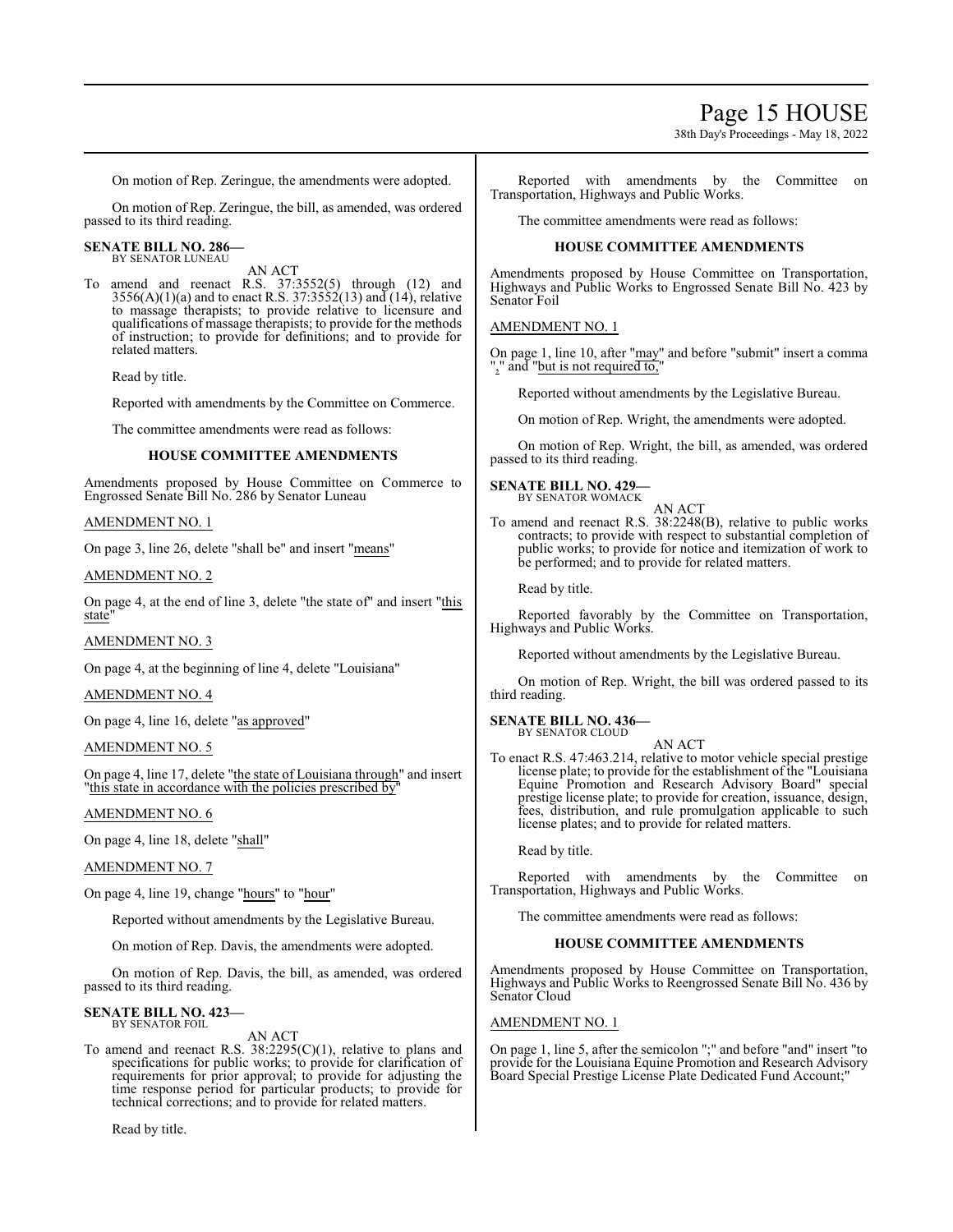On motion of Rep. Zeringue, the amendments were adopted.

On motion of Rep. Zeringue, the bill, as amended, was ordered passed to its third reading.

**SENATE BILL NO. 286—**
BY SENATOR LUNEAU

AN ACT

To amend and reenact R.S. 37:3552(5) through (12) and 3556(A)(1)(a) and to enact R.S. 37:3552(13) and (14), relative to massage therapists; to provide relative to licensure and qualifications of massage therapists; to provide for the methods of instruction; to provide for definitions; and to provide for related matters.

Read by title.

Reported with amendments by the Committee on Commerce.

The committee amendments were read as follows:

**HOUSE COMMITTEE AMENDMENTS**

Amendments proposed by House Committee on Commerce to Engrossed Senate Bill No. 286 by Senator Luneau

AMENDMENT NO. 1

On page 3, line 26, delete "shall be" and insert "means"

AMENDMENT NO. 2

On page 4, at the end of line 3, delete "the state of" and insert "this state"

AMENDMENT NO. 3

On page 4, at the beginning of line 4, delete "Louisiana"

AMENDMENT NO. 4

On page 4, line 16, delete "as approved"

AMENDMENT NO. 5

On page 4, line 17, delete "the state of Louisiana through" and insert "this state in accordance with the policies prescribed by"

AMENDMENT NO. 6

On page 4, line 18, delete "shall"

AMENDMENT NO. 7

On page 4, line 19, change "hours" to "hour"

Reported without amendments by the Legislative Bureau.

On motion of Rep. Davis, the amendments were adopted.

On motion of Rep. Davis, the bill, as amended, was ordered passed to its third reading.

**SENATE BILL NO. 423—**
BY SENATOR FOIL

AN ACT

To amend and reenact R.S. 38:2295(C)(1), relative to plans and specifications for public works; to provide for clarification of requirements for prior approval; to provide for adjusting the time response period for particular products; to provide for technical corrections; and to provide for related matters.

Read by title.

Reported with amendments by the Committee on Transportation, Highways and Public Works.

The committee amendments were read as follows:

**HOUSE COMMITTEE AMENDMENTS**

Amendments proposed by House Committee on Transportation, Highways and Public Works to Engrossed Senate Bill No. 423 by Senator Foil

AMENDMENT NO. 1

On page 1, line 10, after "may" and before "submit" insert a comma "," and "but is not required to,"

Reported without amendments by the Legislative Bureau.

On motion of Rep. Wright, the amendments were adopted.

On motion of Rep. Wright, the bill, as amended, was ordered passed to its third reading.

**SENATE BILL NO. 429—**
BY SENATOR WOMACK

AN ACT

To amend and reenact R.S. 38:2248(B), relative to public works contracts; to provide with respect to substantial completion of public works; to provide for notice and itemization of work to be performed; and to provide for related matters.

Read by title.

Reported favorably by the Committee on Transportation, Highways and Public Works.

Reported without amendments by the Legislative Bureau.

On motion of Rep. Wright, the bill was ordered passed to its third reading.

**SENATE BILL NO. 436—**
BY SENATOR CLOUD

AN ACT

To enact R.S. 47:463.214, relative to motor vehicle special prestige license plate; to provide for the establishment of the "Louisiana Equine Promotion and Research Advisory Board" special prestige license plate; to provide for creation, issuance, design, fees, distribution, and rule promulgation applicable to such license plates; and to provide for related matters.

Read by title.

Reported with amendments by the Committee on Transportation, Highways and Public Works.

The committee amendments were read as follows:

**HOUSE COMMITTEE AMENDMENTS**

Amendments proposed by House Committee on Transportation, Highways and Public Works to Reengrossed Senate Bill No. 436 by Senator Cloud

AMENDMENT NO. 1

On page 1, line 5, after the semicolon ";" and before "and" insert "to provide for the Louisiana Equine Promotion and Research Advisory Board Special Prestige License Plate Dedicated Fund Account;"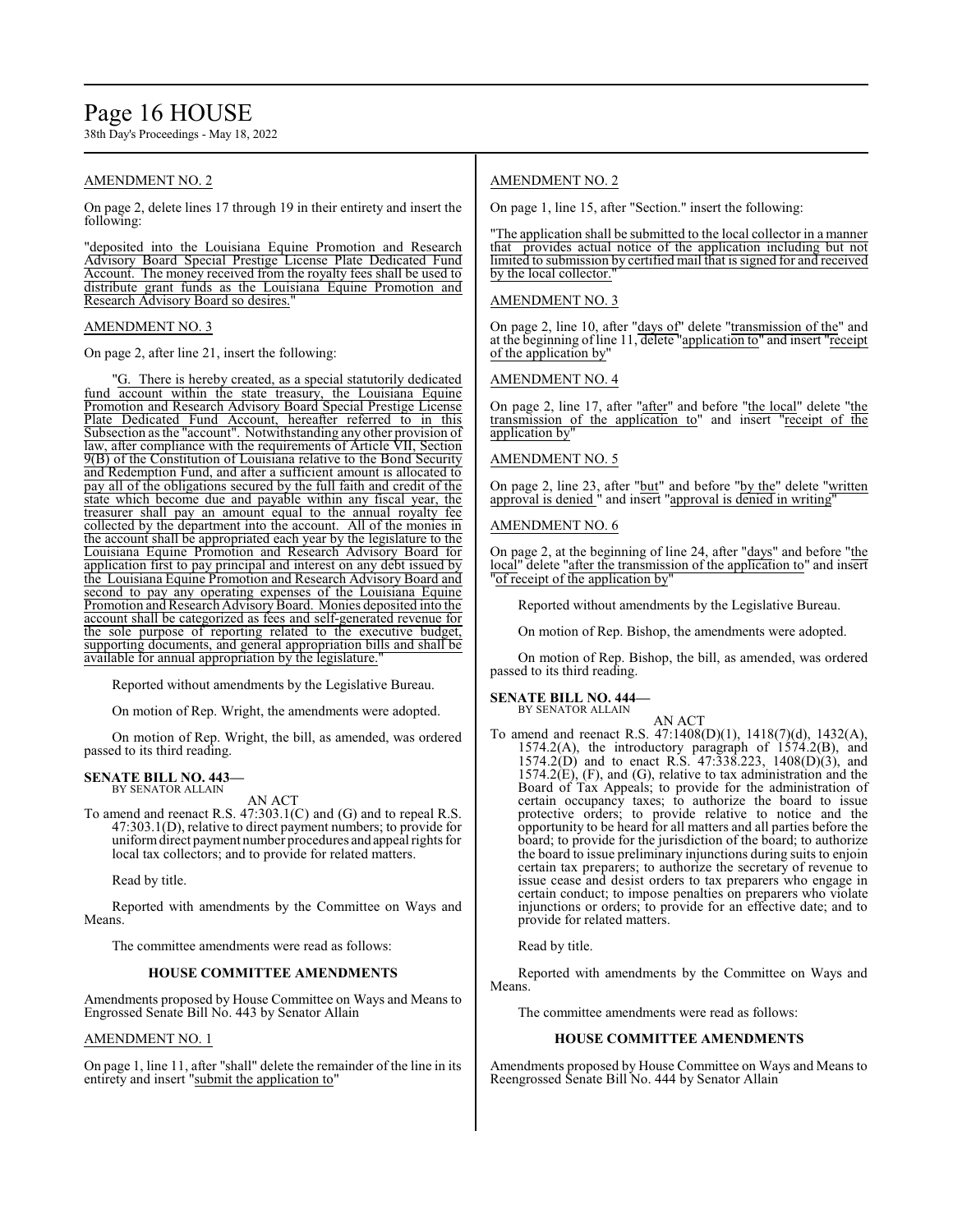## AMENDMENT NO. 2

On page 2, delete lines 17 through 19 in their entirety and insert the following:

"deposited into the Louisiana Equine Promotion and Research Advisory Board Special Prestige License Plate Dedicated Fund Account. The money received from the royalty fees shall be used to distribute grant funds as the Louisiana Equine Promotion and Research Advisory Board so desires."

## AMENDMENT NO. 3

On page 2, after line 21, insert the following:

"G. There is hereby created, as a special statutorily dedicated fund account within the state treasury, the Louisiana Equine Promotion and Research Advisory Board Special Prestige License Plate Dedicated Fund Account, hereafter referred to in this Subsection as the "account". Notwithstanding any other provision of law, after compliance with the requirements of Article VII, Section 9(B) of the Constitution of Louisiana relative to the Bond Security and Redemption Fund, and after a sufficient amount is allocated to pay all of the obligations secured by the full faith and credit of the state which become due and payable within any fiscal year, the treasurer shall pay an amount equal to the annual royalty fee collected by the department into the account. All of the monies in the account shall be appropriated each year by the legislature to the Louisiana Equine Promotion and Research Advisory Board for application first to pay principal and interest on any debt issued by the Louisiana Equine Promotion and Research Advisory Board and second to pay any operating expenses of the Louisiana Equine Promotion and Research Advisory Board. Monies deposited into the account shall be categorized as fees and self-generated revenue for the sole purpose of reporting related to the executive budget, supporting documents, and general appropriation bills and shall be available for annual appropriation by the legislature."

Reported without amendments by the Legislative Bureau.

On motion of Rep. Wright, the amendments were adopted.

On motion of Rep. Wright, the bill, as amended, was ordered passed to its third reading.

**SENATE BILL NO. 443—**
BY SENATOR ALLAIN

AN ACT

To amend and reenact R.S. 47:303.1(C) and (G) and to repeal R.S. 47:303.1(D), relative to direct payment numbers; to provide for uniform direct payment number procedures and appeal rights for local tax collectors; and to provide for related matters.

Read by title.

Reported with amendments by the Committee on Ways and Means.

The committee amendments were read as follows:

### HOUSE COMMITTEE AMENDMENTS

Amendments proposed by House Committee on Ways and Means to Engrossed Senate Bill No. 443 by Senator Allain

## AMENDMENT NO. 1

On page 1, line 11, after "shall" delete the remainder of the line in its entirety and insert "submit the application to"

## AMENDMENT NO. 2

On page 1, line 15, after "Section." insert the following:

"The application shall be submitted to the local collector in a manner that provides actual notice of the application including but not limited to submission by certified mail that is signed for and received by the local collector."

## AMENDMENT NO. 3

On page 2, line 10, after "days of" delete "transmission of the" and at the beginning of line 11, delete "application to" and insert "receipt of the application by"

## AMENDMENT NO. 4

On page 2, line 17, after "after" and before "the local" delete "the transmission of the application to" and insert "receipt of the application by"

## AMENDMENT NO. 5

On page 2, line 23, after "but" and before "by the" delete "written approval is denied " and insert "approval is denied in writing"

## AMENDMENT NO. 6

On page 2, at the beginning of line 24, after "days" and before "the local" delete "after the transmission of the application to" and insert "of receipt of the application by"

Reported without amendments by the Legislative Bureau.

On motion of Rep. Bishop, the amendments were adopted.

On motion of Rep. Bishop, the bill, as amended, was ordered passed to its third reading.

**SENATE BILL NO. 444—**
BY SENATOR ALLAIN

AN ACT

To amend and reenact R.S. 47:1408(D)(1), 1418(7)(d), 1432(A), 1574.2(A), the introductory paragraph of 1574.2(B), and 1574.2(D) and to enact R.S. 47:338.223, 1408(D)(3), and 1574.2(E), (F), and (G), relative to tax administration and the Board of Tax Appeals; to provide for the administration of certain occupancy taxes; to authorize the board to issue protective orders; to provide relative to notice and the opportunity to be heard for all matters and all parties before the board; to provide for the jurisdiction of the board; to authorize the board to issue preliminary injunctions during suits to enjoin certain tax preparers; to authorize the secretary of revenue to issue cease and desist orders to tax preparers who engage in certain conduct; to impose penalties on preparers who violate injunctions or orders; to provide for an effective date; and to provide for related matters.

Read by title.

Reported with amendments by the Committee on Ways and Means.

The committee amendments were read as follows:

### HOUSE COMMITTEE AMENDMENTS

Amendments proposed by House Committee on Ways and Means to Reengrossed Senate Bill No. 444 by Senator Allain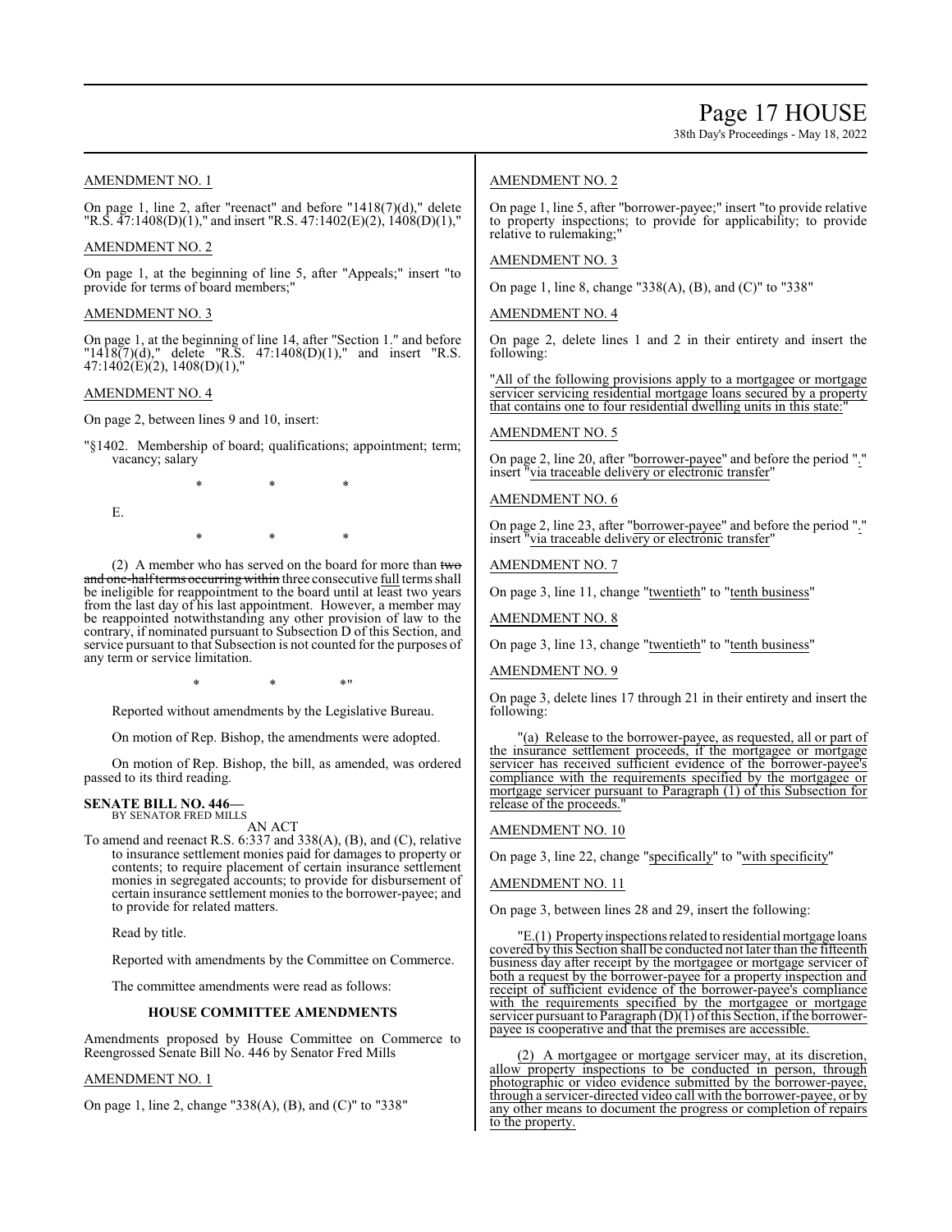AMENDMENT NO. 1

On page 1, line 2, after "reenact" and before "1418(7)(d)," delete "R.S. 47:1408(D)(1)," and insert "R.S. 47:1402(E)(2), 1408(D)(1),"

AMENDMENT NO. 2

On page 1, at the beginning of line 5, after "Appeals;" insert "to provide for terms of board members;"

AMENDMENT NO. 3

On page 1, at the beginning of line 14, after "Section 1." and before "1418(7)(d)," delete "R.S. 47:1408(D)(1)," and insert "R.S. 47:1402(E)(2), 1408(D)(1),"

AMENDMENT NO. 4

On page 2, between lines 9 and 10, insert:

"§1402. Membership of board; qualifications; appointment; term; vacancy; salary

\* \* \*

E.

\* \* \*

(2) A member who has served on the board for more than ~~two and one-half terms occurring within~~ three consecutive full terms shall be ineligible for reappointment to the board until at least two years from the last day of his last appointment. However, a member may be reappointed notwithstanding any other provision of law to the contrary, if nominated pursuant to Subsection D of this Section, and service pursuant to that Subsection is not counted for the purposes of any term or service limitation.

\* \* \*"

Reported without amendments by the Legislative Bureau.

On motion of Rep. Bishop, the amendments were adopted.

On motion of Rep. Bishop, the bill, as amended, was ordered passed to its third reading.

**SENATE BILL NO. 446—**
BY SENATOR FRED MILLS

AN ACT

To amend and reenact R.S. 6:337 and 338(A), (B), and (C), relative to insurance settlement monies paid for damages to property or contents; to require placement of certain insurance settlement monies in segregated accounts; to provide for disbursement of certain insurance settlement monies to the borrower-payee; and to provide for related matters.

Read by title.

Reported with amendments by the Committee on Commerce.

The committee amendments were read as follows:

**HOUSE COMMITTEE AMENDMENTS**

Amendments proposed by House Committee on Commerce to Reengrossed Senate Bill No. 446 by Senator Fred Mills

AMENDMENT NO. 1

On page 1, line 2, change "338(A), (B), and (C)" to "338"

AMENDMENT NO. 2

On page 1, line 5, after "borrower-payee;" insert "to provide relative to property inspections; to provide for applicability; to provide relative to rulemaking;"

AMENDMENT NO. 3

On page 1, line 8, change "338(A), (B), and (C)" to "338"

AMENDMENT NO. 4

On page 2, delete lines 1 and 2 in their entirety and insert the following:

"All of the following provisions apply to a mortgagee or mortgage servicer servicing residential mortgage loans secured by a property that contains one to four residential dwelling units in this state:"

AMENDMENT NO. 5

On page 2, line 20, after "borrower-payee" and before the period "." insert "via traceable delivery or electronic transfer"

AMENDMENT NO. 6

On page 2, line 23, after "borrower-payee" and before the period "." insert "via traceable delivery or electronic transfer"

AMENDMENT NO. 7

On page 3, line 11, change "twentieth" to "tenth business"

AMENDMENT NO. 8

On page 3, line 13, change "twentieth" to "tenth business"

AMENDMENT NO. 9

On page 3, delete lines 17 through 21 in their entirety and insert the following:

"(a) Release to the borrower-payee, as requested, all or part of the insurance settlement proceeds, if the mortgagee or mortgage servicer has received sufficient evidence of the borrower-payee's compliance with the requirements specified by the mortgagee or mortgage servicer pursuant to Paragraph (1) of this Subsection for release of the proceeds."

AMENDMENT NO. 10

On page 3, line 22, change "specifically" to "with specificity"

AMENDMENT NO. 11

On page 3, between lines 28 and 29, insert the following:

"E.(1) Property inspections related to residential mortgage loans covered by this Section shall be conducted not later than the fifteenth business day after receipt by the mortgagee or mortgage servicer of both a request by the borrower-payee for a property inspection and receipt of sufficient evidence of the borrower-payee's compliance with the requirements specified by the mortgagee or mortgage servicer pursuant to Paragraph (D)(1) of this Section, if the borrower-payee is cooperative and that the premises are accessible.

(2) A mortgagee or mortgage servicer may, at its discretion, allow property inspections to be conducted in person, through photographic or video evidence submitted by the borrower-payee, through a servicer-directed video call with the borrower-payee, or by any other means to document the progress or completion of repairs to the property.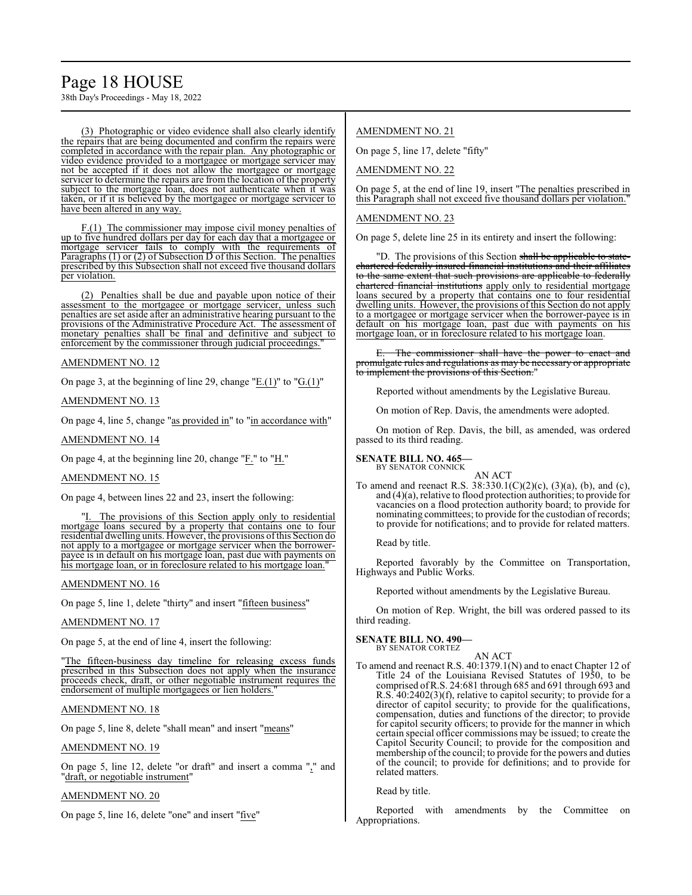(3) Photographic or video evidence shall also clearly identify the repairs that are being documented and confirm the repairs were completed in accordance with the repair plan. Any photographic or video evidence provided to a mortgagee or mortgage servicer may not be accepted if it does not allow the mortgagee or mortgage servicer to determine the repairs are from the location of the property subject to the mortgage loan, does not authenticate when it was taken, or if it is believed by the mortgagee or mortgage servicer to have been altered in any way.

F.(1) The commissioner may impose civil money penalties of up to five hundred dollars per day for each day that a mortgagee or mortgage servicer fails to comply with the requirements of Paragraphs (1) or (2) of Subsection D of this Section. The penalties prescribed by this Subsection shall not exceed five thousand dollars per violation.

(2) Penalties shall be due and payable upon notice of their assessment to the mortgagee or mortgage servicer, unless such penalties are set aside after an administrative hearing pursuant to the provisions of the Administrative Procedure Act. The assessment of monetary penalties shall be final and definitive and subject to enforcement by the commissioner through judicial proceedings."

AMENDMENT NO. 12

On page 3, at the beginning of line 29, change "E.(1)" to "G.(1)"

AMENDMENT NO. 13

On page 4, line 5, change "as provided in" to "in accordance with"

AMENDMENT NO. 14

On page 4, at the beginning line 20, change "F." to "H."

AMENDMENT NO. 15

On page 4, between lines 22 and 23, insert the following:

"I. The provisions of this Section apply only to residential mortgage loans secured by a property that contains one to four residential dwelling units. However, the provisions of this Section do not apply to a mortgagee or mortgage servicer when the borrower-payee is in default on his mortgage loan, past due with payments on his mortgage loan, or in foreclosure related to his mortgage loan."

AMENDMENT NO. 16

On page 5, line 1, delete "thirty" and insert "fifteen business"

AMENDMENT NO. 17

On page 5, at the end of line 4, insert the following:

"The fifteen-business day timeline for releasing excess funds prescribed in this Subsection does not apply when the insurance proceeds check, draft, or other negotiable instrument requires the endorsement of multiple mortgagees or lien holders."

AMENDMENT NO. 18

On page 5, line 8, delete "shall mean" and insert "means"

AMENDMENT NO. 19

On page 5, line 12, delete "or draft" and insert a comma "," and "draft, or negotiable instrument"

AMENDMENT NO. 20

On page 5, line 16, delete "one" and insert "five"

AMENDMENT NO. 21

On page 5, line 17, delete "fifty"

AMENDMENT NO. 22

On page 5, at the end of line 19, insert "The penalties prescribed in this Paragraph shall not exceed five thousand dollars per violation."

AMENDMENT NO. 23

On page 5, delete line 25 in its entirety and insert the following:

"D. The provisions of this Section ~~shall be applicable to state-chartered federally insured financial institutions and their affiliates to the same extent that such provisions are applicable to federally chartered financial institutions~~ apply only to residential mortgage loans secured by a property that contains one to four residential dwelling units. However, the provisions of this Section do not apply to a mortgagee or mortgage servicer when the borrower-payee is in default on his mortgage loan, past due with payments on his mortgage loan, or in foreclosure related to his mortgage loan.

~~E. The commissioner shall have the power to enact and promulgate rules and regulations as may be necessary or appropriate to implement the provisions of this Section.~~"

Reported without amendments by the Legislative Bureau.

On motion of Rep. Davis, the amendments were adopted.

On motion of Rep. Davis, the bill, as amended, was ordered passed to its third reading.

**SENATE BILL NO. 465—**
BY SENATOR CONNICK

AN ACT

To amend and reenact R.S. 38:330.1(C)(2)(c), (3)(a), (b), and (c), and (4)(a), relative to flood protection authorities; to provide for vacancies on a flood protection authority board; to provide for nominating committees; to provide for the custodian of records; to provide for notifications; and to provide for related matters.

Read by title.

Reported favorably by the Committee on Transportation, Highways and Public Works.

Reported without amendments by the Legislative Bureau.

On motion of Rep. Wright, the bill was ordered passed to its third reading.

**SENATE BILL NO. 490—**
BY SENATOR CORTEZ

AN ACT

To amend and reenact R.S. 40:1379.1(N) and to enact Chapter 12 of Title 24 of the Louisiana Revised Statutes of 1950, to be comprised of R.S. 24:681 through 685 and 691 through 693 and R.S. 40:2402(3)(f), relative to capitol security; to provide for a director of capitol security; to provide for the qualifications, compensation, duties and functions of the director; to provide for capitol security officers; to provide for the manner in which certain special officer commissions may be issued; to create the Capitol Security Council; to provide for the composition and membership of the council; to provide for the powers and duties of the council; to provide for definitions; and to provide for related matters.

Read by title.

Reported with amendments by the Committee on Appropriations.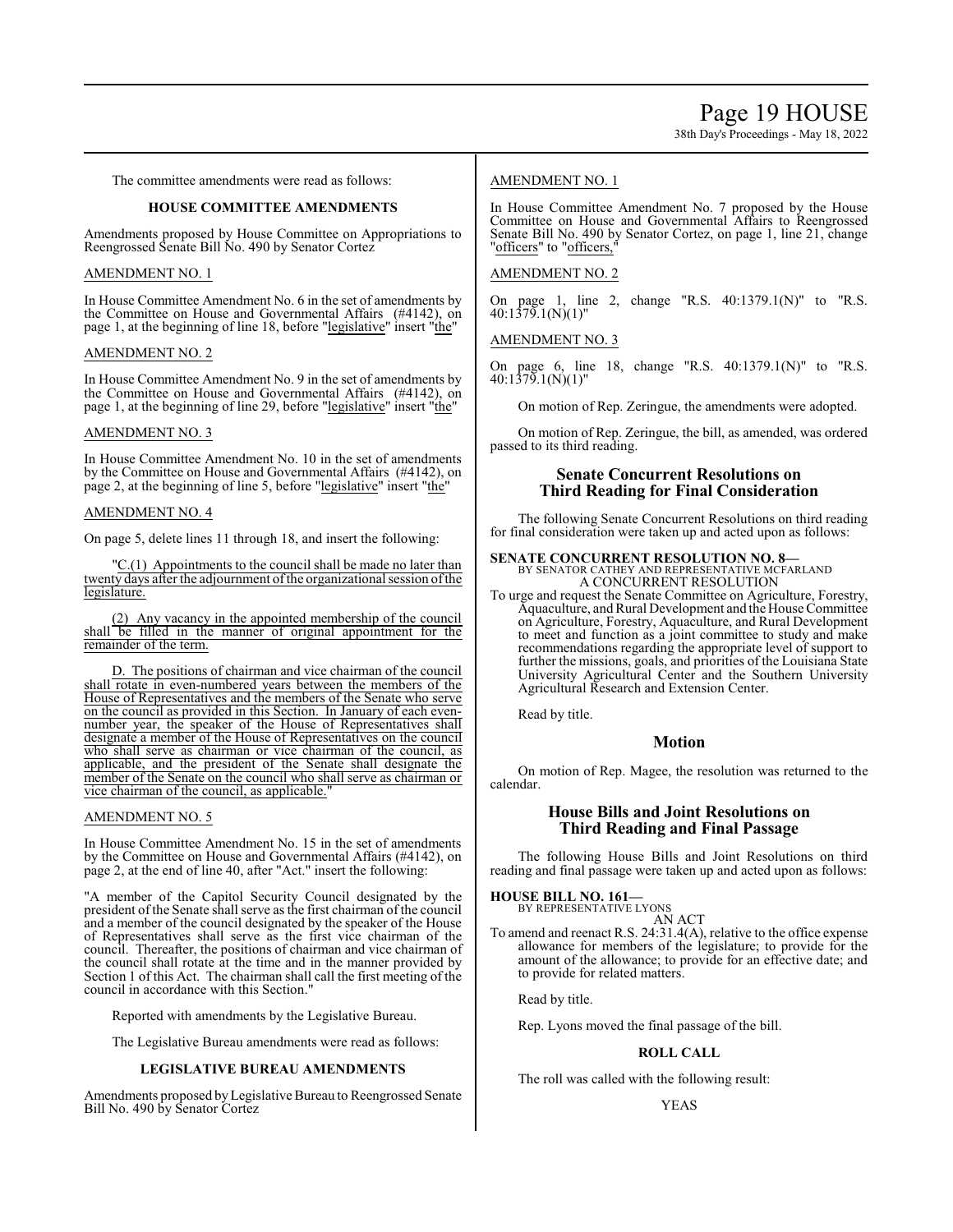The committee amendments were read as follows:

**HOUSE COMMITTEE AMENDMENTS**

Amendments proposed by House Committee on Appropriations to Reengrossed Senate Bill No. 490 by Senator Cortez

AMENDMENT NO. 1

In House Committee Amendment No. 6 in the set of amendments by the Committee on House and Governmental Affairs (#4142), on page 1, at the beginning of line 18, before "legislative" insert "the"

AMENDMENT NO. 2

In House Committee Amendment No. 9 in the set of amendments by the Committee on House and Governmental Affairs (#4142), on page 1, at the beginning of line 29, before "legislative" insert "the"

AMENDMENT NO. 3

In House Committee Amendment No. 10 in the set of amendments by the Committee on House and Governmental Affairs (#4142), on page 2, at the beginning of line 5, before "legislative" insert "the"

AMENDMENT NO. 4

On page 5, delete lines 11 through 18, and insert the following:

"C.(1) Appointments to the council shall be made no later than twenty days after the adjournment of the organizational session of the legislature.

(2) Any vacancy in the appointed membership of the council shall be filled in the manner of original appointment for the remainder of the term.

D. The positions of chairman and vice chairman of the council shall rotate in even-numbered years between the members of the House of Representatives and the members of the Senate who serve on the council as provided in this Section. In January of each even-number year, the speaker of the House of Representatives shall designate a member of the House of Representatives on the council who shall serve as chairman or vice chairman of the council, as applicable, and the president of the Senate shall designate the member of the Senate on the council who shall serve as chairman or vice chairman of the council, as applicable."

AMENDMENT NO. 5

In House Committee Amendment No. 15 in the set of amendments by the Committee on House and Governmental Affairs (#4142), on page 2, at the end of line 40, after "Act." insert the following:

"A member of the Capitol Security Council designated by the president of the Senate shall serve as the first chairman of the council and a member of the council designated by the speaker of the House of Representatives shall serve as the first vice chairman of the council. Thereafter, the positions of chairman and vice chairman of the council shall rotate at the time and in the manner provided by Section 1 of this Act. The chairman shall call the first meeting of the council in accordance with this Section."

Reported with amendments by the Legislative Bureau.

The Legislative Bureau amendments were read as follows:

**LEGISLATIVE BUREAU AMENDMENTS**

Amendments proposed by Legislative Bureau to Reengrossed Senate Bill No. 490 by Senator Cortez

AMENDMENT NO. 1

In House Committee Amendment No. 7 proposed by the House Committee on House and Governmental Affairs to Reengrossed Senate Bill No. 490 by Senator Cortez, on page 1, line 21, change "officers" to "officers,"

AMENDMENT NO. 2

On page 1, line 2, change "R.S. 40:1379.1(N)" to "R.S. 40:1379.1(N)(1)"

AMENDMENT NO. 3

On page 6, line 18, change "R.S. 40:1379.1(N)" to "R.S. 40:1379.1(N)(1)"

On motion of Rep. Zeringue, the amendments were adopted.

On motion of Rep. Zeringue, the bill, as amended, was ordered passed to its third reading.

## Senate Concurrent Resolutions on Third Reading for Final Consideration

The following Senate Concurrent Resolutions on third reading for final consideration were taken up and acted upon as follows:

**SENATE CONCURRENT RESOLUTION NO. 8—**
BY SENATOR CATHEY AND REPRESENTATIVE MCFARLAND
A CONCURRENT RESOLUTION

To urge and request the Senate Committee on Agriculture, Forestry, Aquaculture, and Rural Development and the House Committee on Agriculture, Forestry, Aquaculture, and Rural Development to meet and function as a joint committee to study and make recommendations regarding the appropriate level of support to further the missions, goals, and priorities of the Louisiana State University Agricultural Center and the Southern University Agricultural Research and Extension Center.

Read by title.

## Motion

On motion of Rep. Magee, the resolution was returned to the calendar.

## House Bills and Joint Resolutions on Third Reading and Final Passage

The following House Bills and Joint Resolutions on third reading and final passage were taken up and acted upon as follows:

**HOUSE BILL NO. 161—**
BY REPRESENTATIVE LYONS
AN ACT

To amend and reenact R.S. 24:31.4(A), relative to the office expense allowance for members of the legislature; to provide for the amount of the allowance; to provide for an effective date; and to provide for related matters.

Read by title.

Rep. Lyons moved the final passage of the bill.

**ROLL CALL**

The roll was called with the following result:

YEAS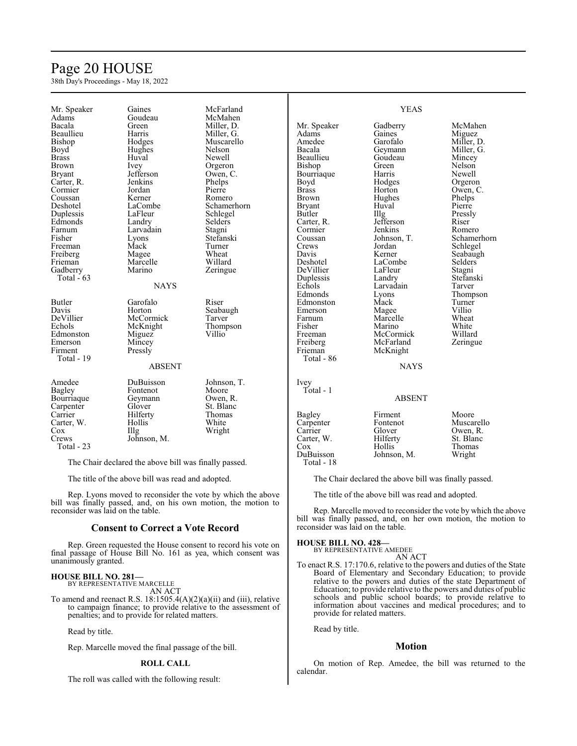| | | |
|---|---|---|
| Mr. Speaker | Gaines | McFarland |
| Adams | Goudeau | McMahen |
| Bacala | Green | Miller, D. |
| Beaullieu | Harris | Miller, G. |
| Bishop | Hodges | Muscarello |
| Boyd | Hughes | Nelson |
| Brass | Huval | Newell |
| Brown | Ivey | Orgeron |
| Bryant | Jefferson | Owen, C. |
| Carter, R. | Jenkins | Phelps |
| Cormier | Jordan | Pierre |
| Coussan | Kerner | Romero |
| Deshotel | LaCombe | Schamerhorn |
| Duplessis | LaFleur | Schlegel |
| Edmonds | Landry | Selders |
| Farnum | Larvadain | Stagni |
| Fisher | Lyons | Stefanski |
| Freeman | Mack | Turner |
| Freiberg | Magee | Wheat |
| Frieman | Marcelle | Willard |
| Gadberry | Marino | Zeringue |
| Total - 63 | | |

NAYS

| | | |
|---|---|---|
| Butler | Garofalo | Riser |
| Davis | Horton | Seabaugh |
| DeVillier | McCormick | Tarver |
| Echols | McKnight | Thompson |
| Edmonston | Miguez | Villio |
| Emerson | Mincey | |
| Firment | Pressly | |
| Total - 19 | | |

ABSENT

| | | |
|---|---|---|
| Amedee | DuBuisson | Johnson, T. |
| Bagley | Fontenot | Moore |
| Bourriaque | Geymann | Owen, R. |
| Carpenter | Glover | St. Blanc |
| Carrier | Hilferty | Thomas |
| Carter, W. | Hollis | White |
| Cox | Illg | Wright |
| Crews | Johnson, M. | |
| Total - 23 | | |

The Chair declared the above bill was finally passed.

The title of the above bill was read and adopted.

Rep. Lyons moved to reconsider the vote by which the above bill was finally passed, and, on his own motion, the motion to reconsider was laid on the table.

## Consent to Correct a Vote Record

Rep. Green requested the House consent to record his vote on final passage of House Bill No. 161 as yea, which consent was unanimously granted.

**HOUSE BILL NO. 281—**
BY REPRESENTATIVE MARCELLE
AN ACT

To amend and reenact R.S. 18:1505.4(A)(2)(a)(ii) and (iii), relative to campaign finance; to provide relative to the assessment of penalties; and to provide for related matters.

Read by title.

Rep. Marcelle moved the final passage of the bill.

**ROLL CALL**

The roll was called with the following result:

YEAS

| | | |
|---|---|---|
| Mr. Speaker | Gadberry | McMahen |
| Adams | Gaines | Miguez |
| Amedee | Garofalo | Miller, D. |
| Bacala | Geymann | Miller, G. |
| Beaullieu | Goudeau | Mincey |
| Bishop | Green | Nelson |
| Bourriaque | Harris | Newell |
| Boyd | Hodges | Orgeron |
| Brass | Horton | Owen, C. |
| Brown | Hughes | Phelps |
| Bryant | Huval | Pierre |
| Butler | Illg | Pressly |
| Carter, R. | Jefferson | Riser |
| Cormier | Jenkins | Romero |
| Coussan | Johnson, T. | Schamerhorn |
| Crews | Jordan | Schlegel |
| Davis | Kerner | Seabaugh |
| Deshotel | LaCombe | Selders |
| DeVillier | LaFleur | Stagni |
| Duplessis | Landry | Stefanski |
| Echols | Larvadain | Tarver |
| Edmonds | Lyons | Thompson |
| Edmonston | Mack | Turner |
| Emerson | Magee | Villio |
| Farnum | Marcelle | Wheat |
| Fisher | Marino | White |
| Freeman | McCormick | Willard |
| Freiberg | McFarland | Zeringue |
| Frieman | McKnight | |
| Total - 86 | | |

NAYS

| |
|---|
| Ivey |
| Total - 1 |

ABSENT

| | | |
|---|---|---|
| Bagley | Firment | Moore |
| Carpenter | Fontenot | Muscarello |
| Carrier | Glover | Owen, R. |
| Carter, W. | Hilferty | St. Blanc |
| Cox | Hollis | Thomas |
| DuBuisson | Johnson, M. | Wright |
| Total - 18 | | |

The Chair declared the above bill was finally passed.

The title of the above bill was read and adopted.

Rep. Marcelle moved to reconsider the vote by which the above bill was finally passed, and, on her own motion, the motion to reconsider was laid on the table.

**HOUSE BILL NO. 428—**
BY REPRESENTATIVE AMEDEE
AN ACT

To enact R.S. 17:170.6, relative to the powers and duties of the State Board of Elementary and Secondary Education; to provide relative to the powers and duties of the state Department of Education; to provide relative to the powers and duties of public schools and public school boards; to provide relative to information about vaccines and medical procedures; and to provide for related matters.

Read by title.

## Motion

On motion of Rep. Amedee, the bill was returned to the calendar.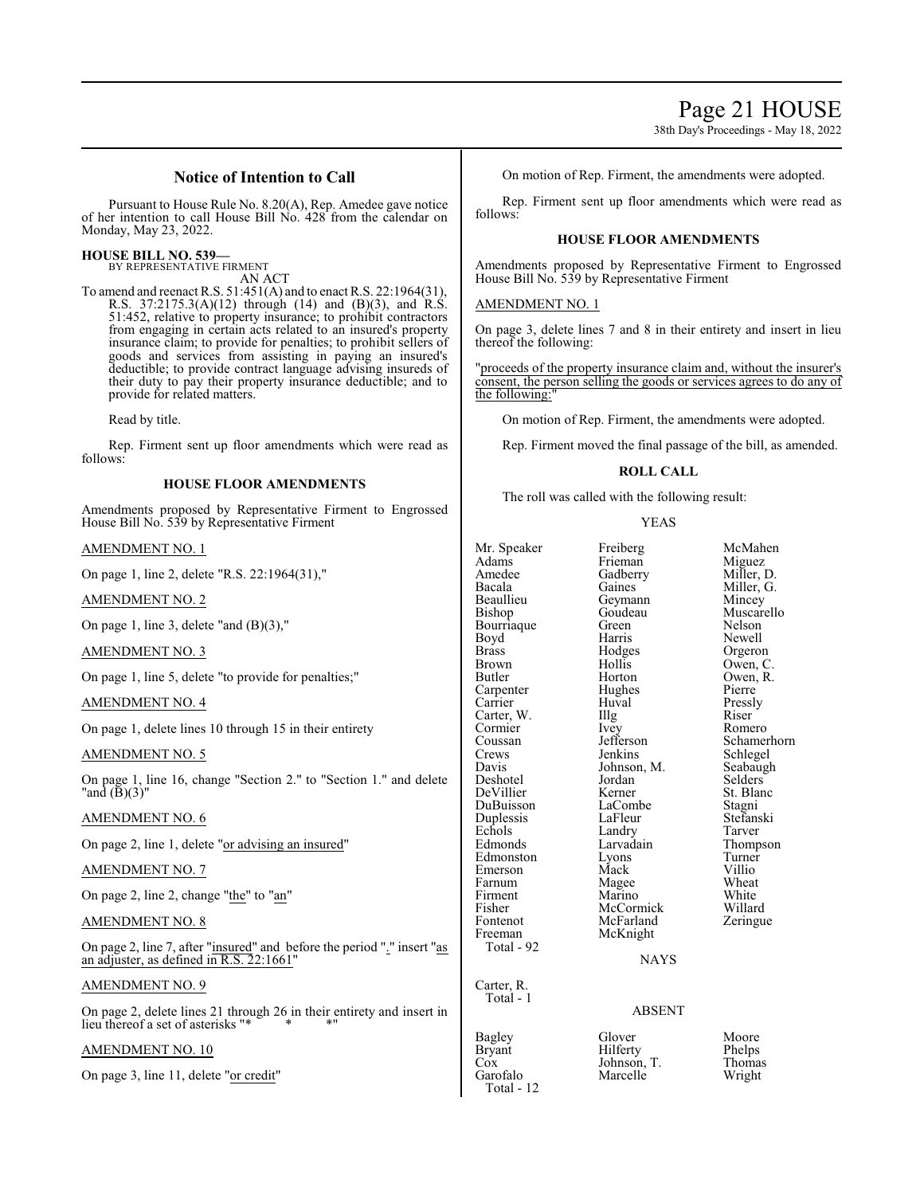## Notice of Intention to Call

Pursuant to House Rule No. 8.20(A), Rep. Amedee gave notice of her intention to call House Bill No. 428 from the calendar on Monday, May 23, 2022.

**HOUSE BILL NO. 539—**
BY REPRESENTATIVE FIRMENT
AN ACT

To amend and reenact R.S. 51:451(A) and to enact R.S. 22:1964(31), R.S. 37:2175.3(A)(12) through (14) and (B)(3), and R.S. 51:452, relative to property insurance; to prohibit contractors from engaging in certain acts related to an insured's property insurance claim; to provide for penalties; to prohibit sellers of goods and services from assisting in paying an insured's deductible; to provide contract language advising insureds of their duty to pay their property insurance deductible; and to provide for related matters.

Read by title.

Rep. Firment sent up floor amendments which were read as follows:

### HOUSE FLOOR AMENDMENTS

Amendments proposed by Representative Firment to Engrossed House Bill No. 539 by Representative Firment

AMENDMENT NO. 1

On page 1, line 2, delete "R.S. 22:1964(31),"

AMENDMENT NO. 2

On page 1, line 3, delete "and (B)(3),"

AMENDMENT NO. 3

On page 1, line 5, delete "to provide for penalties;"

AMENDMENT NO. 4

On page 1, delete lines 10 through 15 in their entirety

AMENDMENT NO. 5

On page 1, line 16, change "Section 2." to "Section 1." and delete "and (B)(3)"

AMENDMENT NO. 6

On page 2, line 1, delete "or advising an insured"

AMENDMENT NO. 7

On page 2, line 2, change "the" to "an"

AMENDMENT NO. 8

On page 2, line 7, after "insured" and before the period "." insert "as an adjuster, as defined in R.S. 22:1661"

AMENDMENT NO. 9

On page 2, delete lines 21 through 26 in their entirety and insert in lieu thereof a set of asterisks "* * *"

AMENDMENT NO. 10

On page 3, line 11, delete "or credit"

On motion of Rep. Firment, the amendments were adopted.

Rep. Firment sent up floor amendments which were read as follows:

### HOUSE FLOOR AMENDMENTS

Amendments proposed by Representative Firment to Engrossed House Bill No. 539 by Representative Firment

AMENDMENT NO. 1

On page 3, delete lines 7 and 8 in their entirety and insert in lieu thereof the following:

"proceeds of the property insurance claim and, without the insurer's consent, the person selling the goods or services agrees to do any of the following:"

On motion of Rep. Firment, the amendments were adopted.

Rep. Firment moved the final passage of the bill, as amended.

### ROLL CALL

The roll was called with the following result:

YEAS

| | | |
|---|---|---|
| Mr. Speaker | Freiberg | McMahen |
| Adams | Frieman | Miguez |
| Amedee | Gadberry | Miller, D. |
| Bacala | Gaines | Miller, G. |
| Beaullieu | Geymann | Mincey |
| Bishop | Goudeau | Muscarello |
| Bourriaque | Green | Nelson |
| Boyd | Harris | Newell |
| Brass | Hodges | Orgeron |
| Brown | Hollis | Owen, C. |
| Butler | Horton | Owen, R. |
| Carpenter | Hughes | Pierre |
| Carrier | Huval | Pressly |
| Carter, W. | Illg | Riser |
| Cormier | Ivey | Romero |
| Coussan | Jefferson | Schamerhorn |
| Crews | Jenkins | Schlegel |
| Davis | Johnson, M. | Seabaugh |
| Deshotel | Jordan | Selders |
| DeVillier | Kerner | St. Blanc |
| DuBuisson | LaCombe | Stagni |
| Duplessis | LaFleur | Stefanski |
| Echols | Landry | Tarver |
| Edmonds | Larvadain | Thompson |
| Edmonston | Lyons | Turner |
| Emerson | Mack | Villio |
| Farnum | Magee | Wheat |
| Firment | Marino | White |
| Fisher | McCormick | Willard |
| Fontenot | McFarland | Zeringue |
| Freeman | McKnight | |

Total - 92

NAYS

Carter, R.

Total - 1

ABSENT

| | | |
|---|---|---|
| Bagley | Glover | Moore |
| Bryant | Hilferty | Phelps |
| Cox | Johnson, T. | Thomas |
| Garofalo | Marcelle | Wright |

Total - 12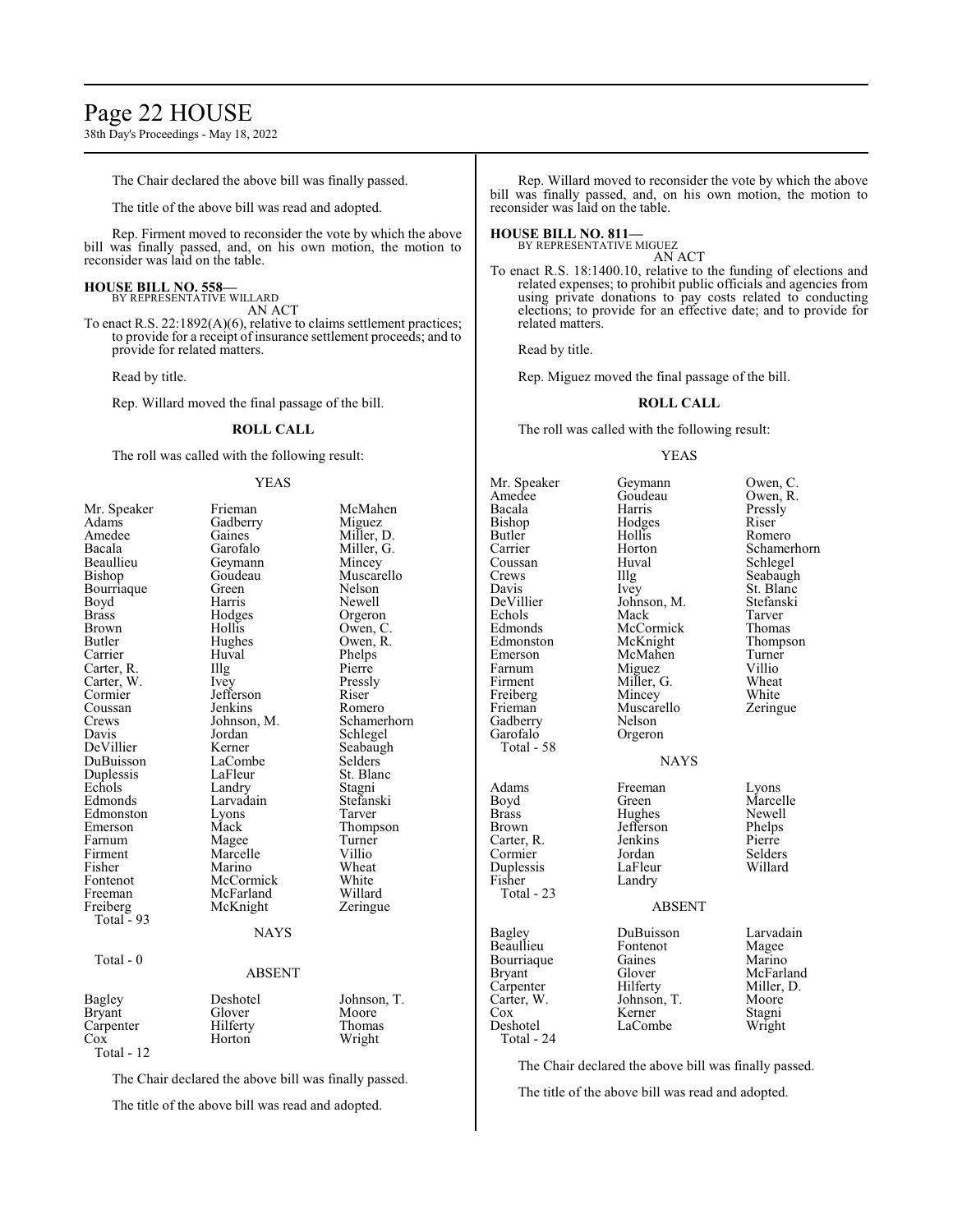The Chair declared the above bill was finally passed.

The title of the above bill was read and adopted.

Rep. Firment moved to reconsider the vote by which the above bill was finally passed, and, on his own motion, the motion to reconsider was laid on the table.

**HOUSE BILL NO. 558—**
BY REPRESENTATIVE WILLARD
AN ACT

To enact R.S. 22:1892(A)(6), relative to claims settlement practices; to provide for a receipt of insurance settlement proceeds; and to provide for related matters.

Read by title.

Rep. Willard moved the final passage of the bill.

**ROLL CALL**

The roll was called with the following result:

YEAS

| | | |
|---|---|---|
| Mr. Speaker | Frieman | McMahen |
| Adams | Gadberry | Miguez |
| Amedee | Gaines | Miller, D. |
| Bacala | Garofalo | Miller, G. |
| Beaullieu | Geymann | Mincey |
| Bishop | Goudeau | Muscarello |
| Bourriaque | Green | Nelson |
| Boyd | Harris | Newell |
| Brass | Hodges | Orgeron |
| Brown | Hollis | Owen, C. |
| Butler | Hughes | Owen, R. |
| Carrier | Huval | Phelps |
| Carter, R. | Illg | Pierre |
| Carter, W. | Ivey | Pressly |
| Cormier | Jefferson | Riser |
| Coussan | Jenkins | Romero |
| Crews | Johnson, M. | Schamerhorn |
| Davis | Jordan | Schlegel |
| DeVillier | Kerner | Seabaugh |
| DuBuisson | LaCombe | Selders |
| Duplessis | LaFleur | St. Blanc |
| Echols | Landry | Stagni |
| Edmonds | Larvadain | Stefanski |
| Edmonston | Lyons | Tarver |
| Emerson | Mack | Thompson |
| Farnum | Magee | Turner |
| Firment | Marcelle | Villio |
| Fisher | Marino | Wheat |
| Fontenot | McCormick | White |
| Freeman | McFarland | Willard |
| Freiberg | McKnight | Zeringue |

Total - 93

NAYS

Total - 0

ABSENT

| | | |
|---|---|---|
| Bagley | Deshotel | Johnson, T. |
| Bryant | Glover | Moore |
| Carpenter | Hilferty | Thomas |
| Cox | Horton | Wright |

Total - 12

The Chair declared the above bill was finally passed.

The title of the above bill was read and adopted.

Rep. Willard moved to reconsider the vote by which the above bill was finally passed, and, on his own motion, the motion to reconsider was laid on the table.

**HOUSE BILL NO. 811—**
BY REPRESENTATIVE MIGUEZ
AN ACT

To enact R.S. 18:1400.10, relative to the funding of elections and related expenses; to prohibit public officials and agencies from using private donations to pay costs related to conducting elections; to provide for an effective date; and to provide for related matters.

Read by title.

Rep. Miguez moved the final passage of the bill.

**ROLL CALL**

The roll was called with the following result:

YEAS

| | | |
|---|---|---|
| Mr. Speaker | Geymann | Owen, C. |
| Amedee | Goudeau | Owen, R. |
| Bacala | Harris | Pressly |
| Bishop | Hodges | Riser |
| Butler | Hollis | Romero |
| Carrier | Horton | Schamerhorn |
| Coussan | Huval | Schlegel |
| Crews | Illg | Seabaugh |
| Davis | Ivey | St. Blanc |
| DeVillier | Johnson, M. | Stefanski |
| Echols | Mack | Tarver |
| Edmonds | McCormick | Thomas |
| Edmonston | McKnight | Thompson |
| Emerson | McMahen | Turner |
| Farnum | Miguez | Villio |
| Firment | Miller, G. | Wheat |
| Freiberg | Mincey | White |
| Frieman | Muscarello | Zeringue |
| Gadberry | Nelson | |
| Garofalo | Orgeron | |

Total - 58

NAYS

| | | |
|---|---|---|
| Adams | Freeman | Lyons |
| Boyd | Green | Marcelle |
| Brass | Hughes | Newell |
| Brown | Jefferson | Phelps |
| Carter, R. | Jenkins | Pierre |
| Cormier | Jordan | Selders |
| Duplessis | LaFleur | Willard |
| Fisher | Landry | |

Total - 23

ABSENT

| | | |
|---|---|---|
| Bagley | DuBuisson | Larvadain |
| Beaullieu | Fontenot | Magee |
| Bourriaque | Gaines | Marino |
| Bryant | Glover | McFarland |
| Carpenter | Hilferty | Miller, D. |
| Carter, W. | Johnson, T. | Moore |
| Cox | Kerner | Stagni |
| Deshotel | LaCombe | Wright |

Total - 24

The Chair declared the above bill was finally passed.

The title of the above bill was read and adopted.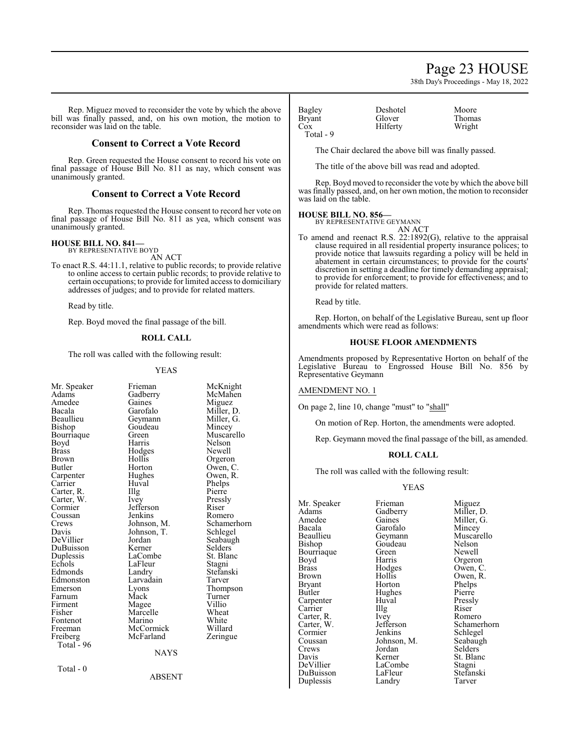Rep. Miguez moved to reconsider the vote by which the above bill was finally passed, and, on his own motion, the motion to reconsider was laid on the table.

## Consent to Correct a Vote Record

Rep. Green requested the House consent to record his vote on final passage of House Bill No. 811 as nay, which consent was unanimously granted.

## Consent to Correct a Vote Record

Rep. Thomas requested the House consent to record her vote on final passage of House Bill No. 811 as yea, which consent was unanimously granted.

**HOUSE BILL NO. 841—**
BY REPRESENTATIVE BOYD
AN ACT

To enact R.S. 44:11.1, relative to public records; to provide relative to online access to certain public records; to provide relative to certain occupations; to provide for limited access to domiciliary addresses of judges; and to provide for related matters.

Read by title.

Rep. Boyd moved the final passage of the bill.

### ROLL CALL

The roll was called with the following result:

YEAS

| | | |
|---|---|---|
| Mr. Speaker | Frieman | McKnight |
| Adams | Gadberry | McMahen |
| Amedee | Gaines | Miguez |
| Bacala | Garofalo | Miller, D. |
| Beaullieu | Geymann | Miller, G. |
| Bishop | Goudeau | Mincey |
| Bourriaque | Green | Muscarello |
| Boyd | Harris | Nelson |
| Brass | Hodges | Newell |
| Brown | Hollis | Orgeron |
| Butler | Horton | Owen, C. |
| Carpenter | Hughes | Owen, R. |
| Carrier | Huval | Phelps |
| Carter, R. | Illg | Pierre |
| Carter, W. | Ivey | Pressly |
| Cormier | Jefferson | Riser |
| Coussan | Jenkins | Romero |
| Crews | Johnson, M. | Schamerhorn |
| Davis | Johnson, T. | Schlegel |
| DeVillier | Jordan | Seabaugh |
| DuBuisson | Kerner | Selders |
| Duplessis | LaCombe | St. Blanc |
| Echols | LaFleur | Stagni |
| Edmonds | Landry | Stefanski |
| Edmonston | Larvadain | Tarver |
| Emerson | Lyons | Thompson |
| Farnum | Mack | Turner |
| Firment | Magee | Villio |
| Fisher | Marcelle | Wheat |
| Fontenot | Marino | White |
| Freeman | McCormick | Willard |
| Freiberg | McFarland | Zeringue |

Total - 96

NAYS

Total - 0

ABSENT

| | | |
|---|---|---|
| Bagley | Deshotel | Moore |
| Bryant | Glover | Thomas |
| Cox | Hilferty | Wright |

Total - 9

The Chair declared the above bill was finally passed.

The title of the above bill was read and adopted.

Rep. Boyd moved to reconsider the vote by which the above bill was finally passed, and, on her own motion, the motion to reconsider was laid on the table.

**HOUSE BILL NO. 856—**
BY REPRESENTATIVE GEYMANN
AN ACT

To amend and reenact R.S. 22:1892(G), relative to the appraisal clause required in all residential property insurance polices; to provide notice that lawsuits regarding a policy will be held in abatement in certain circumstances; to provide for the courts' discretion in setting a deadline for timely demanding appraisal; to provide for enforcement; to provide for effectiveness; and to provide for related matters.

Read by title.

Rep. Horton, on behalf of the Legislative Bureau, sent up floor amendments which were read as follows:

### HOUSE FLOOR AMENDMENTS

Amendments proposed by Representative Horton on behalf of the Legislative Bureau to Engrossed House Bill No. 856 by Representative Geymann

AMENDMENT NO. 1

On page 2, line 10, change "must" to "shall"

On motion of Rep. Horton, the amendments were adopted.

Rep. Geymann moved the final passage of the bill, as amended.

### ROLL CALL

The roll was called with the following result:

YEAS

| | | |
|---|---|---|
| Mr. Speaker | Frieman | Miguez |
| Adams | Gadberry | Miller, D. |
| Amedee | Gaines | Miller, G. |
| Bacala | Garofalo | Mincey |
| Beaullieu | Geymann | Muscarello |
| Bishop | Goudeau | Nelson |
| Bourriaque | Green | Newell |
| Boyd | Harris | Orgeron |
| Brass | Hodges | Owen, C. |
| Brown | Hollis | Owen, R. |
| Bryant | Horton | Phelps |
| Butler | Hughes | Pierre |
| Carpenter | Huval | Pressly |
| Carrier | Illg | Riser |
| Carter, R. | Ivey | Romero |
| Carter, W. | Jefferson | Schamerhorn |
| Cormier | Jenkins | Schlegel |
| Coussan | Johnson, M. | Seabaugh |
| Crews | Jordan | Selders |
| Davis | Kerner | St. Blanc |
| DeVillier | LaCombe | Stagni |
| DuBuisson | LaFleur | Stefanski |
| Duplessis | Landry | Tarver |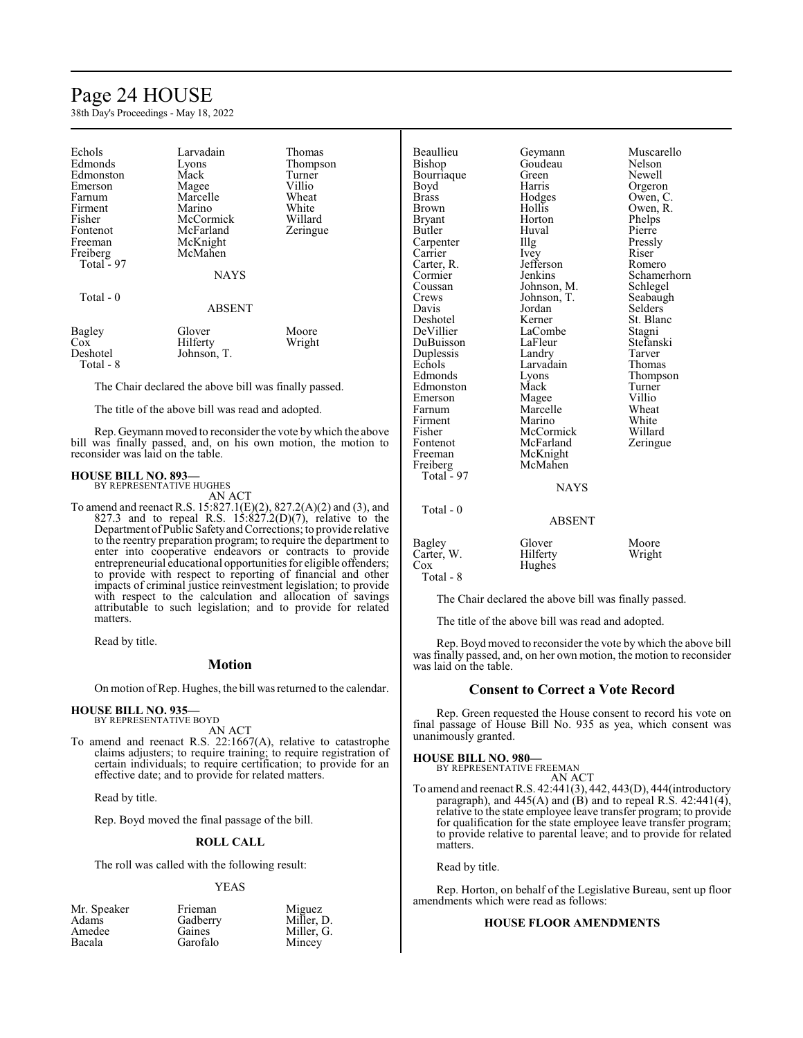| | | |
|---|---|---|
| Echols | Larvadain | Thomas |
| Edmonds | Lyons | Thompson |
| Edmonston | Mack | Turner |
| Emerson | Magee | Villio |
| Farnum | Marcelle | Wheat |
| Firment | Marino | White |
| Fisher | McCormick | Willard |
| Fontenot | McFarland | Zeringue |
| Freeman | McKnight | |
| Freiberg | McMahen | |
| Total - 97 | | |

NAYS

Total - 0

ABSENT

| | | |
|---|---|---|
| Bagley | Glover | Moore |
| Cox | Hilferty | Wright |
| Deshotel | Johnson, T. | |
| Total - 8 | | |

The Chair declared the above bill was finally passed.

The title of the above bill was read and adopted.

Rep. Geymann moved to reconsider the vote by which the above bill was finally passed, and, on his own motion, the motion to reconsider was laid on the table.

**HOUSE BILL NO. 893—**
BY REPRESENTATIVE HUGHES
AN ACT

To amend and reenact R.S. 15:827.1(E)(2), 827.2(A)(2) and (3), and 827.3 and to repeal R.S. 15:827.2(D)(7), relative to the Department of Public Safety and Corrections; to provide relative to the reentry preparation program; to require the department to enter into cooperative endeavors or contracts to provide entrepreneurial educational opportunities for eligible offenders; to provide with respect to reporting of financial and other impacts of criminal justice reinvestment legislation; to provide with respect to the calculation and allocation of savings attributable to such legislation; and to provide for related matters.

Read by title.

## Motion

On motion of Rep. Hughes, the bill was returned to the calendar.

**HOUSE BILL NO. 935—**
BY REPRESENTATIVE BOYD
AN ACT

To amend and reenact R.S. 22:1667(A), relative to catastrophe claims adjusters; to require training; to require registration of certain individuals; to require certification; to provide for an effective date; and to provide for related matters.

Read by title.

Rep. Boyd moved the final passage of the bill.

**ROLL CALL**

The roll was called with the following result:

YEAS

| | | |
|---|---|---|
| Mr. Speaker | Frieman | Miguez |
| Adams | Gadberry | Miller, D. |
| Amedee | Gaines | Miller, G. |
| Bacala | Garofalo | Mincey |
| Beaullieu | Geymann | Muscarello |
| Bishop | Goudeau | Nelson |
| Bourriaque | Green | Newell |
| Boyd | Harris | Orgeron |
| Brass | Hodges | Owen, C. |
| Brown | Hollis | Owen, R. |
| Bryant | Horton | Phelps |
| Butler | Huval | Pierre |
| Carpenter | Illg | Pressly |
| Carrier | Ivey | Riser |
| Carter, R. | Jefferson | Romero |
| Cormier | Jenkins | Schamerhorn |
| Coussan | Johnson, M. | Schlegel |
| Crews | Johnson, T. | Seabaugh |
| Davis | Jordan | Selders |
| Deshotel | Kerner | St. Blanc |
| DeVillier | LaCombe | Stagni |
| DuBuisson | LaFleur | Stefanski |
| Duplessis | Landry | Tarver |
| Echols | Larvadain | Thomas |
| Edmonds | Lyons | Thompson |
| Edmonston | Mack | Turner |
| Emerson | Magee | Villio |
| Farnum | Marcelle | Wheat |
| Firment | Marino | White |
| Fisher | McCormick | Willard |
| Fontenot | McFarland | Zeringue |
| Freeman | McKnight | |
| Freiberg | McMahen | |
| Total - 97 | | |

NAYS

Total - 0

ABSENT

| | | |
|---|---|---|
| Bagley | Glover | Moore |
| Carter, W. | Hilferty | Wright |
| Cox | Hughes | |
| Total - 8 | | |

The Chair declared the above bill was finally passed.

The title of the above bill was read and adopted.

Rep. Boyd moved to reconsider the vote by which the above bill was finally passed, and, on her own motion, the motion to reconsider was laid on the table.

## Consent to Correct a Vote Record

Rep. Green requested the House consent to record his vote on final passage of House Bill No. 935 as yea, which consent was unanimously granted.

**HOUSE BILL NO. 980—**
BY REPRESENTATIVE FREEMAN
AN ACT

To amend and reenact R.S. 42:441(3), 442, 443(D), 444(introductory paragraph), and 445(A) and (B) and to repeal R.S. 42:441(4), relative to the state employee leave transfer program; to provide for qualification for the state employee leave transfer program; to provide relative to parental leave; and to provide for related matters.

Read by title.

Rep. Horton, on behalf of the Legislative Bureau, sent up floor amendments which were read as follows:

**HOUSE FLOOR AMENDMENTS**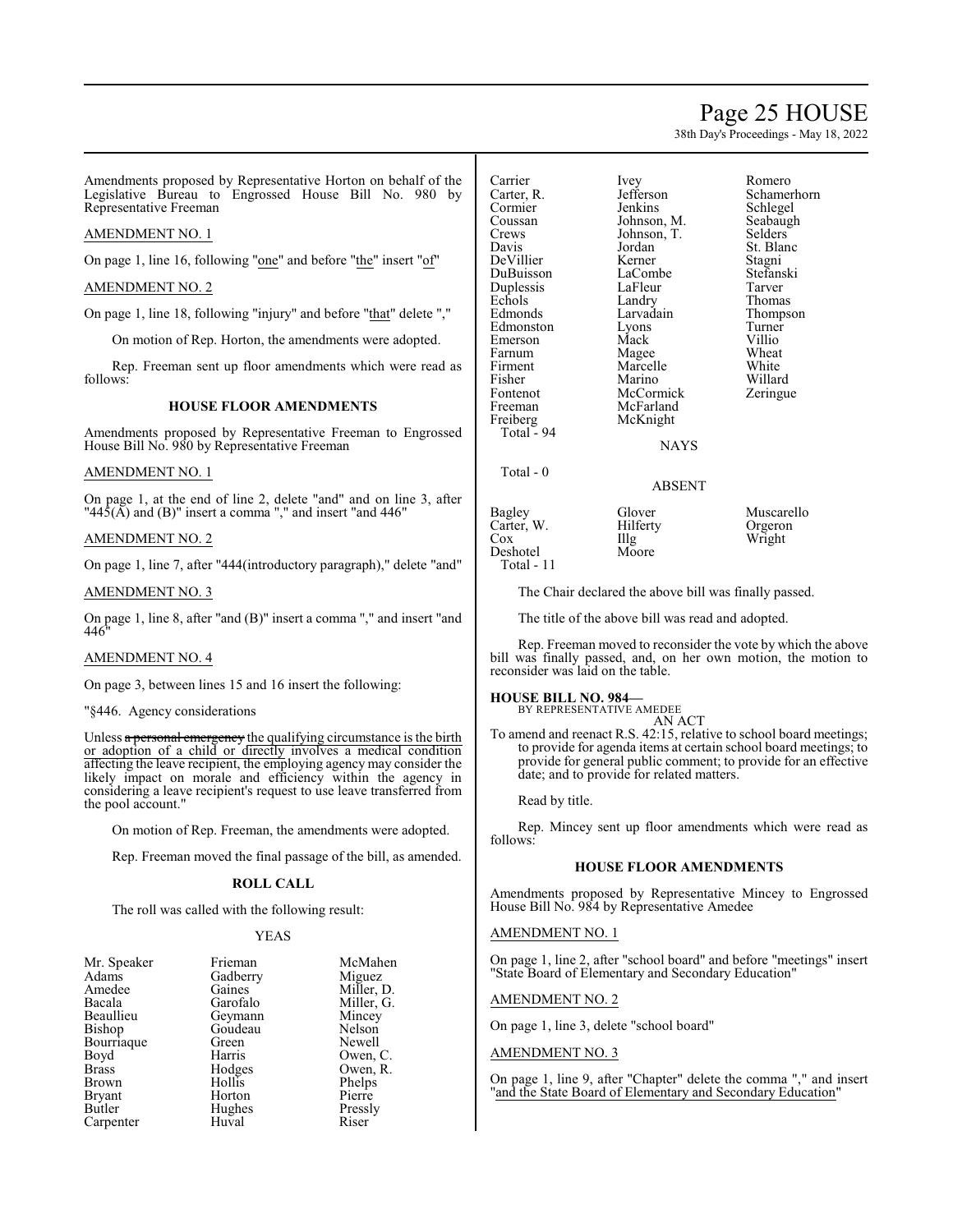Amendments proposed by Representative Horton on behalf of the Legislative Bureau to Engrossed House Bill No. 980 by Representative Freeman

AMENDMENT NO. 1

On page 1, line 16, following "one" and before "the" insert "of"

AMENDMENT NO. 2

On page 1, line 18, following "injury" and before "that" delete ","

On motion of Rep. Horton, the amendments were adopted.

Rep. Freeman sent up floor amendments which were read as follows:

**HOUSE FLOOR AMENDMENTS**

Amendments proposed by Representative Freeman to Engrossed House Bill No. 980 by Representative Freeman

AMENDMENT NO. 1

On page 1, at the end of line 2, delete "and" and on line 3, after "445(A) and (B)" insert a comma "," and insert "and 446"

AMENDMENT NO. 2

On page 1, line 7, after "444(introductory paragraph)," delete "and"

AMENDMENT NO. 3

On page 1, line 8, after "and (B)" insert a comma "," and insert "and 446"

AMENDMENT NO. 4

On page 3, between lines 15 and 16 insert the following:

"§446. Agency considerations

Unless ~~a personal emergency~~ the qualifying circumstance is the birth or adoption of a child or directly involves a medical condition affecting the leave recipient, the employing agency may consider the likely impact on morale and efficiency within the agency in considering a leave recipient's request to use leave transferred from the pool account."

On motion of Rep. Freeman, the amendments were adopted.

Rep. Freeman moved the final passage of the bill, as amended.

**ROLL CALL**

The roll was called with the following result:

YEAS

| | | |
|---|---|---|
| Mr. Speaker | Frieman | McMahen |
| Adams | Gadberry | Miguez |
| Amedee | Gaines | Miller, D. |
| Bacala | Garofalo | Miller, G. |
| Beaullieu | Geymann | Mincey |
| Bishop | Goudeau | Nelson |
| Bourriaque | Green | Newell |
| Boyd | Harris | Owen, C. |
| Brass | Hodges | Owen, R. |
| Brown | Hollis | Phelps |
| Bryant | Horton | Pierre |
| Butler | Hughes | Pressly |
| Carpenter | Huval | Riser |
| Carrier | Ivey | Romero |
| Carter, R. | Jefferson | Schamerhorn |
| Cormier | Jenkins | Schlegel |
| Coussan | Johnson, M. | Seabaugh |
| Crews | Johnson, T. | Selders |
| Davis | Jordan | St. Blanc |
| DeVillier | Kerner | Stagni |
| DuBuisson | LaCombe | Stefanski |
| Duplessis | LaFleur | Tarver |
| Echols | Landry | Thomas |
| Edmonds | Larvadain | Thompson |
| Edmonston | Lyons | Turner |
| Emerson | Mack | Villio |
| Farnum | Magee | Wheat |
| Firment | Marcelle | White |
| Fisher | Marino | Willard |
| Fontenot | McCormick | Zeringue |
| Freeman | McFarland | |
| Freiberg | McKnight | |

Total - 94

NAYS

Total - 0

ABSENT

| | | |
|---|---|---|
| Bagley | Glover | Muscarello |
| Carter, W. | Hilferty | Orgeron |
| Cox | Illg | Wright |
| Deshotel | Moore | |

Total - 11

The Chair declared the above bill was finally passed.

The title of the above bill was read and adopted.

Rep. Freeman moved to reconsider the vote by which the above bill was finally passed, and, on her own motion, the motion to reconsider was laid on the table.

**HOUSE BILL NO. 984—**
BY REPRESENTATIVE AMEDEE
AN ACT

To amend and reenact R.S. 42:15, relative to school board meetings; to provide for agenda items at certain school board meetings; to provide for general public comment; to provide for an effective date; and to provide for related matters.

Read by title.

Rep. Mincey sent up floor amendments which were read as follows:

**HOUSE FLOOR AMENDMENTS**

Amendments proposed by Representative Mincey to Engrossed House Bill No. 984 by Representative Amedee

AMENDMENT NO. 1

On page 1, line 2, after "school board" and before "meetings" insert "State Board of Elementary and Secondary Education"

AMENDMENT NO. 2

On page 1, line 3, delete "school board"

AMENDMENT NO. 3

On page 1, line 9, after "Chapter" delete the comma "," and insert "and the State Board of Elementary and Secondary Education"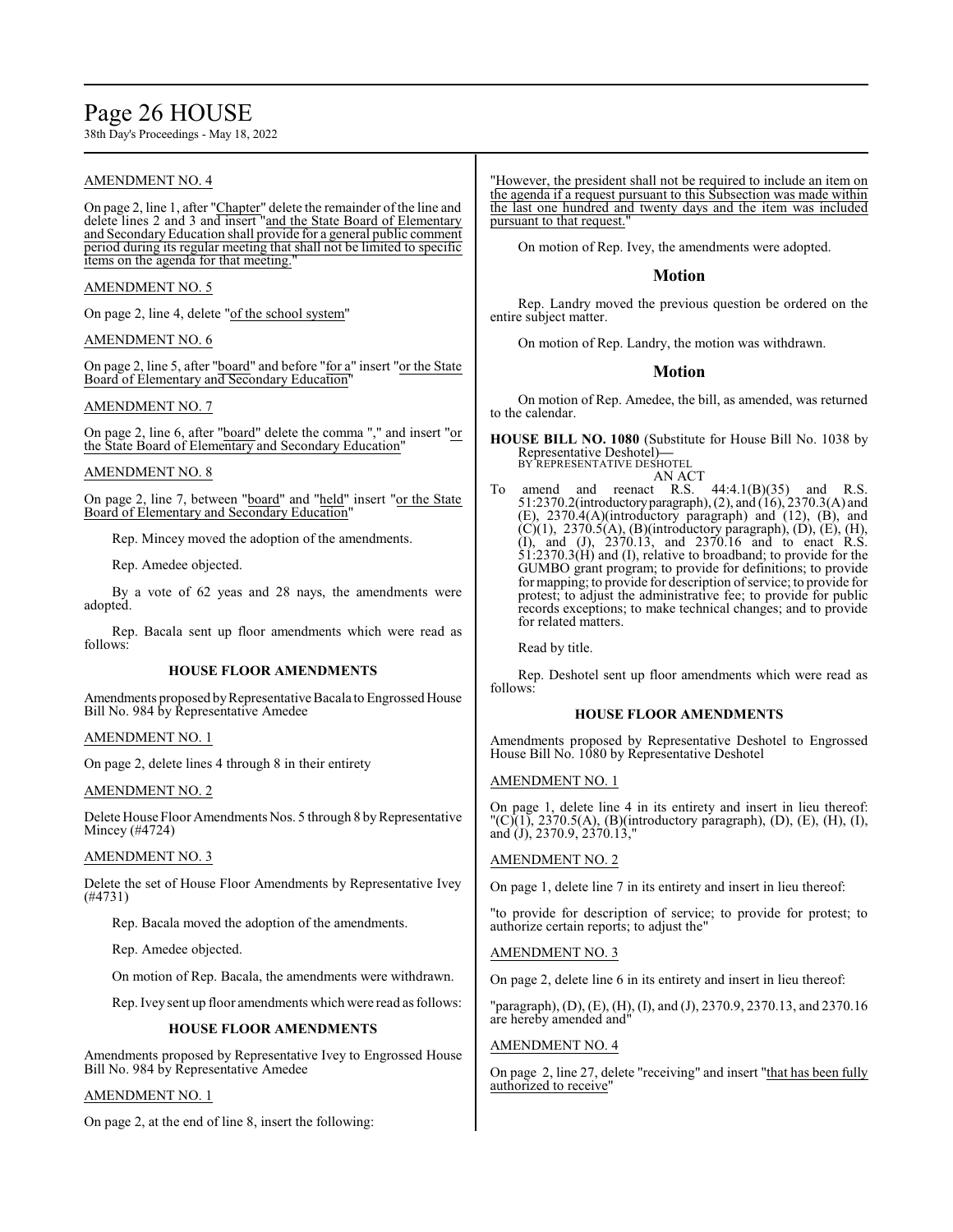AMENDMENT NO. 4

On page 2, line 1, after "Chapter" delete the remainder of the line and delete lines 2 and 3 and insert "and the State Board of Elementary and Secondary Education shall provide for a general public comment period during its regular meeting that shall not be limited to specific items on the agenda for that meeting."

AMENDMENT NO. 5

On page 2, line 4, delete "of the school system"

AMENDMENT NO. 6

On page 2, line 5, after "board" and before "for a" insert "or the State Board of Elementary and Secondary Education"

AMENDMENT NO. 7

On page 2, line 6, after "board" delete the comma "," and insert "or the State Board of Elementary and Secondary Education"

AMENDMENT NO. 8

On page 2, line 7, between "board" and "held" insert "or the State Board of Elementary and Secondary Education"

Rep. Mincey moved the adoption of the amendments.

Rep. Amedee objected.

By a vote of 62 yeas and 28 nays, the amendments were adopted.

Rep. Bacala sent up floor amendments which were read as follows:

**HOUSE FLOOR AMENDMENTS**

Amendments proposed by Representative Bacala to Engrossed House Bill No. 984 by Representative Amedee

AMENDMENT NO. 1

On page 2, delete lines 4 through 8 in their entirety

AMENDMENT NO. 2

Delete House Floor Amendments Nos. 5 through 8 by Representative Mincey (#4724)

AMENDMENT NO. 3

Delete the set of House Floor Amendments by Representative Ivey (#4731)

Rep. Bacala moved the adoption of the amendments.

Rep. Amedee objected.

On motion of Rep. Bacala, the amendments were withdrawn.

Rep. Ivey sent up floor amendments which were read as follows:

**HOUSE FLOOR AMENDMENTS**

Amendments proposed by Representative Ivey to Engrossed House Bill No. 984 by Representative Amedee

AMENDMENT NO. 1

On page 2, at the end of line 8, insert the following:

"However, the president shall not be required to include an item on the agenda if a request pursuant to this Subsection was made within the last one hundred and twenty days and the item was included pursuant to that request."

On motion of Rep. Ivey, the amendments were adopted.

## Motion

Rep. Landry moved the previous question be ordered on the entire subject matter.

On motion of Rep. Landry, the motion was withdrawn.

## Motion

On motion of Rep. Amedee, the bill, as amended, was returned to the calendar.

**HOUSE BILL NO. 1080** (Substitute for House Bill No. 1038 by Representative Deshotel)**—**
BY REPRESENTATIVE DESHOTEL
AN ACT

To amend and reenact R.S. 44:4.1(B)(35) and R.S. 51:2370.2(introductory paragraph), (2), and (16), 2370.3(A) and (E), 2370.4(A)(introductory paragraph) and (12), (B), and (C)(1), 2370.5(A), (B)(introductory paragraph), (D), (E), (H), (I), and (J), 2370.13, and 2370.16 and to enact R.S. 51:2370.3(H) and (I), relative to broadband; to provide for the GUMBO grant program; to provide for definitions; to provide for mapping; to provide for description of service; to provide for protest; to adjust the administrative fee; to provide for public records exceptions; to make technical changes; and to provide for related matters.

Read by title.

Rep. Deshotel sent up floor amendments which were read as follows:

**HOUSE FLOOR AMENDMENTS**

Amendments proposed by Representative Deshotel to Engrossed House Bill No. 1080 by Representative Deshotel

AMENDMENT NO. 1

On page 1, delete line 4 in its entirety and insert in lieu thereof: "(C)(1), 2370.5(A), (B)(introductory paragraph), (D), (E), (H), (I), and (J), 2370.9, 2370.13,"

AMENDMENT NO. 2

On page 1, delete line 7 in its entirety and insert in lieu thereof:

"to provide for description of service; to provide for protest; to authorize certain reports; to adjust the"

AMENDMENT NO. 3

On page 2, delete line 6 in its entirety and insert in lieu thereof:

"paragraph), (D), (E), (H), (I), and (J), 2370.9, 2370.13, and 2370.16 are hereby amended and"

AMENDMENT NO. 4

On page 2, line 27, delete "receiving" and insert "that has been fully authorized to receive"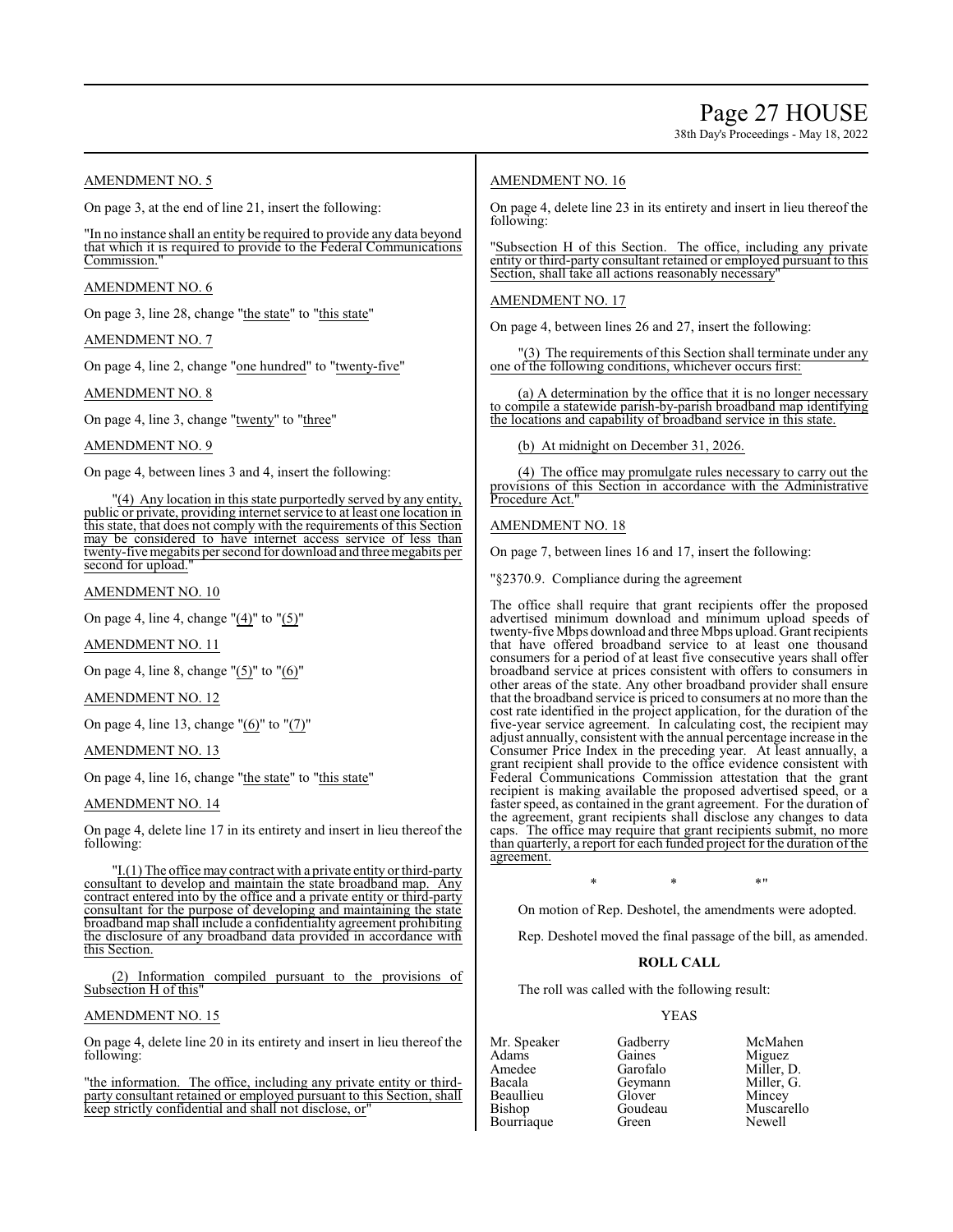AMENDMENT NO. 5

On page 3, at the end of line 21, insert the following:

"In no instance shall an entity be required to provide any data beyond that which it is required to provide to the Federal Communications Commission."

AMENDMENT NO. 6

On page 3, line 28, change "the state" to "this state"

AMENDMENT NO. 7

On page 4, line 2, change "one hundred" to "twenty-five"

AMENDMENT NO. 8

On page 4, line 3, change "twenty" to "three"

AMENDMENT NO. 9

On page 4, between lines 3 and 4, insert the following:

"(4) Any location in this state purportedly served by any entity, public or private, providing internet service to at least one location in this state, that does not comply with the requirements of this Section may be considered to have internet access service of less than twenty-five megabits per second for download and three megabits per second for upload."

AMENDMENT NO. 10

On page 4, line 4, change "(4)" to "(5)"

AMENDMENT NO. 11

On page 4, line 8, change "(5)" to "(6)"

AMENDMENT NO. 12

On page 4, line 13, change "(6)" to "(7)"

AMENDMENT NO. 13

On page 4, line 16, change "the state" to "this state"

AMENDMENT NO. 14

On page 4, delete line 17 in its entirety and insert in lieu thereof the following:

"I.(1) The office may contract with a private entity or third-party consultant to develop and maintain the state broadband map. Any contract entered into by the office and a private entity or third-party consultant for the purpose of developing and maintaining the state broadband map shall include a confidentiality agreement prohibiting the disclosure of any broadband data provided in accordance with this Section.

(2) Information compiled pursuant to the provisions of Subsection H of this"

AMENDMENT NO. 15

On page 4, delete line 20 in its entirety and insert in lieu thereof the following:

"the information. The office, including any private entity or third-party consultant retained or employed pursuant to this Section, shall keep strictly confidential and shall not disclose, or"

AMENDMENT NO. 16

On page 4, delete line 23 in its entirety and insert in lieu thereof the following:

"Subsection H of this Section. The office, including any private entity or third-party consultant retained or employed pursuant to this Section, shall take all actions reasonably necessary"

AMENDMENT NO. 17

On page 4, between lines 26 and 27, insert the following:

"(3) The requirements of this Section shall terminate under any one of the following conditions, whichever occurs first:

(a) A determination by the office that it is no longer necessary to compile a statewide parish-by-parish broadband map identifying the locations and capability of broadband service in this state.

(b) At midnight on December 31, 2026.

(4) The office may promulgate rules necessary to carry out the provisions of this Section in accordance with the Administrative Procedure Act."

AMENDMENT NO. 18

On page 7, between lines 16 and 17, insert the following:

"§2370.9. Compliance during the agreement

The office shall require that grant recipients offer the proposed advertised minimum download and minimum upload speeds of twenty-five Mbps download and three Mbps upload. Grant recipients that have offered broadband service to at least one thousand consumers for a period of at least five consecutive years shall offer broadband service at prices consistent with offers to consumers in other areas of the state. Any other broadband provider shall ensure that the broadband service is priced to consumers at no more than the cost rate identified in the project application, for the duration of the five-year service agreement. In calculating cost, the recipient may adjust annually, consistent with the annual percentage increase in the Consumer Price Index in the preceding year. At least annually, a grant recipient shall provide to the office evidence consistent with Federal Communications Commission attestation that the grant recipient is making available the proposed advertised speed, or a faster speed, as contained in the grant agreement. For the duration of the agreement, grant recipients shall disclose any changes to data caps. The office may require that grant recipients submit, no more than quarterly, a report for each funded project for the duration of the agreement.

\* \* \*"

On motion of Rep. Deshotel, the amendments were adopted.

Rep. Deshotel moved the final passage of the bill, as amended.

**ROLL CALL**

The roll was called with the following result:

YEAS

| | | |
|---|---|---|
| Mr. Speaker | Gadberry | McMahen |
| Adams | Gaines | Miguez |
| Amedee | Garofalo | Miller, D. |
| Bacala | Geymann | Miller, G. |
| Beaullieu | Glover | Mincey |
| Bishop | Goudeau | Muscarello |
| Bourriaque | Green | Newell |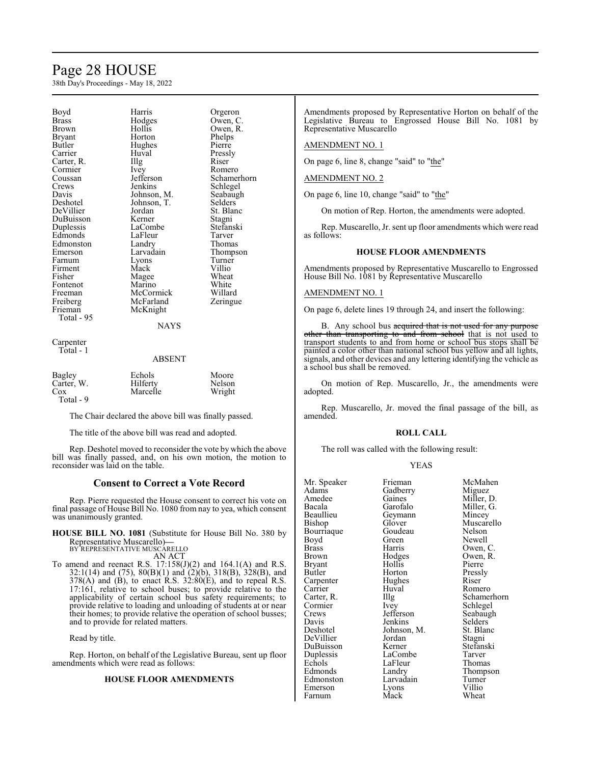| | | |
|---|---|---|
| Boyd | Harris | Orgeron |
| Brass | Hodges | Owen, C. |
| Brown | Hollis | Owen, R. |
| Bryant | Horton | Phelps |
| Butler | Hughes | Pierre |
| Carrier | Huval | Pressly |
| Carter, R. | Illg | Riser |
| Cormier | Ivey | Romero |
| Coussan | Jefferson | Schamerhorn |
| Crews | Jenkins | Schlegel |
| Davis | Johnson, M. | Seabaugh |
| Deshotel | Johnson, T. | Selders |
| DeVillier | Jordan | St. Blanc |
| DuBuisson | Kerner | Stagni |
| Duplessis | LaCombe | Stefanski |
| Edmonds | LaFleur | Tarver |
| Edmonston | Landry | Thomas |
| Emerson | Larvadain | Thompson |
| Farnum | Lyons | Turner |
| Firment | Mack | Villio |
| Fisher | Magee | Wheat |
| Fontenot | Marino | White |
| Freeman | McCormick | Willard |
| Freiberg | McFarland | Zeringue |
| Frieman | McKnight | |

Total - 95

NAYS

Carpenter

Total - 1

ABSENT

| | | |
|---|---|---|
| Bagley | Echols | Moore |
| Carter, W. | Hilferty | Nelson |
| Cox | Marcelle | Wright |

Total - 9

The Chair declared the above bill was finally passed.

The title of the above bill was read and adopted.

Rep. Deshotel moved to reconsider the vote by which the above bill was finally passed, and, on his own motion, the motion to reconsider was laid on the table.

## Consent to Correct a Vote Record

Rep. Pierre requested the House consent to correct his vote on final passage of House Bill No. 1080 from nay to yea, which consent was unanimously granted.

**HOUSE BILL NO. 1081** (Substitute for House Bill No. 380 by Representative Muscarello)—
BY REPRESENTATIVE MUSCARELLO
AN ACT

To amend and reenact R.S. 17:158(J)(2) and 164.1(A) and R.S. 32:1(14) and (75), 80(B)(1) and (2)(b), 318(B), 328(B), and 378(A) and (B), to enact R.S. 32:80(E), and to repeal R.S. 17:161, relative to school buses; to provide relative to the applicability of certain school bus safety requirements; to provide relative to loading and unloading of students at or near their homes; to provide relative the operation of school busses; and to provide for related matters.

Read by title.

Rep. Horton, on behalf of the Legislative Bureau, sent up floor amendments which were read as follows:

### HOUSE FLOOR AMENDMENTS

Amendments proposed by Representative Horton on behalf of the Legislative Bureau to Engrossed House Bill No. 1081 by Representative Muscarello

AMENDMENT NO. 1

On page 6, line 8, change "said" to "the"

AMENDMENT NO. 2

On page 6, line 10, change "said" to "the"

On motion of Rep. Horton, the amendments were adopted.

Rep. Muscarello, Jr. sent up floor amendments which were read as follows:

### HOUSE FLOOR AMENDMENTS

Amendments proposed by Representative Muscarello to Engrossed House Bill No. 1081 by Representative Muscarello

AMENDMENT NO. 1

On page 6, delete lines 19 through 24, and insert the following:

B. Any school bus ~~acquired that is not used for any purpose other than transporting to and from school~~ that is not used to transport students to and from home or school bus stops shall be painted a color other than national school bus yellow and all lights, signals, and other devices and any lettering identifying the vehicle as a school bus shall be removed.

On motion of Rep. Muscarello, Jr., the amendments were adopted.

Rep. Muscarello, Jr. moved the final passage of the bill, as amended.

### ROLL CALL

The roll was called with the following result:

YEAS

| | | |
|---|---|---|
| Mr. Speaker | Frieman | McMahen |
| Adams | Gadberry | Miguez |
| Amedee | Gaines | Miller, D. |
| Bacala | Garofalo | Miller, G. |
| Beaullieu | Geymann | Mincey |
| Bishop | Glover | Muscarello |
| Bourriaque | Goudeau | Nelson |
| Boyd | Green | Newell |
| Brass | Harris | Owen, C. |
| Brown | Hodges | Owen, R. |
| Bryant | Hollis | Pierre |
| Butler | Horton | Pressly |
| Carpenter | Hughes | Riser |
| Carrier | Huval | Romero |
| Carter, R. | Illg | Schamerhorn |
| Cormier | Ivey | Schlegel |
| Crews | Jefferson | Seabaugh |
| Davis | Jenkins | Selders |
| Deshotel | Johnson, M. | St. Blanc |
| DeVillier | Jordan | Stagni |
| DuBuisson | Kerner | Stefanski |
| Duplessis | LaCombe | Tarver |
| Echols | LaFleur | Thomas |
| Edmonds | Landry | Thompson |
| Edmonston | Larvadain | Turner |
| Emerson | Lyons | Villio |
| Farnum | Mack | Wheat |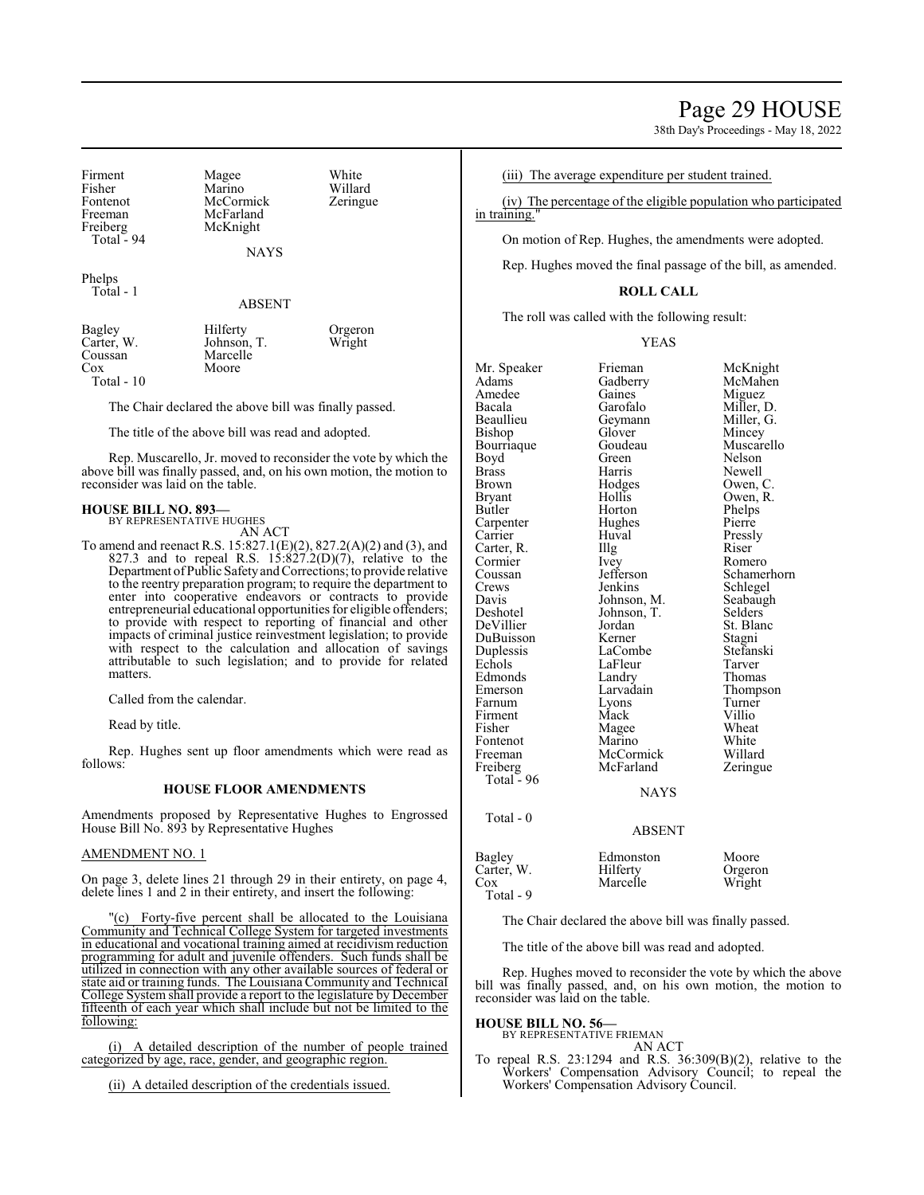| Firment | Magee | White |
|---|---|---|
| Fisher | Marino | Willard |
| Fontenot | McCormick | Zeringue |
| Freeman | McFarland | |
| Freiberg | McKnight | |
| Total - 94 | | |

NAYS

| Phelps |
|---|
| Total - 1 |

ABSENT

| Bagley | Hilferty | Orgeron |
|---|---|---|
| Carter, W. | Johnson, T. | Wright |
| Coussan | Marcelle | |
| Cox | Moore | |
| Total - 10 | | |

The Chair declared the above bill was finally passed.

The title of the above bill was read and adopted.

Rep. Muscarello, Jr. moved to reconsider the vote by which the above bill was finally passed, and, on his own motion, the motion to reconsider was laid on the table.

**HOUSE BILL NO. 893—**
BY REPRESENTATIVE HUGHES
AN ACT

To amend and reenact R.S. 15:827.1(E)(2), 827.2(A)(2) and (3), and 827.3 and to repeal R.S. 15:827.2(D)(7), relative to the Department of Public Safety and Corrections; to provide relative to the reentry preparation program; to require the department to enter into cooperative endeavors or contracts to provide entrepreneurial educational opportunities for eligible offenders; to provide with respect to reporting of financial and other impacts of criminal justice reinvestment legislation; to provide with respect to the calculation and allocation of savings attributable to such legislation; and to provide for related matters.

Called from the calendar.

Read by title.

Rep. Hughes sent up floor amendments which were read as follows:

**HOUSE FLOOR AMENDMENTS**

Amendments proposed by Representative Hughes to Engrossed House Bill No. 893 by Representative Hughes

AMENDMENT NO. 1

On page 3, delete lines 21 through 29 in their entirety, on page 4, delete lines 1 and 2 in their entirety, and insert the following:

"(c) Forty-five percent shall be allocated to the Louisiana Community and Technical College System for targeted investments in educational and vocational training aimed at recidivism reduction programming for adult and juvenile offenders. Such funds shall be utilized in connection with any other available sources of federal or state aid or training funds. The Louisiana Community and Technical College System shall provide a report to the legislature by December fifteenth of each year which shall include but not be limited to the following:

(i) A detailed description of the number of people trained categorized by age, race, gender, and geographic region.

(ii) A detailed description of the credentials issued.

(iii) The average expenditure per student trained.

(iv) The percentage of the eligible population who participated in training."

On motion of Rep. Hughes, the amendments were adopted.

Rep. Hughes moved the final passage of the bill, as amended.

**ROLL CALL**

The roll was called with the following result:

YEAS

| Mr. Speaker | Frieman | McKnight |
|---|---|---|
| Adams | Gadberry | McMahen |
| Amedee | Gaines | Miguez |
| Bacala | Garofalo | Miller, D. |
| Beaullieu | Geymann | Miller, G. |
| Bishop | Glover | Mincey |
| Bourriaque | Goudeau | Muscarello |
| Boyd | Green | Nelson |
| Brass | Harris | Newell |
| Brown | Hodges | Owen, C. |
| Bryant | Hollis | Owen, R. |
| Butler | Horton | Phelps |
| Carpenter | Hughes | Pierre |
| Carrier | Huval | Pressly |
| Carter, R. | Illg | Riser |
| Cormier | Ivey | Romero |
| Coussan | Jefferson | Schamerhorn |
| Crews | Jenkins | Schlegel |
| Davis | Johnson, M. | Seabaugh |
| Deshotel | Johnson, T. | Selders |
| DeVillier | Jordan | St. Blanc |
| DuBuisson | Kerner | Stagni |
| Duplessis | LaCombe | Stefanski |
| Echols | LaFleur | Tarver |
| Edmonds | Landry | Thomas |
| Emerson | Larvadain | Thompson |
| Farnum | Lyons | Turner |
| Firment | Mack | Villio |
| Fisher | Magee | Wheat |
| Fontenot | Marino | White |
| Freeman | McCormick | Willard |
| Freiberg | McFarland | Zeringue |
| Total - 96 | | |

NAYS

Total - 0

ABSENT

| Bagley | Edmonston | Moore |
|---|---|---|
| Carter, W. | Hilferty | Orgeron |
| Cox | Marcelle | Wright |
| Total - 9 | | |

The Chair declared the above bill was finally passed.

The title of the above bill was read and adopted.

Rep. Hughes moved to reconsider the vote by which the above bill was finally passed, and, on his own motion, the motion to reconsider was laid on the table.

**HOUSE BILL NO. 56—**
BY REPRESENTATIVE FRIEMAN
AN ACT

To repeal R.S. 23:1294 and R.S. 36:309(B)(2), relative to the Workers' Compensation Advisory Council; to repeal the Workers' Compensation Advisory Council.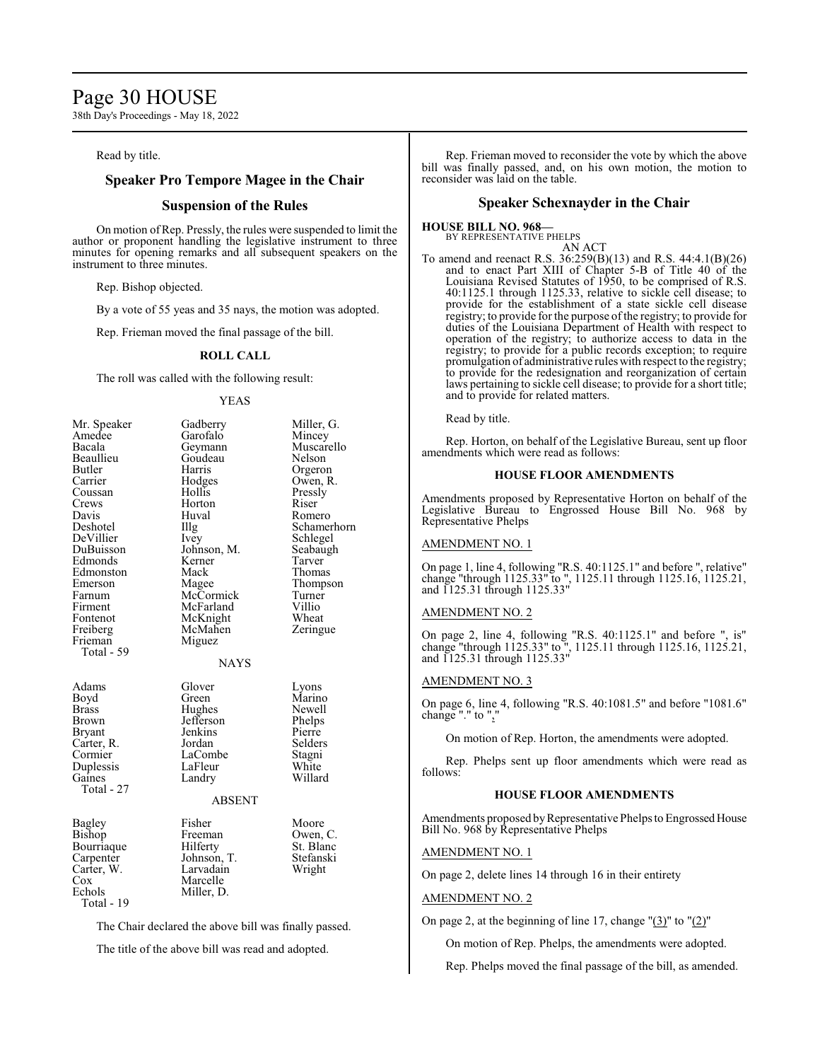Read by title.

## Speaker Pro Tempore Magee in the Chair

## Suspension of the Rules

On motion of Rep. Pressly, the rules were suspended to limit the author or proponent handling the legislative instrument to three minutes for opening remarks and all subsequent speakers on the instrument to three minutes.

Rep. Bishop objected.

By a vote of 55 yeas and 35 nays, the motion was adopted.

Rep. Frieman moved the final passage of the bill.

**ROLL CALL**

The roll was called with the following result:

YEAS

| | | |
|---|---|---|
| Mr. Speaker | Gadberry | Miller, G. |
| Amedee | Garofalo | Mincey |
| Bacala | Geymann | Muscarello |
| Beaullieu | Goudeau | Nelson |
| Butler | Harris | Orgeron |
| Carrier | Hodges | Owen, R. |
| Coussan | Hollis | Pressly |
| Crews | Horton | Riser |
| Davis | Huval | Romero |
| Deshotel | Illg | Schamerhorn |
| DeVillier | Ivey | Schlegel |
| DuBuisson | Johnson, M. | Seabaugh |
| Edmonds | Kerner | Tarver |
| Edmonston | Mack | Thomas |
| Emerson | Magee | Thompson |
| Farnum | McCormick | Turner |
| Firment | McFarland | Villio |
| Fontenot | McKnight | Wheat |
| Freiberg | McMahen | Zeringue |
| Frieman | Miguez | |
| Total - 59 | | |

NAYS

| | | |
|---|---|---|
| Adams | Glover | Lyons |
| Boyd | Green | Marino |
| Brass | Hughes | Newell |
| Brown | Jefferson | Phelps |
| Bryant | Jenkins | Pierre |
| Carter, R. | Jordan | Selders |
| Cormier | LaCombe | Stagni |
| Duplessis | LaFleur | White |
| Gaines | Landry | Willard |
| Total - 27 | | |

ABSENT

| | | |
|---|---|---|
| Bagley | Fisher | Moore |
| Bishop | Freeman | Owen, C. |
| Bourriaque | Hilferty | St. Blanc |
| Carpenter | Johnson, T. | Stefanski |
| Carter, W. | Larvadain | Wright |
| Cox | Marcelle | |
| Echols | Miller, D. | |
| Total - 19 | | |

The Chair declared the above bill was finally passed.

The title of the above bill was read and adopted.

Rep. Frieman moved to reconsider the vote by which the above bill was finally passed, and, on his own motion, the motion to reconsider was laid on the table.

## Speaker Schexnayder in the Chair

**HOUSE BILL NO. 968—**
BY REPRESENTATIVE PHELPS

AN ACT

To amend and reenact R.S. 36:259(B)(13) and R.S. 44:4.1(B)(26) and to enact Part XIII of Chapter 5-B of Title 40 of the Louisiana Revised Statutes of 1950, to be comprised of R.S. 40:1125.1 through 1125.33, relative to sickle cell disease; to provide for the establishment of a state sickle cell disease registry; to provide for the purpose of the registry; to provide for duties of the Louisiana Department of Health with respect to operation of the registry; to authorize access to data in the registry; to provide for a public records exception; to require promulgation of administrative rules with respect to the registry; to provide for the redesignation and reorganization of certain laws pertaining to sickle cell disease; to provide for a short title; and to provide for related matters.

Read by title.

Rep. Horton, on behalf of the Legislative Bureau, sent up floor amendments which were read as follows:

**HOUSE FLOOR AMENDMENTS**

Amendments proposed by Representative Horton on behalf of the Legislative Bureau to Engrossed House Bill No. 968 by Representative Phelps

AMENDMENT NO. 1

On page 1, line 4, following "R.S. 40:1125.1" and before ", relative" change "through 1125.33" to ", 1125.11 through 1125.16, 1125.21, and 1125.31 through 1125.33"

AMENDMENT NO. 2

On page 2, line 4, following "R.S. 40:1125.1" and before ", is" change "through 1125.33" to ", 1125.11 through 1125.16, 1125.21, and 1125.31 through 1125.33"

AMENDMENT NO. 3

On page 6, line 4, following "R.S. 40:1081.5" and before "1081.6" change "." to ","

On motion of Rep. Horton, the amendments were adopted.

Rep. Phelps sent up floor amendments which were read as follows:

**HOUSE FLOOR AMENDMENTS**

Amendments proposed by Representative Phelps to Engrossed House Bill No. 968 by Representative Phelps

AMENDMENT NO. 1

On page 2, delete lines 14 through 16 in their entirety

AMENDMENT NO. 2

On page 2, at the beginning of line 17, change "(3)" to "(2)"

On motion of Rep. Phelps, the amendments were adopted.

Rep. Phelps moved the final passage of the bill, as amended.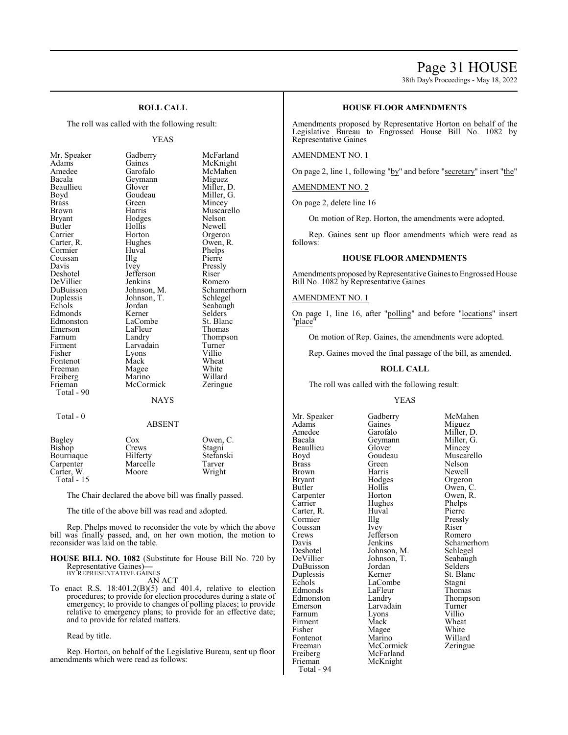### ROLL CALL

The roll was called with the following result:

YEAS

| | | |
|---|---|---|
| Mr. Speaker | Gadberry | McFarland |
| Adams | Gaines | McKnight |
| Amedee | Garofalo | McMahen |
| Bacala | Geymann | Miguez |
| Beaullieu | Glover | Miller, D. |
| Boyd | Goudeau | Miller, G. |
| Brass | Green | Mincey |
| Brown | Harris | Muscarello |
| Bryant | Hodges | Nelson |
| Butler | Hollis | Newell |
| Carrier | Horton | Orgeron |
| Carter, R. | Hughes | Owen, R. |
| Cormier | Huval | Phelps |
| Coussan | Illg | Pierre |
| Davis | Ivey | Pressly |
| Deshotel | Jefferson | Riser |
| DeVillier | Jenkins | Romero |
| DuBuisson | Johnson, M. | Schamerhorn |
| Duplessis | Johnson, T. | Schlegel |
| Echols | Jordan | Seabaugh |
| Edmonds | Kerner | Selders |
| Edmonston | LaCombe | St. Blanc |
| Emerson | LaFleur | Thomas |
| Farnum | Landry | Thompson |
| Firment | Larvadain | Turner |
| Fisher | Lyons | Villio |
| Fontenot | Mack | Wheat |
| Freeman | Magee | White |
| Freiberg | Marino | Willard |
| Frieman | McCormick | Zeringue |

Total - 90

NAYS

Total - 0

ABSENT

| | | |
|---|---|---|
| Bagley | Cox | Owen, C. |
| Bishop | Crews | Stagni |
| Bourriaque | Hilferty | Stefanski |
| Carpenter | Marcelle | Tarver |
| Carter, W. | Moore | Wright |

Total - 15

The Chair declared the above bill was finally passed.

The title of the above bill was read and adopted.

Rep. Phelps moved to reconsider the vote by which the above bill was finally passed, and, on her own motion, the motion to reconsider was laid on the table.

**HOUSE BILL NO. 1082** (Substitute for House Bill No. 720 by Representative Gaines)**—**
BY REPRESENTATIVE GAINES
AN ACT

To enact R.S. 18:401.2(B)(5) and 401.4, relative to election procedures; to provide for election procedures during a state of emergency; to provide to changes of polling places; to provide relative to emergency plans; to provide for an effective date; and to provide for related matters.

Read by title.

Rep. Horton, on behalf of the Legislative Bureau, sent up floor amendments which were read as follows:

### HOUSE FLOOR AMENDMENTS

Amendments proposed by Representative Horton on behalf of the Legislative Bureau to Engrossed House Bill No. 1082 by Representative Gaines

AMENDMENT NO. 1

On page 2, line 1, following "by" and before "secretary" insert "the"

AMENDMENT NO. 2

On page 2, delete line 16

On motion of Rep. Horton, the amendments were adopted.

Rep. Gaines sent up floor amendments which were read as follows:

### HOUSE FLOOR AMENDMENTS

Amendments proposed by Representative Gaines to Engrossed House Bill No. 1082 by Representative Gaines

AMENDMENT NO. 1

On page 1, line 16, after "polling" and before "locations" insert "place"

On motion of Rep. Gaines, the amendments were adopted.

Rep. Gaines moved the final passage of the bill, as amended.

### ROLL CALL

The roll was called with the following result:

YEAS

| | | |
|---|---|---|
| Mr. Speaker | Gadberry | McMahen |
| Adams | Gaines | Miguez |
| Amedee | Garofalo | Miller, D. |
| Bacala | Geymann | Miller, G. |
| Beaullieu | Glover | Mincey |
| Boyd | Goudeau | Muscarello |
| Brass | Green | Nelson |
| Brown | Harris | Newell |
| Bryant | Hodges | Orgeron |
| Butler | Hollis | Owen, C. |
| Carpenter | Horton | Owen, R. |
| Carrier | Hughes | Phelps |
| Carter, R. | Huval | Pierre |
| Cormier | Illg | Pressly |
| Coussan | Ivey | Riser |
| Crews | Jefferson | Romero |
| Davis | Jenkins | Schamerhorn |
| Deshotel | Johnson, M. | Schlegel |
| DeVillier | Johnson, T. | Seabaugh |
| DuBuisson | Jordan | Selders |
| Duplessis | Kerner | St. Blanc |
| Echols | LaCombe | Stagni |
| Edmonds | LaFleur | Thomas |
| Edmonston | Landry | Thompson |
| Emerson | Larvadain | Turner |
| Farnum | Lyons | Villio |
| Firment | Mack | Wheat |
| Fisher | Magee | White |
| Fontenot | Marino | Willard |
| Freeman | McCormick | Zeringue |
| Freiberg | McFarland | |
| Frieman | McKnight | |

Total - 94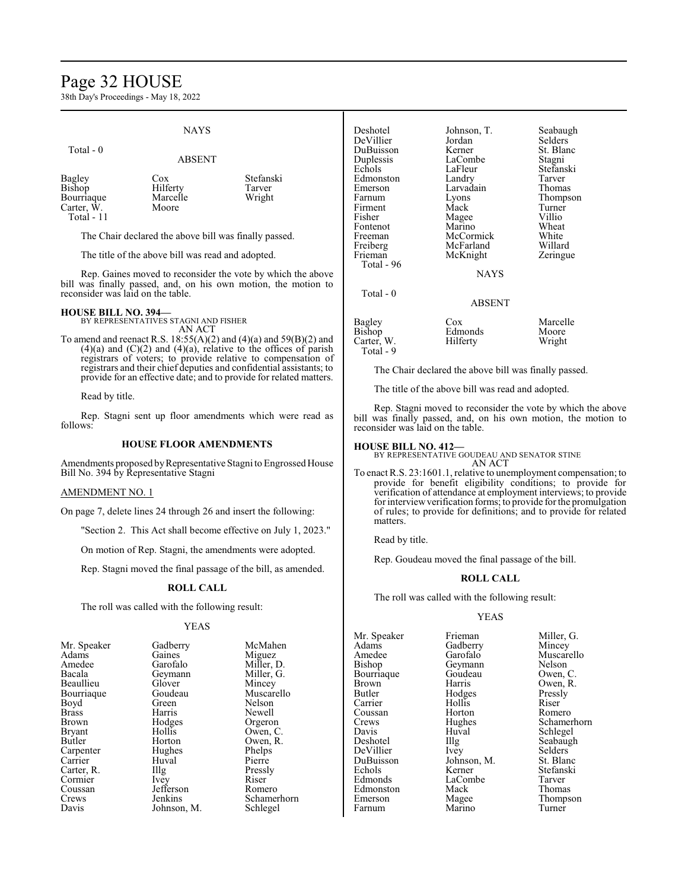NAYS

Total - 0

ABSENT

| | | |
|---|---|---|
| Bagley | Cox | Stefanski |
| Bishop | Hilferty | Tarver |
| Bourriaque | Marcelle | Wright |
| Carter, W. | Moore | |

Total - 11

The Chair declared the above bill was finally passed.

The title of the above bill was read and adopted.

Rep. Gaines moved to reconsider the vote by which the above bill was finally passed, and, on his own motion, the motion to reconsider was laid on the table.

**HOUSE BILL NO. 394—**
BY REPRESENTATIVES STAGNI AND FISHER
AN ACT

To amend and reenact R.S. 18:55(A)(2) and (4)(a) and 59(B)(2) and (4)(a) and (C)(2) and (4)(a), relative to the offices of parish registrars of voters; to provide relative to compensation of registrars and their chief deputies and confidential assistants; to provide for an effective date; and to provide for related matters.

Read by title.

Rep. Stagni sent up floor amendments which were read as follows:

**HOUSE FLOOR AMENDMENTS**

Amendments proposed by Representative Stagni to Engrossed House Bill No. 394 by Representative Stagni

AMENDMENT NO. 1

On page 7, delete lines 24 through 26 and insert the following:

"Section 2. This Act shall become effective on July 1, 2023."

On motion of Rep. Stagni, the amendments were adopted.

Rep. Stagni moved the final passage of the bill, as amended.

**ROLL CALL**

The roll was called with the following result:

YEAS

| | | |
|---|---|---|
| Mr. Speaker | Gadberry | McMahen |
| Adams | Gaines | Miguez |
| Amedee | Garofalo | Miller, D. |
| Bacala | Geymann | Miller, G. |
| Beaullieu | Glover | Mincey |
| Bourriaque | Goudeau | Muscarello |
| Boyd | Green | Nelson |
| Brass | Harris | Newell |
| Brown | Hodges | Orgeron |
| Bryant | Hollis | Owen, C. |
| Butler | Horton | Owen, R. |
| Carpenter | Hughes | Phelps |
| Carrier | Huval | Pierre |
| Carter, R. | Illg | Pressly |
| Cormier | Ivey | Riser |
| Coussan | Jefferson | Romero |
| Crews | Jenkins | Schamerhorn |
| Davis | Johnson, M. | Schlegel |
| Deshotel | Johnson, T. | Seabaugh |
| DeVillier | Jordan | Selders |
| DuBuisson | Kerner | St. Blanc |
| Duplessis | LaCombe | Stagni |
| Echols | LaFleur | Stefanski |
| Edmonston | Landry | Tarver |
| Emerson | Larvadain | Thomas |
| Farnum | Lyons | Thompson |
| Firment | Mack | Turner |
| Fisher | Magee | Villio |
| Fontenot | Marino | Wheat |
| Freeman | McCormick | White |
| Freiberg | McFarland | Willard |
| Frieman | McKnight | Zeringue |

Total - 96

NAYS

Total - 0

ABSENT

| | | |
|---|---|---|
| Bagley | Cox | Marcelle |
| Bishop | Edmonds | Moore |
| Carter, W. | Hilferty | Wright |

Total - 9

The Chair declared the above bill was finally passed.

The title of the above bill was read and adopted.

Rep. Stagni moved to reconsider the vote by which the above bill was finally passed, and, on his own motion, the motion to reconsider was laid on the table.

**HOUSE BILL NO. 412—**
BY REPRESENTATIVE GOUDEAU AND SENATOR STINE
AN ACT

To enact R.S. 23:1601.1, relative to unemployment compensation; to provide for benefit eligibility conditions; to provide for verification of attendance at employment interviews; to provide for interview verification forms; to provide for the promulgation of rules; to provide for definitions; and to provide for related matters.

Read by title.

Rep. Goudeau moved the final passage of the bill.

**ROLL CALL**

The roll was called with the following result:

YEAS

| | | |
|---|---|---|
| Mr. Speaker | Frieman | Miller, G. |
| Adams | Gadberry | Mincey |
| Amedee | Garofalo | Muscarello |
| Bishop | Geymann | Nelson |
| Bourriaque | Goudeau | Owen, C. |
| Brown | Harris | Owen, R. |
| Butler | Hodges | Pressly |
| Carrier | Hollis | Riser |
| Coussan | Horton | Romero |
| Crews | Hughes | Schamerhorn |
| Davis | Huval | Schlegel |
| Deshotel | Illg | Seabaugh |
| DeVillier | Ivey | Selders |
| DuBuisson | Johnson, M. | St. Blanc |
| Echols | Kerner | Stefanski |
| Edmonds | LaCombe | Tarver |
| Edmonston | Mack | Thomas |
| Emerson | Magee | Thompson |
| Farnum | Marino | Turner |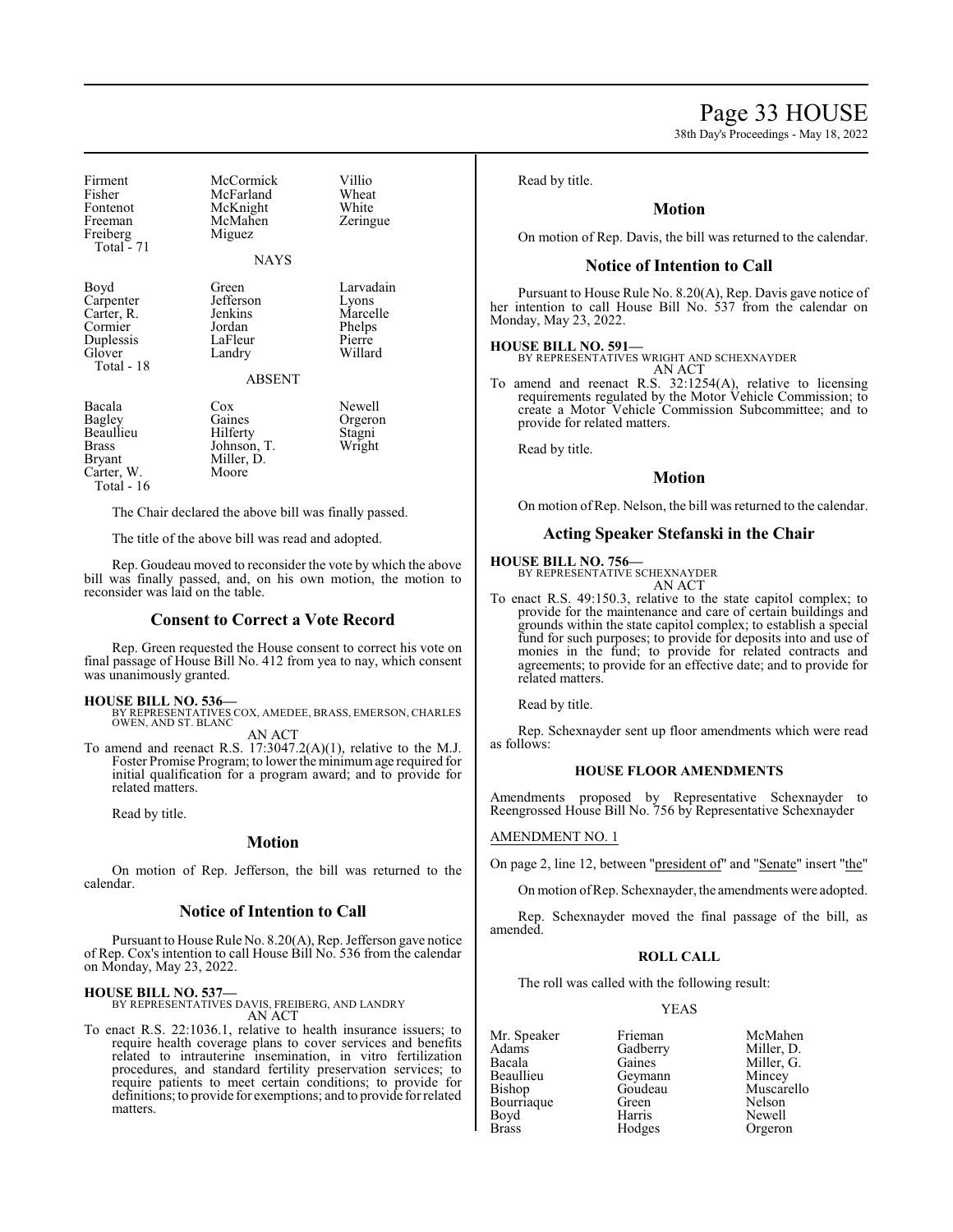| | | |
|---|---|---|
| Firment | McCormick | Villio |
| Fisher | McFarland | Wheat |
| Fontenot | McKnight | White |
| Freeman | McMahen | Zeringue |
| Freiberg | Miguez | |
| Total - 71 | | |

NAYS

| | | |
|---|---|---|
| Boyd | Green | Larvadain |
| Carpenter | Jefferson | Lyons |
| Carter, R. | Jenkins | Marcelle |
| Cormier | Jordan | Phelps |
| Duplessis | LaFleur | Pierre |
| Glover | Landry | Willard |
| Total - 18 | | |

ABSENT

| | | |
|---|---|---|
| Bacala | Cox | Newell |
| Bagley | Gaines | Orgeron |
| Beaullieu | Hilferty | Stagni |
| Brass | Johnson, T. | Wright |
| Bryant | Miller, D. | |
| Carter, W. | Moore | |
| Total - 16 | | |

The Chair declared the above bill was finally passed.

The title of the above bill was read and adopted.

Rep. Goudeau moved to reconsider the vote by which the above bill was finally passed, and, on his own motion, the motion to reconsider was laid on the table.

## Consent to Correct a Vote Record

Rep. Green requested the House consent to correct his vote on final passage of House Bill No. 412 from yea to nay, which consent was unanimously granted.

**HOUSE BILL NO. 536—**
BY REPRESENTATIVES COX, AMEDEE, BRASS, EMERSON, CHARLES OWEN, AND ST. BLANC
AN ACT
To amend and reenact R.S. 17:3047.2(A)(1), relative to the M.J. Foster Promise Program; to lower the minimum age required for initial qualification for a program award; and to provide for related matters.

Read by title.

## Motion

On motion of Rep. Jefferson, the bill was returned to the calendar.

## Notice of Intention to Call

Pursuant to House Rule No. 8.20(A), Rep. Jefferson gave notice of Rep. Cox's intention to call House Bill No. 536 from the calendar on Monday, May 23, 2022.

**HOUSE BILL NO. 537—**
BY REPRESENTATIVES DAVIS, FREIBERG, AND LANDRY
AN ACT
To enact R.S. 22:1036.1, relative to health insurance issuers; to require health coverage plans to cover services and benefits related to intrauterine insemination, in vitro fertilization procedures, and standard fertility preservation services; to require patients to meet certain conditions; to provide for definitions; to provide for exemptions; and to provide for related matters.

Read by title.

## Motion

On motion of Rep. Davis, the bill was returned to the calendar.

## Notice of Intention to Call

Pursuant to House Rule No. 8.20(A), Rep. Davis gave notice of her intention to call House Bill No. 537 from the calendar on Monday, May 23, 2022.

**HOUSE BILL NO. 591—**
BY REPRESENTATIVES WRIGHT AND SCHEXNAYDER
AN ACT
To amend and reenact R.S. 32:1254(A), relative to licensing requirements regulated by the Motor Vehicle Commission; to create a Motor Vehicle Commission Subcommittee; and to provide for related matters.

Read by title.

## Motion

On motion of Rep. Nelson, the bill was returned to the calendar.

## Acting Speaker Stefanski in the Chair

**HOUSE BILL NO. 756—**
BY REPRESENTATIVE SCHEXNAYDER
AN ACT
To enact R.S. 49:150.3, relative to the state capitol complex; to provide for the maintenance and care of certain buildings and grounds within the state capitol complex; to establish a special fund for such purposes; to provide for deposits into and use of monies in the fund; to provide for related contracts and agreements; to provide for an effective date; and to provide for related matters.

Read by title.

Rep. Schexnayder sent up floor amendments which were read as follows:

### HOUSE FLOOR AMENDMENTS

Amendments proposed by Representative Schexnayder to Reengrossed House Bill No. 756 by Representative Schexnayder

AMENDMENT NO. 1

On page 2, line 12, between "president of" and "Senate" insert "the"

On motion of Rep. Schexnayder, the amendments were adopted.

Rep. Schexnayder moved the final passage of the bill, as amended.

### ROLL CALL

The roll was called with the following result:

YEAS

| | | |
|---|---|---|
| Mr. Speaker | Frieman | McMahen |
| Adams | Gadberry | Miller, D. |
| Bacala | Gaines | Miller, G. |
| Beaullieu | Geymann | Mincey |
| Bishop | Goudeau | Muscarello |
| Bourriaque | Green | Nelson |
| Boyd | Harris | Newell |
| Brass | Hodges | Orgeron |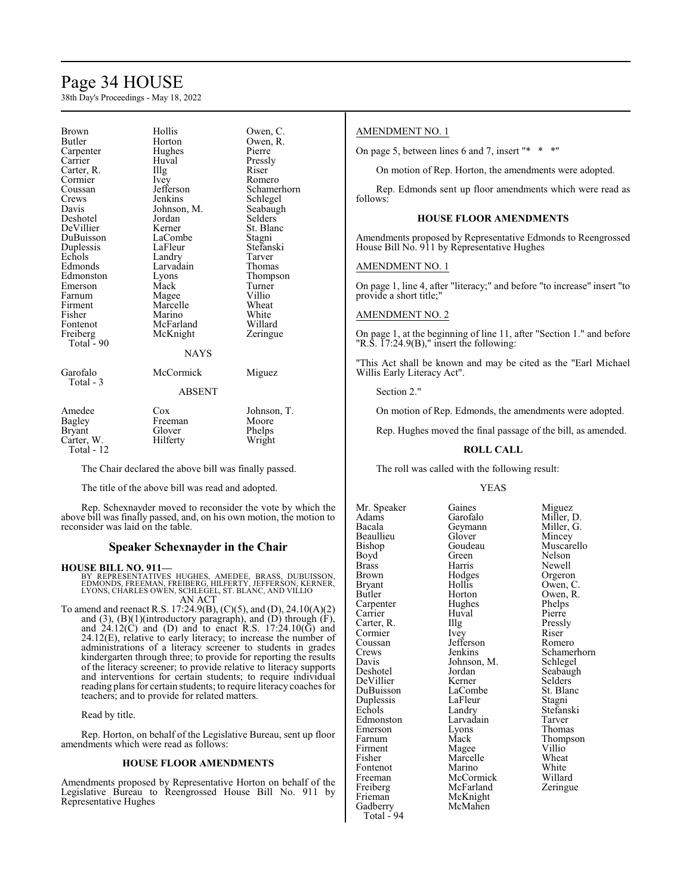| | | |
|---|---|---|
| Brown | Hollis | Owen, C. |
| Butler | Horton | Owen, R. |
| Carpenter | Hughes | Pierre |
| Carrier | Huval | Pressly |
| Carter, R. | Illg | Riser |
| Cormier | Ivey | Romero |
| Coussan | Jefferson | Schamerhorn |
| Crews | Jenkins | Schlegel |
| Davis | Johnson, M. | Seabaugh |
| Deshotel | Jordan | Selders |
| DeVillier | Kerner | St. Blanc |
| DuBuisson | LaCombe | Stagni |
| Duplessis | LaFleur | Stefanski |
| Echols | Landry | Tarver |
| Edmonds | Larvadain | Thomas |
| Edmonston | Lyons | Thompson |
| Emerson | Mack | Turner |
| Farnum | Magee | Villio |
| Firment | Marcelle | Wheat |
| Fisher | Marino | White |
| Fontenot | McFarland | Willard |
| Freiberg | McKnight | Zeringue |

Total - 90

NAYS

| | | |
|---|---|---|
| Garofalo | McCormick | Miguez |

Total - 3

ABSENT

| | | |
|---|---|---|
| Amedee | Cox | Johnson, T. |
| Bagley | Freeman | Moore |
| Bryant | Glover | Phelps |
| Carter, W. | Hilferty | Wright |

Total - 12

The Chair declared the above bill was finally passed.

The title of the above bill was read and adopted.

Rep. Schexnayder moved to reconsider the vote by which the above bill was finally passed, and, on his own motion, the motion to reconsider was laid on the table.

## Speaker Schexnayder in the Chair

**HOUSE BILL NO. 911—**
BY REPRESENTATIVES HUGHES, AMEDEE, BRASS, DUBUISSON, EDMONDS, FREEMAN, FREIBERG, HILFERTY, JEFFERSON, KERNER, LYONS, CHARLES OWEN, SCHLEGEL, ST. BLANC, AND VILLIO
AN ACT

To amend and reenact R.S. 17:24.9(B), (C)(5), and (D), 24.10(A)(2) and (3), (B)(1)(introductory paragraph), and (D) through (F), and 24.12(C) and (D) and to enact R.S. 17:24.10(G) and 24.12(E), relative to early literacy; to increase the number of administrations of a literacy screener to students in grades kindergarten through three; to provide for reporting the results of the literacy screener; to provide relative to literacy supports and interventions for certain students; to require individual reading plans for certain students; to require literacy coaches for teachers; and to provide for related matters.

Read by title.

Rep. Horton, on behalf of the Legislative Bureau, sent up floor amendments which were read as follows:

### HOUSE FLOOR AMENDMENTS

Amendments proposed by Representative Horton on behalf of the Legislative Bureau to Reengrossed House Bill No. 911 by Representative Hughes

AMENDMENT NO. 1

On page 5, between lines 6 and 7, insert "*   *   *"

On motion of Rep. Horton, the amendments were adopted.

Rep. Edmonds sent up floor amendments which were read as follows:

### HOUSE FLOOR AMENDMENTS

Amendments proposed by Representative Edmonds to Reengrossed House Bill No. 911 by Representative Hughes

AMENDMENT NO. 1

On page 1, line 4, after "literacy;" and before "to increase" insert "to provide a short title;"

AMENDMENT NO. 2

On page 1, at the beginning of line 11, after "Section 1." and before "R.S. 17:24.9(B)," insert the following:

"This Act shall be known and may be cited as the "Earl Michael Willis Early Literacy Act".

Section 2."

On motion of Rep. Edmonds, the amendments were adopted.

Rep. Hughes moved the final passage of the bill, as amended.

### ROLL CALL

The roll was called with the following result:

YEAS

| | | |
|---|---|---|
| Mr. Speaker | Gaines | Miguez |
| Adams | Garofalo | Miller, D. |
| Bacala | Geymann | Miller, G. |
| Beaullieu | Glover | Mincey |
| Bishop | Goudeau | Muscarello |
| Boyd | Green | Nelson |
| Brass | Harris | Newell |
| Brown | Hodges | Orgeron |
| Bryant | Hollis | Owen, C. |
| Butler | Horton | Owen, R. |
| Carpenter | Hughes | Phelps |
| Carrier | Huval | Pierre |
| Carter, R. | Illg | Pressly |
| Cormier | Ivey | Riser |
| Coussan | Jefferson | Romero |
| Crews | Jenkins | Schamerhorn |
| Davis | Johnson, M. | Schlegel |
| Deshotel | Jordan | Seabaugh |
| DeVillier | Kerner | Selders |
| DuBuisson | LaCombe | St. Blanc |
| Duplessis | LaFleur | Stagni |
| Echols | Landry | Stefanski |
| Edmonston | Larvadain | Tarver |
| Emerson | Lyons | Thomas |
| Farnum | Mack | Thompson |
| Firment | Magee | Villio |
| Fisher | Marcelle | Wheat |
| Fontenot | Marino | White |
| Freeman | McCormick | Willard |
| Freiberg | McFarland | Zeringue |
| Frieman | McKnight | |
| Gadberry | McMahen | |

Total - 94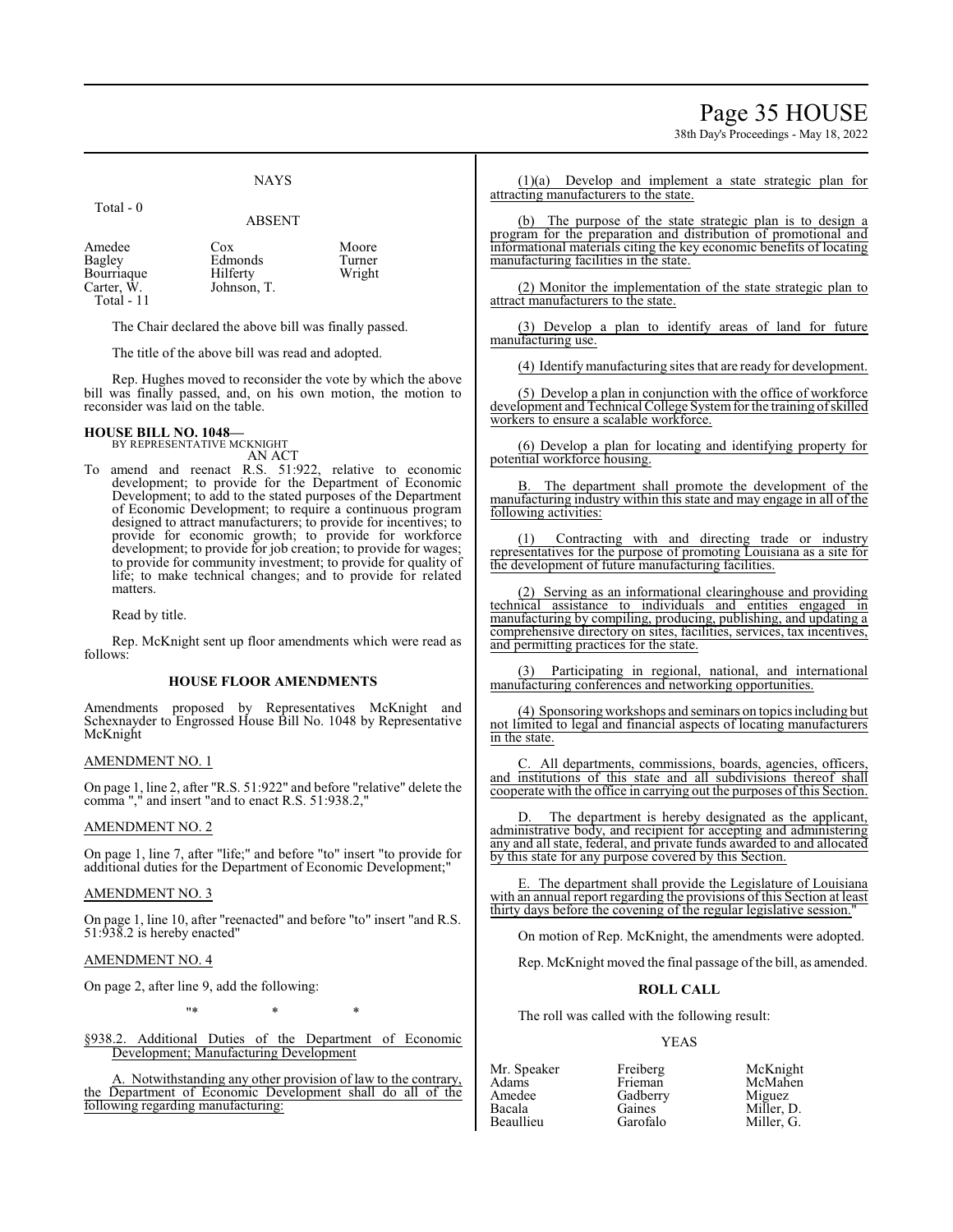NAYS

Total - 0

ABSENT

| | | |
|---|---|---|
| Amedee | Cox | Moore |
| Bagley | Edmonds | Turner |
| Bourriaque | Hilferty | Wright |
| Carter, W. | Johnson, T. | |
| Total - 11 | | |

The Chair declared the above bill was finally passed.

The title of the above bill was read and adopted.

Rep. Hughes moved to reconsider the vote by which the above bill was finally passed, and, on his own motion, the motion to reconsider was laid on the table.

**HOUSE BILL NO. 1048—**
BY REPRESENTATIVE MCKNIGHT
AN ACT

To amend and reenact R.S. 51:922, relative to economic development; to provide for the Department of Economic Development; to add to the stated purposes of the Department of Economic Development; to require a continuous program designed to attract manufacturers; to provide for incentives; to provide for economic growth; to provide for workforce development; to provide for job creation; to provide for wages; to provide for community investment; to provide for quality of life; to make technical changes; and to provide for related matters.

Read by title.

Rep. McKnight sent up floor amendments which were read as follows:

**HOUSE FLOOR AMENDMENTS**

Amendments proposed by Representatives McKnight and Schexnayder to Engrossed House Bill No. 1048 by Representative McKnight

AMENDMENT NO. 1

On page 1, line 2, after "R.S. 51:922" and before "relative" delete the comma "," and insert "and to enact R.S. 51:938.2,"

AMENDMENT NO. 2

On page 1, line 7, after "life;" and before "to" insert "to provide for additional duties for the Department of Economic Development;"

AMENDMENT NO. 3

On page 1, line 10, after "reenacted" and before "to" insert "and R.S. 51:938.2 is hereby enacted"

AMENDMENT NO. 4

On page 2, after line 9, add the following:

"\* \* \*

§938.2. Additional Duties of the Department of Economic Development; Manufacturing Development

A. Notwithstanding any other provision of law to the contrary, the Department of Economic Development shall do all of the following regarding manufacturing:

(1)(a) Develop and implement a state strategic plan for attracting manufacturers to the state.

(b) The purpose of the state strategic plan is to design a program for the preparation and distribution of promotional and informational materials citing the key economic benefits of locating manufacturing facilities in the state.

(2) Monitor the implementation of the state strategic plan to attract manufacturers to the state.

(3) Develop a plan to identify areas of land for future manufacturing use.

(4) Identify manufacturing sites that are ready for development.

(5) Develop a plan in conjunction with the office of workforce development and Technical College System for the training of skilled workers to ensure a scalable workforce.

(6) Develop a plan for locating and identifying property for potential workforce housing.

B. The department shall promote the development of the manufacturing industry within this state and may engage in all of the following activities:

(1) Contracting with and directing trade or industry representatives for the purpose of promoting Louisiana as a site for the development of future manufacturing facilities.

(2) Serving as an informational clearinghouse and providing technical assistance to individuals and entities engaged in manufacturing by compiling, producing, publishing, and updating a comprehensive directory on sites, facilities, services, tax incentives, and permitting practices for the state.

(3) Participating in regional, national, and international manufacturing conferences and networking opportunities.

(4) Sponsoring workshops and seminars on topics including but not limited to legal and financial aspects of locating manufacturers in the state.

C. All departments, commissions, boards, agencies, officers, and institutions of this state and all subdivisions thereof shall cooperate with the office in carrying out the purposes of this Section.

D. The department is hereby designated as the applicant, administrative body, and recipient for accepting and administering any and all state, federal, and private funds awarded to and allocated by this state for any purpose covered by this Section.

E. The department shall provide the Legislature of Louisiana with an annual report regarding the provisions of this Section at least thirty days before the covening of the regular legislative session."

On motion of Rep. McKnight, the amendments were adopted.

Rep. McKnight moved the final passage of the bill, as amended.

**ROLL CALL**

The roll was called with the following result:

YEAS

| | | |
|---|---|---|
| Mr. Speaker | Freiberg | McKnight |
| Adams | Frieman | McMahen |
| Amedee | Gadberry | Miguez |
| Bacala | Gaines | Miller, D. |
| Beaullieu | Garofalo | Miller, G. |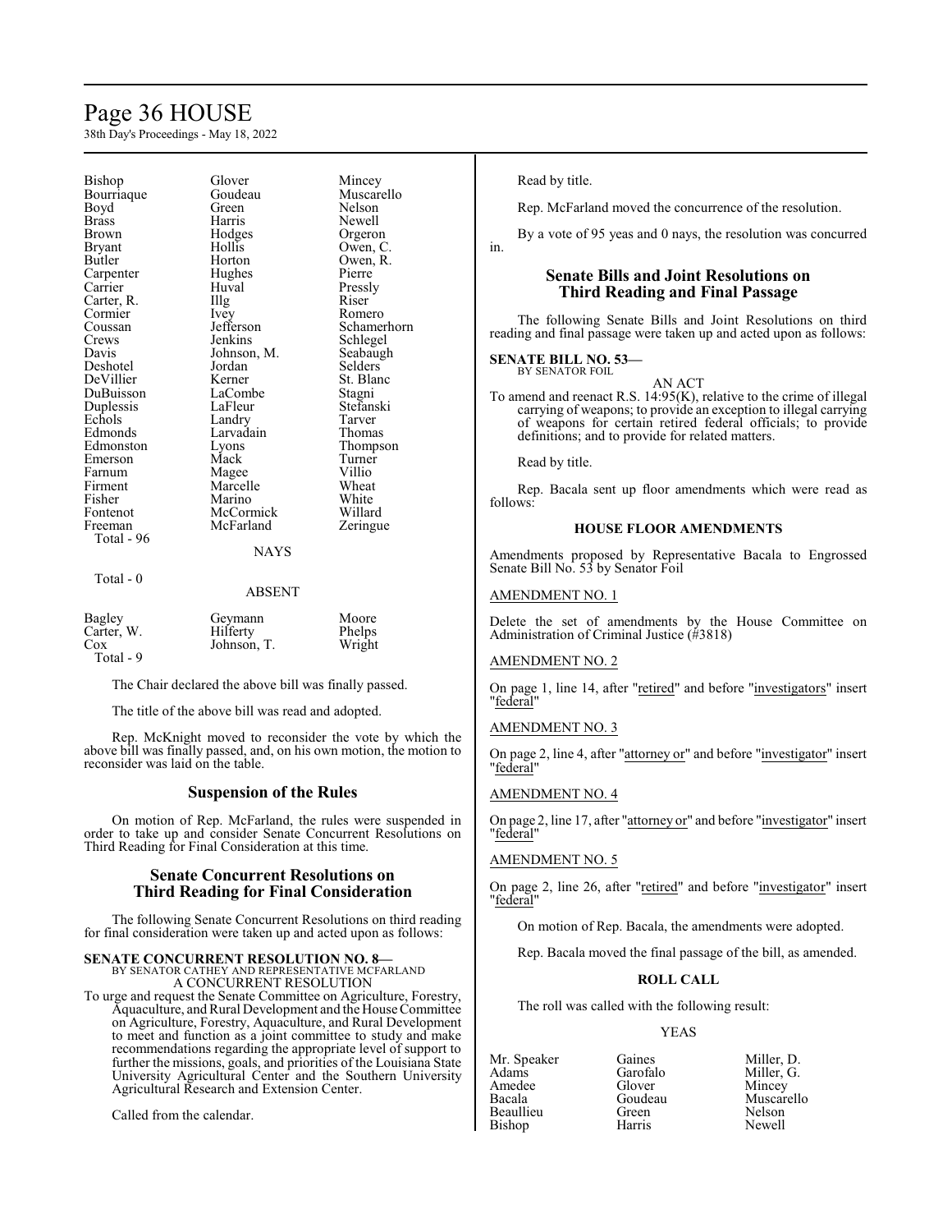| | | |
|---|---|---|
| Bishop | Glover | Mincey |
| Bourriaque | Goudeau | Muscarello |
| Boyd | Green | Nelson |
| Brass | Harris | Newell |
| Brown | Hodges | Orgeron |
| Bryant | Hollis | Owen, C. |
| Butler | Horton | Owen, R. |
| Carpenter | Hughes | Pierre |
| Carrier | Huval | Pressly |
| Carter, R. | Illg | Riser |
| Cormier | Ivey | Romero |
| Coussan | Jefferson | Schamerhorn |
| Crews | Jenkins | Schlegel |
| Davis | Johnson, M. | Seabaugh |
| Deshotel | Jordan | Selders |
| DeVillier | Kerner | St. Blanc |
| DuBuisson | LaCombe | Stagni |
| Duplessis | LaFleur | Stefanski |
| Echols | Landry | Tarver |
| Edmonds | Larvadain | Thomas |
| Edmonston | Lyons | Thompson |
| Emerson | Mack | Turner |
| Farnum | Magee | Villio |
| Firment | Marcelle | Wheat |
| Fisher | Marino | White |
| Fontenot | McCormick | Willard |
| Freeman | McFarland | Zeringue |

Total - 96

NAYS

Total - 0

ABSENT

| | | |
|---|---|---|
| Bagley | Geymann | Moore |
| Carter, W. | Hilferty | Phelps |
| Cox | Johnson, T. | Wright |

Total - 9

The Chair declared the above bill was finally passed.

The title of the above bill was read and adopted.

Rep. McKnight moved to reconsider the vote by which the above bill was finally passed, and, on his own motion, the motion to reconsider was laid on the table.

## Suspension of the Rules

On motion of Rep. McFarland, the rules were suspended in order to take up and consider Senate Concurrent Resolutions on Third Reading for Final Consideration at this time.

## Senate Concurrent Resolutions on Third Reading for Final Consideration

The following Senate Concurrent Resolutions on third reading for final consideration were taken up and acted upon as follows:

**SENATE CONCURRENT RESOLUTION NO. 8—**
BY SENATOR CATHEY AND REPRESENTATIVE MCFARLAND
A CONCURRENT RESOLUTION

To urge and request the Senate Committee on Agriculture, Forestry, Aquaculture, and Rural Development and the House Committee on Agriculture, Forestry, Aquaculture, and Rural Development to meet and function as a joint committee to study and make recommendations regarding the appropriate level of support to further the missions, goals, and priorities of the Louisiana State University Agricultural Center and the Southern University Agricultural Research and Extension Center.

Called from the calendar.

Read by title.

Rep. McFarland moved the concurrence of the resolution.

By a vote of 95 yeas and 0 nays, the resolution was concurred in.

## Senate Bills and Joint Resolutions on Third Reading and Final Passage

The following Senate Bills and Joint Resolutions on third reading and final passage were taken up and acted upon as follows:

**SENATE BILL NO. 53—**
BY SENATOR FOIL
AN ACT

To amend and reenact R.S. 14:95(K), relative to the crime of illegal carrying of weapons; to provide an exception to illegal carrying of weapons for certain retired federal officials; to provide definitions; and to provide for related matters.

Read by title.

Rep. Bacala sent up floor amendments which were read as follows:

### HOUSE FLOOR AMENDMENTS

Amendments proposed by Representative Bacala to Engrossed Senate Bill No. 53 by Senator Foil

AMENDMENT NO. 1

Delete the set of amendments by the House Committee on Administration of Criminal Justice (#3818)

AMENDMENT NO. 2

On page 1, line 14, after "retired" and before "investigators" insert "federal"

AMENDMENT NO. 3

On page 2, line 4, after "attorney or" and before "investigator" insert "federal"

AMENDMENT NO. 4

On page 2, line 17, after "attorney or" and before "investigator" insert "federal"

AMENDMENT NO. 5

On page 2, line 26, after "retired" and before "investigator" insert "federal"

On motion of Rep. Bacala, the amendments were adopted.

Rep. Bacala moved the final passage of the bill, as amended.

**ROLL CALL**

The roll was called with the following result:

YEAS

| | | |
|---|---|---|
| Mr. Speaker | Gaines | Miller, D. |
| Adams | Garofalo | Miller, G. |
| Amedee | Glover | Mincey |
| Bacala | Goudeau | Muscarello |
| Beaullieu | Green | Nelson |
| Bishop | Harris | Newell |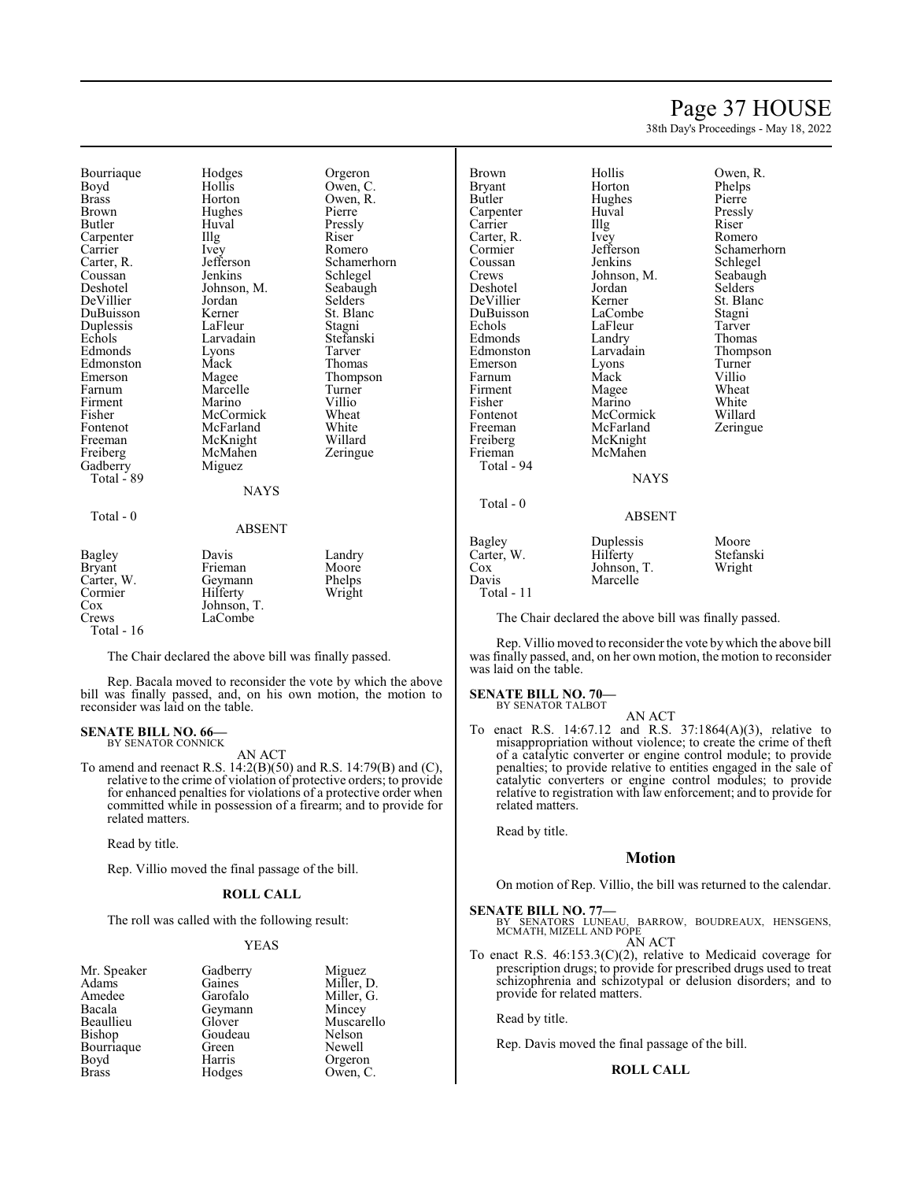| | | |
|---|---|---|
| Bourriaque | Hodges | Orgeron |
| Boyd | Hollis | Owen, C. |
| Brass | Horton | Owen, R. |
| Brown | Hughes | Pierre |
| Butler | Huval | Pressly |
| Carpenter | Illg | Riser |
| Carrier | Ivey | Romero |
| Carter, R. | Jefferson | Schamerhorn |
| Coussan | Jenkins | Schlegel |
| Deshotel | Johnson, M. | Seabaugh |
| DeVillier | Jordan | Selders |
| DuBuisson | Kerner | St. Blanc |
| Duplessis | LaFleur | Stagni |
| Echols | Larvadain | Stefanski |
| Edmonds | Lyons | Tarver |
| Edmonston | Mack | Thomas |
| Emerson | Magee | Thompson |
| Farnum | Marcelle | Turner |
| Firment | Marino | Villio |
| Fisher | McCormick | Wheat |
| Fontenot | McFarland | White |
| Freeman | McKnight | Willard |
| Freiberg | McMahen | Zeringue |
| Gadberry | Miguez | |
| Total - 89 | | |

NAYS

Total - 0

ABSENT

| | | |
|---|---|---|
| Bagley | Davis | Landry |
| Bryant | Frieman | Moore |
| Carter, W. | Geymann | Phelps |
| Cormier | Hilferty | Wright |
| Cox | Johnson, T. | |
| Crews | LaCombe | |
| Total - 16 | | |

The Chair declared the above bill was finally passed.

Rep. Bacala moved to reconsider the vote by which the above bill was finally passed, and, on his own motion, the motion to reconsider was laid on the table.

**SENATE BILL NO. 66—**
BY SENATOR CONNICK

AN ACT

To amend and reenact R.S. 14:2(B)(50) and R.S. 14:79(B) and (C), relative to the crime of violation of protective orders; to provide for enhanced penalties for violations of a protective order when committed while in possession of a firearm; and to provide for related matters.

Read by title.

Rep. Villio moved the final passage of the bill.

**ROLL CALL**

The roll was called with the following result:

YEAS

| | | |
|---|---|---|
| Mr. Speaker | Gadberry | Miguez |
| Adams | Gaines | Miller, D. |
| Amedee | Garofalo | Miller, G. |
| Bacala | Geymann | Mincey |
| Beaullieu | Glover | Muscarello |
| Bishop | Goudeau | Nelson |
| Bourriaque | Green | Newell |
| Boyd | Harris | Orgeron |
| Brass | Hodges | Owen, C. |
| Brown | Hollis | Owen, R. |
| Bryant | Horton | Phelps |
| Butler | Hughes | Pierre |
| Carpenter | Huval | Pressly |
| Carrier | Illg | Riser |
| Carter, R. | Ivey | Romero |
| Cormier | Jefferson | Schamerhorn |
| Coussan | Jenkins | Schlegel |
| Crews | Johnson, M. | Seabaugh |
| Deshotel | Jordan | Selders |
| DeVillier | Kerner | St. Blanc |
| DuBuisson | LaCombe | Stagni |
| Echols | LaFleur | Tarver |
| Edmonds | Landry | Thomas |
| Edmonston | Larvadain | Thompson |
| Emerson | Lyons | Turner |
| Farnum | Mack | Villio |
| Firment | Magee | Wheat |
| Fisher | Marino | White |
| Fontenot | McCormick | Willard |
| Freeman | McFarland | Zeringue |
| Freiberg | McKnight | |
| Frieman | McMahen | |
| Total - 94 | | |

NAYS

Total - 0

ABSENT

| | | |
|---|---|---|
| Bagley | Duplessis | Moore |
| Carter, W. | Hilferty | Stefanski |
| Cox | Johnson, T. | Wright |
| Davis | Marcelle | |
| Total - 11 | | |

The Chair declared the above bill was finally passed.

Rep. Villio moved to reconsider the vote by which the above bill was finally passed, and, on her own motion, the motion to reconsider was laid on the table.

**SENATE BILL NO. 70—**
BY SENATOR TALBOT

AN ACT

To enact R.S. 14:67.12 and R.S. 37:1864(A)(3), relative to misappropriation without violence; to create the crime of theft of a catalytic converter or engine control module; to provide penalties; to provide relative to entities engaged in the sale of catalytic converters or engine control modules; to provide relative to registration with law enforcement; and to provide for related matters.

Read by title.

## Motion

On motion of Rep. Villio, the bill was returned to the calendar.

**SENATE BILL NO. 77—**
BY SENATORS LUNEAU, BARROW, BOUDREAUX, HENSGENS, MCMATH, MIZELL AND POPE

AN ACT

To enact R.S. 46:153.3(C)(2), relative to Medicaid coverage for prescription drugs; to provide for prescribed drugs used to treat schizophrenia and schizotypal or delusion disorders; and to provide for related matters.

Read by title.

Rep. Davis moved the final passage of the bill.

**ROLL CALL**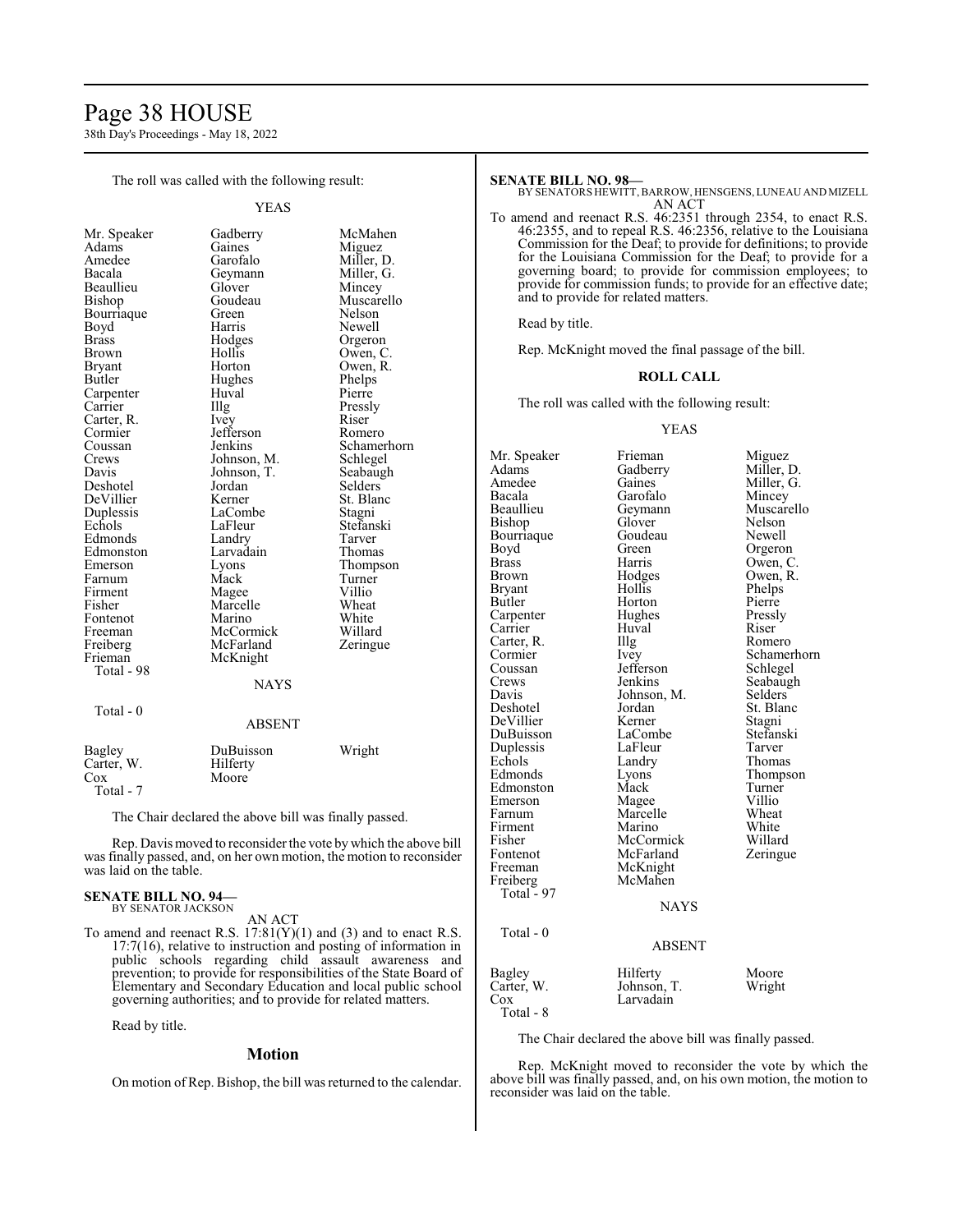The roll was called with the following result:

YEAS

| | | |
|---|---|---|
| Mr. Speaker | Gadberry | McMahen |
| Adams | Gaines | Miguez |
| Amedee | Garofalo | Miller, D. |
| Bacala | Geymann | Miller, G. |
| Beaullieu | Glover | Mincey |
| Bishop | Goudeau | Muscarello |
| Bourriaque | Green | Nelson |
| Boyd | Harris | Newell |
| Brass | Hodges | Orgeron |
| Brown | Hollis | Owen, C. |
| Bryant | Horton | Owen, R. |
| Butler | Hughes | Phelps |
| Carpenter | Huval | Pierre |
| Carrier | Illg | Pressly |
| Carter, R. | Ivey | Riser |
| Cormier | Jefferson | Romero |
| Coussan | Jenkins | Schamerhorn |
| Crews | Johnson, M. | Schlegel |
| Davis | Johnson, T. | Seabaugh |
| Deshotel | Jordan | Selders |
| DeVillier | Kerner | St. Blanc |
| Duplessis | LaCombe | Stagni |
| Echols | LaFleur | Stefanski |
| Edmonds | Landry | Tarver |
| Edmonston | Larvadain | Thomas |
| Emerson | Lyons | Thompson |
| Farnum | Mack | Turner |
| Firment | Magee | Villio |
| Fisher | Marcelle | Wheat |
| Fontenot | Marino | White |
| Freeman | McCormick | Willard |
| Freiberg | McFarland | Zeringue |
| Frieman | McKnight | |

Total - 98

NAYS

Total - 0

ABSENT

| | | |
|---|---|---|
| Bagley | DuBuisson | Wright |
| Carter, W. | Hilferty | |
| Cox | Moore | |

Total - 7

The Chair declared the above bill was finally passed.

Rep. Davis moved to reconsider the vote by which the above bill was finally passed, and, on her own motion, the motion to reconsider was laid on the table.

**SENATE BILL NO. 94—**
BY SENATOR JACKSON

AN ACT

To amend and reenact R.S. 17:81(Y)(1) and (3) and to enact R.S. 17:7(16), relative to instruction and posting of information in public schools regarding child assault awareness and prevention; to provide for responsibilities of the State Board of Elementary and Secondary Education and local public school governing authorities; and to provide for related matters.

Read by title.

## Motion

On motion of Rep. Bishop, the bill was returned to the calendar.

**SENATE BILL NO. 98—**
BY SENATORS HEWITT, BARROW, HENSGENS, LUNEAU AND MIZELL

AN ACT

To amend and reenact R.S. 46:2351 through 2354, to enact R.S. 46:2355, and to repeal R.S. 46:2356, relative to the Louisiana Commission for the Deaf; to provide for definitions; to provide for the Louisiana Commission for the Deaf; to provide for a governing board; to provide for commission employees; to provide for commission funds; to provide for an effective date; and to provide for related matters.

Read by title.

Rep. McKnight moved the final passage of the bill.

## ROLL CALL

The roll was called with the following result:

YEAS

| | | |
|---|---|---|
| Mr. Speaker | Frieman | Miguez |
| Adams | Gadberry | Miller, D. |
| Amedee | Gaines | Miller, G. |
| Bacala | Garofalo | Mincey |
| Beaullieu | Geymann | Muscarello |
| Bishop | Glover | Nelson |
| Bourriaque | Goudeau | Newell |
| Boyd | Green | Orgeron |
| Brass | Harris | Owen, C. |
| Brown | Hodges | Owen, R. |
| Bryant | Hollis | Phelps |
| Butler | Horton | Pierre |
| Carpenter | Hughes | Pressly |
| Carrier | Huval | Riser |
| Carter, R. | Illg | Romero |
| Cormier | Ivey | Schamerhorn |
| Coussan | Jefferson | Schlegel |
| Crews | Jenkins | Seabaugh |
| Davis | Johnson, M. | Selders |
| Deshotel | Jordan | St. Blanc |
| DeVillier | Kerner | Stagni |
| DuBuisson | LaCombe | Stefanski |
| Duplessis | LaFleur | Tarver |
| Echols | Landry | Thomas |
| Edmonds | Lyons | Thompson |
| Edmonston | Mack | Turner |
| Emerson | Magee | Villio |
| Farnum | Marcelle | Wheat |
| Firment | Marino | White |
| Fisher | McCormick | Willard |
| Fontenot | McFarland | Zeringue |
| Freeman | McKnight | |
| Freiberg | McMahen | |

Total - 97

NAYS

Total - 0

ABSENT

| | | |
|---|---|---|
| Bagley | Hilferty | Moore |
| Carter, W. | Johnson, T. | Wright |
| Cox | Larvadain | |

Total - 8

The Chair declared the above bill was finally passed.

Rep. McKnight moved to reconsider the vote by which the above bill was finally passed, and, on his own motion, the motion to reconsider was laid on the table.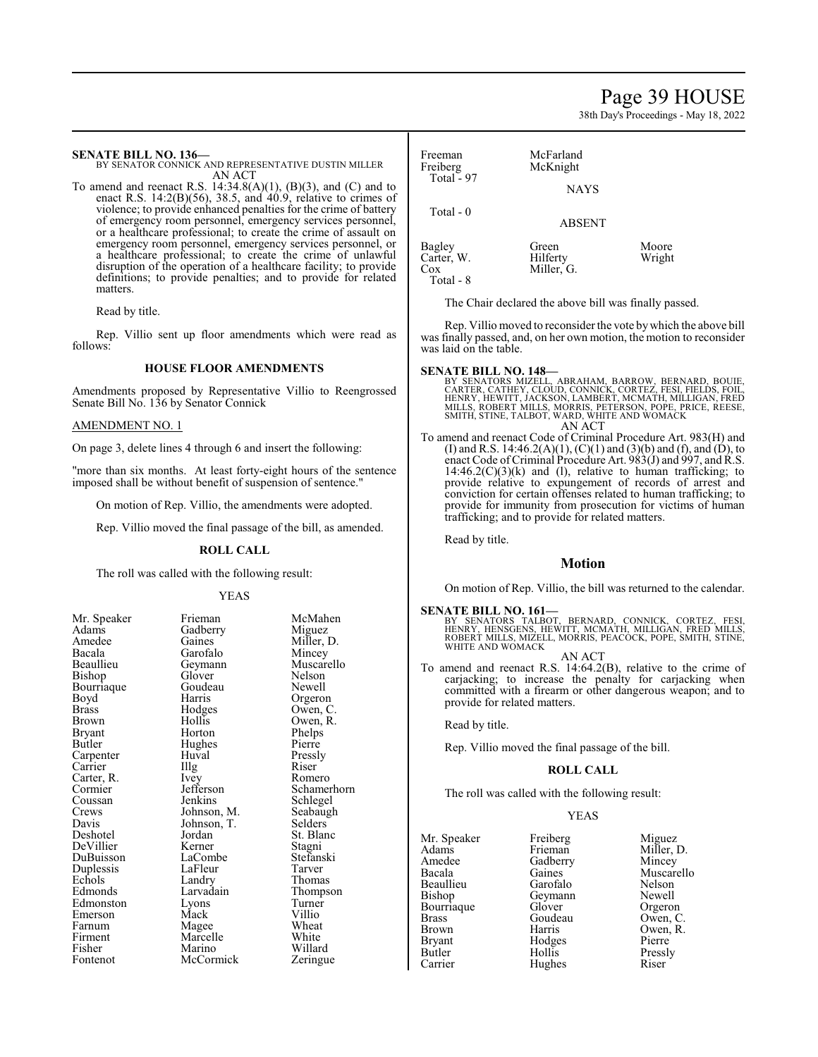**SENATE BILL NO. 136—**
BY SENATOR CONNICK AND REPRESENTATIVE DUSTIN MILLER
AN ACT

To amend and reenact R.S. 14:34.8(A)(1), (B)(3), and (C) and to enact R.S. 14:2(B)(56), 38.5, and 40.9, relative to crimes of violence; to provide enhanced penalties for the crime of battery of emergency room personnel, emergency services personnel, or a healthcare professional; to create the crime of assault on emergency room personnel, emergency services personnel, or a healthcare professional; to create the crime of unlawful disruption of the operation of a healthcare facility; to provide definitions; to provide penalties; and to provide for related matters.

Read by title.

Rep. Villio sent up floor amendments which were read as follows:

**HOUSE FLOOR AMENDMENTS**

Amendments proposed by Representative Villio to Reengrossed Senate Bill No. 136 by Senator Connick

AMENDMENT NO. 1

On page 3, delete lines 4 through 6 and insert the following:

"more than six months. At least forty-eight hours of the sentence imposed shall be without benefit of suspension of sentence."

On motion of Rep. Villio, the amendments were adopted.

Rep. Villio moved the final passage of the bill, as amended.

**ROLL CALL**

The roll was called with the following result:

YEAS

| | | |
|---|---|---|
| Mr. Speaker | Frieman | McMahen |
| Adams | Gadberry | Miguez |
| Amedee | Gaines | Miller, D. |
| Bacala | Garofalo | Mincey |
| Beaullieu | Geymann | Muscarello |
| Bishop | Glover | Nelson |
| Bourriaque | Goudeau | Newell |
| Boyd | Harris | Orgeron |
| Brass | Hodges | Owen, C. |
| Brown | Hollis | Owen, R. |
| Bryant | Horton | Phelps |
| Butler | Hughes | Pierre |
| Carpenter | Huval | Pressly |
| Carrier | Illg | Riser |
| Carter, R. | Ivey | Romero |
| Cormier | Jefferson | Schamerhorn |
| Coussan | Jenkins | Schlegel |
| Crews | Johnson, M. | Seabaugh |
| Davis | Johnson, T. | Selders |
| Deshotel | Jordan | St. Blanc |
| DeVillier | Kerner | Stagni |
| DuBuisson | LaCombe | Stefanski |
| Duplessis | LaFleur | Tarver |
| Echols | Landry | Thomas |
| Edmonds | Larvadain | Thompson |
| Edmonston | Lyons | Turner |
| Emerson | Mack | Villio |
| Farnum | Magee | Wheat |
| Firment | Marcelle | White |
| Fisher | Marino | Willard |
| Fontenot | McCormick | Zeringue |
| Freeman | McFarland | |
| Freiberg | McKnight | |
| Total - 97 | | |

NAYS

Total - 0

ABSENT

| | | |
|---|---|---|
| Bagley | Green | Moore |
| Carter, W. | Hilferty | Wright |
| Cox | Miller, G. | |
| Total - 8 | | |

The Chair declared the above bill was finally passed.

Rep. Villio moved to reconsider the vote by which the above bill was finally passed, and, on her own motion, the motion to reconsider was laid on the table.

**SENATE BILL NO. 148—**
BY SENATORS MIZELL, ABRAHAM, BARROW, BERNARD, BOUIE, CARTER, CATHEY, CLOUD, CONNICK, CORTEZ, FESI, FIELDS, FOIL, HENRY, HEWITT, JACKSON, LAMBERT, MCMATH, MILLIGAN, FRED MILLS, ROBERT MILLS, MORRIS, PETERSON, POPE, PRICE, REESE, SMITH, STINE, TALBOT, WARD, WHITE AND WOMACK
AN ACT

To amend and reenact Code of Criminal Procedure Art. 983(H) and (I) and R.S. 14:46.2(A)(1), (C)(1) and (3)(b) and (f), and (D), to enact Code of Criminal Procedure Art. 983(J) and 997, and R.S. 14:46.2(C)(3)(k) and (l), relative to human trafficking; to provide relative to expungement of records of arrest and conviction for certain offenses related to human trafficking; to provide for immunity from prosecution for victims of human trafficking; and to provide for related matters.

Read by title.

## Motion

On motion of Rep. Villio, the bill was returned to the calendar.

**SENATE BILL NO. 161—**
BY SENATORS TALBOT, BERNARD, CONNICK, CORTEZ, FESI, HENRY, HENSGENS, HEWITT, MCMATH, MILLIGAN, FRED MILLS, ROBERT MILLS, MIZELL, MORRIS, PEACOCK, POPE, SMITH, STINE, WHITE AND WOMACK
AN ACT

To amend and reenact R.S. 14:64.2(B), relative to the crime of carjacking; to increase the penalty for carjacking when committed with a firearm or other dangerous weapon; and to provide for related matters.

Read by title.

Rep. Villio moved the final passage of the bill.

**ROLL CALL**

The roll was called with the following result:

YEAS

| | | |
|---|---|---|
| Mr. Speaker | Freiberg | Miguez |
| Adams | Frieman | Miller, D. |
| Amedee | Gadberry | Mincey |
| Bacala | Gaines | Muscarello |
| Beaullieu | Garofalo | Nelson |
| Bishop | Geymann | Newell |
| Bourriaque | Glover | Orgeron |
| Brass | Goudeau | Owen, C. |
| Brown | Harris | Owen, R. |
| Bryant | Hodges | Pierre |
| Butler | Hollis | Pressly |
| Carrier | Hughes | Riser |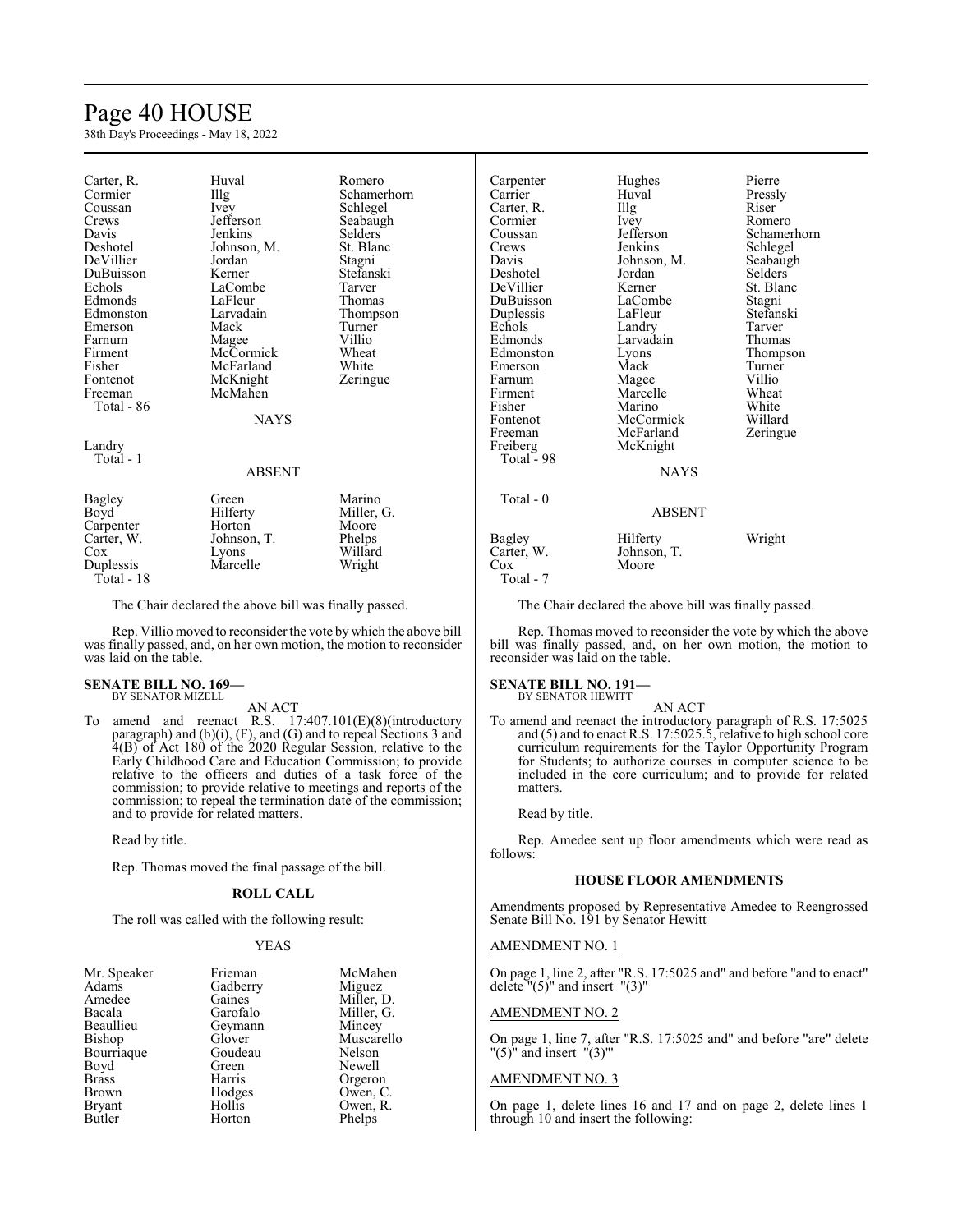| Carter, R. | Huval | Romero |
|---|---|---|
| Cormier | Illg | Schamerhorn |
| Coussan | Ivey | Schlegel |
| Crews | Jefferson | Seabaugh |
| Davis | Jenkins | Selders |
| Deshotel | Johnson, M. | St. Blanc |
| DeVillier | Jordan | Stagni |
| DuBuisson | Kerner | Stefanski |
| Echols | LaCombe | Tarver |
| Edmonds | LaFleur | Thomas |
| Edmonston | Larvadain | Thompson |
| Emerson | Mack | Turner |
| Farnum | Magee | Villio |
| Firment | McCormick | Wheat |
| Fisher | McFarland | White |
| Fontenot | McKnight | Zeringue |
| Freeman | McMahen | |

Total - 86

NAYS

Landry

Total - 1

ABSENT

| Bagley | Green | Marino |
|---|---|---|
| Boyd | Hilferty | Miller, G. |
| Carpenter | Horton | Moore |
| Carter, W. | Johnson, T. | Phelps |
| Cox | Lyons | Willard |
| Duplessis | Marcelle | Wright |

Total - 18

The Chair declared the above bill was finally passed.

Rep. Villio moved to reconsider the vote by which the above bill was finally passed, and, on her own motion, the motion to reconsider was laid on the table.

**SENATE BILL NO. 169—**
BY SENATOR MIZELL

AN ACT

To amend and reenact R.S. 17:407.101(E)(8)(introductory paragraph) and (b)(i), (F), and (G) and to repeal Sections 3 and 4(B) of Act 180 of the 2020 Regular Session, relative to the Early Childhood Care and Education Commission; to provide relative to the officers and duties of a task force of the commission; to provide relative to meetings and reports of the commission; to repeal the termination date of the commission; and to provide for related matters.

Read by title.

Rep. Thomas moved the final passage of the bill.

**ROLL CALL**

The roll was called with the following result:

YEAS

| Mr. Speaker | Frieman | McMahen |
|---|---|---|
| Adams | Gadberry | Miguez |
| Amedee | Gaines | Miller, D. |
| Bacala | Garofalo | Miller, G. |
| Beaullieu | Geymann | Mincey |
| Bishop | Glover | Muscarello |
| Bourriaque | Goudeau | Nelson |
| Boyd | Green | Newell |
| Brass | Harris | Orgeron |
| Brown | Hodges | Owen, C. |
| Bryant | Hollis | Owen, R. |
| Butler | Horton | Phelps |
| Carpenter | Hughes | Pierre |
| Carrier | Huval | Pressly |
| Carter, R. | Illg | Riser |
| Cormier | Ivey | Romero |
| Coussan | Jefferson | Schamerhorn |
| Crews | Jenkins | Schlegel |
| Davis | Johnson, M. | Seabaugh |
| Deshotel | Jordan | Selders |
| DeVillier | Kerner | St. Blanc |
| DuBuisson | LaCombe | Stagni |
| Duplessis | LaFleur | Stefanski |
| Echols | Landry | Tarver |
| Edmonds | Larvadain | Thomas |
| Edmonston | Lyons | Thompson |
| Emerson | Mack | Turner |
| Farnum | Magee | Villio |
| Firment | Marcelle | Wheat |
| Fisher | Marino | White |
| Fontenot | McCormick | Willard |
| Freeman | McFarland | Zeringue |
| Freiberg | McKnight | |

Total - 98

NAYS

Total - 0

ABSENT

| Bagley | Hilferty | Wright |
|---|---|---|
| Carter, W. | Johnson, T. | |
| Cox | Moore | |

Total - 7

The Chair declared the above bill was finally passed.

Rep. Thomas moved to reconsider the vote by which the above bill was finally passed, and, on her own motion, the motion to reconsider was laid on the table.

**SENATE BILL NO. 191—**
BY SENATOR HEWITT

AN ACT

To amend and reenact the introductory paragraph of R.S. 17:5025 and (5) and to enact R.S. 17:5025.5, relative to high school core curriculum requirements for the Taylor Opportunity Program for Students; to authorize courses in computer science to be included in the core curriculum; and to provide for related matters.

Read by title.

Rep. Amedee sent up floor amendments which were read as follows:

**HOUSE FLOOR AMENDMENTS**

Amendments proposed by Representative Amedee to Reengrossed Senate Bill No. 191 by Senator Hewitt

AMENDMENT NO. 1

On page 1, line 2, after "R.S. 17:5025 and" and before "and to enact" delete "(5)" and insert "(3)"

AMENDMENT NO. 2

On page 1, line 7, after "R.S. 17:5025 and" and before "are" delete "(5)" and insert "(3)"'

AMENDMENT NO. 3

On page 1, delete lines 16 and 17 and on page 2, delete lines 1 through 10 and insert the following: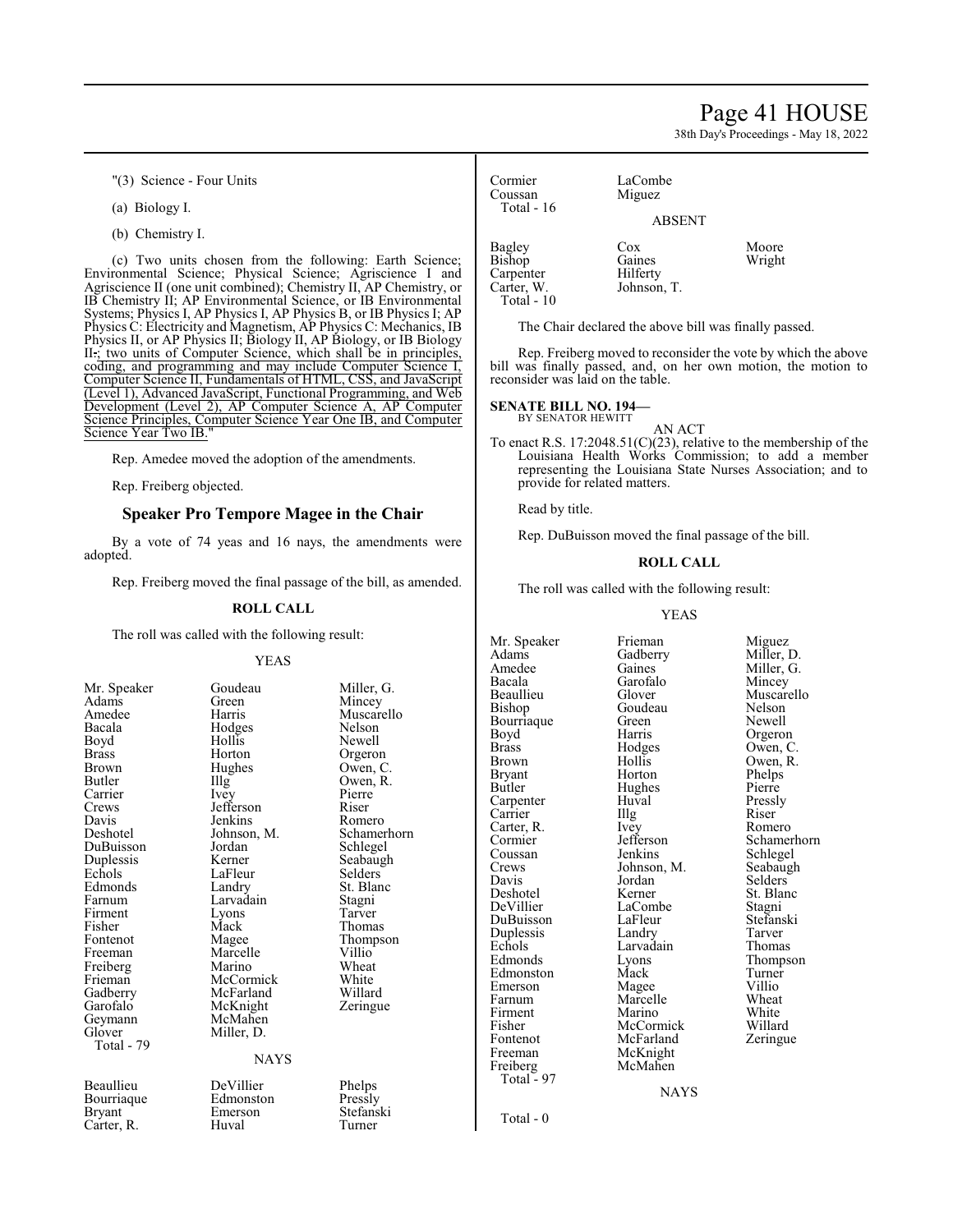"(3) Science - Four Units

(a) Biology I.

(b) Chemistry I.

(c) Two units chosen from the following: Earth Science; Environmental Science; Physical Science; Agriscience I and Agriscience II (one unit combined); Chemistry II, AP Chemistry, or IB Chemistry II; AP Environmental Science, or IB Environmental Systems; Physics I, AP Physics I, AP Physics B, or IB Physics I; AP Physics C: Electricity and Magnetism, AP Physics C: Mechanics, IB Physics II, or AP Physics II; Biology II, AP Biology, or IB Biology II.; two units of Computer Science, which shall be in principles, coding, and programming and may include Computer Science I, Computer Science II, Fundamentals of HTML, CSS, and JavaScript (Level 1), Advanced JavaScript, Functional Programming, and Web Development (Level 2), AP Computer Science A, AP Computer Science Principles, Computer Science Year One IB, and Computer Science Year Two IB."

Rep. Amedee moved the adoption of the amendments.

Rep. Freiberg objected.

## Speaker Pro Tempore Magee in the Chair

By a vote of 74 yeas and 16 nays, the amendments were adopted.

Rep. Freiberg moved the final passage of the bill, as amended.

**ROLL CALL**

The roll was called with the following result:

YEAS

| | | |
|---|---|---|
| Mr. Speaker | Goudeau | Miller, G. |
| Adams | Green | Mincey |
| Amedee | Harris | Muscarello |
| Bacala | Hodges | Nelson |
| Boyd | Hollis | Newell |
| Brass | Horton | Orgeron |
| Brown | Hughes | Owen, C. |
| Butler | Illg | Owen, R. |
| Carrier | Ivey | Pierre |
| Crews | Jefferson | Riser |
| Davis | Jenkins | Romero |
| Deshotel | Johnson, M. | Schamerhorn |
| DuBuisson | Jordan | Schlegel |
| Duplessis | Kerner | Seabaugh |
| Echols | LaFleur | Selders |
| Edmonds | Landry | St. Blanc |
| Farnum | Larvadain | Stagni |
| Firment | Lyons | Tarver |
| Fisher | Mack | Thomas |
| Fontenot | Magee | Thompson |
| Freeman | Marcelle | Villio |
| Freiberg | Marino | Wheat |
| Frieman | McCormick | White |
| Gadberry | McFarland | Willard |
| Garofalo | McKnight | Zeringue |
| Geymann | McMahen | |
| Glover | Miller, D. | |

Total - 79

NAYS

| | | |
|---|---|---|
| Beaullieu | DeVillier | Phelps |
| Bourriaque | Edmonston | Pressly |
| Bryant | Emerson | Stefanski |
| Carter, R. | Huval | Turner |
| Cormier | LaCombe | |
| Coussan | Miguez | |

Total - 16

ABSENT

| | | |
|---|---|---|
| Bagley | Cox | Moore |
| Bishop | Gaines | Wright |
| Carpenter | Hilferty | |
| Carter, W. | Johnson, T. | |

Total - 10

The Chair declared the above bill was finally passed.

Rep. Freiberg moved to reconsider the vote by which the above bill was finally passed, and, on her own motion, the motion to reconsider was laid on the table.

**SENATE BILL NO. 194—**
BY SENATOR HEWITT

AN ACT

To enact R.S. 17:2048.51(C)(23), relative to the membership of the Louisiana Health Works Commission; to add a member representing the Louisiana State Nurses Association; and to provide for related matters.

Read by title.

Rep. DuBuisson moved the final passage of the bill.

**ROLL CALL**

The roll was called with the following result:

YEAS

| | | |
|---|---|---|
| Mr. Speaker | Frieman | Miguez |
| Adams | Gadberry | Miller, D. |
| Amedee | Gaines | Miller, G. |
| Bacala | Garofalo | Mincey |
| Beaullieu | Glover | Muscarello |
| Bishop | Goudeau | Nelson |
| Bourriaque | Green | Newell |
| Boyd | Harris | Orgeron |
| Brass | Hodges | Owen, C. |
| Brown | Hollis | Owen, R. |
| Bryant | Horton | Phelps |
| Butler | Hughes | Pierre |
| Carpenter | Huval | Pressly |
| Carrier | Illg | Riser |
| Carter, R. | Ivey | Romero |
| Cormier | Jefferson | Schamerhorn |
| Coussan | Jenkins | Schlegel |
| Crews | Johnson, M. | Seabaugh |
| Davis | Jordan | Selders |
| Deshotel | Kerner | St. Blanc |
| DeVillier | LaCombe | Stagni |
| DuBuisson | LaFleur | Stefanski |
| Duplessis | Landry | Tarver |
| Echols | Larvadain | Thomas |
| Edmonds | Lyons | Thompson |
| Edmonston | Mack | Turner |
| Emerson | Magee | Villio |
| Farnum | Marcelle | Wheat |
| Firment | Marino | White |
| Fisher | McCormick | Willard |
| Fontenot | McFarland | Zeringue |
| Freeman | McKnight | |
| Freiberg | McMahen | |

Total - 97

NAYS

Total - 0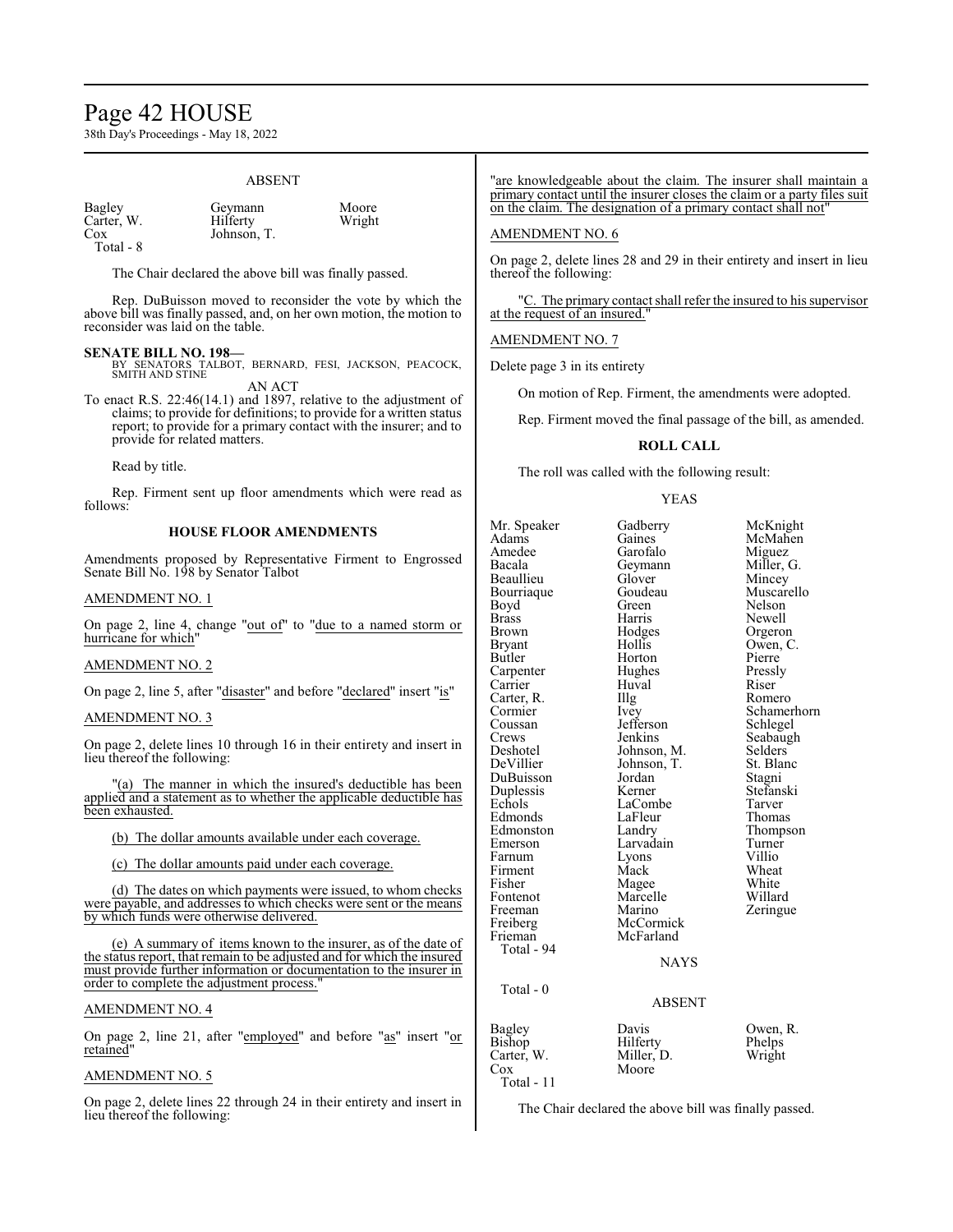ABSENT

| | | |
|---|---|---|
| Bagley | Geymann | Moore |
| Carter, W. | Hilferty | Wright |
| Cox | Johnson, T. | |
| Total - 8 | | |

The Chair declared the above bill was finally passed.

Rep. DuBuisson moved to reconsider the vote by which the above bill was finally passed, and, on her own motion, the motion to reconsider was laid on the table.

**SENATE BILL NO. 198—**
BY SENATORS TALBOT, BERNARD, FESI, JACKSON, PEACOCK, SMITH AND STINE

AN ACT

To enact R.S. 22:46(14.1) and 1897, relative to the adjustment of claims; to provide for definitions; to provide for a written status report; to provide for a primary contact with the insurer; and to provide for related matters.

Read by title.

Rep. Firment sent up floor amendments which were read as follows:

**HOUSE FLOOR AMENDMENTS**

Amendments proposed by Representative Firment to Engrossed Senate Bill No. 198 by Senator Talbot

AMENDMENT NO. 1

On page 2, line 4, change "out of" to "due to a named storm or hurricane for which"

AMENDMENT NO. 2

On page 2, line 5, after "disaster" and before "declared" insert "is"

AMENDMENT NO. 3

On page 2, delete lines 10 through 16 in their entirety and insert in lieu thereof the following:

"(a) The manner in which the insured's deductible has been applied and a statement as to whether the applicable deductible has been exhausted.

(b) The dollar amounts available under each coverage.

(c) The dollar amounts paid under each coverage.

(d) The dates on which payments were issued, to whom checks were payable, and addresses to which checks were sent or the means by which funds were otherwise delivered.

(e) A summary of items known to the insurer, as of the date of the status report, that remain to be adjusted and for which the insured must provide further information or documentation to the insurer in order to complete the adjustment process."

AMENDMENT NO. 4

On page 2, line 21, after "employed" and before "as" insert "or retained"

AMENDMENT NO. 5

On page 2, delete lines 22 through 24 in their entirety and insert in lieu thereof the following:

"are knowledgeable about the claim. The insurer shall maintain a primary contact until the insurer closes the claim or a party files suit on the claim. The designation of a primary contact shall not"

AMENDMENT NO. 6

On page 2, delete lines 28 and 29 in their entirety and insert in lieu thereof the following:

"C. The primary contact shall refer the insured to his supervisor at the request of an insured."

AMENDMENT NO. 7

Delete page 3 in its entirety

On motion of Rep. Firment, the amendments were adopted.

Rep. Firment moved the final passage of the bill, as amended.

**ROLL CALL**

The roll was called with the following result:

YEAS

| | | |
|---|---|---|
| Mr. Speaker | Gadberry | McKnight |
| Adams | Gaines | McMahen |
| Amedee | Garofalo | Miguez |
| Bacala | Geymann | Miller, G. |
| Beaullieu | Glover | Mincey |
| Bourriaque | Goudeau | Muscarello |
| Boyd | Green | Nelson |
| Brass | Harris | Newell |
| Brown | Hodges | Orgeron |
| Bryant | Hollis | Owen, C. |
| Butler | Horton | Pierre |
| Carpenter | Hughes | Pressly |
| Carrier | Huval | Riser |
| Carter, R. | Illg | Romero |
| Cormier | Ivey | Schamerhorn |
| Coussan | Jefferson | Schlegel |
| Crews | Jenkins | Seabaugh |
| Deshotel | Johnson, M. | Selders |
| DeVillier | Johnson, T. | St. Blanc |
| DuBuisson | Jordan | Stagni |
| Duplessis | Kerner | Stefanski |
| Echols | LaCombe | Tarver |
| Edmonds | LaFleur | Thomas |
| Edmonston | Landry | Thompson |
| Emerson | Larvadain | Turner |
| Farnum | Lyons | Villio |
| Firment | Mack | Wheat |
| Fisher | Magee | White |
| Fontenot | Marcelle | Willard |
| Freeman | Marino | Zeringue |
| Freiberg | McCormick | |
| Frieman | McFarland | |
| Total - 94 | | |

NAYS

Total - 0

ABSENT

| | | |
|---|---|---|
| Bagley | Davis | Owen, R. |
| Bishop | Hilferty | Phelps |
| Carter, W. | Miller, D. | Wright |
| Cox | Moore | |
| Total - 11 | | |

The Chair declared the above bill was finally passed.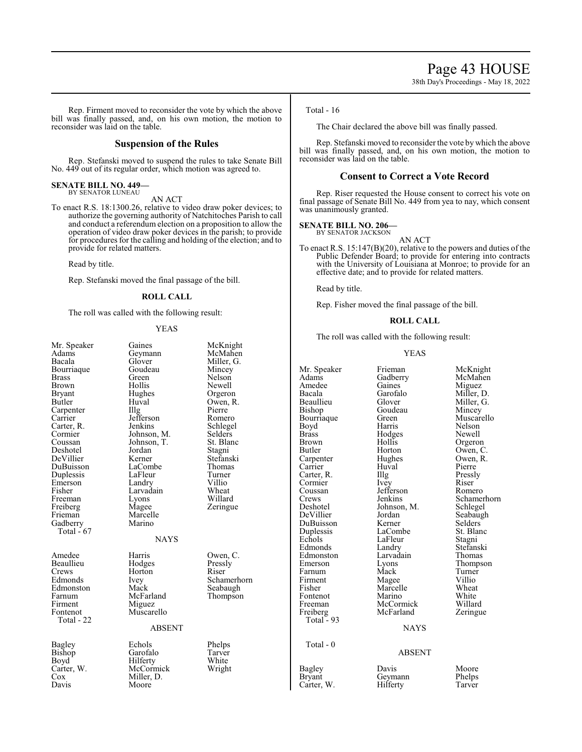Rep. Firment moved to reconsider the vote by which the above bill was finally passed, and, on his own motion, the motion to reconsider was laid on the table.

## Suspension of the Rules

Rep. Stefanski moved to suspend the rules to take Senate Bill No. 449 out of its regular order, which motion was agreed to.

**SENATE BILL NO. 449—**
BY SENATOR LUNEAU

AN ACT

To enact R.S. 18:1300.26, relative to video draw poker devices; to authorize the governing authority of Natchitoches Parish to call and conduct a referendum election on a proposition to allow the operation of video draw poker devices in the parish; to provide for procedures for the calling and holding of the election; and to provide for related matters.

Read by title.

Rep. Stefanski moved the final passage of the bill.

### ROLL CALL

The roll was called with the following result:

YEAS

| | | |
|---|---|---|
| Mr. Speaker | Gaines | McKnight |
| Adams | Geymann | McMahen |
| Bacala | Glover | Miller, G. |
| Bourriaque | Goudeau | Mincey |
| Brass | Green | Nelson |
| Brown | Hollis | Newell |
| Bryant | Hughes | Orgeron |
| Butler | Huval | Owen, R. |
| Carpenter | Illg | Pierre |
| Carrier | Jefferson | Romero |
| Carter, R. | Jenkins | Schlegel |
| Cormier | Johnson, M. | Selders |
| Coussan | Johnson, T. | St. Blanc |
| Deshotel | Jordan | Stagni |
| DeVillier | Kerner | Stefanski |
| DuBuisson | LaCombe | Thomas |
| Duplessis | LaFleur | Turner |
| Emerson | Landry | Villio |
| Fisher | Larvadain | Wheat |
| Freeman | Lyons | Willard |
| Freiberg | Magee | Zeringue |
| Frieman | Marcelle | |
| Gadberry | Marino | |

Total - 67

NAYS

| | | |
|---|---|---|
| Amedee | Harris | Owen, C. |
| Beaullieu | Hodges | Pressly |
| Crews | Horton | Riser |
| Edmonds | Ivey | Schamerhorn |
| Edmonston | Mack | Seabaugh |
| Farnum | McFarland | Thompson |
| Firment | Miguez | |
| Fontenot | Muscarello | |

Total - 22

ABSENT

| | | |
|---|---|---|
| Bagley | Echols | Phelps |
| Bishop | Garofalo | Tarver |
| Boyd | Hilferty | White |
| Carter, W. | McCormick | Wright |
| Cox | Miller, D. | |
| Davis | Moore | |

Total - 16

The Chair declared the above bill was finally passed.

Rep. Stefanski moved to reconsider the vote by which the above bill was finally passed, and, on his own motion, the motion to reconsider was laid on the table.

## Consent to Correct a Vote Record

Rep. Riser requested the House consent to correct his vote on final passage of Senate Bill No. 449 from yea to nay, which consent was unanimously granted.

**SENATE BILL NO. 206—**
BY SENATOR JACKSON

AN ACT

To enact R.S. 15:147(B)(20), relative to the powers and duties of the Public Defender Board; to provide for entering into contracts with the University of Louisiana at Monroe; to provide for an effective date; and to provide for related matters.

Read by title.

Rep. Fisher moved the final passage of the bill.

### ROLL CALL

The roll was called with the following result:

YEAS

| | | |
|---|---|---|
| Mr. Speaker | Frieman | McKnight |
| Adams | Gadberry | McMahen |
| Amedee | Gaines | Miguez |
| Bacala | Garofalo | Miller, D. |
| Beaullieu | Glover | Miller, G. |
| Bishop | Goudeau | Mincey |
| Bourriaque | Green | Muscarello |
| Boyd | Harris | Nelson |
| Brass | Hodges | Newell |
| Brown | Hollis | Orgeron |
| Butler | Horton | Owen, C. |
| Carpenter | Hughes | Owen, R. |
| Carrier | Huval | Pierre |
| Carter, R. | Illg | Pressly |
| Cormier | Ivey | Riser |
| Coussan | Jefferson | Romero |
| Crews | Jenkins | Schamerhorn |
| Deshotel | Johnson, M. | Schlegel |
| DeVillier | Jordan | Seabaugh |
| DuBuisson | Kerner | Selders |
| Duplessis | LaCombe | St. Blanc |
| Echols | LaFleur | Stagni |
| Edmonds | Landry | Stefanski |
| Edmonston | Larvadain | Thomas |
| Emerson | Lyons | Thompson |
| Farnum | Mack | Turner |
| Firment | Magee | Villio |
| Fisher | Marcelle | Wheat |
| Fontenot | Marino | White |
| Freeman | McCormick | Willard |
| Freiberg | McFarland | Zeringue |

Total - 93

NAYS

Total - 0

ABSENT

| | | |
|---|---|---|
| Bagley | Davis | Moore |
| Bryant | Geymann | Phelps |
| Carter, W. | Hilferty | Tarver |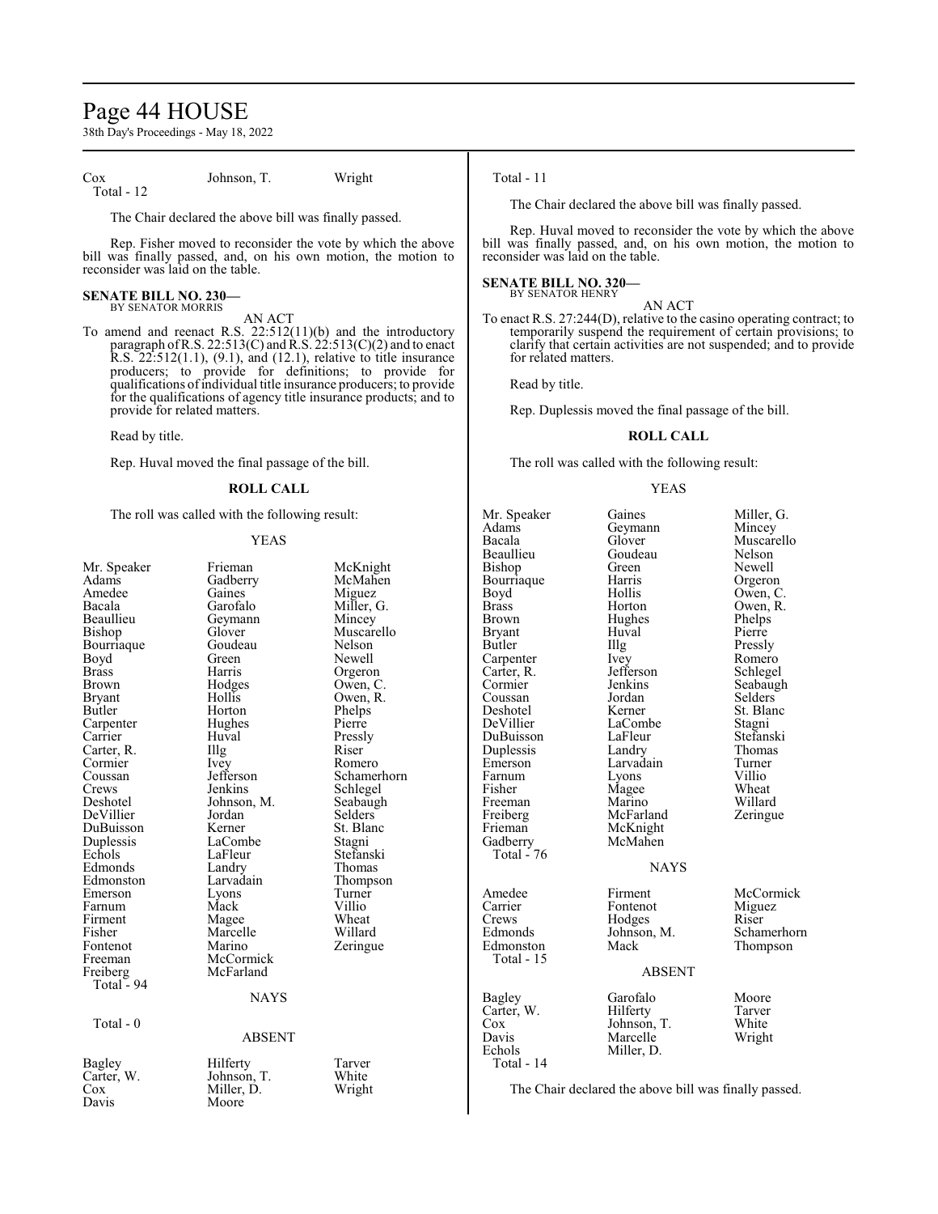| Cox | Johnson, T. | Wright |
|---|---|---|

Total - 12

The Chair declared the above bill was finally passed.

Rep. Fisher moved to reconsider the vote by which the above bill was finally passed, and, on his own motion, the motion to reconsider was laid on the table.

**SENATE BILL NO. 230—**
BY SENATOR MORRIS

AN ACT

To amend and reenact R.S. 22:512(11)(b) and the introductory paragraph of R.S. 22:513(C) and R.S. 22:513(C)(2) and to enact R.S. 22:512(1.1), (9.1), and (12.1), relative to title insurance producers; to provide for definitions; to provide for qualifications of individual title insurance producers; to provide for the qualifications of agency title insurance products; and to provide for related matters.

Read by title.

Rep. Huval moved the final passage of the bill.

### ROLL CALL

The roll was called with the following result:

YEAS

| | | |
|---|---|---|
| Mr. Speaker | Frieman | McKnight |
| Adams | Gadberry | McMahen |
| Amedee | Gaines | Miguez |
| Bacala | Garofalo | Miller, G. |
| Beaullieu | Geymann | Mincey |
| Bishop | Glover | Muscarello |
| Bourriaque | Goudeau | Nelson |
| Boyd | Green | Newell |
| Brass | Harris | Orgeron |
| Brown | Hodges | Owen, C. |
| Bryant | Hollis | Owen, R. |
| Butler | Horton | Phelps |
| Carpenter | Hughes | Pierre |
| Carrier | Huval | Pressly |
| Carter, R. | Illg | Riser |
| Cormier | Ivey | Romero |
| Coussan | Jefferson | Schamerhorn |
| Crews | Jenkins | Schlegel |
| Deshotel | Johnson, M. | Seabaugh |
| DeVillier | Jordan | Selders |
| DuBuisson | Kerner | St. Blanc |
| Duplessis | LaCombe | Stagni |
| Echols | LaFleur | Stefanski |
| Edmonds | Landry | Thomas |
| Edmonston | Larvadain | Thompson |
| Emerson | Lyons | Turner |
| Farnum | Mack | Villio |
| Firment | Magee | Wheat |
| Fisher | Marcelle | Willard |
| Fontenot | Marino | Zeringue |
| Freeman | McCormick | |
| Freiberg | McFarland | |

Total - 94

NAYS

Total - 0

ABSENT

| | | |
|---|---|---|
| Bagley | Hilferty | Tarver |
| Carter, W. | Johnson, T. | White |
| Cox | Miller, D. | Wright |
| Davis | Moore | |

Total - 11

The Chair declared the above bill was finally passed.

Rep. Huval moved to reconsider the vote by which the above bill was finally passed, and, on his own motion, the motion to reconsider was laid on the table.

**SENATE BILL NO. 320—**
BY SENATOR HENRY

AN ACT

To enact R.S. 27:244(D), relative to the casino operating contract; to temporarily suspend the requirement of certain provisions; to clarify that certain activities are not suspended; and to provide for related matters.

Read by title.

Rep. Duplessis moved the final passage of the bill.

### ROLL CALL

The roll was called with the following result:

YEAS

| | | |
|---|---|---|
| Mr. Speaker | Gaines | Miller, G. |
| Adams | Geymann | Mincey |
| Bacala | Glover | Muscarello |
| Beaullieu | Goudeau | Nelson |
| Bishop | Green | Newell |
| Bourriaque | Harris | Orgeron |
| Boyd | Hollis | Owen, C. |
| Brass | Horton | Owen, R. |
| Brown | Hughes | Phelps |
| Bryant | Huval | Pierre |
| Butler | Illg | Pressly |
| Carpenter | Ivey | Romero |
| Carter, R. | Jefferson | Schlegel |
| Cormier | Jenkins | Seabaugh |
| Coussan | Jordan | Selders |
| Deshotel | Kerner | St. Blanc |
| DeVillier | LaCombe | Stagni |
| DuBuisson | LaFleur | Stefanski |
| Duplessis | Landry | Thomas |
| Emerson | Larvadain | Turner |
| Farnum | Lyons | Villio |
| Fisher | Magee | Wheat |
| Freeman | Marino | Willard |
| Freiberg | McFarland | Zeringue |
| Frieman | McKnight | |
| Gadberry | McMahen | |

Total - 76

NAYS

| | | |
|---|---|---|
| Amedee | Firment | McCormick |
| Carrier | Fontenot | Miguez |
| Crews | Hodges | Riser |
| Edmonds | Johnson, M. | Schamerhorn |
| Edmonston | Mack | Thompson |

Total - 15

ABSENT

| | | |
|---|---|---|
| Bagley | Garofalo | Moore |
| Carter, W. | Hilferty | Tarver |
| Cox | Johnson, T. | White |
| Davis | Marcelle | Wright |
| Echols | Miller, D. | |

Total - 14

The Chair declared the above bill was finally passed.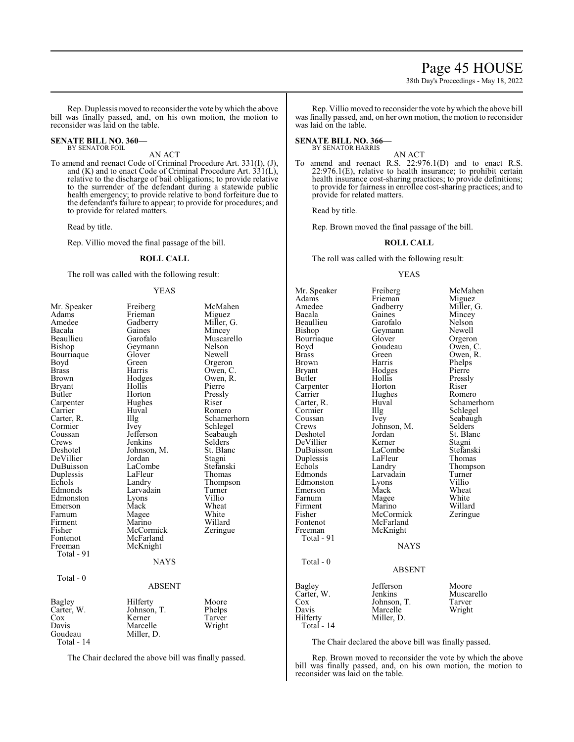Rep. Duplessis moved to reconsider the vote by which the above bill was finally passed, and, on his own motion, the motion to reconsider was laid on the table.

**SENATE BILL NO. 360—**
BY SENATOR FOIL

AN ACT

To amend and reenact Code of Criminal Procedure Art. 331(I), (J), and (K) and to enact Code of Criminal Procedure Art. 331(L), relative to the discharge of bail obligations; to provide relative to the surrender of the defendant during a statewide public health emergency; to provide relative to bond forfeiture due to the defendant's failure to appear; to provide for procedures; and to provide for related matters.

Read by title.

Rep. Villio moved the final passage of the bill.

**ROLL CALL**

The roll was called with the following result:

YEAS

| | | |
|---|---|---|
| Mr. Speaker | Freiberg | McMahen |
| Adams | Frieman | Miguez |
| Amedee | Gadberry | Miller, G. |
| Bacala | Gaines | Mincey |
| Beaullieu | Garofalo | Muscarello |
| Bishop | Geymann | Nelson |
| Bourriaque | Glover | Newell |
| Boyd | Green | Orgeron |
| Brass | Harris | Owen, C. |
| Brown | Hodges | Owen, R. |
| Bryant | Hollis | Pierre |
| Butler | Horton | Pressly |
| Carpenter | Hughes | Riser |
| Carrier | Huval | Romero |
| Carter, R. | Illg | Schamerhorn |
| Cormier | Ivey | Schlegel |
| Coussan | Jefferson | Seabaugh |
| Crews | Jenkins | Selders |
| Deshotel | Johnson, M. | St. Blanc |
| DeVillier | Jordan | Stagni |
| DuBuisson | LaCombe | Stefanski |
| Duplessis | LaFleur | Thomas |
| Echols | Landry | Thompson |
| Edmonds | Larvadain | Turner |
| Edmonston | Lyons | Villio |
| Emerson | Mack | Wheat |
| Farnum | Magee | White |
| Firment | Marino | Willard |
| Fisher | McCormick | Zeringue |
| Fontenot | McFarland | |
| Freeman | McKnight | |

Total - 91

NAYS

Total - 0

ABSENT

| | | |
|---|---|---|
| Bagley | Hilferty | Moore |
| Carter, W. | Johnson, T. | Phelps |
| Cox | Kerner | Tarver |
| Davis | Marcelle | Wright |
| Goudeau | Miller, D. | |

Total - 14

The Chair declared the above bill was finally passed.

Rep. Villio moved to reconsider the vote by which the above bill was finally passed, and, on her own motion, the motion to reconsider was laid on the table.

**SENATE BILL NO. 366—**
BY SENATOR HARRIS

AN ACT

To amend and reenact R.S. 22:976.1(D) and to enact R.S. 22:976.1(E), relative to health insurance; to prohibit certain health insurance cost-sharing practices; to provide definitions; to provide for fairness in enrollee cost-sharing practices; and to provide for related matters.

Read by title.

Rep. Brown moved the final passage of the bill.

**ROLL CALL**

The roll was called with the following result:

YEAS

| | | |
|---|---|---|
| Mr. Speaker | Freiberg | McMahen |
| Adams | Frieman | Miguez |
| Amedee | Gadberry | Miller, G. |
| Bacala | Gaines | Mincey |
| Beaullieu | Garofalo | Nelson |
| Bishop | Geymann | Newell |
| Bourriaque | Glover | Orgeron |
| Boyd | Goudeau | Owen, C. |
| Brass | Green | Owen, R. |
| Brown | Harris | Phelps |
| Bryant | Hodges | Pierre |
| Butler | Hollis | Pressly |
| Carpenter | Horton | Riser |
| Carrier | Hughes | Romero |
| Carter, R. | Huval | Schamerhorn |
| Cormier | Illg | Schlegel |
| Coussan | Ivey | Seabaugh |
| Crews | Johnson, M. | Selders |
| Deshotel | Jordan | St. Blanc |
| DeVillier | Kerner | Stagni |
| DuBuisson | LaCombe | Stefanski |
| Duplessis | LaFleur | Thomas |
| Echols | Landry | Thompson |
| Edmonds | Larvadain | Turner |
| Edmonston | Lyons | Villio |
| Emerson | Mack | Wheat |
| Farnum | Magee | White |
| Firment | Marino | Willard |
| Fisher | McCormick | Zeringue |
| Fontenot | McFarland | |
| Freeman | McKnight | |

Total - 91

NAYS

Total - 0

ABSENT

| | | |
|---|---|---|
| Bagley | Jefferson | Moore |
| Carter, W. | Jenkins | Muscarello |
| Cox | Johnson, T. | Tarver |
| Davis | Marcelle | Wright |
| Hilferty | Miller, D. | |

Total - 14

The Chair declared the above bill was finally passed.

Rep. Brown moved to reconsider the vote by which the above bill was finally passed, and, on his own motion, the motion to reconsider was laid on the table.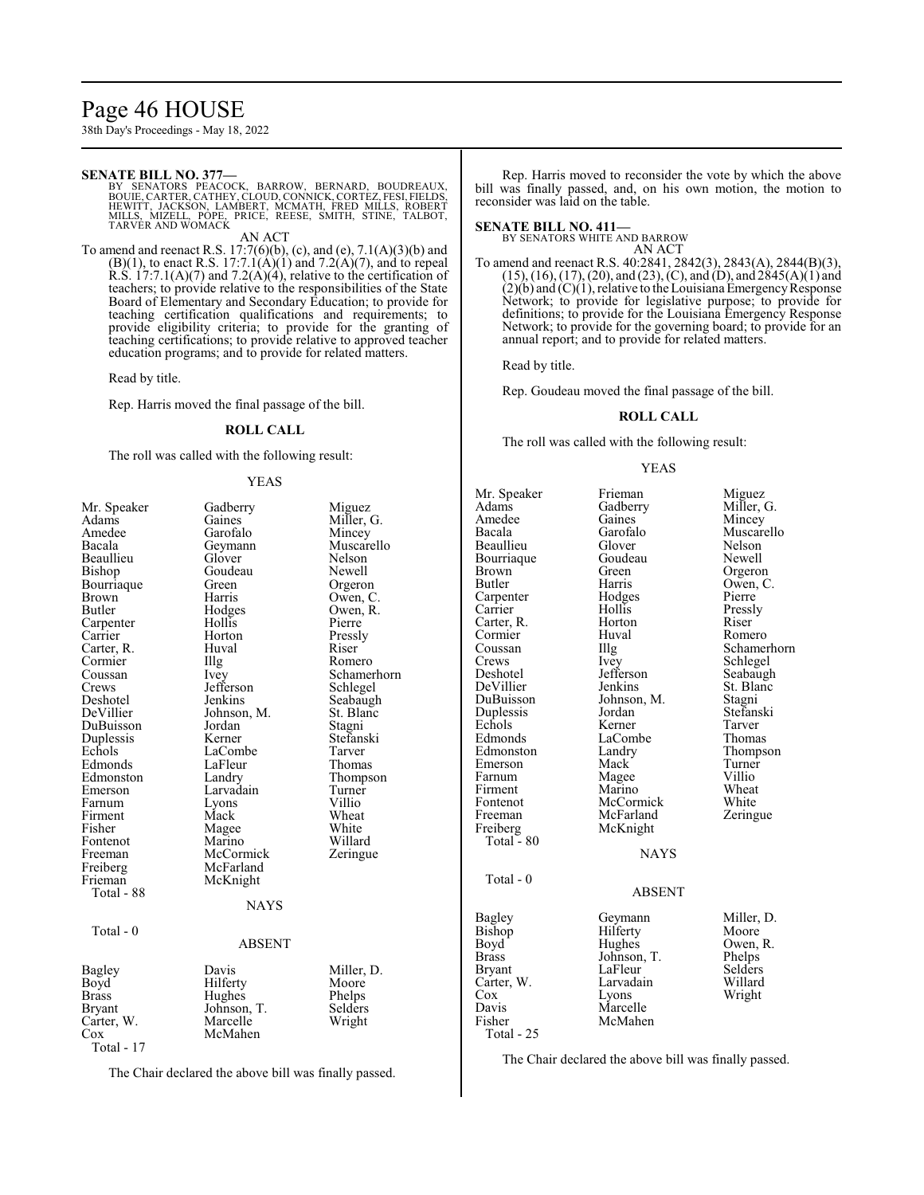**SENATE BILL NO. 377—**

BY SENATORS PEACOCK, BARROW, BERNARD, BOUDREAUX, BOUIE, CARTER, CATHEY, CLOUD, CONNICK, CORTEZ, FESI, FIELDS, HEWITT, JACKSON, LAMBERT, MCMATH, FRED MILLS, ROBERT MILLS, MIZELL, POPE, PRICE, REESE, SMITH, STINE, TALBOT, TARVER AND WOMACK

AN ACT

To amend and reenact R.S. 17:7(6)(b), (c), and (e), 7.1(A)(3)(b) and (B)(1), to enact R.S. 17:7.1(A)(1) and 7.2(A)(7), and to repeal R.S. 17:7.1(A)(7) and 7.2(A)(4), relative to the certification of teachers; to provide relative to the responsibilities of the State Board of Elementary and Secondary Education; to provide for teaching certification qualifications and requirements; to provide eligibility criteria; to provide for the granting of teaching certifications; to provide relative to approved teacher education programs; and to provide for related matters.

Read by title.

Rep. Harris moved the final passage of the bill.

**ROLL CALL**

The roll was called with the following result:

YEAS

| | | |
|---|---|---|
| Mr. Speaker | Gadberry | Miguez |
| Adams | Gaines | Miller, G. |
| Amedee | Garofalo | Mincey |
| Bacala | Geymann | Muscarello |
| Beaullieu | Glover | Nelson |
| Bishop | Goudeau | Newell |
| Bourriaque | Green | Orgeron |
| Brown | Harris | Owen, C. |
| Butler | Hodges | Owen, R. |
| Carpenter | Hollis | Pierre |
| Carrier | Horton | Pressly |
| Carter, R. | Huval | Riser |
| Cormier | Illg | Romero |
| Coussan | Ivey | Schamerhorn |
| Crews | Jefferson | Schlegel |
| Deshotel | Jenkins | Seabaugh |
| DeVillier | Johnson, M. | St. Blanc |
| DuBuisson | Jordan | Stagni |
| Duplessis | Kerner | Stefanski |
| Echols | LaCombe | Tarver |
| Edmonds | LaFleur | Thomas |
| Edmonston | Landry | Thompson |
| Emerson | Larvadain | Turner |
| Farnum | Lyons | Villio |
| Firment | Mack | Wheat |
| Fisher | Magee | White |
| Fontenot | Marino | Willard |
| Freeman | McCormick | Zeringue |
| Freiberg | McFarland | |
| Frieman | McKnight | |

Total - 88

NAYS

Total - 0

ABSENT

| | | |
|---|---|---|
| Bagley | Davis | Miller, D. |
| Boyd | Hilferty | Moore |
| Brass | Hughes | Phelps |
| Bryant | Johnson, T. | Selders |
| Carter, W. | Marcelle | Wright |
| Cox | McMahen | |

Total - 17

The Chair declared the above bill was finally passed.

Rep. Harris moved to reconsider the vote by which the above bill was finally passed, and, on his own motion, the motion to reconsider was laid on the table.

**SENATE BILL NO. 411—**

BY SENATORS WHITE AND BARROW

AN ACT

To amend and reenact R.S. 40:2841, 2842(3), 2843(A), 2844(B)(3), (15), (16), (17), (20), and (23), (C), and (D), and 2845(A)(1) and (2)(b) and (C)(1), relative to the Louisiana Emergency Response Network; to provide for legislative purpose; to provide for definitions; to provide for the Louisiana Emergency Response Network; to provide for the governing board; to provide for an annual report; and to provide for related matters.

Read by title.

Rep. Goudeau moved the final passage of the bill.

**ROLL CALL**

The roll was called with the following result:

YEAS

| | | |
|---|---|---|
| Mr. Speaker | Frieman | Miguez |
| Adams | Gadberry | Miller, G. |
| Amedee | Gaines | Mincey |
| Bacala | Garofalo | Muscarello |
| Beaullieu | Glover | Nelson |
| Bourriaque | Goudeau | Newell |
| Brown | Green | Orgeron |
| Butler | Harris | Owen, C. |
| Carpenter | Hodges | Pierre |
| Carrier | Hollis | Pressly |
| Carter, R. | Horton | Riser |
| Cormier | Huval | Romero |
| Coussan | Illg | Schamerhorn |
| Crews | Ivey | Schlegel |
| Deshotel | Jefferson | Seabaugh |
| DeVillier | Jenkins | St. Blanc |
| DuBuisson | Johnson, M. | Stagni |
| Duplessis | Jordan | Stefanski |
| Echols | Kerner | Tarver |
| Edmonds | LaCombe | Thomas |
| Edmonston | Landry | Thompson |
| Emerson | Mack | Turner |
| Farnum | Magee | Villio |
| Firment | Marino | Wheat |
| Fontenot | McCormick | White |
| Freeman | McFarland | Zeringue |
| Freiberg | McKnight | |

Total - 80

NAYS

Total - 0

ABSENT

| | | |
|---|---|---|
| Bagley | Geymann | Miller, D. |
| Bishop | Hilferty | Moore |
| Boyd | Hughes | Owen, R. |
| Brass | Johnson, T. | Phelps |
| Bryant | LaFleur | Selders |
| Carter, W. | Larvadain | Willard |
| Cox | Lyons | Wright |
| Davis | Marcelle | |
| Fisher | McMahen | |

Total - 25

The Chair declared the above bill was finally passed.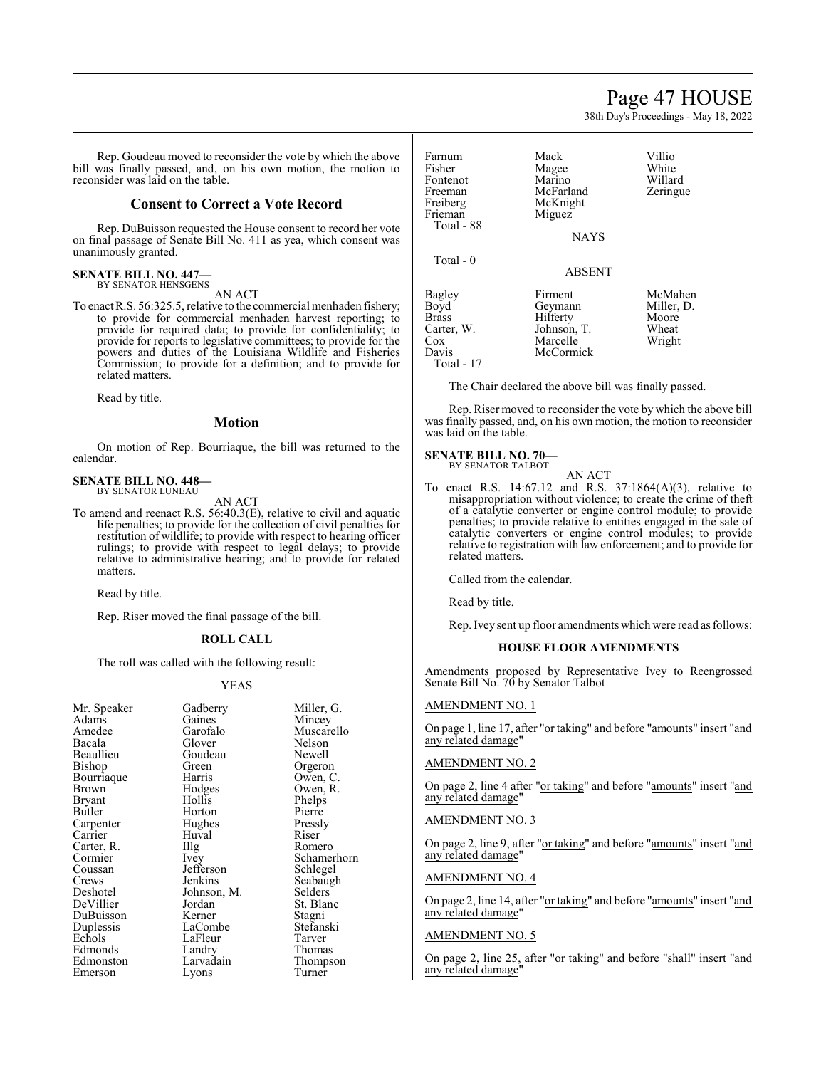Rep. Goudeau moved to reconsider the vote by which the above bill was finally passed, and, on his own motion, the motion to reconsider was laid on the table.

## Consent to Correct a Vote Record

Rep. DuBuisson requested the House consent to record her vote on final passage of Senate Bill No. 411 as yea, which consent was unanimously granted.

**SENATE BILL NO. 447—**
BY SENATOR HENSGENS

AN ACT

To enact R.S. 56:325.5, relative to the commercial menhaden fishery; to provide for commercial menhaden harvest reporting; to provide for required data; to provide for confidentiality; to provide for reports to legislative committees; to provide for the powers and duties of the Louisiana Wildlife and Fisheries Commission; to provide for a definition; and to provide for related matters.

Read by title.

## Motion

On motion of Rep. Bourriaque, the bill was returned to the calendar.

**SENATE BILL NO. 448—**
BY SENATOR LUNEAU

AN ACT

To amend and reenact R.S. 56:40.3(E), relative to civil and aquatic life penalties; to provide for the collection of civil penalties for restitution of wildlife; to provide with respect to hearing officer rulings; to provide with respect to legal delays; to provide relative to administrative hearing; and to provide for related matters.

Read by title.

Rep. Riser moved the final passage of the bill.

### ROLL CALL

The roll was called with the following result:

YEAS

| | | |
|---|---|---|
| Mr. Speaker | Gadberry | Miller, G. |
| Adams | Gaines | Mincey |
| Amedee | Garofalo | Muscarello |
| Bacala | Glover | Nelson |
| Beaullieu | Goudeau | Newell |
| Bishop | Green | Orgeron |
| Bourriaque | Harris | Owen, C. |
| Brown | Hodges | Owen, R. |
| Bryant | Hollis | Phelps |
| Butler | Horton | Pierre |
| Carpenter | Hughes | Pressly |
| Carrier | Huval | Riser |
| Carter, R. | Illg | Romero |
| Cormier | Ivey | Schamerhorn |
| Coussan | Jefferson | Schlegel |
| Crews | Jenkins | Seabaugh |
| Deshotel | Johnson, M. | Selders |
| DeVillier | Jordan | St. Blanc |
| DuBuisson | Kerner | Stagni |
| Duplessis | LaCombe | Stefanski |
| Echols | LaFleur | Tarver |
| Edmonds | Landry | Thomas |
| Edmonston | Larvadain | Thompson |
| Emerson | Lyons | Turner |
| Farnum | Mack | Villio |
| Fisher | Magee | White |
| Fontenot | Marino | Willard |
| Freeman | McFarland | Zeringue |
| Freiberg | McKnight | |
| Frieman | Miguez | |

Total - 88

NAYS

Total - 0

ABSENT

| | | |
|---|---|---|
| Bagley | Firment | McMahen |
| Boyd | Geymann | Miller, D. |
| Brass | Hilferty | Moore |
| Carter, W. | Johnson, T. | Wheat |
| Cox | Marcelle | Wright |
| Davis | McCormick | |

Total - 17

The Chair declared the above bill was finally passed.

Rep. Riser moved to reconsider the vote by which the above bill was finally passed, and, on his own motion, the motion to reconsider was laid on the table.

**SENATE BILL NO. 70—**
BY SENATOR TALBOT

AN ACT

To enact R.S. 14:67.12 and R.S. 37:1864(A)(3), relative to misappropriation without violence; to create the crime of theft of a catalytic converter or engine control module; to provide penalties; to provide relative to entities engaged in the sale of catalytic converters or engine control modules; to provide relative to registration with law enforcement; and to provide for related matters.

Called from the calendar.

Read by title.

Rep. Ivey sent up floor amendments which were read as follows:

### HOUSE FLOOR AMENDMENTS

Amendments proposed by Representative Ivey to Reengrossed Senate Bill No. 70 by Senator Talbot

AMENDMENT NO. 1

On page 1, line 17, after "or taking" and before "amounts" insert "and any related damage"

AMENDMENT NO. 2

On page 2, line 4 after "or taking" and before "amounts" insert "and any related damage"

AMENDMENT NO. 3

On page 2, line 9, after "or taking" and before "amounts" insert "and any related damage"

AMENDMENT NO. 4

On page 2, line 14, after "or taking" and before "amounts" insert "and any related damage"

AMENDMENT NO. 5

On page 2, line 25, after "or taking" and before "shall" insert "and any related damage"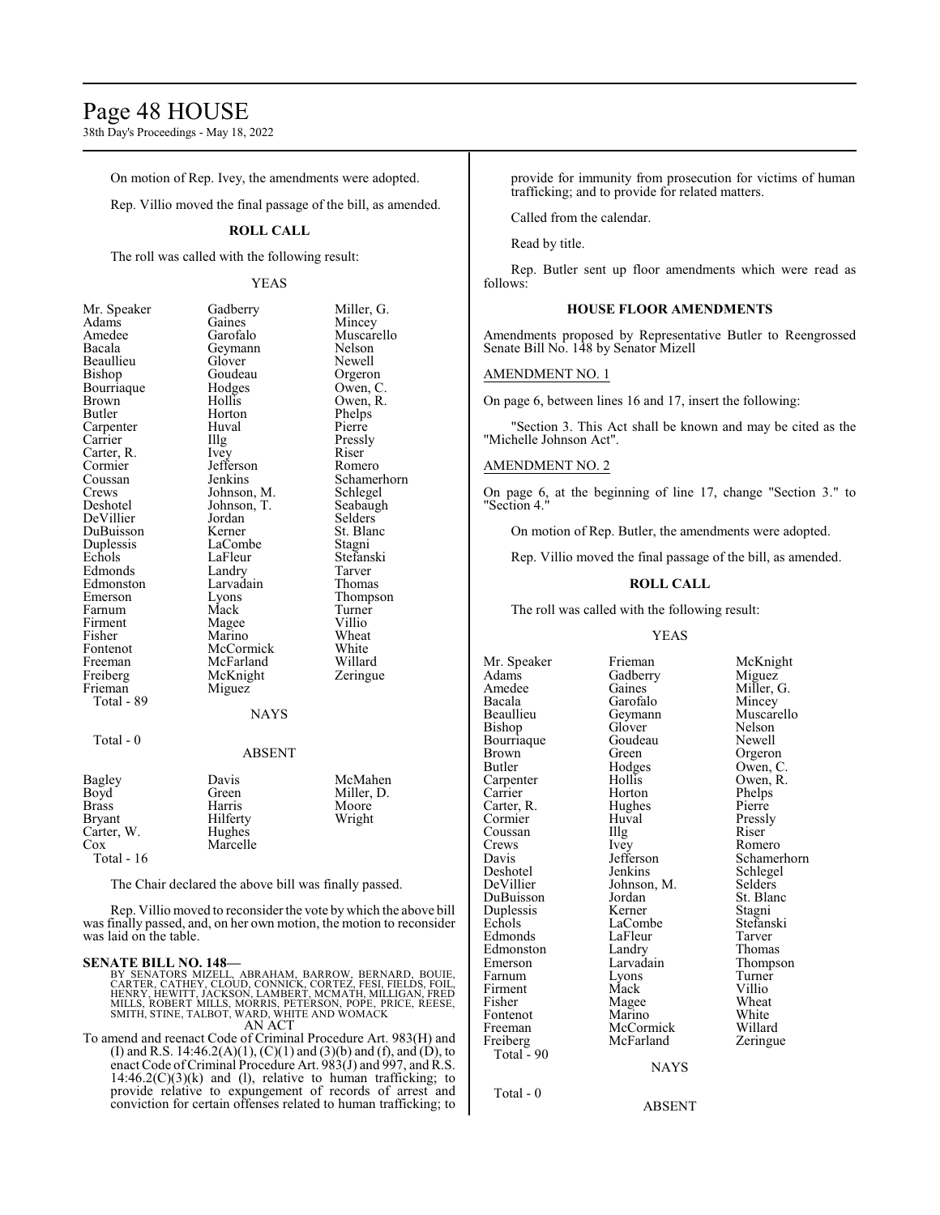On motion of Rep. Ivey, the amendments were adopted.

Rep. Villio moved the final passage of the bill, as amended.

**ROLL CALL**

The roll was called with the following result:

YEAS

| | | |
|---|---|---|
| Mr. Speaker | Gadberry | Miller, G. |
| Adams | Gaines | Mincey |
| Amedee | Garofalo | Muscarello |
| Bacala | Geymann | Nelson |
| Beaullieu | Glover | Newell |
| Bishop | Goudeau | Orgeron |
| Bourriaque | Hodges | Owen, C. |
| Brown | Hollis | Owen, R. |
| Butler | Horton | Phelps |
| Carpenter | Huval | Pierre |
| Carrier | Illg | Pressly |
| Carter, R. | Ivey | Riser |
| Cormier | Jefferson | Romero |
| Coussan | Jenkins | Schamerhorn |
| Crews | Johnson, M. | Schlegel |
| Deshotel | Johnson, T. | Seabaugh |
| DeVillier | Jordan | Selders |
| DuBuisson | Kerner | St. Blanc |
| Duplessis | LaCombe | Stagni |
| Echols | LaFleur | Stefanski |
| Edmonds | Landry | Tarver |
| Edmonston | Larvadain | Thomas |
| Emerson | Lyons | Thompson |
| Farnum | Mack | Turner |
| Firment | Magee | Villio |
| Fisher | Marino | Wheat |
| Fontenot | McCormick | White |
| Freeman | McFarland | Willard |
| Freiberg | McKnight | Zeringue |
| Frieman | Miguez | |

Total - 89

NAYS

Total - 0

ABSENT

| | | |
|---|---|---|
| Bagley | Davis | McMahen |
| Boyd | Green | Miller, D. |
| Brass | Harris | Moore |
| Bryant | Hilferty | Wright |
| Carter, W. | Hughes | |
| Cox | Marcelle | |

Total - 16

The Chair declared the above bill was finally passed.

Rep. Villio moved to reconsider the vote by which the above bill was finally passed, and, on her own motion, the motion to reconsider was laid on the table.

**SENATE BILL NO. 148—**
BY SENATORS MIZELL, ABRAHAM, BARROW, BERNARD, BOUIE, CARTER, CATHEY, CLOUD, CONNICK, CORTEZ, FESI, FIELDS, FOIL, HENRY, HEWITT, JACKSON, LAMBERT, MCMATH, MILLIGAN, FRED MILLS, ROBERT MILLS, MORRIS, PETERSON, POPE, PRICE, REESE, SMITH, STINE, TALBOT, WARD, WHITE AND WOMACK

AN ACT

To amend and reenact Code of Criminal Procedure Art. 983(H) and (I) and R.S. 14:46.2(A)(1), (C)(1) and (3)(b) and (f), and (D), to enact Code of Criminal Procedure Art. 983(J) and 997, and R.S. 14:46.2(C)(3)(k) and (l), relative to human trafficking; to provide relative to expungement of records of arrest and conviction for certain offenses related to human trafficking; to provide for immunity from prosecution for victims of human trafficking; and to provide for related matters.

Called from the calendar.

Read by title.

Rep. Butler sent up floor amendments which were read as follows:

**HOUSE FLOOR AMENDMENTS**

Amendments proposed by Representative Butler to Reengrossed Senate Bill No. 148 by Senator Mizell

AMENDMENT NO. 1

On page 6, between lines 16 and 17, insert the following:

"Section 3. This Act shall be known and may be cited as the "Michelle Johnson Act".

AMENDMENT NO. 2

On page 6, at the beginning of line 17, change "Section 3." to "Section 4."

On motion of Rep. Butler, the amendments were adopted.

Rep. Villio moved the final passage of the bill, as amended.

**ROLL CALL**

The roll was called with the following result:

YEAS

| | | |
|---|---|---|
| Mr. Speaker | Frieman | McKnight |
| Adams | Gadberry | Miguez |
| Amedee | Gaines | Miller, G. |
| Bacala | Garofalo | Mincey |
| Beaullieu | Geymann | Muscarello |
| Bishop | Glover | Nelson |
| Bourriaque | Goudeau | Newell |
| Brown | Green | Orgeron |
| Butler | Hodges | Owen, C. |
| Carpenter | Hollis | Owen, R. |
| Carrier | Horton | Phelps |
| Carter, R. | Hughes | Pierre |
| Cormier | Huval | Pressly |
| Coussan | Illg | Riser |
| Crews | Ivey | Romero |
| Davis | Jefferson | Schamerhorn |
| Deshotel | Jenkins | Schlegel |
| DeVillier | Johnson, M. | Selders |
| DuBuisson | Jordan | St. Blanc |
| Duplessis | Kerner | Stagni |
| Echols | LaCombe | Stefanski |
| Edmonds | LaFleur | Tarver |
| Edmonston | Landry | Thomas |
| Emerson | Larvadain | Thompson |
| Farnum | Lyons | Turner |
| Firment | Mack | Villio |
| Fisher | Magee | Wheat |
| Fontenot | Marino | White |
| Freeman | McCormick | Willard |
| Freiberg | McFarland | Zeringue |

Total - 90

NAYS

Total - 0

ABSENT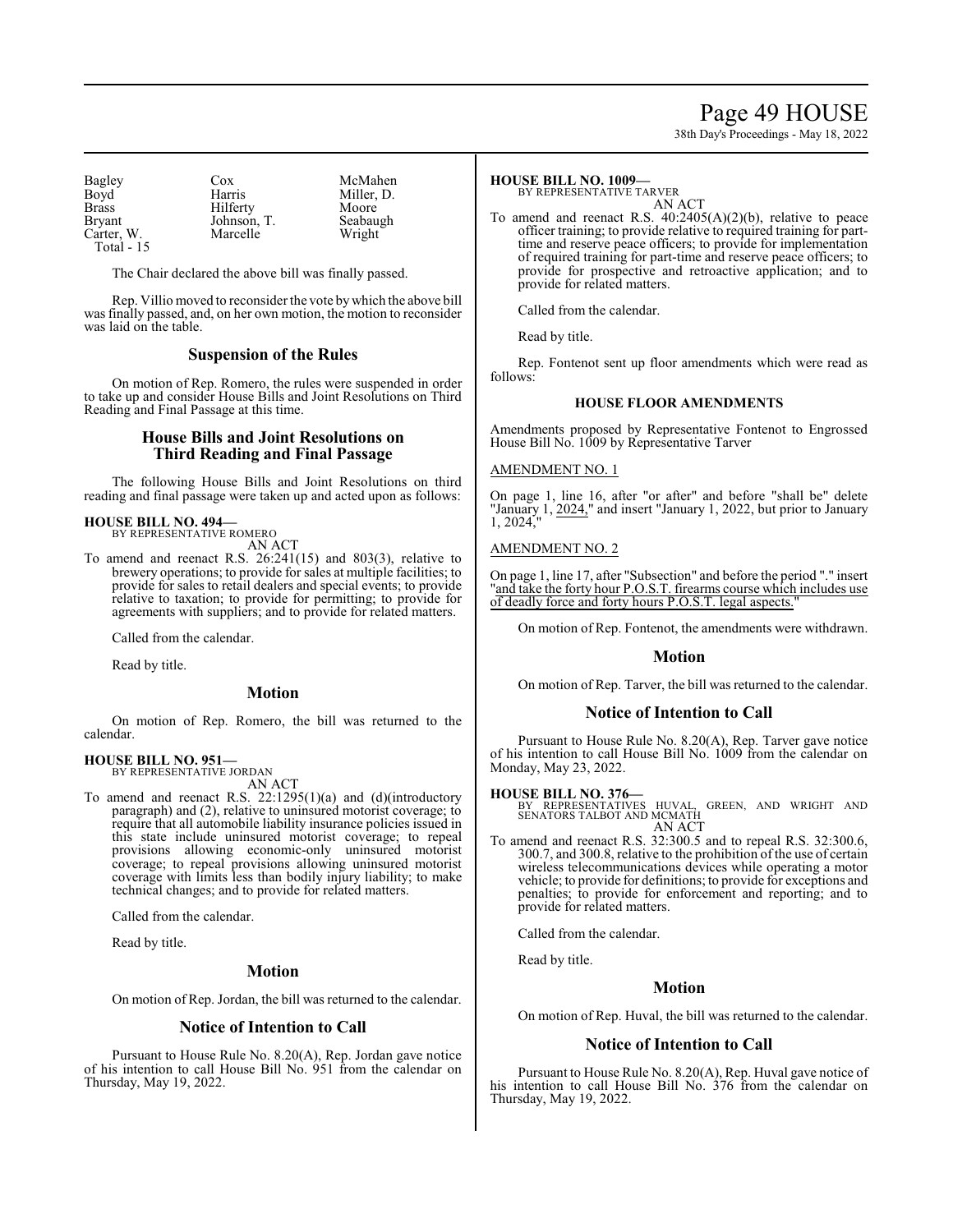| | | |
|---|---|---|
| Bagley | Cox | McMahen |
| Boyd | Harris | Miller, D. |
| Brass | Hilferty | Moore |
| Bryant | Johnson, T. | Seabaugh |
| Carter, W. | Marcelle | Wright |
| Total - 15 | | |

The Chair declared the above bill was finally passed.

Rep. Villio moved to reconsider the vote by which the above bill was finally passed, and, on her own motion, the motion to reconsider was laid on the table.

## Suspension of the Rules

On motion of Rep. Romero, the rules were suspended in order to take up and consider House Bills and Joint Resolutions on Third Reading and Final Passage at this time.

## House Bills and Joint Resolutions on Third Reading and Final Passage

The following House Bills and Joint Resolutions on third reading and final passage were taken up and acted upon as follows:

**HOUSE BILL NO. 494—**
BY REPRESENTATIVE ROMERO
AN ACT

To amend and reenact R.S. 26:241(15) and 803(3), relative to brewery operations; to provide for sales at multiple facilities; to provide for sales to retail dealers and special events; to provide relative to taxation; to provide for permitting; to provide for agreements with suppliers; and to provide for related matters.

Called from the calendar.

Read by title.

## Motion

On motion of Rep. Romero, the bill was returned to the calendar.

**HOUSE BILL NO. 951—**
BY REPRESENTATIVE JORDAN
AN ACT

To amend and reenact R.S. 22:1295(1)(a) and (d)(introductory paragraph) and (2), relative to uninsured motorist coverage; to require that all automobile liability insurance policies issued in this state include uninsured motorist coverage; to repeal provisions allowing economic-only uninsured motorist coverage; to repeal provisions allowing uninsured motorist coverage with limits less than bodily injury liability; to make technical changes; and to provide for related matters.

Called from the calendar.

Read by title.

## Motion

On motion of Rep. Jordan, the bill was returned to the calendar.

## Notice of Intention to Call

Pursuant to House Rule No. 8.20(A), Rep. Jordan gave notice of his intention to call House Bill No. 951 from the calendar on Thursday, May 19, 2022.

**HOUSE BILL NO. 1009—**
BY REPRESENTATIVE TARVER
AN ACT

To amend and reenact R.S. 40:2405(A)(2)(b), relative to peace officer training; to provide relative to required training for part-time and reserve peace officers; to provide for implementation of required training for part-time and reserve peace officers; to provide for prospective and retroactive application; and to provide for related matters.

Called from the calendar.

Read by title.

Rep. Fontenot sent up floor amendments which were read as follows:

### HOUSE FLOOR AMENDMENTS

Amendments proposed by Representative Fontenot to Engrossed House Bill No. 1009 by Representative Tarver

AMENDMENT NO. 1

On page 1, line 16, after "or after" and before "shall be" delete "January 1, 2024," and insert "January 1, 2022, but prior to January 1, 2024,"

AMENDMENT NO. 2

On page 1, line 17, after "Subsection" and before the period "." insert "and take the forty hour P.O.S.T. firearms course which includes use of deadly force and forty hours P.O.S.T. legal aspects."

On motion of Rep. Fontenot, the amendments were withdrawn.

## Motion

On motion of Rep. Tarver, the bill was returned to the calendar.

## Notice of Intention to Call

Pursuant to House Rule No. 8.20(A), Rep. Tarver gave notice of his intention to call House Bill No. 1009 from the calendar on Monday, May 23, 2022.

**HOUSE BILL NO. 376—**
BY REPRESENTATIVES HUVAL, GREEN, AND WRIGHT AND SENATORS TALBOT AND MCMATH
AN ACT

To amend and reenact R.S. 32:300.5 and to repeal R.S. 32:300.6, 300.7, and 300.8, relative to the prohibition of the use of certain wireless telecommunications devices while operating a motor vehicle; to provide for definitions; to provide for exceptions and penalties; to provide for enforcement and reporting; and to provide for related matters.

Called from the calendar.

Read by title.

## Motion

On motion of Rep. Huval, the bill was returned to the calendar.

## Notice of Intention to Call

Pursuant to House Rule No. 8.20(A), Rep. Huval gave notice of his intention to call House Bill No. 376 from the calendar on Thursday, May 19, 2022.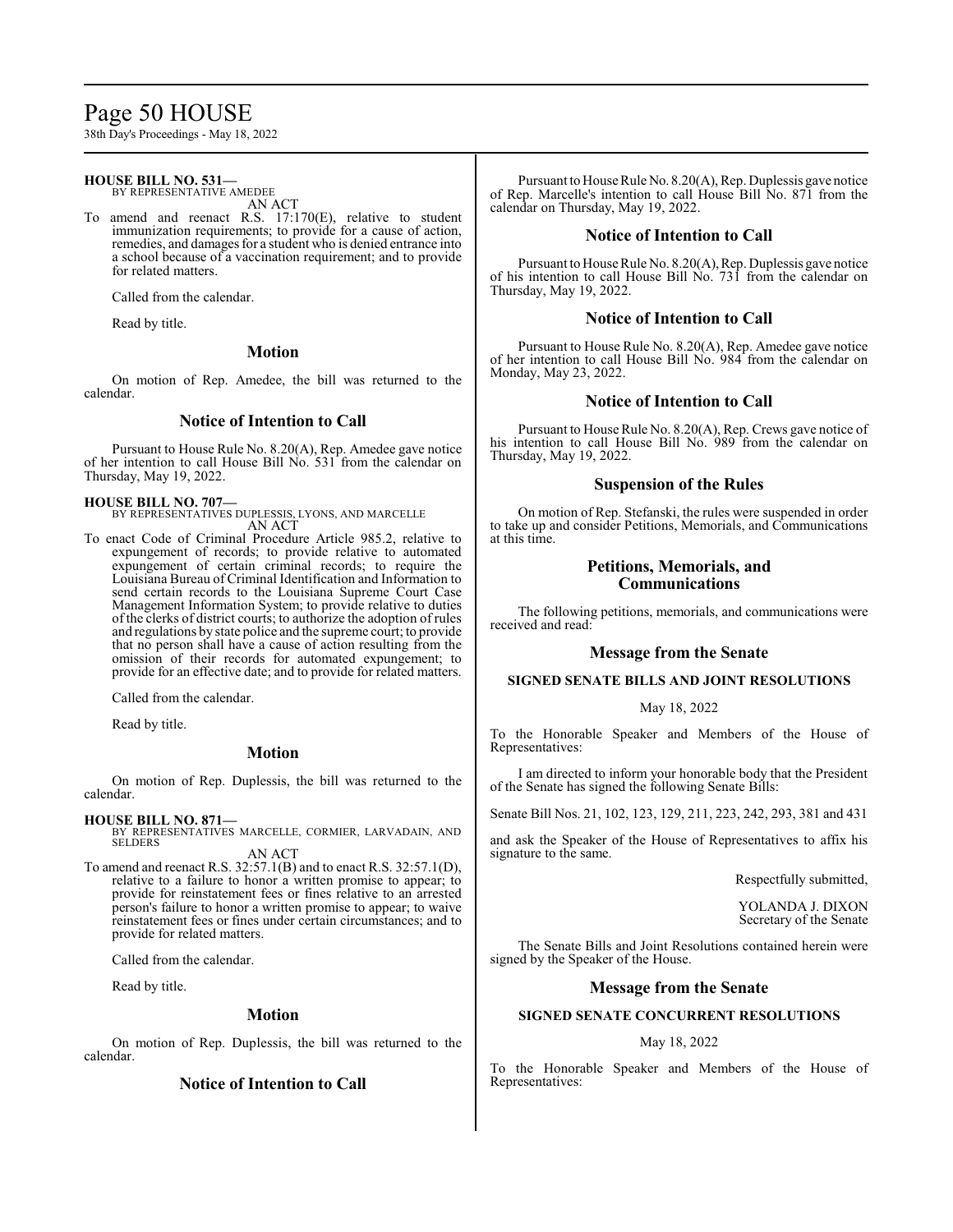**HOUSE BILL NO. 531—**
BY REPRESENTATIVE AMEDEE
AN ACT

To amend and reenact R.S. 17:170(E), relative to student immunization requirements; to provide for a cause of action, remedies, and damages for a student who is denied entrance into a school because of a vaccination requirement; and to provide for related matters.

Called from the calendar.

Read by title.

### Motion

On motion of Rep. Amedee, the bill was returned to the calendar.

### Notice of Intention to Call

Pursuant to House Rule No. 8.20(A), Rep. Amedee gave notice of her intention to call House Bill No. 531 from the calendar on Thursday, May 19, 2022.

**HOUSE BILL NO. 707—**
BY REPRESENTATIVES DUPLESSIS, LYONS, AND MARCELLE
AN ACT

To enact Code of Criminal Procedure Article 985.2, relative to expungement of records; to provide relative to automated expungement of certain criminal records; to require the Louisiana Bureau of Criminal Identification and Information to send certain records to the Louisiana Supreme Court Case Management Information System; to provide relative to duties of the clerks of district courts; to authorize the adoption of rules and regulations by state police and the supreme court; to provide that no person shall have a cause of action resulting from the omission of their records for automated expungement; to provide for an effective date; and to provide for related matters.

Called from the calendar.

Read by title.

### Motion

On motion of Rep. Duplessis, the bill was returned to the calendar.

**HOUSE BILL NO. 871—**
BY REPRESENTATIVES MARCELLE, CORMIER, LARVADAIN, AND SELDERS
AN ACT

To amend and reenact R.S. 32:57.1(B) and to enact R.S. 32:57.1(D), relative to a failure to honor a written promise to appear; to provide for reinstatement fees or fines relative to an arrested person's failure to honor a written promise to appear; to waive reinstatement fees or fines under certain circumstances; and to provide for related matters.

Called from the calendar.

Read by title.

### Motion

On motion of Rep. Duplessis, the bill was returned to the calendar.

### Notice of Intention to Call

Pursuant to House Rule No. 8.20(A), Rep. Duplessis gave notice of Rep. Marcelle's intention to call House Bill No. 871 from the calendar on Thursday, May 19, 2022.

### Notice of Intention to Call

Pursuant to House Rule No. 8.20(A), Rep. Duplessis gave notice of his intention to call House Bill No. 731 from the calendar on Thursday, May 19, 2022.

### Notice of Intention to Call

Pursuant to House Rule No. 8.20(A), Rep. Amedee gave notice of her intention to call House Bill No. 984 from the calendar on Monday, May 23, 2022.

### Notice of Intention to Call

Pursuant to House Rule No. 8.20(A), Rep. Crews gave notice of his intention to call House Bill No. 989 from the calendar on Thursday, May 19, 2022.

### Suspension of the Rules

On motion of Rep. Stefanski, the rules were suspended in order to take up and consider Petitions, Memorials, and Communications at this time.

### Petitions, Memorials, and Communications

The following petitions, memorials, and communications were received and read:

### Message from the Senate

**SIGNED SENATE BILLS AND JOINT RESOLUTIONS**

May 18, 2022

To the Honorable Speaker and Members of the House of Representatives:

I am directed to inform your honorable body that the President of the Senate has signed the following Senate Bills:

Senate Bill Nos. 21, 102, 123, 129, 211, 223, 242, 293, 381 and 431

and ask the Speaker of the House of Representatives to affix his signature to the same.

Respectfully submitted,

YOLANDA J. DIXON
Secretary of the Senate

The Senate Bills and Joint Resolutions contained herein were signed by the Speaker of the House.

### Message from the Senate

**SIGNED SENATE CONCURRENT RESOLUTIONS**

May 18, 2022

To the Honorable Speaker and Members of the House of Representatives: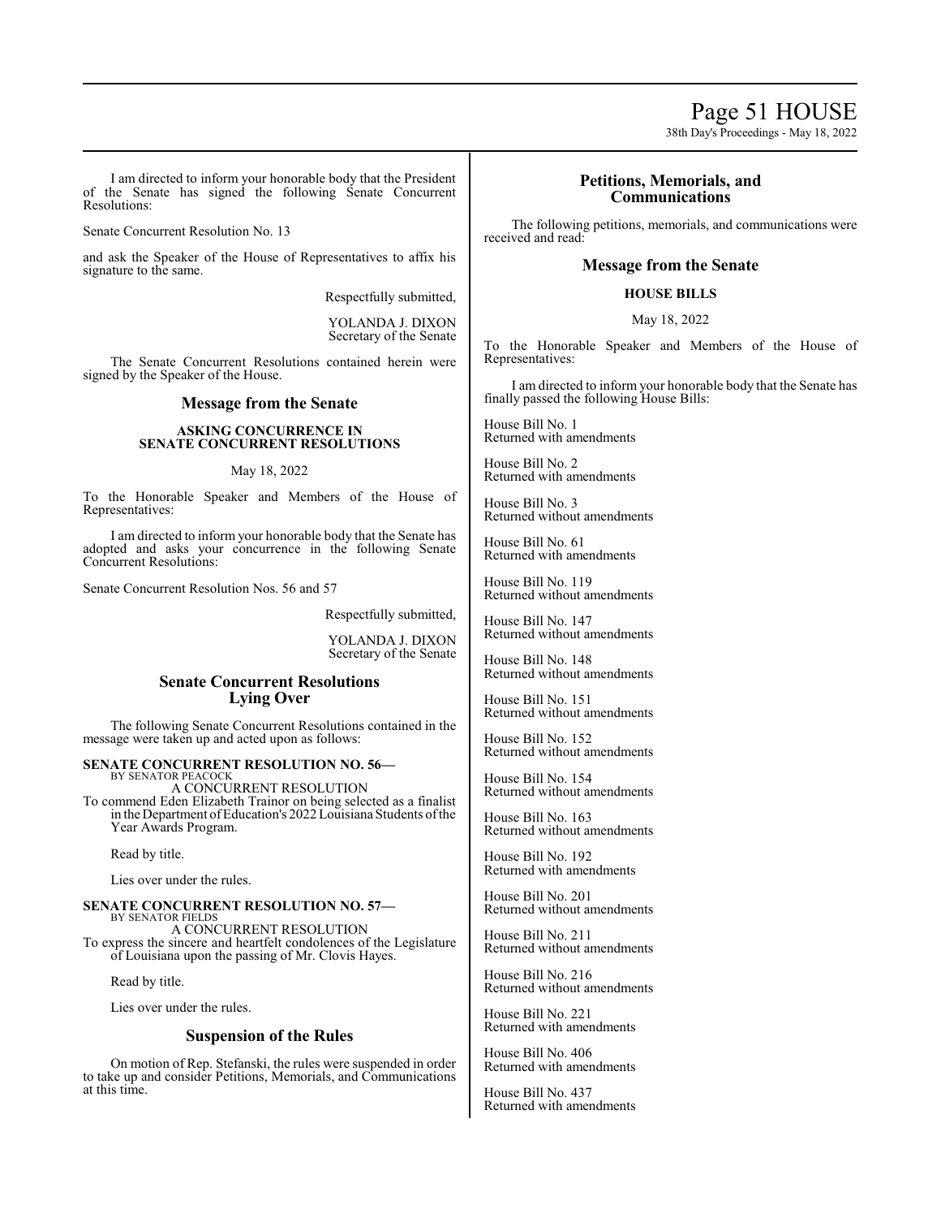I am directed to inform your honorable body that the President of the Senate has signed the following Senate Concurrent Resolutions:

Senate Concurrent Resolution No. 13

and ask the Speaker of the House of Representatives to affix his signature to the same.

Respectfully submitted,

YOLANDA J. DIXON
Secretary of the Senate

The Senate Concurrent Resolutions contained herein were signed by the Speaker of the House.

## Message from the Senate

**ASKING CONCURRENCE IN SENATE CONCURRENT RESOLUTIONS**

May 18, 2022

To the Honorable Speaker and Members of the House of Representatives:

I am directed to inform your honorable body that the Senate has adopted and asks your concurrence in the following Senate Concurrent Resolutions:

Senate Concurrent Resolution Nos. 56 and 57

Respectfully submitted,

YOLANDA J. DIXON
Secretary of the Senate

## Senate Concurrent Resolutions Lying Over

The following Senate Concurrent Resolutions contained in the message were taken up and acted upon as follows:

**SENATE CONCURRENT RESOLUTION NO. 56—**
BY SENATOR PEACOCK
A CONCURRENT RESOLUTION
To commend Eden Elizabeth Trainor on being selected as a finalist in the Department of Education's 2022 Louisiana Students of the Year Awards Program.

Read by title.

Lies over under the rules.

**SENATE CONCURRENT RESOLUTION NO. 57—**
BY SENATOR FIELDS
A CONCURRENT RESOLUTION
To express the sincere and heartfelt condolences of the Legislature of Louisiana upon the passing of Mr. Clovis Hayes.

Read by title.

Lies over under the rules.

## Suspension of the Rules

On motion of Rep. Stefanski, the rules were suspended in order to take up and consider Petitions, Memorials, and Communications at this time.

## Petitions, Memorials, and Communications

The following petitions, memorials, and communications were received and read:

## Message from the Senate

**HOUSE BILLS**

May 18, 2022

To the Honorable Speaker and Members of the House of Representatives:

I am directed to inform your honorable body that the Senate has finally passed the following House Bills:

House Bill No. 1
Returned with amendments

House Bill No. 2
Returned with amendments

House Bill No. 3
Returned without amendments

House Bill No. 61
Returned with amendments

House Bill No. 119
Returned without amendments

House Bill No. 147
Returned without amendments

House Bill No. 148
Returned without amendments

House Bill No. 151
Returned without amendments

House Bill No. 152
Returned without amendments

House Bill No. 154
Returned without amendments

House Bill No. 163
Returned without amendments

House Bill No. 192
Returned with amendments

House Bill No. 201
Returned without amendments

House Bill No. 211
Returned without amendments

House Bill No. 216
Returned without amendments

House Bill No. 221
Returned with amendments

House Bill No. 406
Returned with amendments

House Bill No. 437
Returned with amendments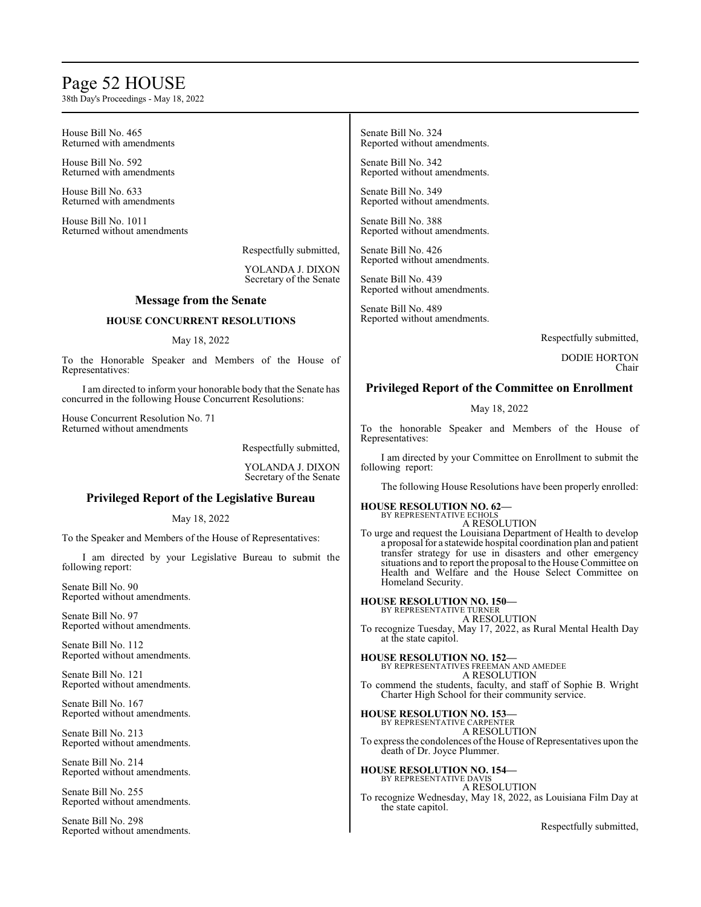House Bill No. 465
Returned with amendments

House Bill No. 592
Returned with amendments

House Bill No. 633
Returned with amendments

House Bill No. 1011
Returned without amendments

Respectfully submitted,

YOLANDA J. DIXON
Secretary of the Senate

## Message from the Senate

### HOUSE CONCURRENT RESOLUTIONS

May 18, 2022

To the Honorable Speaker and Members of the House of Representatives:

I am directed to inform your honorable body that the Senate has concurred in the following House Concurrent Resolutions:

House Concurrent Resolution No. 71
Returned without amendments

Respectfully submitted,

YOLANDA J. DIXON
Secretary of the Senate

## Privileged Report of the Legislative Bureau

May 18, 2022

To the Speaker and Members of the House of Representatives:

I am directed by your Legislative Bureau to submit the following report:

Senate Bill No. 90
Reported without amendments.

Senate Bill No. 97
Reported without amendments.

Senate Bill No. 112
Reported without amendments.

Senate Bill No. 121
Reported without amendments.

Senate Bill No. 167
Reported without amendments.

Senate Bill No. 213
Reported without amendments.

Senate Bill No. 214
Reported without amendments.

Senate Bill No. 255
Reported without amendments.

Senate Bill No. 298
Reported without amendments.

Senate Bill No. 324
Reported without amendments.

Senate Bill No. 342
Reported without amendments.

Senate Bill No. 349
Reported without amendments.

Senate Bill No. 388
Reported without amendments.

Senate Bill No. 426
Reported without amendments.

Senate Bill No. 439
Reported without amendments.

Senate Bill No. 489
Reported without amendments.

Respectfully submitted,

DODIE HORTON
Chair

## Privileged Report of the Committee on Enrollment

May 18, 2022

To the honorable Speaker and Members of the House of Representatives:

I am directed by your Committee on Enrollment to submit the following report:

The following House Resolutions have been properly enrolled:

**HOUSE RESOLUTION NO. 62—**
BY REPRESENTATIVE ECHOLS
A RESOLUTION
To urge and request the Louisiana Department of Health to develop a proposal for a statewide hospital coordination plan and patient transfer strategy for use in disasters and other emergency situations and to report the proposal to the House Committee on Health and Welfare and the House Select Committee on Homeland Security.

**HOUSE RESOLUTION NO. 150—**
BY REPRESENTATIVE TURNER
A RESOLUTION
To recognize Tuesday, May 17, 2022, as Rural Mental Health Day at the state capitol.

**HOUSE RESOLUTION NO. 152—**
BY REPRESENTATIVES FREEMAN AND AMEDEE
A RESOLUTION
To commend the students, faculty, and staff of Sophie B. Wright Charter High School for their community service.

**HOUSE RESOLUTION NO. 153—**
BY REPRESENTATIVE CARPENTER
A RESOLUTION
To express the condolences of the House of Representatives upon the death of Dr. Joyce Plummer.

**HOUSE RESOLUTION NO. 154—**
BY REPRESENTATIVE DAVIS
A RESOLUTION
To recognize Wednesday, May 18, 2022, as Louisiana Film Day at the state capitol.

Respectfully submitted,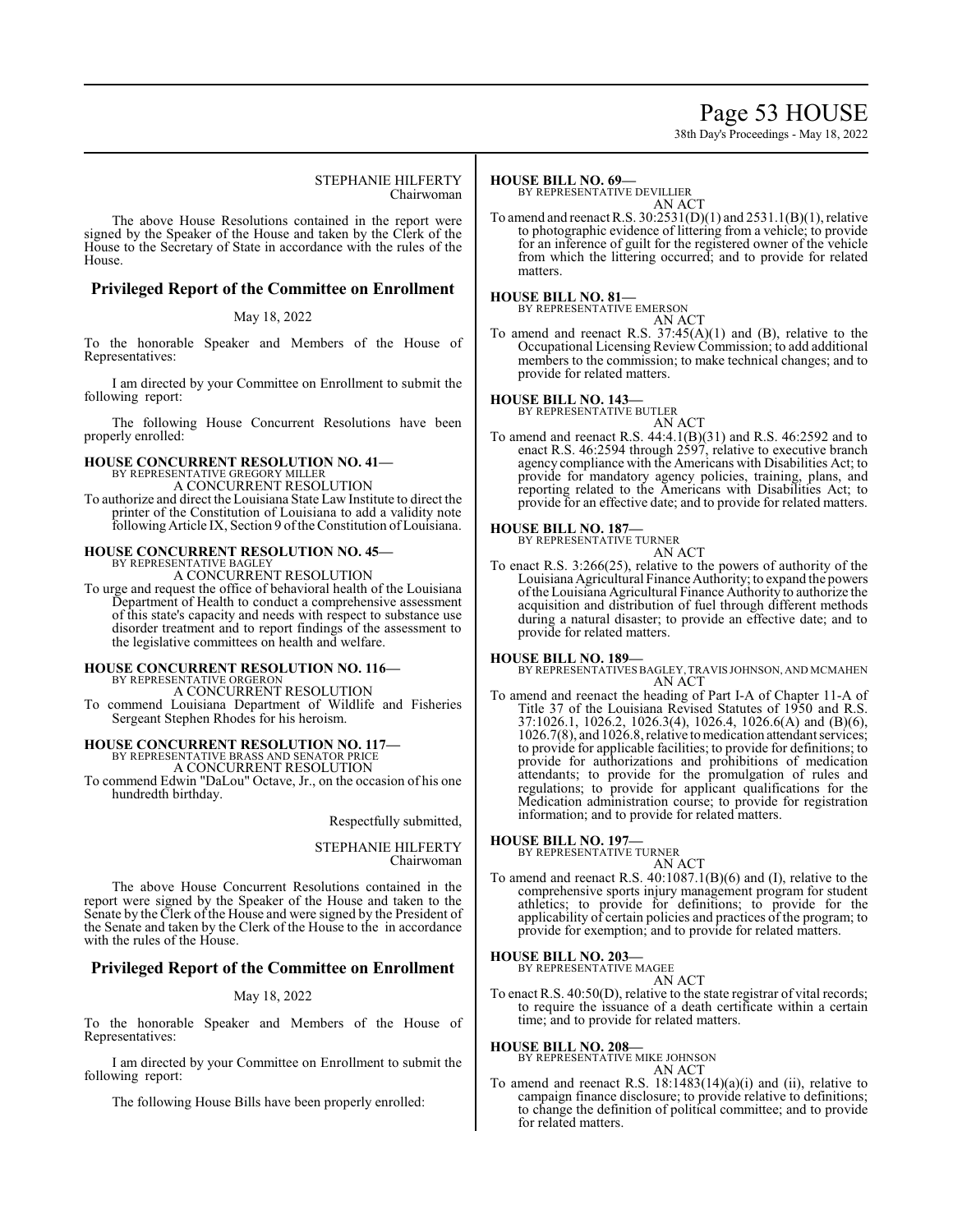STEPHANIE HILFERTY
Chairwoman

The above House Resolutions contained in the report were signed by the Speaker of the House and taken by the Clerk of the House to the Secretary of State in accordance with the rules of the House.

## Privileged Report of the Committee on Enrollment

May 18, 2022

To the honorable Speaker and Members of the House of Representatives:

I am directed by your Committee on Enrollment to submit the following report:

The following House Concurrent Resolutions have been properly enrolled:

**HOUSE CONCURRENT RESOLUTION NO. 41—**
BY REPRESENTATIVE GREGORY MILLER
A CONCURRENT RESOLUTION
To authorize and direct the Louisiana State Law Institute to direct the printer of the Constitution of Louisiana to add a validity note following Article IX, Section 9 of the Constitution of Louisiana.

**HOUSE CONCURRENT RESOLUTION NO. 45—**
BY REPRESENTATIVE BAGLEY
A CONCURRENT RESOLUTION
To urge and request the office of behavioral health of the Louisiana Department of Health to conduct a comprehensive assessment of this state's capacity and needs with respect to substance use disorder treatment and to report findings of the assessment to the legislative committees on health and welfare.

**HOUSE CONCURRENT RESOLUTION NO. 116—**
BY REPRESENTATIVE ORGERON
A CONCURRENT RESOLUTION
To commend Louisiana Department of Wildlife and Fisheries Sergeant Stephen Rhodes for his heroism.

**HOUSE CONCURRENT RESOLUTION NO. 117—**
BY REPRESENTATIVE BRASS AND SENATOR PRICE
A CONCURRENT RESOLUTION
To commend Edwin "DaLou" Octave, Jr., on the occasion of his one hundredth birthday.

Respectfully submitted,

STEPHANIE HILFERTY
Chairwoman

The above House Concurrent Resolutions contained in the report were signed by the Speaker of the House and taken to the Senate by the Clerk of the House and were signed by the President of the Senate and taken by the Clerk of the House to the in accordance with the rules of the House.

## Privileged Report of the Committee on Enrollment

May 18, 2022

To the honorable Speaker and Members of the House of Representatives:

I am directed by your Committee on Enrollment to submit the following report:

The following House Bills have been properly enrolled:

**HOUSE BILL NO. 69—**
BY REPRESENTATIVE DEVILLIER
AN ACT
To amend and reenact R.S. 30:2531(D)(1) and 2531.1(B)(1), relative to photographic evidence of littering from a vehicle; to provide for an inference of guilt for the registered owner of the vehicle from which the littering occurred; and to provide for related matters.

**HOUSE BILL NO. 81—**
BY REPRESENTATIVE EMERSON
AN ACT
To amend and reenact R.S. 37:45(A)(1) and (B), relative to the Occupational Licensing Review Commission; to add additional members to the commission; to make technical changes; and to provide for related matters.

**HOUSE BILL NO. 143—**
BY REPRESENTATIVE BUTLER
AN ACT
To amend and reenact R.S. 44:4.1(B)(31) and R.S. 46:2592 and to enact R.S. 46:2594 through 2597, relative to executive branch agency compliance with the Americans with Disabilities Act; to provide for mandatory agency policies, training, plans, and reporting related to the Americans with Disabilities Act; to provide for an effective date; and to provide for related matters.

**HOUSE BILL NO. 187—**
BY REPRESENTATIVE TURNER
AN ACT
To enact R.S. 3:266(25), relative to the powers of authority of the Louisiana Agricultural Finance Authority; to expand the powers of the Louisiana Agricultural Finance Authority to authorize the acquisition and distribution of fuel through different methods during a natural disaster; to provide an effective date; and to provide for related matters.

**HOUSE BILL NO. 189—**
BY REPRESENTATIVES BAGLEY, TRAVIS JOHNSON, AND MCMAHEN
AN ACT
To amend and reenact the heading of Part I-A of Chapter 11-A of Title 37 of the Louisiana Revised Statutes of 1950 and R.S. 37:1026.1, 1026.2, 1026.3(4), 1026.4, 1026.6(A) and (B)(6), 1026.7(8), and 1026.8, relative to medication attendant services; to provide for applicable facilities; to provide for definitions; to provide for authorizations and prohibitions of medication attendants; to provide for the promulgation of rules and regulations; to provide for applicant qualifications for the Medication administration course; to provide for registration information; and to provide for related matters.

**HOUSE BILL NO. 197—**
BY REPRESENTATIVE TURNER
AN ACT
To amend and reenact R.S. 40:1087.1(B)(6) and (I), relative to the comprehensive sports injury management program for student athletics; to provide for definitions; to provide for the applicability of certain policies and practices of the program; to provide for exemption; and to provide for related matters.

**HOUSE BILL NO. 203—**
BY REPRESENTATIVE MAGEE
AN ACT
To enact R.S. 40:50(D), relative to the state registrar of vital records; to require the issuance of a death certificate within a certain time; and to provide for related matters.

**HOUSE BILL NO. 208—**
BY REPRESENTATIVE MIKE JOHNSON
AN ACT
To amend and reenact R.S. 18:1483(14)(a)(i) and (ii), relative to campaign finance disclosure; to provide relative to definitions; to change the definition of political committee; and to provide for related matters.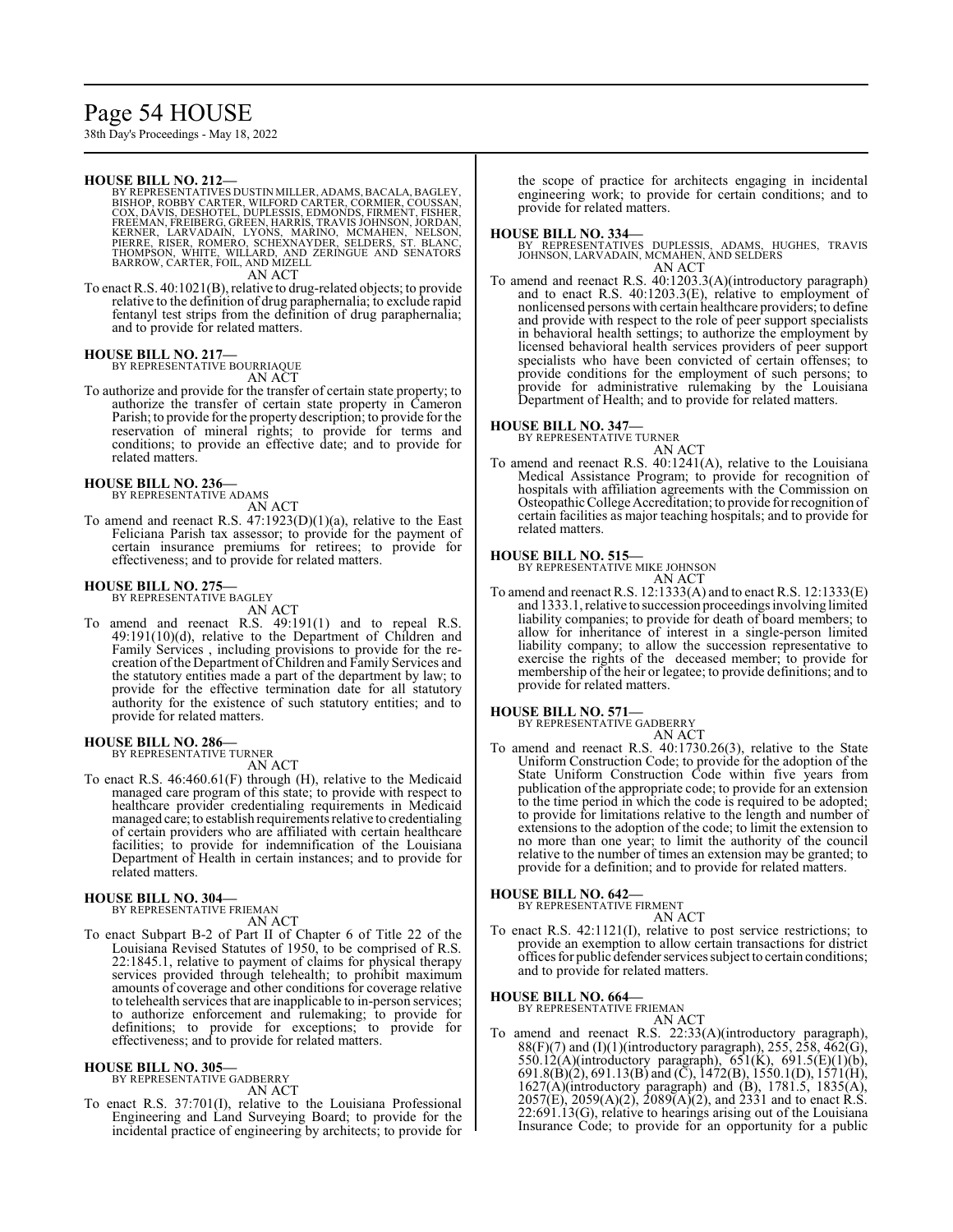**HOUSE BILL NO. 212—**
BY REPRESENTATIVES DUSTIN MILLER, ADAMS, BACALA, BAGLEY, BISHOP, ROBBY CARTER, WILFORD CARTER, CORMIER, COUSSAN, COX, DAVIS, DESHOTEL, DUPLESSIS, EDMONDS, FIRMENT, FISHER, FREEMAN, FREIBERG, GREEN, HARRIS, TRAVIS JOHNSON, JORDAN, KERNER, LARVADAIN, LYONS, MARINO, MCMAHEN, NELSON, PIERRE, RISER, ROMERO, SCHEXNAYDER, SELDERS, ST. BLANC, THOMPSON, WHITE, WILLARD, AND ZERINGUE AND SENATORS BARROW, CARTER, FOIL, AND MIZELL

AN ACT

To enact R.S. 40:1021(B), relative to drug-related objects; to provide relative to the definition of drug paraphernalia; to exclude rapid fentanyl test strips from the definition of drug paraphernalia; and to provide for related matters.

**HOUSE BILL NO. 217—**
BY REPRESENTATIVE BOURRIAQUE

AN ACT

To authorize and provide for the transfer of certain state property; to authorize the transfer of certain state property in Cameron Parish; to provide for the property description; to provide for the reservation of mineral rights; to provide for terms and conditions; to provide an effective date; and to provide for related matters.

**HOUSE BILL NO. 236—**
BY REPRESENTATIVE ADAMS

AN ACT

To amend and reenact R.S. 47:1923(D)(1)(a), relative to the East Feliciana Parish tax assessor; to provide for the payment of certain insurance premiums for retirees; to provide for effectiveness; and to provide for related matters.

**HOUSE BILL NO. 275—**
BY REPRESENTATIVE BAGLEY

AN ACT

To amend and reenact R.S. 49:191(1) and to repeal R.S. 49:191(10)(d), relative to the Department of Children and Family Services , including provisions to provide for the re-creation of the Department of Children and Family Services and the statutory entities made a part of the department by law; to provide for the effective termination date for all statutory authority for the existence of such statutory entities; and to provide for related matters.

**HOUSE BILL NO. 286—**
BY REPRESENTATIVE TURNER

AN ACT

To enact R.S. 46:460.61(F) through (H), relative to the Medicaid managed care program of this state; to provide with respect to healthcare provider credentialing requirements in Medicaid managed care; to establish requirements relative to credentialing of certain providers who are affiliated with certain healthcare facilities; to provide for indemnification of the Louisiana Department of Health in certain instances; and to provide for related matters.

**HOUSE BILL NO. 304—**
BY REPRESENTATIVE FRIEMAN

AN ACT

To enact Subpart B-2 of Part II of Chapter 6 of Title 22 of the Louisiana Revised Statutes of 1950, to be comprised of R.S. 22:1845.1, relative to payment of claims for physical therapy services provided through telehealth; to prohibit maximum amounts of coverage and other conditions for coverage relative to telehealth services that are inapplicable to in-person services; to authorize enforcement and rulemaking; to provide for definitions; to provide for exceptions; to provide for effectiveness; and to provide for related matters.

**HOUSE BILL NO. 305—**
BY REPRESENTATIVE GADBERRY

AN ACT

To enact R.S. 37:701(I), relative to the Louisiana Professional Engineering and Land Surveying Board; to provide for the incidental practice of engineering by architects; to provide for the scope of practice for architects engaging in incidental engineering work; to provide for certain conditions; and to provide for related matters.

**HOUSE BILL NO. 334—**
BY REPRESENTATIVES DUPLESSIS, ADAMS, HUGHES, TRAVIS JOHNSON, LARVADAIN, MCMAHEN, AND SELDERS

AN ACT

To amend and reenact R.S. 40:1203.3(A)(introductory paragraph) and to enact R.S. 40:1203.3(E), relative to employment of nonlicensed persons with certain healthcare providers; to define and provide with respect to the role of peer support specialists in behavioral health settings; to authorize the employment by licensed behavioral health services providers of peer support specialists who have been convicted of certain offenses; to provide conditions for the employment of such persons; to provide for administrative rulemaking by the Louisiana Department of Health; and to provide for related matters.

**HOUSE BILL NO. 347—**
BY REPRESENTATIVE TURNER

AN ACT

To amend and reenact R.S. 40:1241(A), relative to the Louisiana Medical Assistance Program; to provide for recognition of hospitals with affiliation agreements with the Commission on Osteopathic College Accreditation; to provide for recognition of certain facilities as major teaching hospitals; and to provide for related matters.

**HOUSE BILL NO. 515—**
BY REPRESENTATIVE MIKE JOHNSON

AN ACT

To amend and reenact R.S. 12:1333(A) and to enact R.S. 12:1333(E) and 1333.1, relative to succession proceedings involving limited liability companies; to provide for death of board members; to allow for inheritance of interest in a single-person limited liability company; to allow the succession representative to exercise the rights of the deceased member; to provide for membership of the heir or legatee; to provide definitions; and to provide for related matters.

**HOUSE BILL NO. 571—**
BY REPRESENTATIVE GADBERRY

AN ACT

To amend and reenact R.S. 40:1730.26(3), relative to the State Uniform Construction Code; to provide for the adoption of the State Uniform Construction Code within five years from publication of the appropriate code; to provide for an extension to the time period in which the code is required to be adopted; to provide for limitations relative to the length and number of extensions to the adoption of the code; to limit the extension to no more than one year; to limit the authority of the council relative to the number of times an extension may be granted; to provide for a definition; and to provide for related matters.

**HOUSE BILL NO. 642—**
BY REPRESENTATIVE FIRMENT

AN ACT

To enact R.S. 42:1121(I), relative to post service restrictions; to provide an exemption to allow certain transactions for district offices for public defender services subject to certain conditions; and to provide for related matters.

**HOUSE BILL NO. 664—**
BY REPRESENTATIVE FRIEMAN

AN ACT

To amend and reenact R.S. 22:33(A)(introductory paragraph), 88(F)(7) and (I)(1)(introductory paragraph), 255, 258, 462(G), 550.12(A)(introductory paragraph), 651(K), 691.5(E)(1)(b), 691.8(B)(2), 691.13(B) and (C), 1472(B), 1550.1(D), 1571(H), 1627(A)(introductory paragraph) and (B), 1781.5, 1835(A), 2057(E), 2059(A)(2), 2089(A)(2), and 2331 and to enact R.S. 22:691.13(G), relative to hearings arising out of the Louisiana Insurance Code; to provide for an opportunity for a public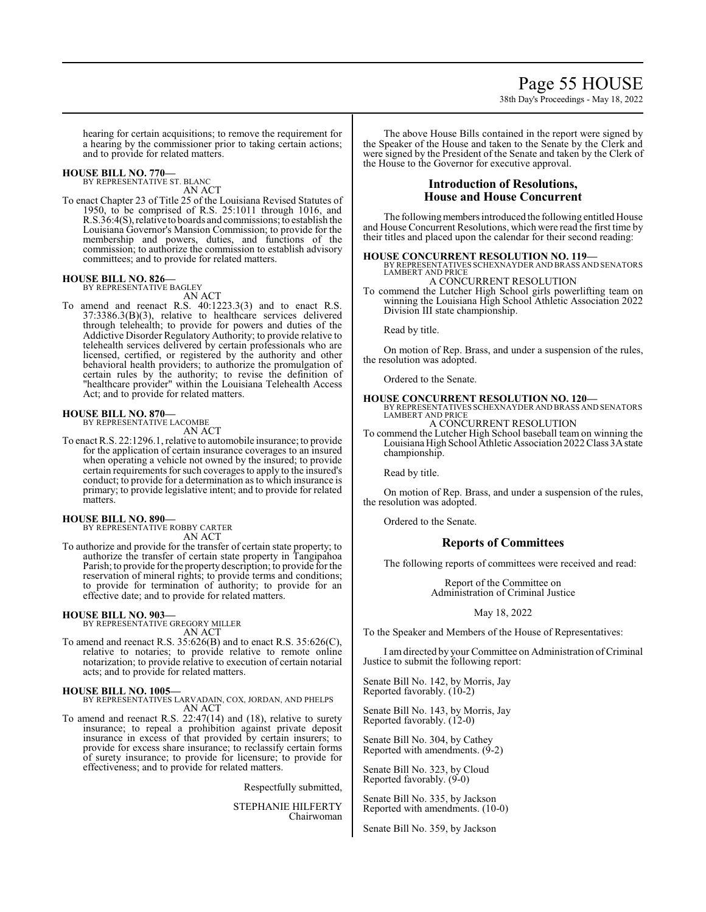hearing for certain acquisitions; to remove the requirement for a hearing by the commissioner prior to taking certain actions; and to provide for related matters.

**HOUSE BILL NO. 770—**
BY REPRESENTATIVE ST. BLANC
AN ACT

To enact Chapter 23 of Title 25 of the Louisiana Revised Statutes of 1950, to be comprised of R.S. 25:1011 through 1016, and R.S.36:4(S), relative to boards and commissions; to establish the Louisiana Governor's Mansion Commission; to provide for the membership and powers, duties, and functions of the commission; to authorize the commission to establish advisory committees; and to provide for related matters.

**HOUSE BILL NO. 826—**
BY REPRESENTATIVE BAGLEY
AN ACT

To amend and reenact R.S. 40:1223.3(3) and to enact R.S. 37:3386.3(B)(3), relative to healthcare services delivered through telehealth; to provide for powers and duties of the Addictive Disorder Regulatory Authority; to provide relative to telehealth services delivered by certain professionals who are licensed, certified, or registered by the authority and other behavioral health providers; to authorize the promulgation of certain rules by the authority; to revise the definition of "healthcare provider" within the Louisiana Telehealth Access Act; and to provide for related matters.

**HOUSE BILL NO. 870—**
BY REPRESENTATIVE LACOMBE
AN ACT

To enact R.S. 22:1296.1, relative to automobile insurance; to provide for the application of certain insurance coverages to an insured when operating a vehicle not owned by the insured; to provide certain requirements for such coverages to apply to the insured's conduct; to provide for a determination as to which insurance is primary; to provide legislative intent; and to provide for related matters.

**HOUSE BILL NO. 890—**
BY REPRESENTATIVE ROBBY CARTER
AN ACT

To authorize and provide for the transfer of certain state property; to authorize the transfer of certain state property in Tangipahoa Parish; to provide for the property description; to provide for the reservation of mineral rights; to provide terms and conditions; to provide for termination of authority; to provide for an effective date; and to provide for related matters.

**HOUSE BILL NO. 903—**
BY REPRESENTATIVE GREGORY MILLER
AN ACT

To amend and reenact R.S. 35:626(B) and to enact R.S. 35:626(C), relative to notaries; to provide relative to remote online notarization; to provide relative to execution of certain notarial acts; and to provide for related matters.

**HOUSE BILL NO. 1005—**
BY REPRESENTATIVES LARVADAIN, COX, JORDAN, AND PHELPS
AN ACT

To amend and reenact R.S. 22:47(14) and (18), relative to surety insurance; to repeal a prohibition against private deposit insurance in excess of that provided by certain insurers; to provide for excess share insurance; to reclassify certain forms of surety insurance; to provide for licensure; to provide for effectiveness; and to provide for related matters.

Respectfully submitted,

STEPHANIE HILFERTY
Chairwoman

The above House Bills contained in the report were signed by the Speaker of the House and taken to the Senate by the Clerk and were signed by the President of the Senate and taken by the Clerk of the House to the Governor for executive approval.

## Introduction of Resolutions, House and House Concurrent

The following members introduced the following entitled House and House Concurrent Resolutions, which were read the first time by their titles and placed upon the calendar for their second reading:

**HOUSE CONCURRENT RESOLUTION NO. 119—**
BY REPRESENTATIVES SCHEXNAYDER AND BRASS AND SENATORS LAMBERT AND PRICE
A CONCURRENT RESOLUTION

To commend the Lutcher High School girls powerlifting team on winning the Louisiana High School Athletic Association 2022 Division III state championship.

Read by title.

On motion of Rep. Brass, and under a suspension of the rules, the resolution was adopted.

Ordered to the Senate.

**HOUSE CONCURRENT RESOLUTION NO. 120—**
BY REPRESENTATIVES SCHEXNAYDER AND BRASS AND SENATORS LAMBERT AND PRICE
A CONCURRENT RESOLUTION

To commend the Lutcher High School baseball team on winning the Louisiana High School Athletic Association 2022 Class 3A state championship.

Read by title.

On motion of Rep. Brass, and under a suspension of the rules, the resolution was adopted.

Ordered to the Senate.

## Reports of Committees

The following reports of committees were received and read:

Report of the Committee on
Administration of Criminal Justice

May 18, 2022

To the Speaker and Members of the House of Representatives:

I am directed by your Committee on Administration of Criminal Justice to submit the following report:

Senate Bill No. 142, by Morris, Jay
Reported favorably. (10-2)

Senate Bill No. 143, by Morris, Jay
Reported favorably. (12-0)

Senate Bill No. 304, by Cathey
Reported with amendments. (9-2)

Senate Bill No. 323, by Cloud
Reported favorably. (9-0)

Senate Bill No. 335, by Jackson
Reported with amendments. (10-0)

Senate Bill No. 359, by Jackson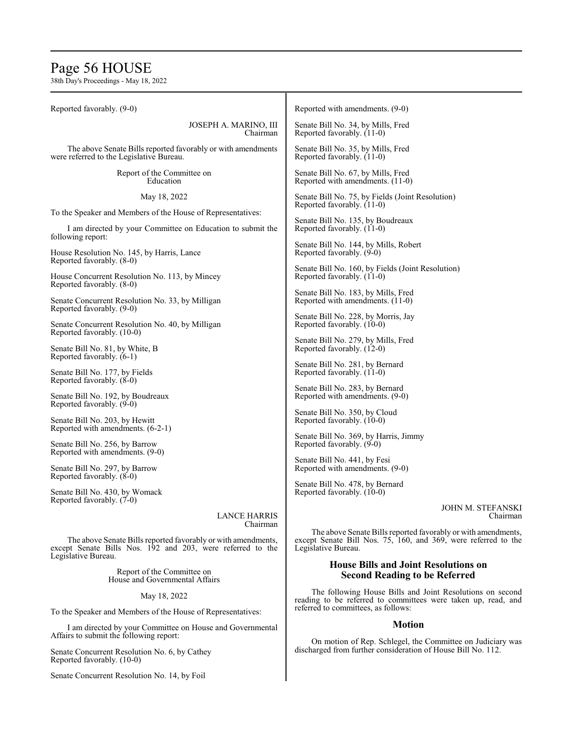Reported favorably. (9-0)

JOSEPH A. MARINO, III
Chairman

The above Senate Bills reported favorably or with amendments were referred to the Legislative Bureau.

Report of the Committee on
Education

May 18, 2022

To the Speaker and Members of the House of Representatives:

I am directed by your Committee on Education to submit the following report:

House Resolution No. 145, by Harris, Lance
Reported favorably. (8-0)

House Concurrent Resolution No. 113, by Mincey
Reported favorably. (8-0)

Senate Concurrent Resolution No. 33, by Milligan
Reported favorably. (9-0)

Senate Concurrent Resolution No. 40, by Milligan
Reported favorably. (10-0)

Senate Bill No. 81, by White, B
Reported favorably. (6-1)

Senate Bill No. 177, by Fields
Reported favorably. (8-0)

Senate Bill No. 192, by Boudreaux
Reported favorably. (9-0)

Senate Bill No. 203, by Hewitt
Reported with amendments. (6-2-1)

Senate Bill No. 256, by Barrow
Reported with amendments. (9-0)

Senate Bill No. 297, by Barrow
Reported favorably. (8-0)

Senate Bill No. 430, by Womack
Reported favorably. (7-0)

LANCE HARRIS
Chairman

The above Senate Bills reported favorably or with amendments, except Senate Bills Nos. 192 and 203, were referred to the Legislative Bureau.

Report of the Committee on
House and Governmental Affairs

May 18, 2022

To the Speaker and Members of the House of Representatives:

I am directed by your Committee on House and Governmental Affairs to submit the following report:

Senate Concurrent Resolution No. 6, by Cathey
Reported favorably. (10-0)

Senate Concurrent Resolution No. 14, by Foil
Reported with amendments. (9-0)

Senate Bill No. 34, by Mills, Fred
Reported favorably. (11-0)

Senate Bill No. 35, by Mills, Fred
Reported favorably. (11-0)

Senate Bill No. 67, by Mills, Fred
Reported with amendments. (11-0)

Senate Bill No. 75, by Fields (Joint Resolution)
Reported favorably. (11-0)

Senate Bill No. 135, by Boudreaux
Reported favorably. (11-0)

Senate Bill No. 144, by Mills, Robert
Reported favorably. (9-0)

Senate Bill No. 160, by Fields (Joint Resolution)
Reported favorably. (11-0)

Senate Bill No. 183, by Mills, Fred
Reported with amendments. (11-0)

Senate Bill No. 228, by Morris, Jay
Reported favorably. (10-0)

Senate Bill No. 279, by Mills, Fred
Reported favorably. (12-0)

Senate Bill No. 281, by Bernard
Reported favorably. (11-0)

Senate Bill No. 283, by Bernard
Reported with amendments. (9-0)

Senate Bill No. 350, by Cloud
Reported favorably. (10-0)

Senate Bill No. 369, by Harris, Jimmy
Reported favorably. (9-0)

Senate Bill No. 441, by Fesi
Reported with amendments. (9-0)

Senate Bill No. 478, by Bernard
Reported favorably. (10-0)

JOHN M. STEFANSKI
Chairman

The above Senate Bills reported favorably or with amendments, except Senate Bill Nos. 75, 160, and 369, were referred to the Legislative Bureau.

## House Bills and Joint Resolutions on Second Reading to be Referred

The following House Bills and Joint Resolutions on second reading to be referred to committees were taken up, read, and referred to committees, as follows:

### Motion

On motion of Rep. Schlegel, the Committee on Judiciary was discharged from further consideration of House Bill No. 112.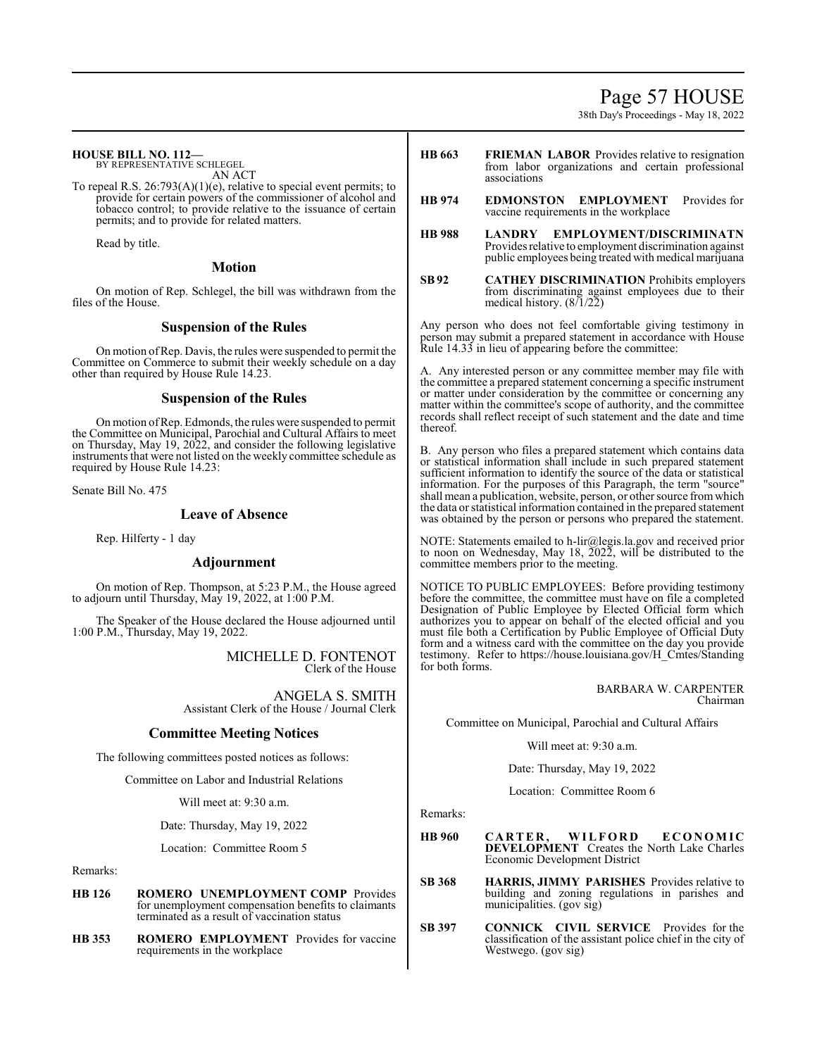**HOUSE BILL NO. 112—**
BY REPRESENTATIVE SCHLEGEL
AN ACT

To repeal R.S. 26:793(A)(1)(e), relative to special event permits; to provide for certain powers of the commissioner of alcohol and tobacco control; to provide relative to the issuance of certain permits; and to provide for related matters.

Read by title.

## Motion

On motion of Rep. Schlegel, the bill was withdrawn from the files of the House.

## Suspension of the Rules

On motion of Rep. Davis, the rules were suspended to permit the Committee on Commerce to submit their weekly schedule on a day other than required by House Rule 14.23.

## Suspension of the Rules

On motion of Rep. Edmonds, the rules were suspended to permit the Committee on Municipal, Parochial and Cultural Affairs to meet on Thursday, May 19, 2022, and consider the following legislative instruments that were not listed on the weekly committee schedule as required by House Rule 14.23:

Senate Bill No. 475

## Leave of Absence

Rep. Hilferty - 1 day

## Adjournment

On motion of Rep. Thompson, at 5:23 P.M., the House agreed to adjourn until Thursday, May 19, 2022, at 1:00 P.M.

The Speaker of the House declared the House adjourned until 1:00 P.M., Thursday, May 19, 2022.

MICHELLE D. FONTENOT
Clerk of the House

ANGELA S. SMITH
Assistant Clerk of the House / Journal Clerk

## Committee Meeting Notices

The following committees posted notices as follows:

Committee on Labor and Industrial Relations

Will meet at: 9:30 a.m.

Date: Thursday, May 19, 2022

Location: Committee Room 5

Remarks:

**HB 126** **ROMERO UNEMPLOYMENT COMP** Provides for unemployment compensation benefits to claimants terminated as a result of vaccination status

**HB 353** **ROMERO EMPLOYMENT** Provides for vaccine requirements in the workplace

**HB 663** **FRIEMAN LABOR** Provides relative to resignation from labor organizations and certain professional associations

**HB 974** **EDMONSTON EMPLOYMENT** Provides for vaccine requirements in the workplace

**HB 988** **LANDRY EMPLOYMENT/DISCRIMINATN** Provides relative to employment discrimination against public employees being treated with medical marijuana

**SB 92** **CATHEY DISCRIMINATION** Prohibits employers from discriminating against employees due to their medical history. (8/1/22)

Any person who does not feel comfortable giving testimony in person may submit a prepared statement in accordance with House Rule 14.33 in lieu of appearing before the committee:

A. Any interested person or any committee member may file with the committee a prepared statement concerning a specific instrument or matter under consideration by the committee or concerning any matter within the committee's scope of authority, and the committee records shall reflect receipt of such statement and the date and time thereof.

B. Any person who files a prepared statement which contains data or statistical information shall include in such prepared statement sufficient information to identify the source of the data or statistical information. For the purposes of this Paragraph, the term "source" shall mean a publication, website, person, or other source from which the data or statistical information contained in the prepared statement was obtained by the person or persons who prepared the statement.

NOTE: Statements emailed to h-lir@legis.la.gov and received prior to noon on Wednesday, May 18, 2022, will be distributed to the committee members prior to the meeting.

NOTICE TO PUBLIC EMPLOYEES: Before providing testimony before the committee, the committee must have on file a completed Designation of Public Employee by Elected Official form which authorizes you to appear on behalf of the elected official and you must file both a Certification by Public Employee of Official Duty form and a witness card with the committee on the day you provide testimony. Refer to https://house.louisiana.gov/H_Cmtes/Standing for both forms.

BARBARA W. CARPENTER
Chairman

Committee on Municipal, Parochial and Cultural Affairs

Will meet at: 9:30 a.m.

Date: Thursday, May 19, 2022

Location: Committee Room 6

Remarks:

**HB 960** **CARTER, WILFORD ECONOMIC DEVELOPMENT** Creates the North Lake Charles Economic Development District

**SB 368** **HARRIS, JIMMY PARISHES** Provides relative to building and zoning regulations in parishes and municipalities. (gov sig)

**SB 397** **CONNICK CIVIL SERVICE** Provides for the classification of the assistant police chief in the city of Westwego. (gov sig)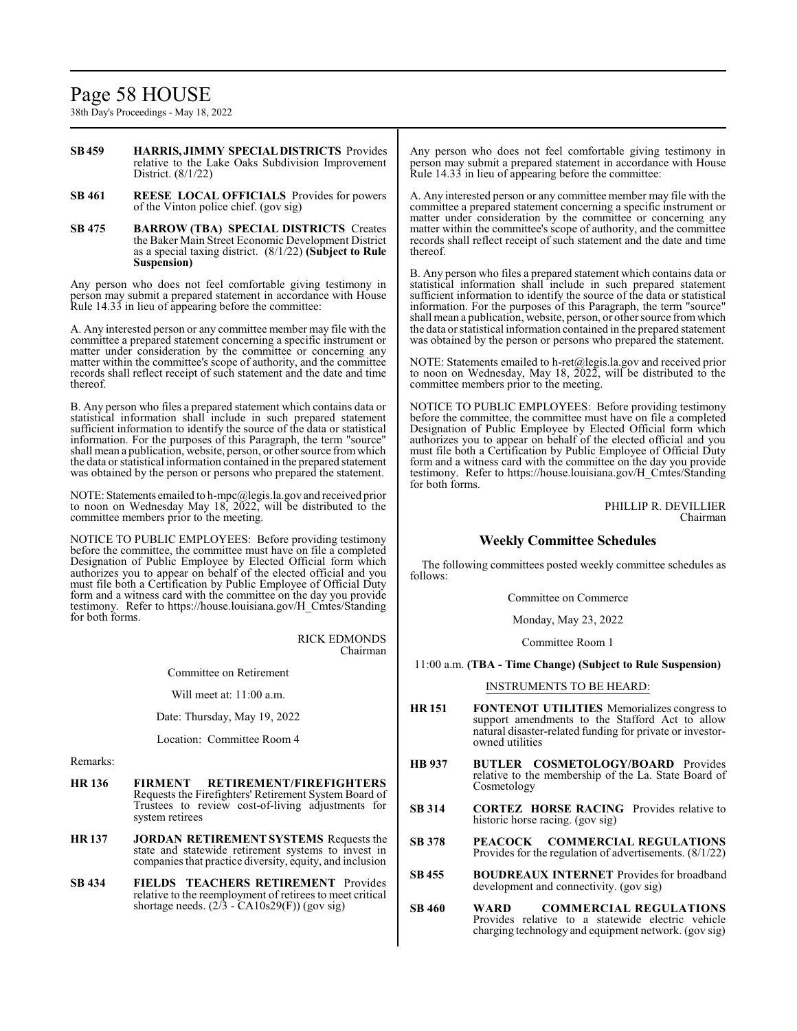**SB 459** **HARRIS, JIMMY SPECIAL DISTRICTS** Provides relative to the Lake Oaks Subdivision Improvement District. (8/1/22)

**SB 461** **REESE LOCAL OFFICIALS** Provides for powers of the Vinton police chief. (gov sig)

**SB 475** **BARROW (TBA) SPECIAL DISTRICTS** Creates the Baker Main Street Economic Development District as a special taxing district. (8/1/22) **(Subject to Rule Suspension)**

Any person who does not feel comfortable giving testimony in person may submit a prepared statement in accordance with House Rule 14.33 in lieu of appearing before the committee:

A. Any interested person or any committee member may file with the committee a prepared statement concerning a specific instrument or matter under consideration by the committee or concerning any matter within the committee's scope of authority, and the committee records shall reflect receipt of such statement and the date and time thereof.

B. Any person who files a prepared statement which contains data or statistical information shall include in such prepared statement sufficient information to identify the source of the data or statistical information. For the purposes of this Paragraph, the term "source" shall mean a publication, website, person, or other source from which the data or statistical information contained in the prepared statement was obtained by the person or persons who prepared the statement.

NOTE: Statements emailed to h-mpc@legis.la.gov and received prior to noon on Wednesday May 18, 2022, will be distributed to the committee members prior to the meeting.

NOTICE TO PUBLIC EMPLOYEES: Before providing testimony before the committee, the committee must have on file a completed Designation of Public Employee by Elected Official form which authorizes you to appear on behalf of the elected official and you must file both a Certification by Public Employee of Official Duty form and a witness card with the committee on the day you provide testimony. Refer to https://house.louisiana.gov/H_Cmtes/Standing for both forms.

RICK EDMONDS
Chairman

Committee on Retirement

Will meet at: 11:00 a.m.

Date: Thursday, May 19, 2022

Location: Committee Room 4

Remarks:

**HR 136** **FIRMENT RETIREMENT/FIREFIGHTERS** Requests the Firefighters' Retirement System Board of Trustees to review cost-of-living adjustments for system retirees

**HR 137** **JORDAN RETIREMENT SYSTEMS** Requests the state and statewide retirement systems to invest in companies that practice diversity, equity, and inclusion

**SB 434** **FIELDS TEACHERS RETIREMENT** Provides relative to the reemployment of retirees to meet critical shortage needs. (2/3 - CA10s29(F)) (gov sig)

Any person who does not feel comfortable giving testimony in person may submit a prepared statement in accordance with House Rule 14.33 in lieu of appearing before the committee:

A. Any interested person or any committee member may file with the committee a prepared statement concerning a specific instrument or matter under consideration by the committee or concerning any matter within the committee's scope of authority, and the committee records shall reflect receipt of such statement and the date and time thereof.

B. Any person who files a prepared statement which contains data or statistical information shall include in such prepared statement sufficient information to identify the source of the data or statistical information. For the purposes of this Paragraph, the term "source" shall mean a publication, website, person, or other source from which the data or statistical information contained in the prepared statement was obtained by the person or persons who prepared the statement.

NOTE: Statements emailed to h-ret@legis.la.gov and received prior to noon on Wednesday, May 18, 2022, will be distributed to the committee members prior to the meeting.

NOTICE TO PUBLIC EMPLOYEES: Before providing testimony before the committee, the committee must have on file a completed Designation of Public Employee by Elected Official form which authorizes you to appear on behalf of the elected official and you must file both a Certification by Public Employee of Official Duty form and a witness card with the committee on the day you provide testimony. Refer to https://house.louisiana.gov/H_Cmtes/Standing for both forms.

PHILLIP R. DEVILLIER
Chairman

## Weekly Committee Schedules

The following committees posted weekly committee schedules as follows:

Committee on Commerce

Monday, May 23, 2022

Committee Room 1

11:00 a.m. **(TBA - Time Change) (Subject to Rule Suspension)**

INSTRUMENTS TO BE HEARD:

**HR 151** **FONTENOT UTILITIES** Memorializes congress to support amendments to the Stafford Act to allow natural disaster-related funding for private or investor-owned utilities

**HB 937** **BUTLER COSMETOLOGY/BOARD** Provides relative to the membership of the La. State Board of Cosmetology

**SB 314** **CORTEZ HORSE RACING** Provides relative to historic horse racing. (gov sig)

**SB 378** **PEACOCK COMMERCIAL REGULATIONS** Provides for the regulation of advertisements. (8/1/22)

**SB 455** **BOUDREAUX INTERNET** Provides for broadband development and connectivity. (gov sig)

**SB 460** **WARD COMMERCIAL REGULATIONS** Provides relative to a statewide electric vehicle charging technology and equipment network. (gov sig)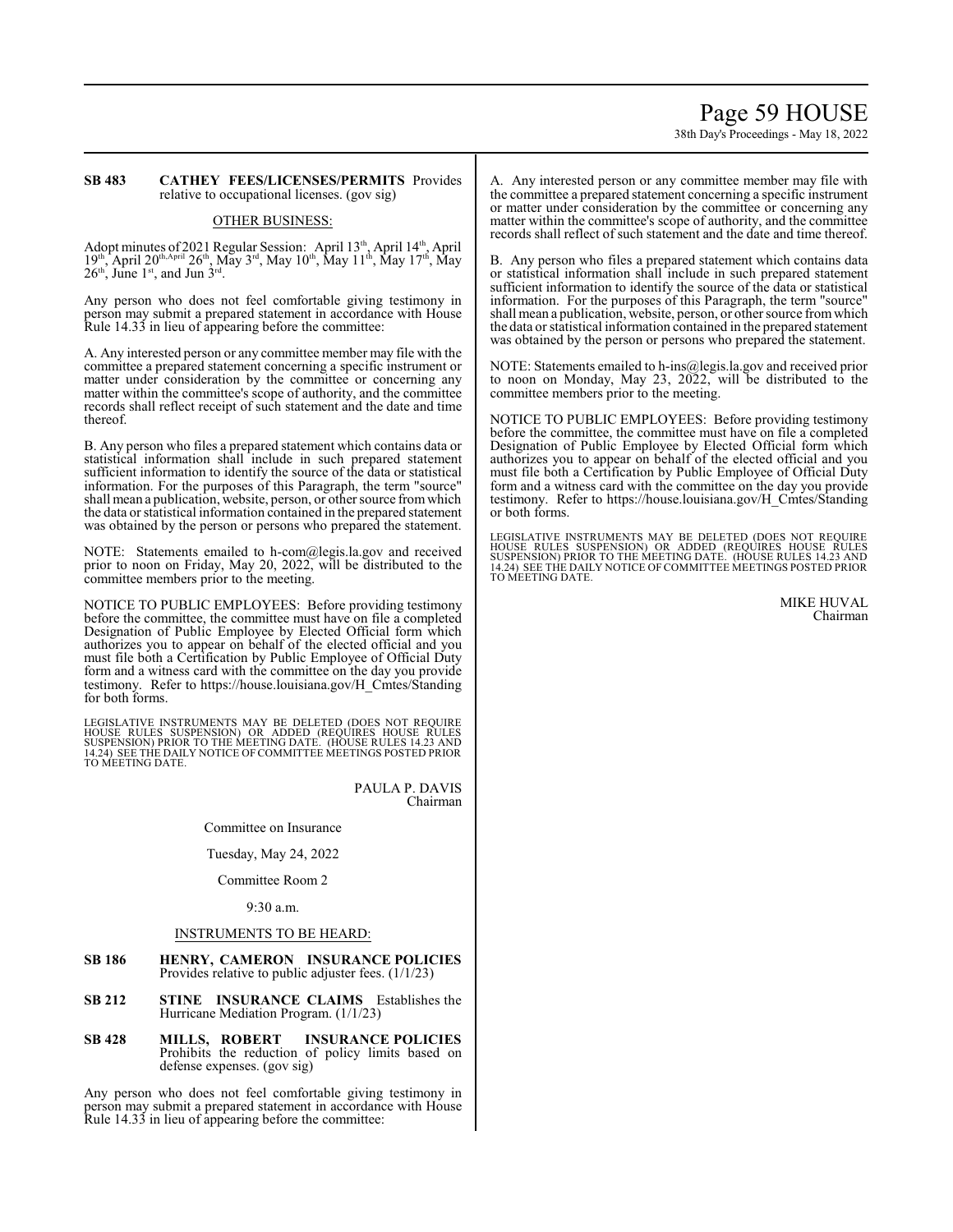**SB 483** **CATHEY FEES/LICENSES/PERMITS** Provides relative to occupational licenses. (gov sig)

OTHER BUSINESS:

Adopt minutes of 2021 Regular Session: April 13th, April 14th, April 19th, April 20th, April 26th, May 3rd, May 10th, May 11th, May 17th, May 26th, June 1st, and Jun 3rd.

Any person who does not feel comfortable giving testimony in person may submit a prepared statement in accordance with House Rule 14.33 in lieu of appearing before the committee:

A. Any interested person or any committee member may file with the committee a prepared statement concerning a specific instrument or matter under consideration by the committee or concerning any matter within the committee's scope of authority, and the committee records shall reflect receipt of such statement and the date and time thereof.

B. Any person who files a prepared statement which contains data or statistical information shall include in such prepared statement sufficient information to identify the source of the data or statistical information. For the purposes of this Paragraph, the term "source" shall mean a publication, website, person, or other source from which the data or statistical information contained in the prepared statement was obtained by the person or persons who prepared the statement.

NOTE: Statements emailed to h-com@legis.la.gov and received prior to noon on Friday, May 20, 2022, will be distributed to the committee members prior to the meeting.

NOTICE TO PUBLIC EMPLOYEES: Before providing testimony before the committee, the committee must have on file a completed Designation of Public Employee by Elected Official form which authorizes you to appear on behalf of the elected official and you must file both a Certification by Public Employee of Official Duty form and a witness card with the committee on the day you provide testimony. Refer to https://house.louisiana.gov/H_Cmtes/Standing for both forms.

LEGISLATIVE INSTRUMENTS MAY BE DELETED (DOES NOT REQUIRE HOUSE RULES SUSPENSION) OR ADDED (REQUIRES HOUSE RULES SUSPENSION) PRIOR TO THE MEETING DATE. (HOUSE RULES 14.23 AND 14.24) SEE THE DAILY NOTICE OF COMMITTEE MEETINGS POSTED PRIOR TO MEETING DATE.

PAULA P. DAVIS
Chairman

Committee on Insurance

Tuesday, May 24, 2022

Committee Room 2

9:30 a.m.

INSTRUMENTS TO BE HEARD:

**SB 186** **HENRY, CAMERON INSURANCE POLICIES** Provides relative to public adjuster fees. (1/1/23)

**SB 212** **STINE INSURANCE CLAIMS** Establishes the Hurricane Mediation Program. (1/1/23)

**SB 428** **MILLS, ROBERT INSURANCE POLICIES** Prohibits the reduction of policy limits based on defense expenses. (gov sig)

Any person who does not feel comfortable giving testimony in person may submit a prepared statement in accordance with House Rule 14.33 in lieu of appearing before the committee:

A. Any interested person or any committee member may file with the committee a prepared statement concerning a specific instrument or matter under consideration by the committee or concerning any matter within the committee's scope of authority, and the committee records shall reflect of such statement and the date and time thereof.

B. Any person who files a prepared statement which contains data or statistical information shall include in such prepared statement sufficient information to identify the source of the data or statistical information. For the purposes of this Paragraph, the term "source" shall mean a publication, website, person, or other source from which the data or statistical information contained in the prepared statement was obtained by the person or persons who prepared the statement.

NOTE: Statements emailed to h-ins@legis.la.gov and received prior to noon on Monday, May 23, 2022, will be distributed to the committee members prior to the meeting.

NOTICE TO PUBLIC EMPLOYEES: Before providing testimony before the committee, the committee must have on file a completed Designation of Public Employee by Elected Official form which authorizes you to appear on behalf of the elected official and you must file both a Certification by Public Employee of Official Duty form and a witness card with the committee on the day you provide testimony. Refer to https://house.louisiana.gov/H_Cmtes/Standing or both forms.

LEGISLATIVE INSTRUMENTS MAY BE DELETED (DOES NOT REQUIRE HOUSE RULES SUSPENSION) OR ADDED (REQUIRES HOUSE RULES SUSPENSION) PRIOR TO THE MEETING DATE. (HOUSE RULES 14.23 AND 14.24) SEE THE DAILY NOTICE OF COMMITTEE MEETINGS POSTED PRIOR TO MEETING DATE.

MIKE HUVAL
Chairman